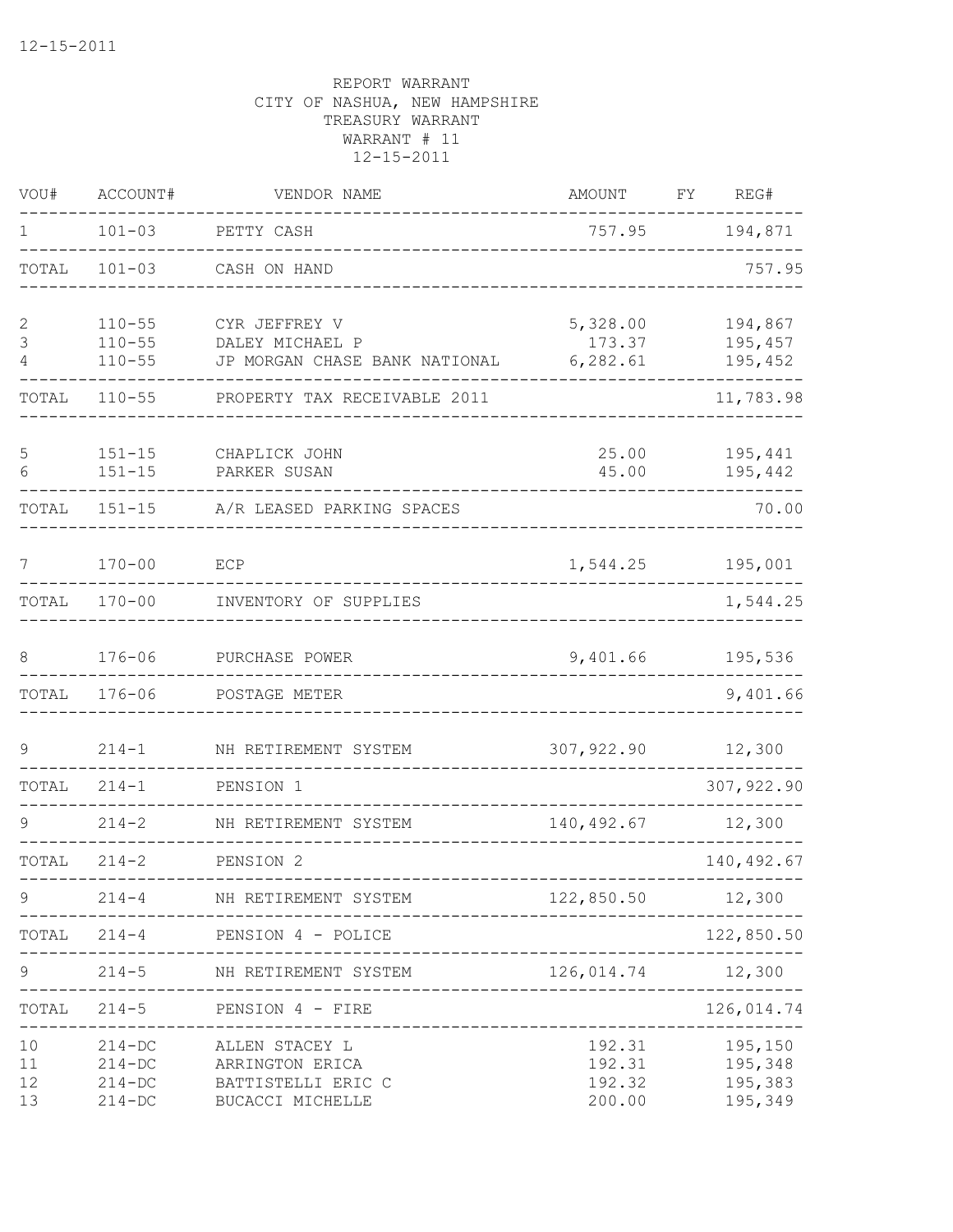12-15-2011

REPORT WARRANT
CITY OF NASHUA, NEW HAMPSHIRE
TREASURY WARRANT
WARRANT # 11
12-15-2011

| VOU# | ACCOUNT# | VENDOR NAME | AMOUNT | FY | REG# |
|---|---|---|---|---|---|
| 1 | 101-03 | PETTY CASH | 757.95 | | 194,871 |
| TOTAL | 101-03 | CASH ON HAND | | | 757.95 |
| 2 | 110-55 | CYR JEFFREY V | 5,328.00 | | 194,867 |
| 3 | 110-55 | DALEY MICHAEL P | 173.37 | | 195,457 |
| 4 | 110-55 | JP MORGAN CHASE BANK NATIONAL | 6,282.61 | | 195,452 |
| TOTAL | 110-55 | PROPERTY TAX RECEIVABLE 2011 | | | 11,783.98 |
| 5 | 151-15 | CHAPLICK JOHN | 25.00 | | 195,441 |
| 6 | 151-15 | PARKER SUSAN | 45.00 | | 195,442 |
| TOTAL | 151-15 | A/R LEASED PARKING SPACES | | | 70.00 |
| 7 | 170-00 | ECP | 1,544.25 | | 195,001 |
| TOTAL | 170-00 | INVENTORY OF SUPPLIES | | | 1,544.25 |
| 8 | 176-06 | PURCHASE POWER | 9,401.66 | | 195,536 |
| TOTAL | 176-06 | POSTAGE METER | | | 9,401.66 |
| 9 | 214-1 | NH RETIREMENT SYSTEM | 307,922.90 | | 12,300 |
| TOTAL | 214-1 | PENSION 1 | | | 307,922.90 |
| 9 | 214-2 | NH RETIREMENT SYSTEM | 140,492.67 | | 12,300 |
| TOTAL | 214-2 | PENSION 2 | | | 140,492.67 |
| 9 | 214-4 | NH RETIREMENT SYSTEM | 122,850.50 | | 12,300 |
| TOTAL | 214-4 | PENSION 4 - POLICE | | | 122,850.50 |
| 9 | 214-5 | NH RETIREMENT SYSTEM | 126,014.74 | | 12,300 |
| TOTAL | 214-5 | PENSION 4 - FIRE | | | 126,014.74 |
| 10 | 214-DC | ALLEN STACEY L | 192.31 | | 195,150 |
| 11 | 214-DC | ARRINGTON ERICA | 192.31 | | 195,348 |
| 12 | 214-DC | BATTISTELLI ERIC C | 192.32 | | 195,383 |
| 13 | 214-DC | BUCACCI MICHELLE | 200.00 | | 195,349 |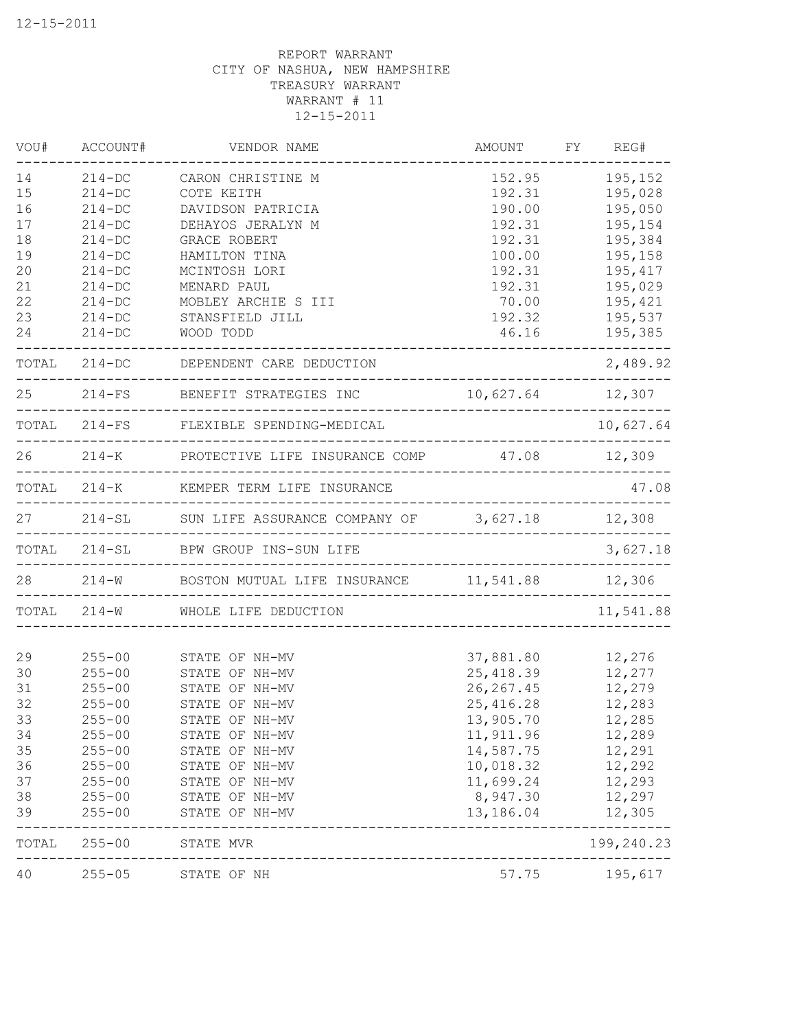REPORT WARRANT
CITY OF NASHUA, NEW HAMPSHIRE
TREASURY WARRANT
WARRANT # 11
12-15-2011

| VOU# | ACCOUNT# | VENDOR NAME | AMOUNT | FY | REG# |
|---|---|---|---|---|---|
| 14 | 214-DC | CARON CHRISTINE M | 152.95 | | 195,152 |
| 15 | 214-DC | COTE KEITH | 192.31 | | 195,028 |
| 16 | 214-DC | DAVIDSON PATRICIA | 190.00 | | 195,050 |
| 17 | 214-DC | DEHAYOS JERALYN M | 192.31 | | 195,154 |
| 18 | 214-DC | GRACE ROBERT | 192.31 | | 195,384 |
| 19 | 214-DC | HAMILTON TINA | 100.00 | | 195,158 |
| 20 | 214-DC | MCINTOSH LORI | 192.31 | | 195,417 |
| 21 | 214-DC | MENARD PAUL | 192.31 | | 195,029 |
| 22 | 214-DC | MOBLEY ARCHIE S III | 70.00 | | 195,421 |
| 23 | 214-DC | STANSFIELD JILL | 192.32 | | 195,537 |
| 24 | 214-DC | WOOD TODD | 46.16 | | 195,385 |
| TOTAL | 214-DC | DEPENDENT CARE DEDUCTION | | | 2,489.92 |
| 25 | 214-FS | BENEFIT STRATEGIES INC | 10,627.64 | | 12,307 |
| TOTAL | 214-FS | FLEXIBLE SPENDING-MEDICAL | | | 10,627.64 |
| 26 | 214-K | PROTECTIVE LIFE INSURANCE COMP | 47.08 | | 12,309 |
| TOTAL | 214-K | KEMPER TERM LIFE INSURANCE | | | 47.08 |
| 27 | 214-SL | SUN LIFE ASSURANCE COMPANY OF | 3,627.18 | | 12,308 |
| TOTAL | 214-SL | BPW GROUP INS-SUN LIFE | | | 3,627.18 |
| 28 | 214-W | BOSTON MUTUAL LIFE INSURANCE | 11,541.88 | | 12,306 |
| TOTAL | 214-W | WHOLE LIFE DEDUCTION | | | 11,541.88 |
| 29 | 255-00 | STATE OF NH-MV | 37,881.80 | | 12,276 |
| 30 | 255-00 | STATE OF NH-MV | 25,418.39 | | 12,277 |
| 31 | 255-00 | STATE OF NH-MV | 26,267.45 | | 12,279 |
| 32 | 255-00 | STATE OF NH-MV | 25,416.28 | | 12,283 |
| 33 | 255-00 | STATE OF NH-MV | 13,905.70 | | 12,285 |
| 34 | 255-00 | STATE OF NH-MV | 11,911.96 | | 12,289 |
| 35 | 255-00 | STATE OF NH-MV | 14,587.75 | | 12,291 |
| 36 | 255-00 | STATE OF NH-MV | 10,018.32 | | 12,292 |
| 37 | 255-00 | STATE OF NH-MV | 11,699.24 | | 12,293 |
| 38 | 255-00 | STATE OF NH-MV | 8,947.30 | | 12,297 |
| 39 | 255-00 | STATE OF NH-MV | 13,186.04 | | 12,305 |
| TOTAL | 255-00 | STATE MVR | | | 199,240.23 |
| 40 | 255-05 | STATE OF NH | 57.75 | | 195,617 |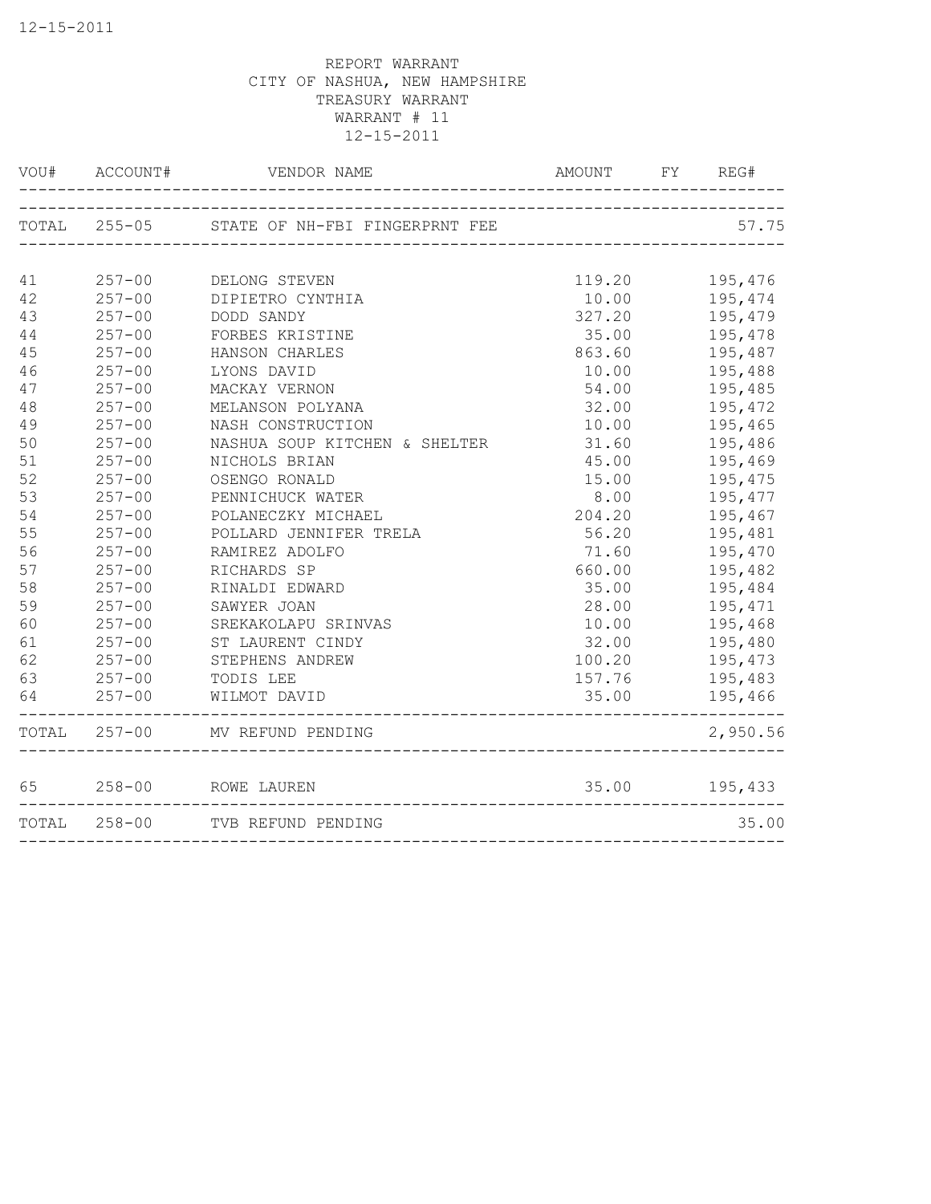REPORT WARRANT
CITY OF NASHUA, NEW HAMPSHIRE
TREASURY WARRANT
WARRANT # 11
12-15-2011

| VOU# | ACCOUNT# | VENDOR NAME | AMOUNT | FY | REG# |
|---|---|---|---|---|---|
| TOTAL | 255-05 | STATE OF NH-FBI FINGERPRNT FEE | | | 57.75 |
| 41 | 257-00 | DELONG STEVEN | 119.20 | | 195,476 |
| 42 | 257-00 | DIPIETRO CYNTHIA | 10.00 | | 195,474 |
| 43 | 257-00 | DODD SANDY | 327.20 | | 195,479 |
| 44 | 257-00 | FORBES KRISTINE | 35.00 | | 195,478 |
| 45 | 257-00 | HANSON CHARLES | 863.60 | | 195,487 |
| 46 | 257-00 | LYONS DAVID | 10.00 | | 195,488 |
| 47 | 257-00 | MACKAY VERNON | 54.00 | | 195,485 |
| 48 | 257-00 | MELANSON POLYANA | 32.00 | | 195,472 |
| 49 | 257-00 | NASH CONSTRUCTION | 10.00 | | 195,465 |
| 50 | 257-00 | NASHUA SOUP KITCHEN & SHELTER | 31.60 | | 195,486 |
| 51 | 257-00 | NICHOLS BRIAN | 45.00 | | 195,469 |
| 52 | 257-00 | OSENGO RONALD | 15.00 | | 195,475 |
| 53 | 257-00 | PENNICHUCK WATER | 8.00 | | 195,477 |
| 54 | 257-00 | POLANECZKY MICHAEL | 204.20 | | 195,467 |
| 55 | 257-00 | POLLARD JENNIFER TRELA | 56.20 | | 195,481 |
| 56 | 257-00 | RAMIREZ ADOLFO | 71.60 | | 195,470 |
| 57 | 257-00 | RICHARDS SP | 660.00 | | 195,482 |
| 58 | 257-00 | RINALDI EDWARD | 35.00 | | 195,484 |
| 59 | 257-00 | SAWYER JOAN | 28.00 | | 195,471 |
| 60 | 257-00 | SREKAKOLAPU SRINVAS | 10.00 | | 195,468 |
| 61 | 257-00 | ST LAURENT CINDY | 32.00 | | 195,480 |
| 62 | 257-00 | STEPHENS ANDREW | 100.20 | | 195,473 |
| 63 | 257-00 | TODIS LEE | 157.76 | | 195,483 |
| 64 | 257-00 | WILMOT DAVID | 35.00 | | 195,466 |
| TOTAL | 257-00 | MV REFUND PENDING | | | 2,950.56 |
| 65 | 258-00 | ROWE LAUREN | 35.00 | | 195,433 |
| TOTAL | 258-00 | TVB REFUND PENDING | | | 35.00 |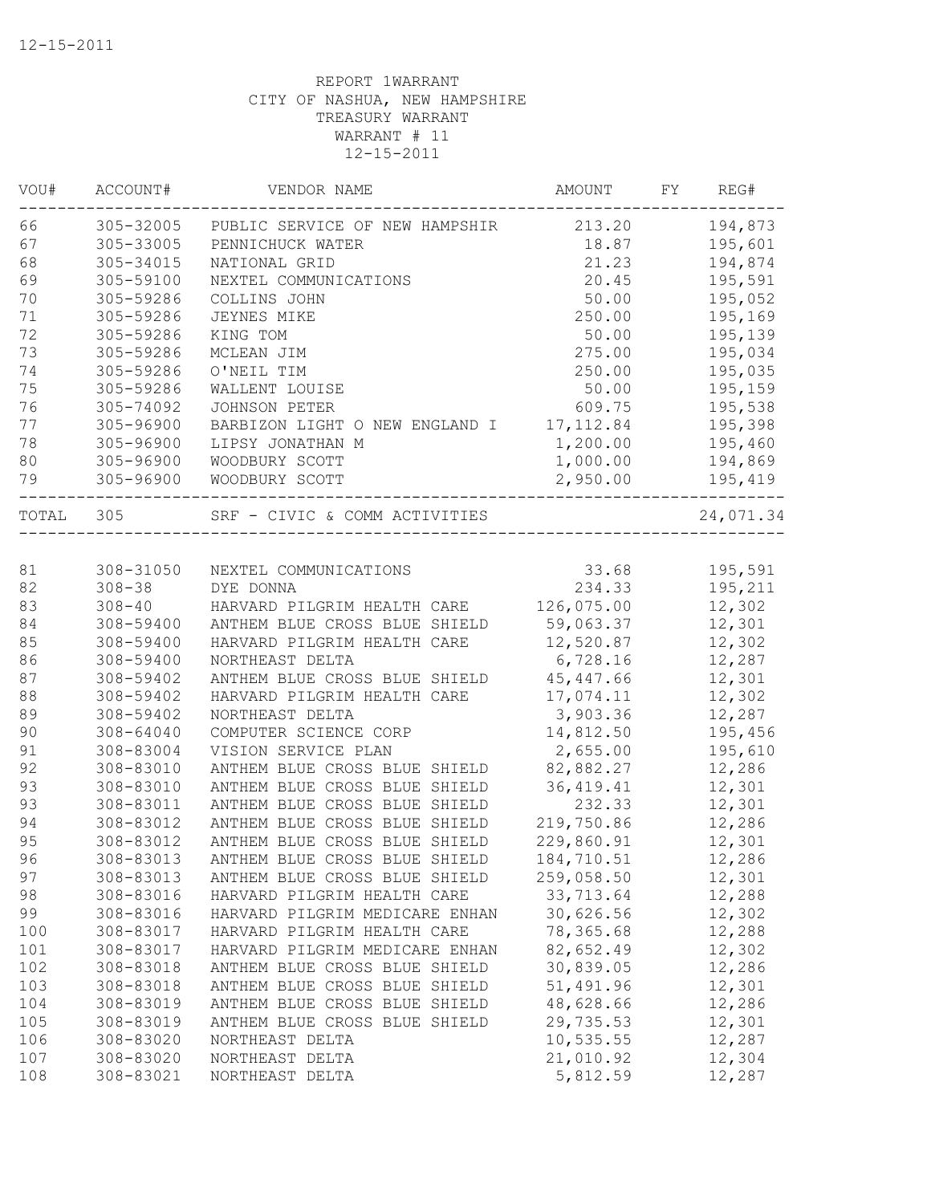12-15-2011

REPORT 1WARRANT
CITY OF NASHUA, NEW HAMPSHIRE
TREASURY WARRANT
WARRANT # 11
12-15-2011

| VOU# | ACCOUNT# | VENDOR NAME | AMOUNT | FY | REG# |
|---|---|---|---|---|---|
| 66 | 305-32005 | PUBLIC SERVICE OF NEW HAMPSHIR | 213.20 | | 194,873 |
| 67 | 305-33005 | PENNICHUCK WATER | 18.87 | | 195,601 |
| 68 | 305-34015 | NATIONAL GRID | 21.23 | | 194,874 |
| 69 | 305-59100 | NEXTEL COMMUNICATIONS | 20.45 | | 195,591 |
| 70 | 305-59286 | COLLINS JOHN | 50.00 | | 195,052 |
| 71 | 305-59286 | JEYNES MIKE | 250.00 | | 195,169 |
| 72 | 305-59286 | KING TOM | 50.00 | | 195,139 |
| 73 | 305-59286 | MCLEAN JIM | 275.00 | | 195,034 |
| 74 | 305-59286 | O'NEIL TIM | 250.00 | | 195,035 |
| 75 | 305-59286 | WALLENT LOUISE | 50.00 | | 195,159 |
| 76 | 305-74092 | JOHNSON PETER | 609.75 | | 195,538 |
| 77 | 305-96900 | BARBIZON LIGHT O NEW ENGLAND I | 17,112.84 | | 195,398 |
| 78 | 305-96900 | LIPSY JONATHAN M | 1,200.00 | | 195,460 |
| 80 | 305-96900 | WOODBURY SCOTT | 1,000.00 | | 194,869 |
| 79 | 305-96900 | WOODBURY SCOTT | 2,950.00 | | 195,419 |
| TOTAL | 305 | SRF - CIVIC & COMM ACTIVITIES | | | 24,071.34 |

| VOU# | ACCOUNT# | VENDOR NAME | AMOUNT | FY | REG# |
|---|---|---|---|---|---|
| 81 | 308-31050 | NEXTEL COMMUNICATIONS | 33.68 | | 195,591 |
| 82 | 308-38 | DYE DONNA | 234.33 | | 195,211 |
| 83 | 308-40 | HARVARD PILGRIM HEALTH CARE | 126,075.00 | | 12,302 |
| 84 | 308-59400 | ANTHEM BLUE CROSS BLUE SHIELD | 59,063.37 | | 12,301 |
| 85 | 308-59400 | HARVARD PILGRIM HEALTH CARE | 12,520.87 | | 12,302 |
| 86 | 308-59400 | NORTHEAST DELTA | 6,728.16 | | 12,287 |
| 87 | 308-59402 | ANTHEM BLUE CROSS BLUE SHIELD | 45,447.66 | | 12,301 |
| 88 | 308-59402 | HARVARD PILGRIM HEALTH CARE | 17,074.11 | | 12,302 |
| 89 | 308-59402 | NORTHEAST DELTA | 3,903.36 | | 12,287 |
| 90 | 308-64040 | COMPUTER SCIENCE CORP | 14,812.50 | | 195,456 |
| 91 | 308-83004 | VISION SERVICE PLAN | 2,655.00 | | 195,610 |
| 92 | 308-83010 | ANTHEM BLUE CROSS BLUE SHIELD | 82,882.27 | | 12,286 |
| 93 | 308-83010 | ANTHEM BLUE CROSS BLUE SHIELD | 36,419.41 | | 12,301 |
| 93 | 308-83011 | ANTHEM BLUE CROSS BLUE SHIELD | 232.33 | | 12,301 |
| 94 | 308-83012 | ANTHEM BLUE CROSS BLUE SHIELD | 219,750.86 | | 12,286 |
| 95 | 308-83012 | ANTHEM BLUE CROSS BLUE SHIELD | 229,860.91 | | 12,301 |
| 96 | 308-83013 | ANTHEM BLUE CROSS BLUE SHIELD | 184,710.51 | | 12,286 |
| 97 | 308-83013 | ANTHEM BLUE CROSS BLUE SHIELD | 259,058.50 | | 12,301 |
| 98 | 308-83016 | HARVARD PILGRIM HEALTH CARE | 33,713.64 | | 12,288 |
| 99 | 308-83016 | HARVARD PILGRIM MEDICARE ENHAN | 30,626.56 | | 12,302 |
| 100 | 308-83017 | HARVARD PILGRIM HEALTH CARE | 78,365.68 | | 12,288 |
| 101 | 308-83017 | HARVARD PILGRIM MEDICARE ENHAN | 82,652.49 | | 12,302 |
| 102 | 308-83018 | ANTHEM BLUE CROSS BLUE SHIELD | 30,839.05 | | 12,286 |
| 103 | 308-83018 | ANTHEM BLUE CROSS BLUE SHIELD | 51,491.96 | | 12,301 |
| 104 | 308-83019 | ANTHEM BLUE CROSS BLUE SHIELD | 48,628.66 | | 12,286 |
| 105 | 308-83019 | ANTHEM BLUE CROSS BLUE SHIELD | 29,735.53 | | 12,301 |
| 106 | 308-83020 | NORTHEAST DELTA | 10,535.55 | | 12,287 |
| 107 | 308-83020 | NORTHEAST DELTA | 21,010.92 | | 12,304 |
| 108 | 308-83021 | NORTHEAST DELTA | 5,812.59 | | 12,287 |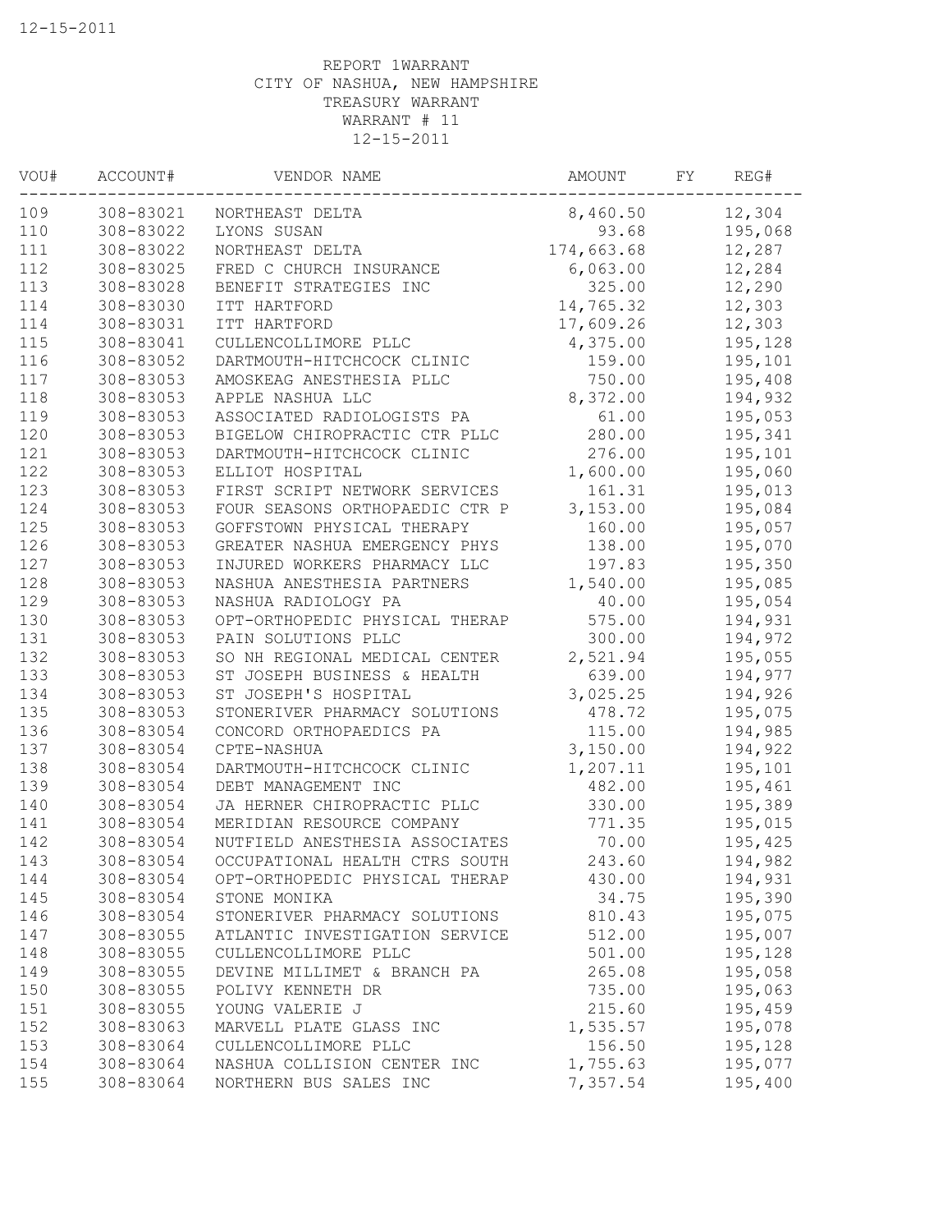REPORT 1WARRANT
CITY OF NASHUA, NEW HAMPSHIRE
TREASURY WARRANT
WARRANT # 11
12-15-2011

| VOU# | ACCOUNT# | VENDOR NAME | AMOUNT | FY | REG# |
|---|---|---|---|---|---|
| 109 | 308-83021 | NORTHEAST DELTA | 8,460.50 | | 12,304 |
| 110 | 308-83022 | LYONS SUSAN | 93.68 | | 195,068 |
| 111 | 308-83022 | NORTHEAST DELTA | 174,663.68 | | 12,287 |
| 112 | 308-83025 | FRED C CHURCH INSURANCE | 6,063.00 | | 12,284 |
| 113 | 308-83028 | BENEFIT STRATEGIES INC | 325.00 | | 12,290 |
| 114 | 308-83030 | ITT HARTFORD | 14,765.32 | | 12,303 |
| 114 | 308-83031 | ITT HARTFORD | 17,609.26 | | 12,303 |
| 115 | 308-83041 | CULLENCOLLIMORE PLLC | 4,375.00 | | 195,128 |
| 116 | 308-83052 | DARTMOUTH-HITCHCOCK CLINIC | 159.00 | | 195,101 |
| 117 | 308-83053 | AMOSKEAG ANESTHESIA PLLC | 750.00 | | 195,408 |
| 118 | 308-83053 | APPLE NASHUA LLC | 8,372.00 | | 194,932 |
| 119 | 308-83053 | ASSOCIATED RADIOLOGISTS PA | 61.00 | | 195,053 |
| 120 | 308-83053 | BIGELOW CHIROPRACTIC CTR PLLC | 280.00 | | 195,341 |
| 121 | 308-83053 | DARTMOUTH-HITCHCOCK CLINIC | 276.00 | | 195,101 |
| 122 | 308-83053 | ELLIOT HOSPITAL | 1,600.00 | | 195,060 |
| 123 | 308-83053 | FIRST SCRIPT NETWORK SERVICES | 161.31 | | 195,013 |
| 124 | 308-83053 | FOUR SEASONS ORTHOPAEDIC CTR P | 3,153.00 | | 195,084 |
| 125 | 308-83053 | GOFFSTOWN PHYSICAL THERAPY | 160.00 | | 195,057 |
| 126 | 308-83053 | GREATER NASHUA EMERGENCY PHYS | 138.00 | | 195,070 |
| 127 | 308-83053 | INJURED WORKERS PHARMACY LLC | 197.83 | | 195,350 |
| 128 | 308-83053 | NASHUA ANESTHESIA PARTNERS | 1,540.00 | | 195,085 |
| 129 | 308-83053 | NASHUA RADIOLOGY PA | 40.00 | | 195,054 |
| 130 | 308-83053 | OPT-ORTHOPEDIC PHYSICAL THERAP | 575.00 | | 194,931 |
| 131 | 308-83053 | PAIN SOLUTIONS PLLC | 300.00 | | 194,972 |
| 132 | 308-83053 | SO NH REGIONAL MEDICAL CENTER | 2,521.94 | | 195,055 |
| 133 | 308-83053 | ST JOSEPH BUSINESS & HEALTH | 639.00 | | 194,977 |
| 134 | 308-83053 | ST JOSEPH'S HOSPITAL | 3,025.25 | | 194,926 |
| 135 | 308-83053 | STONERIVER PHARMACY SOLUTIONS | 478.72 | | 195,075 |
| 136 | 308-83054 | CONCORD ORTHOPAEDICS PA | 115.00 | | 194,985 |
| 137 | 308-83054 | CPTE-NASHUA | 3,150.00 | | 194,922 |
| 138 | 308-83054 | DARTMOUTH-HITCHCOCK CLINIC | 1,207.11 | | 195,101 |
| 139 | 308-83054 | DEBT MANAGEMENT INC | 482.00 | | 195,461 |
| 140 | 308-83054 | JA HERNER CHIROPRACTIC PLLC | 330.00 | | 195,389 |
| 141 | 308-83054 | MERIDIAN RESOURCE COMPANY | 771.35 | | 195,015 |
| 142 | 308-83054 | NUTFIELD ANESTHESIA ASSOCIATES | 70.00 | | 195,425 |
| 143 | 308-83054 | OCCUPATIONAL HEALTH CTRS SOUTH | 243.60 | | 194,982 |
| 144 | 308-83054 | OPT-ORTHOPEDIC PHYSICAL THERAP | 430.00 | | 194,931 |
| 145 | 308-83054 | STONE MONIKA | 34.75 | | 195,390 |
| 146 | 308-83054 | STONERIVER PHARMACY SOLUTIONS | 810.43 | | 195,075 |
| 147 | 308-83055 | ATLANTIC INVESTIGATION SERVICE | 512.00 | | 195,007 |
| 148 | 308-83055 | CULLENCOLLIMORE PLLC | 501.00 | | 195,128 |
| 149 | 308-83055 | DEVINE MILLIMET & BRANCH PA | 265.08 | | 195,058 |
| 150 | 308-83055 | POLIVY KENNETH DR | 735.00 | | 195,063 |
| 151 | 308-83055 | YOUNG VALERIE J | 215.60 | | 195,459 |
| 152 | 308-83063 | MARVELL PLATE GLASS INC | 1,535.57 | | 195,078 |
| 153 | 308-83064 | CULLENCOLLIMORE PLLC | 156.50 | | 195,128 |
| 154 | 308-83064 | NASHUA COLLISION CENTER INC | 1,755.63 | | 195,077 |
| 155 | 308-83064 | NORTHERN BUS SALES INC | 7,357.54 | | 195,400 |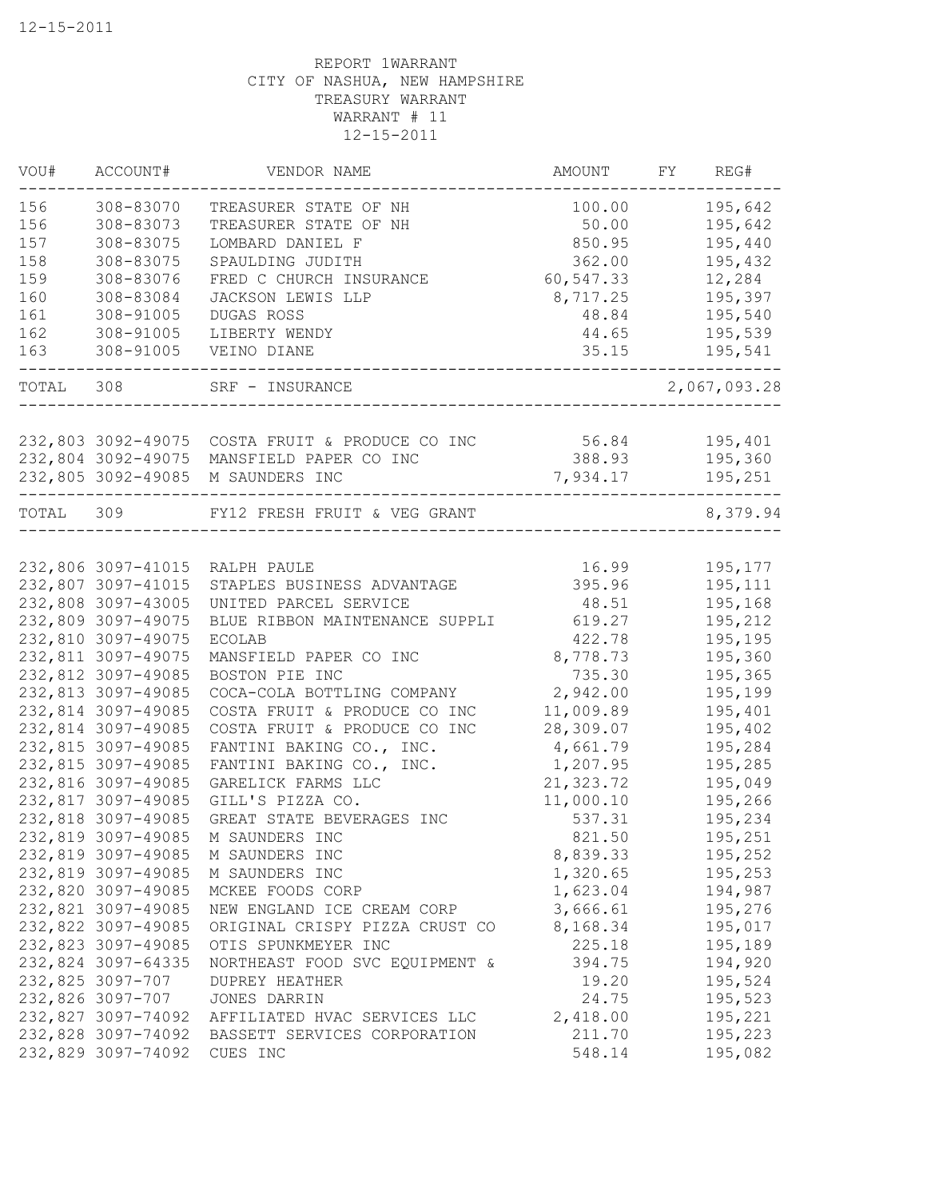12-15-2011

REPORT 1WARRANT
CITY OF NASHUA, NEW HAMPSHIRE
TREASURY WARRANT
WARRANT # 11
12-15-2011

| VOU# | ACCOUNT# | VENDOR NAME | AMOUNT | FY | REG# |
|---|---|---|---|---|---|
| 156 | 308-83070 | TREASURER STATE OF NH | 100.00 | | 195,642 |
| 156 | 308-83073 | TREASURER STATE OF NH | 50.00 | | 195,642 |
| 157 | 308-83075 | LOMBARD DANIEL F | 850.95 | | 195,440 |
| 158 | 308-83075 | SPAULDING JUDITH | 362.00 | | 195,432 |
| 159 | 308-83076 | FRED C CHURCH INSURANCE | 60,547.33 | | 12,284 |
| 160 | 308-83084 | JACKSON LEWIS LLP | 8,717.25 | | 195,397 |
| 161 | 308-91005 | DUGAS ROSS | 48.84 | | 195,540 |
| 162 | 308-91005 | LIBERTY WENDY | 44.65 | | 195,539 |
| 163 | 308-91005 | VEINO DIANE | 35.15 | | 195,541 |
| TOTAL | 308 | SRF - INSURANCE | | | 2,067,093.28 |
| 232,803 | 3092-49075 | COSTA FRUIT & PRODUCE CO INC | 56.84 | | 195,401 |
| 232,804 | 3092-49075 | MANSFIELD PAPER CO INC | 388.93 | | 195,360 |
| 232,805 | 3092-49085 | M SAUNDERS INC | 7,934.17 | | 195,251 |
| TOTAL | 309 | FY12 FRESH FRUIT & VEG GRANT | | | 8,379.94 |
| 232,806 | 3097-41015 | RALPH PAULE | 16.99 | | 195,177 |
| 232,807 | 3097-41015 | STAPLES BUSINESS ADVANTAGE | 395.96 | | 195,111 |
| 232,808 | 3097-43005 | UNITED PARCEL SERVICE | 48.51 | | 195,168 |
| 232,809 | 3097-49075 | BLUE RIBBON MAINTENANCE SUPPLI | 619.27 | | 195,212 |
| 232,810 | 3097-49075 | ECOLAB | 422.78 | | 195,195 |
| 232,811 | 3097-49075 | MANSFIELD PAPER CO INC | 8,778.73 | | 195,360 |
| 232,812 | 3097-49085 | BOSTON PIE INC | 735.30 | | 195,365 |
| 232,813 | 3097-49085 | COCA-COLA BOTTLING COMPANY | 2,942.00 | | 195,199 |
| 232,814 | 3097-49085 | COSTA FRUIT & PRODUCE CO INC | 11,009.89 | | 195,401 |
| 232,814 | 3097-49085 | COSTA FRUIT & PRODUCE CO INC | 28,309.07 | | 195,402 |
| 232,815 | 3097-49085 | FANTINI BAKING CO., INC. | 4,661.79 | | 195,284 |
| 232,815 | 3097-49085 | FANTINI BAKING CO., INC. | 1,207.95 | | 195,285 |
| 232,816 | 3097-49085 | GARELICK FARMS LLC | 21,323.72 | | 195,049 |
| 232,817 | 3097-49085 | GILL'S PIZZA CO. | 11,000.10 | | 195,266 |
| 232,818 | 3097-49085 | GREAT STATE BEVERAGES INC | 537.31 | | 195,234 |
| 232,819 | 3097-49085 | M SAUNDERS INC | 821.50 | | 195,251 |
| 232,819 | 3097-49085 | M SAUNDERS INC | 8,839.33 | | 195,252 |
| 232,819 | 3097-49085 | M SAUNDERS INC | 1,320.65 | | 195,253 |
| 232,820 | 3097-49085 | MCKEE FOODS CORP | 1,623.04 | | 194,987 |
| 232,821 | 3097-49085 | NEW ENGLAND ICE CREAM CORP | 3,666.61 | | 195,276 |
| 232,822 | 3097-49085 | ORIGINAL CRISPY PIZZA CRUST CO | 8,168.34 | | 195,017 |
| 232,823 | 3097-49085 | OTIS SPUNKMEYER INC | 225.18 | | 195,189 |
| 232,824 | 3097-64335 | NORTHEAST FOOD SVC EQUIPMENT & | 394.75 | | 194,920 |
| 232,825 | 3097-707 | DUPREY HEATHER | 19.20 | | 195,524 |
| 232,826 | 3097-707 | JONES DARRIN | 24.75 | | 195,523 |
| 232,827 | 3097-74092 | AFFILIATED HVAC SERVICES LLC | 2,418.00 | | 195,221 |
| 232,828 | 3097-74092 | BASSETT SERVICES CORPORATION | 211.70 | | 195,223 |
| 232,829 | 3097-74092 | CUES INC | 548.14 | | 195,082 |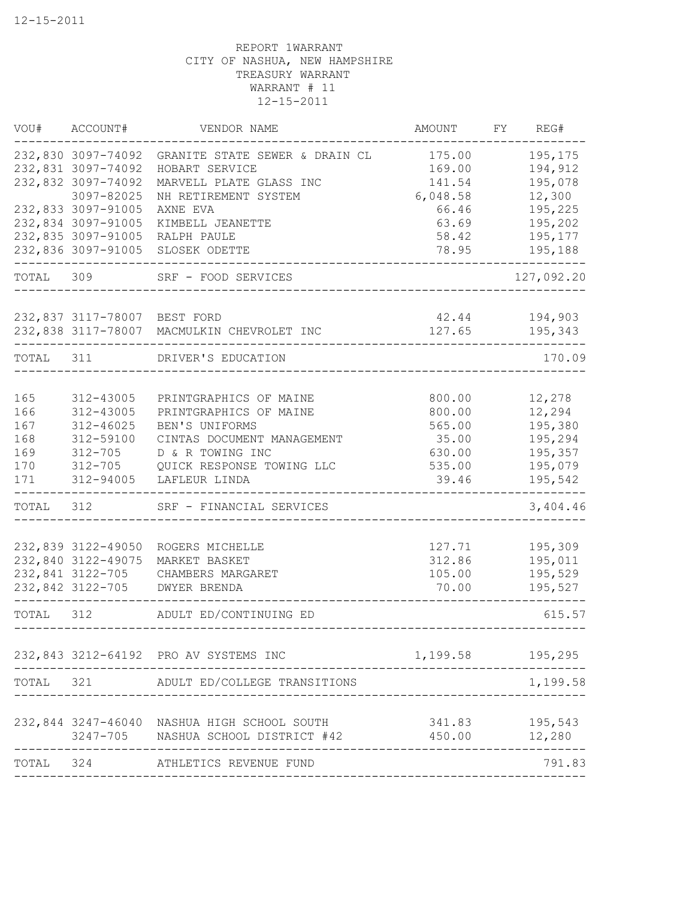REPORT 1WARRANT
CITY OF NASHUA, NEW HAMPSHIRE
TREASURY WARRANT
WARRANT # 11
12-15-2011

| VOU# | ACCOUNT# | VENDOR NAME | AMOUNT | FY | REG# |
|---|---|---|---|---|---|
| 232,830 | 3097-74092 | GRANITE STATE SEWER & DRAIN CL | 175.00 | | 195,175 |
| 232,831 | 3097-74092 | HOBART SERVICE | 169.00 | | 194,912 |
| 232,832 | 3097-74092 | MARVELL PLATE GLASS INC | 141.54 | | 195,078 |
| | 3097-82025 | NH RETIREMENT SYSTEM | 6,048.58 | | 12,300 |
| 232,833 | 3097-91005 | AXNE EVA | 66.46 | | 195,225 |
| 232,834 | 3097-91005 | KIMBELL JEANETTE | 63.69 | | 195,202 |
| 232,835 | 3097-91005 | RALPH PAULE | 58.42 | | 195,177 |
| 232,836 | 3097-91005 | SLOSEK ODETTE | 78.95 | | 195,188 |
| TOTAL | 309 | SRF - FOOD SERVICES | | | 127,092.20 |
| 232,837 | 3117-78007 | BEST FORD | 42.44 | | 194,903 |
| 232,838 | 3117-78007 | MACMULKIN CHEVROLET INC | 127.65 | | 195,343 |
| TOTAL | 311 | DRIVER'S EDUCATION | | | 170.09 |
| 165 | 312-43005 | PRINTGRAPHICS OF MAINE | 800.00 | | 12,278 |
| 166 | 312-43005 | PRINTGRAPHICS OF MAINE | 800.00 | | 12,294 |
| 167 | 312-46025 | BEN'S UNIFORMS | 565.00 | | 195,380 |
| 168 | 312-59100 | CINTAS DOCUMENT MANAGEMENT | 35.00 | | 195,294 |
| 169 | 312-705 | D & R TOWING INC | 630.00 | | 195,357 |
| 170 | 312-705 | QUICK RESPONSE TOWING LLC | 535.00 | | 195,079 |
| 171 | 312-94005 | LAFLEUR LINDA | 39.46 | | 195,542 |
| TOTAL | 312 | SRF - FINANCIAL SERVICES | | | 3,404.46 |
| 232,839 | 3122-49050 | ROGERS MICHELLE | 127.71 | | 195,309 |
| 232,840 | 3122-49075 | MARKET BASKET | 312.86 | | 195,011 |
| 232,841 | 3122-705 | CHAMBERS MARGARET | 105.00 | | 195,529 |
| 232,842 | 3122-705 | DWYER BRENDA | 70.00 | | 195,527 |
| TOTAL | 312 | ADULT ED/CONTINUING ED | | | 615.57 |
| 232,843 | 3212-64192 | PRO AV SYSTEMS INC | 1,199.58 | | 195,295 |
| TOTAL | 321 | ADULT ED/COLLEGE TRANSITIONS | | | 1,199.58 |
| 232,844 | 3247-46040 | NASHUA HIGH SCHOOL SOUTH | 341.83 | | 195,543 |
| | 3247-705 | NASHUA SCHOOL DISTRICT #42 | 450.00 | | 12,280 |
| TOTAL | 324 | ATHLETICS REVENUE FUND | | | 791.83 |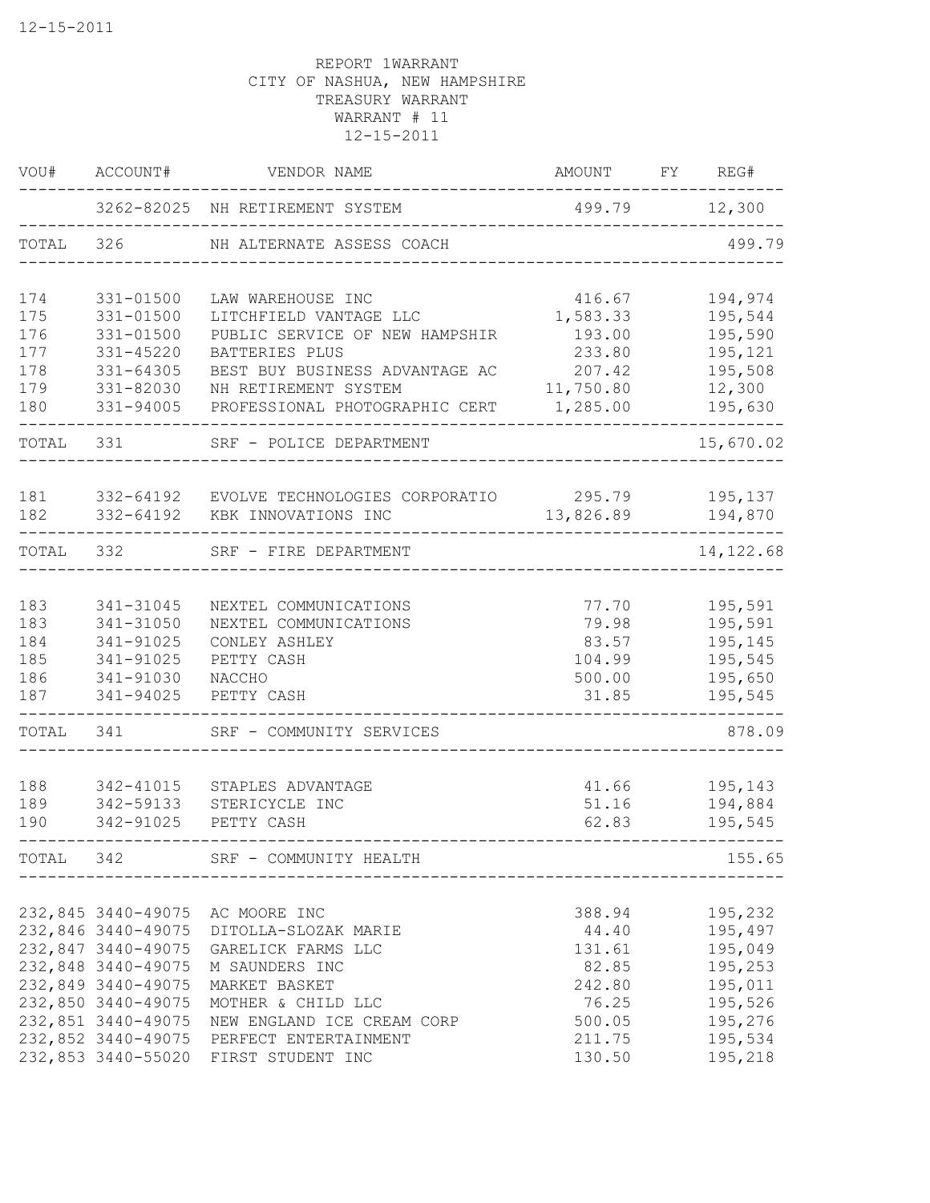REPORT 1WARRANT
CITY OF NASHUA, NEW HAMPSHIRE
TREASURY WARRANT
WARRANT # 11
12-15-2011

| VOU# | ACCOUNT# | VENDOR NAME | AMOUNT | FY | REG# |
|---|---|---|---|---|---|
| | 3262-82025 | NH RETIREMENT SYSTEM | 499.79 | | 12,300 |
| TOTAL | 326 | NH ALTERNATE ASSESS COACH | | | 499.79 |
| 174 | 331-01500 | LAW WAREHOUSE INC | 416.67 | | 194,974 |
| 175 | 331-01500 | LITCHFIELD VANTAGE LLC | 1,583.33 | | 195,544 |
| 176 | 331-01500 | PUBLIC SERVICE OF NEW HAMPSHIR | 193.00 | | 195,590 |
| 177 | 331-45220 | BATTERIES PLUS | 233.80 | | 195,121 |
| 178 | 331-64305 | BEST BUY BUSINESS ADVANTAGE AC | 207.42 | | 195,508 |
| 179 | 331-82030 | NH RETIREMENT SYSTEM | 11,750.80 | | 12,300 |
| 180 | 331-94005 | PROFESSIONAL PHOTOGRAPHIC CERT | 1,285.00 | | 195,630 |
| TOTAL | 331 | SRF - POLICE DEPARTMENT | | | 15,670.02 |
| 181 | 332-64192 | EVOLVE TECHNOLOGIES CORPORATIO | 295.79 | | 195,137 |
| 182 | 332-64192 | KBK INNOVATIONS INC | 13,826.89 | | 194,870 |
| TOTAL | 332 | SRF - FIRE DEPARTMENT | | | 14,122.68 |
| 183 | 341-31045 | NEXTEL COMMUNICATIONS | 77.70 | | 195,591 |
| 183 | 341-31050 | NEXTEL COMMUNICATIONS | 79.98 | | 195,591 |
| 184 | 341-91025 | CONLEY ASHLEY | 83.57 | | 195,145 |
| 185 | 341-91025 | PETTY CASH | 104.99 | | 195,545 |
| 186 | 341-91030 | NACCHO | 500.00 | | 195,650 |
| 187 | 341-94025 | PETTY CASH | 31.85 | | 195,545 |
| TOTAL | 341 | SRF - COMMUNITY SERVICES | | | 878.09 |
| 188 | 342-41015 | STAPLES ADVANTAGE | 41.66 | | 195,143 |
| 189 | 342-59133 | STERICYCLE INC | 51.16 | | 194,884 |
| 190 | 342-91025 | PETTY CASH | 62.83 | | 195,545 |
| TOTAL | 342 | SRF - COMMUNITY HEALTH | | | 155.65 |
| 232,845 | 3440-49075 | AC MOORE INC | 388.94 | | 195,232 |
| 232,846 | 3440-49075 | DITOLLA-SLOZAK MARIE | 44.40 | | 195,497 |
| 232,847 | 3440-49075 | GARELICK FARMS LLC | 131.61 | | 195,049 |
| 232,848 | 3440-49075 | M SAUNDERS INC | 82.85 | | 195,253 |
| 232,849 | 3440-49075 | MARKET BASKET | 242.80 | | 195,011 |
| 232,850 | 3440-49075 | MOTHER & CHILD LLC | 76.25 | | 195,526 |
| 232,851 | 3440-49075 | NEW ENGLAND ICE CREAM CORP | 500.05 | | 195,276 |
| 232,852 | 3440-49075 | PERFECT ENTERTAINMENT | 211.75 | | 195,534 |
| 232,853 | 3440-55020 | FIRST STUDENT INC | 130.50 | | 195,218 |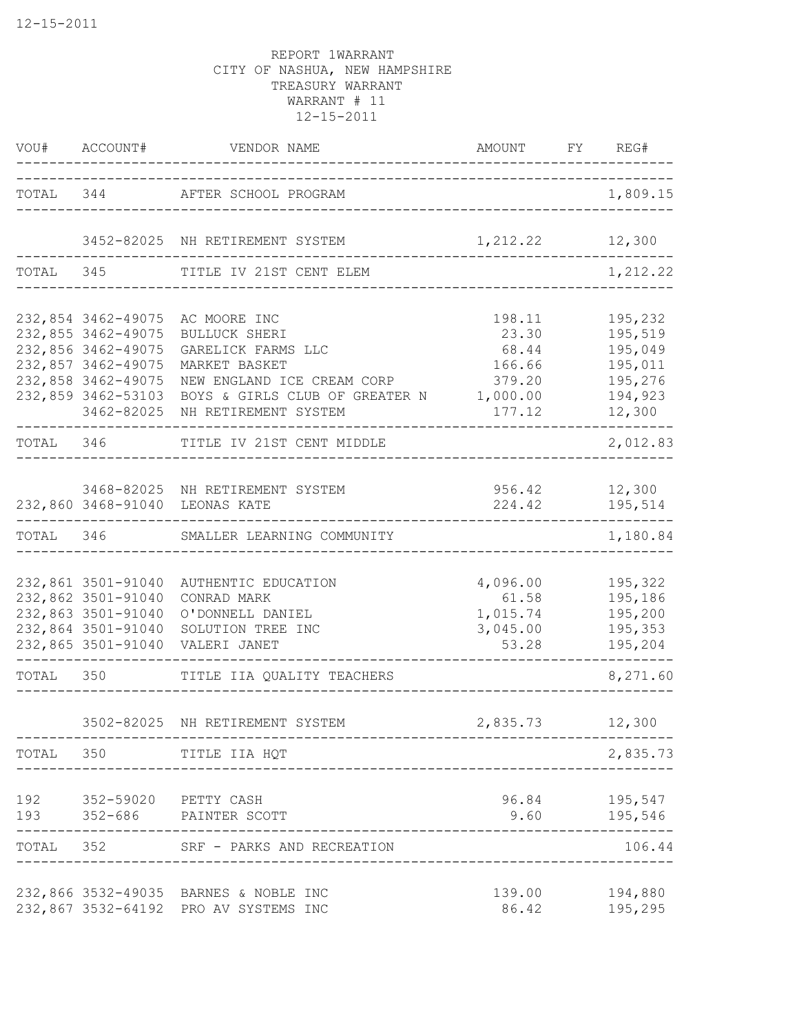12-15-2011

REPORT 1WARRANT
CITY OF NASHUA, NEW HAMPSHIRE
TREASURY WARRANT
WARRANT # 11
12-15-2011

| VOU# | ACCOUNT# | VENDOR NAME | AMOUNT | FY | REG# |
|---|---|---|---|---|---|
| TOTAL | 344 | AFTER SCHOOL PROGRAM | | | 1,809.15 |
| | 3452-82025 | NH RETIREMENT SYSTEM | 1,212.22 | | 12,300 |
| TOTAL | 345 | TITLE IV 21ST CENT ELEM | | | 1,212.22 |
| 232,854 | 3462-49075 | AC MOORE INC | 198.11 | | 195,232 |
| 232,855 | 3462-49075 | BULLUCK SHERI | 23.30 | | 195,519 |
| 232,856 | 3462-49075 | GARELICK FARMS LLC | 68.44 | | 195,049 |
| 232,857 | 3462-49075 | MARKET BASKET | 166.66 | | 195,011 |
| 232,858 | 3462-49075 | NEW ENGLAND ICE CREAM CORP | 379.20 | | 195,276 |
| 232,859 | 3462-53103 | BOYS & GIRLS CLUB OF GREATER N | 1,000.00 | | 194,923 |
| | 3462-82025 | NH RETIREMENT SYSTEM | 177.12 | | 12,300 |
| TOTAL | 346 | TITLE IV 21ST CENT MIDDLE | | | 2,012.83 |
| | 3468-82025 | NH RETIREMENT SYSTEM | 956.42 | | 12,300 |
| 232,860 | 3468-91040 | LEONAS KATE | 224.42 | | 195,514 |
| TOTAL | 346 | SMALLER LEARNING COMMUNITY | | | 1,180.84 |
| 232,861 | 3501-91040 | AUTHENTIC EDUCATION | 4,096.00 | | 195,322 |
| 232,862 | 3501-91040 | CONRAD MARK | 61.58 | | 195,186 |
| 232,863 | 3501-91040 | O'DONNELL DANIEL | 1,015.74 | | 195,200 |
| 232,864 | 3501-91040 | SOLUTION TREE INC | 3,045.00 | | 195,353 |
| 232,865 | 3501-91040 | VALERI JANET | 53.28 | | 195,204 |
| TOTAL | 350 | TITLE IIA QUALITY TEACHERS | | | 8,271.60 |
| | 3502-82025 | NH RETIREMENT SYSTEM | 2,835.73 | | 12,300 |
| TOTAL | 350 | TITLE IIA HQT | | | 2,835.73 |
| 192 | 352-59020 | PETTY CASH | 96.84 | | 195,547 |
| 193 | 352-686 | PAINTER SCOTT | 9.60 | | 195,546 |
| TOTAL | 352 | SRF - PARKS AND RECREATION | | | 106.44 |
| 232,866 | 3532-49035 | BARNES & NOBLE INC | 139.00 | | 194,880 |
| 232,867 | 3532-64192 | PRO AV SYSTEMS INC | 86.42 | | 195,295 |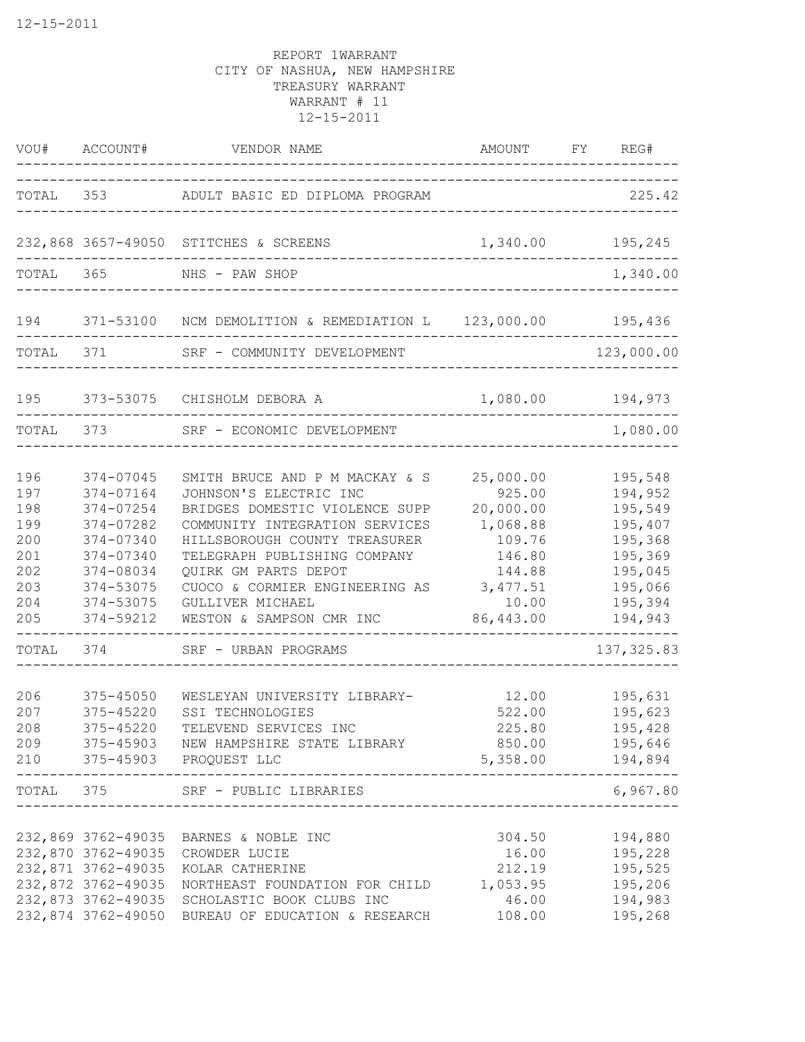12-15-2011

REPORT 1WARRANT
CITY OF NASHUA, NEW HAMPSHIRE
TREASURY WARRANT
WARRANT # 11
12-15-2011

| VOU# | ACCOUNT# | VENDOR NAME | AMOUNT | FY | REG# |
|---|---|---|---|---|---|
| TOTAL | 353 | ADULT BASIC ED DIPLOMA PROGRAM | | | 225.42 |
| 232,868 | 3657-49050 | STITCHES & SCREENS | 1,340.00 | | 195,245 |
| TOTAL | 365 | NHS - PAW SHOP | | | 1,340.00 |
| 194 | 371-53100 | NCM DEMOLITION & REMEDIATION L | 123,000.00 | | 195,436 |
| TOTAL | 371 | SRF - COMMUNITY DEVELOPMENT | | | 123,000.00 |
| 195 | 373-53075 | CHISHOLM DEBORA A | 1,080.00 | | 194,973 |
| TOTAL | 373 | SRF - ECONOMIC DEVELOPMENT | | | 1,080.00 |
| 196 | 374-07045 | SMITH BRUCE AND P M MACKAY & S | 25,000.00 | | 195,548 |
| 197 | 374-07164 | JOHNSON'S ELECTRIC INC | 925.00 | | 194,952 |
| 198 | 374-07254 | BRIDGES DOMESTIC VIOLENCE SUPP | 20,000.00 | | 195,549 |
| 199 | 374-07282 | COMMUNITY INTEGRATION SERVICES | 1,068.88 | | 195,407 |
| 200 | 374-07340 | HILLSBOROUGH COUNTY TREASURER | 109.76 | | 195,368 |
| 201 | 374-07340 | TELEGRAPH PUBLISHING COMPANY | 146.80 | | 195,369 |
| 202 | 374-08034 | QUIRK GM PARTS DEPOT | 144.88 | | 195,045 |
| 203 | 374-53075 | CUOCO & CORMIER ENGINEERING AS | 3,477.51 | | 195,066 |
| 204 | 374-53075 | GULLIVER MICHAEL | 10.00 | | 195,394 |
| 205 | 374-59212 | WESTON & SAMPSON CMR INC | 86,443.00 | | 194,943 |
| TOTAL | 374 | SRF - URBAN PROGRAMS | | | 137,325.83 |
| 206 | 375-45050 | WESLEYAN UNIVERSITY LIBRARY- | 12.00 | | 195,631 |
| 207 | 375-45220 | SSI TECHNOLOGIES | 522.00 | | 195,623 |
| 208 | 375-45220 | TELEVEND SERVICES INC | 225.80 | | 195,428 |
| 209 | 375-45903 | NEW HAMPSHIRE STATE LIBRARY | 850.00 | | 195,646 |
| 210 | 375-45903 | PROQUEST LLC | 5,358.00 | | 194,894 |
| TOTAL | 375 | SRF - PUBLIC LIBRARIES | | | 6,967.80 |
| 232,869 | 3762-49035 | BARNES & NOBLE INC | 304.50 | | 194,880 |
| 232,870 | 3762-49035 | CROWDER LUCIE | 16.00 | | 195,228 |
| 232,871 | 3762-49035 | KOLAR CATHERINE | 212.19 | | 195,525 |
| 232,872 | 3762-49035 | NORTHEAST FOUNDATION FOR CHILD | 1,053.95 | | 195,206 |
| 232,873 | 3762-49035 | SCHOLASTIC BOOK CLUBS INC | 46.00 | | 194,983 |
| 232,874 | 3762-49050 | BUREAU OF EDUCATION & RESEARCH | 108.00 | | 195,268 |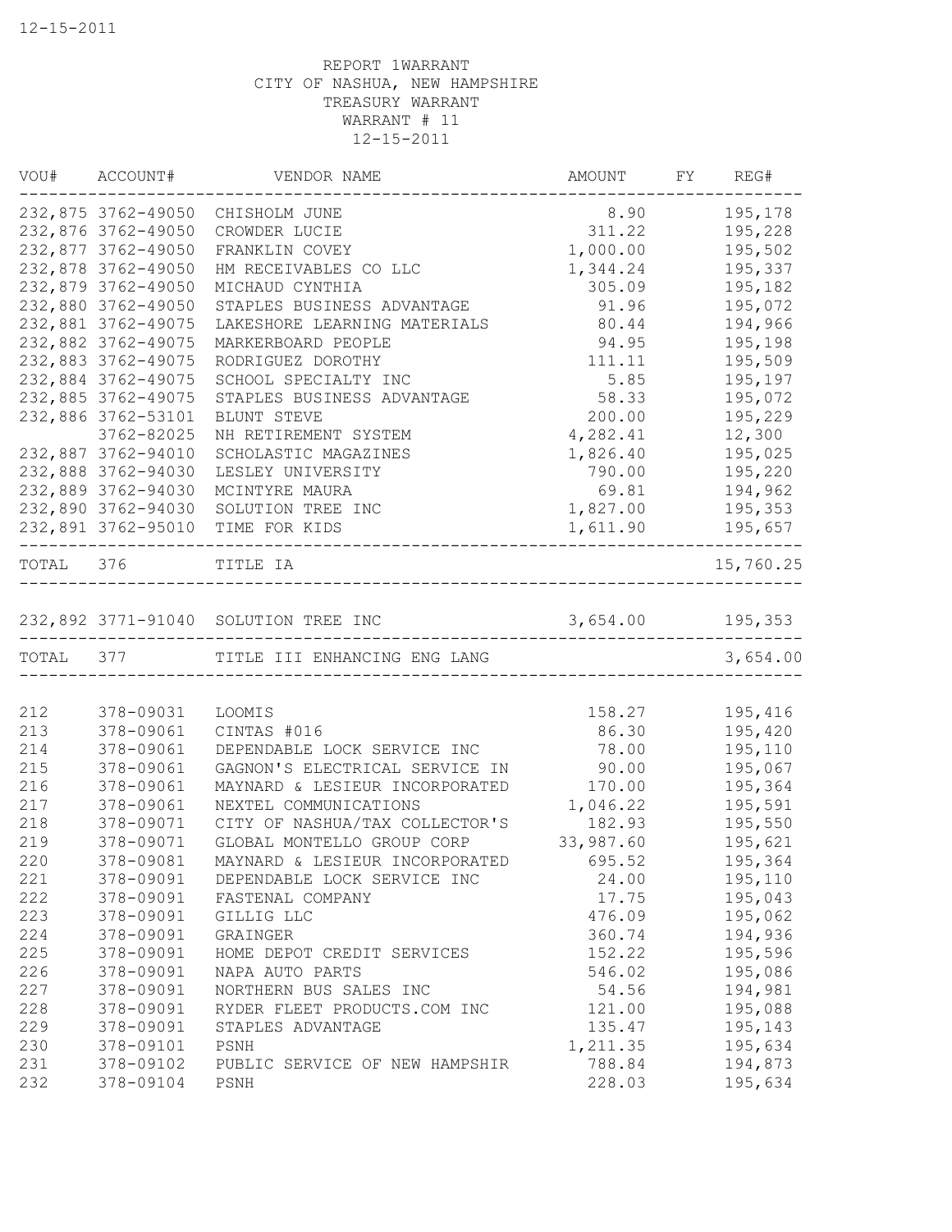12-15-2011

REPORT 1WARRANT
CITY OF NASHUA, NEW HAMPSHIRE
TREASURY WARRANT
WARRANT # 11
12-15-2011

| VOU# | ACCOUNT# | VENDOR NAME | AMOUNT | FY | REG# |
|---|---|---|---|---|---|
| 232,875 | 3762-49050 | CHISHOLM JUNE | 8.90 | | 195,178 |
| 232,876 | 3762-49050 | CROWDER LUCIE | 311.22 | | 195,228 |
| 232,877 | 3762-49050 | FRANKLIN COVEY | 1,000.00 | | 195,502 |
| 232,878 | 3762-49050 | HM RECEIVABLES CO LLC | 1,344.24 | | 195,337 |
| 232,879 | 3762-49050 | MICHAUD CYNTHIA | 305.09 | | 195,182 |
| 232,880 | 3762-49050 | STAPLES BUSINESS ADVANTAGE | 91.96 | | 195,072 |
| 232,881 | 3762-49075 | LAKESHORE LEARNING MATERIALS | 80.44 | | 194,966 |
| 232,882 | 3762-49075 | MARKERBOARD PEOPLE | 94.95 | | 195,198 |
| 232,883 | 3762-49075 | RODRIGUEZ DOROTHY | 111.11 | | 195,509 |
| 232,884 | 3762-49075 | SCHOOL SPECIALTY INC | 5.85 | | 195,197 |
| 232,885 | 3762-49075 | STAPLES BUSINESS ADVANTAGE | 58.33 | | 195,072 |
| 232,886 | 3762-53101 | BLUNT STEVE | 200.00 | | 195,229 |
| | 3762-82025 | NH RETIREMENT SYSTEM | 4,282.41 | | 12,300 |
| 232,887 | 3762-94010 | SCHOLASTIC MAGAZINES | 1,826.40 | | 195,025 |
| 232,888 | 3762-94030 | LESLEY UNIVERSITY | 790.00 | | 195,220 |
| 232,889 | 3762-94030 | MCINTYRE MAURA | 69.81 | | 194,962 |
| 232,890 | 3762-94030 | SOLUTION TREE INC | 1,827.00 | | 195,353 |
| 232,891 | 3762-95010 | TIME FOR KIDS | 1,611.90 | | 195,657 |
| TOTAL | 376 | TITLE IA | | | 15,760.25 |
| 232,892 | 3771-91040 | SOLUTION TREE INC | 3,654.00 | | 195,353 |
| TOTAL | 377 | TITLE III ENHANCING ENG LANG | | | 3,654.00 |
| 212 | 378-09031 | LOOMIS | 158.27 | | 195,416 |
| 213 | 378-09061 | CINTAS #016 | 86.30 | | 195,420 |
| 214 | 378-09061 | DEPENDABLE LOCK SERVICE INC | 78.00 | | 195,110 |
| 215 | 378-09061 | GAGNON'S ELECTRICAL SERVICE IN | 90.00 | | 195,067 |
| 216 | 378-09061 | MAYNARD & LESIEUR INCORPORATED | 170.00 | | 195,364 |
| 217 | 378-09061 | NEXTEL COMMUNICATIONS | 1,046.22 | | 195,591 |
| 218 | 378-09071 | CITY OF NASHUA/TAX COLLECTOR'S | 182.93 | | 195,550 |
| 219 | 378-09071 | GLOBAL MONTELLO GROUP CORP | 33,987.60 | | 195,621 |
| 220 | 378-09081 | MAYNARD & LESIEUR INCORPORATED | 695.52 | | 195,364 |
| 221 | 378-09091 | DEPENDABLE LOCK SERVICE INC | 24.00 | | 195,110 |
| 222 | 378-09091 | FASTENAL COMPANY | 17.75 | | 195,043 |
| 223 | 378-09091 | GILLIG LLC | 476.09 | | 195,062 |
| 224 | 378-09091 | GRAINGER | 360.74 | | 194,936 |
| 225 | 378-09091 | HOME DEPOT CREDIT SERVICES | 152.22 | | 195,596 |
| 226 | 378-09091 | NAPA AUTO PARTS | 546.02 | | 195,086 |
| 227 | 378-09091 | NORTHERN BUS SALES INC | 54.56 | | 194,981 |
| 228 | 378-09091 | RYDER FLEET PRODUCTS.COM INC | 121.00 | | 195,088 |
| 229 | 378-09091 | STAPLES ADVANTAGE | 135.47 | | 195,143 |
| 230 | 378-09101 | PSNH | 1,211.35 | | 195,634 |
| 231 | 378-09102 | PUBLIC SERVICE OF NEW HAMPSHIR | 788.84 | | 194,873 |
| 232 | 378-09104 | PSNH | 228.03 | | 195,634 |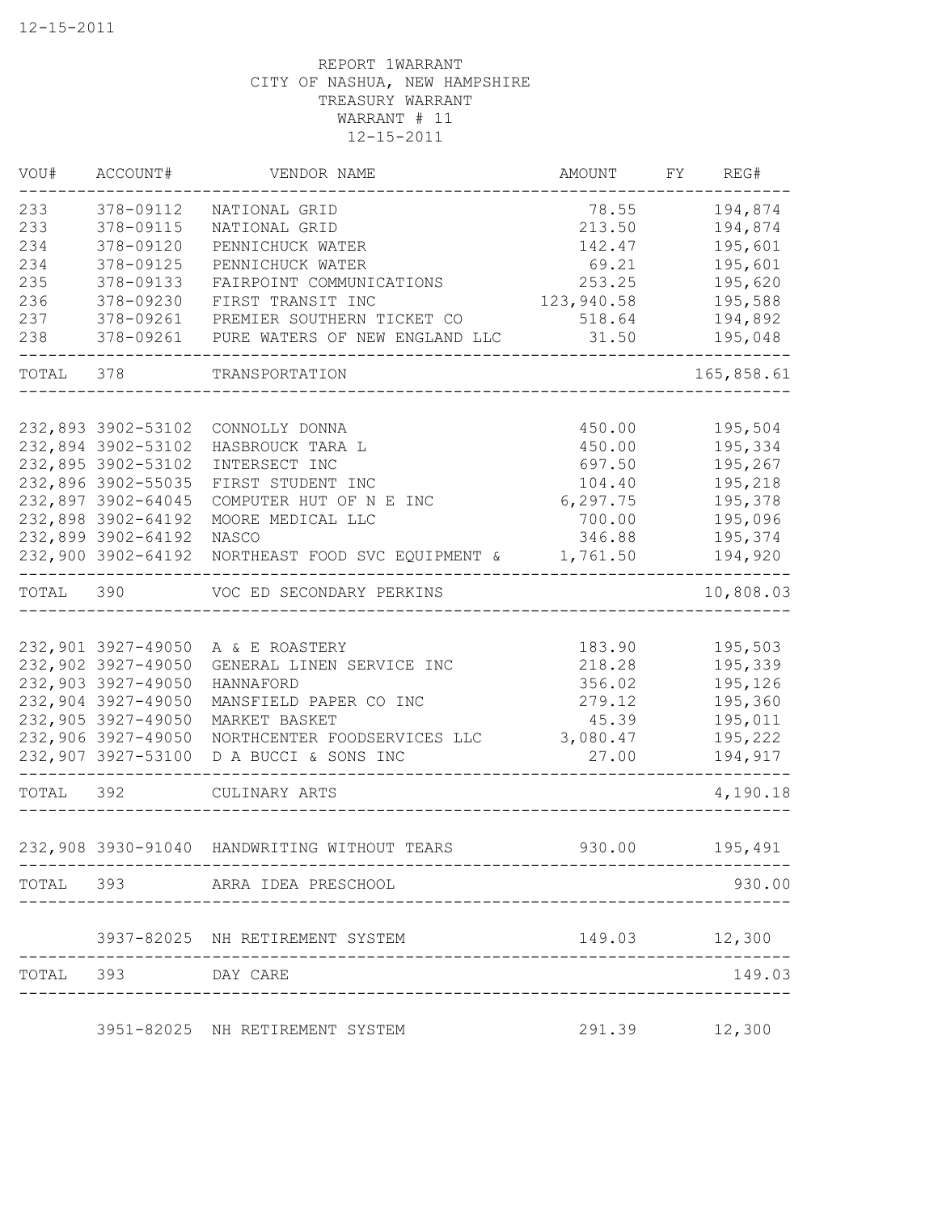REPORT 1WARRANT
CITY OF NASHUA, NEW HAMPSHIRE
TREASURY WARRANT
WARRANT # 11
12-15-2011

| VOU# | ACCOUNT# | VENDOR NAME | AMOUNT | FY | REG# |
|---|---|---|---|---|---|
| 233 | 378-09112 | NATIONAL GRID | 78.55 | | 194,874 |
| 233 | 378-09115 | NATIONAL GRID | 213.50 | | 194,874 |
| 234 | 378-09120 | PENNICHUCK WATER | 142.47 | | 195,601 |
| 234 | 378-09125 | PENNICHUCK WATER | 69.21 | | 195,601 |
| 235 | 378-09133 | FAIRPOINT COMMUNICATIONS | 253.25 | | 195,620 |
| 236 | 378-09230 | FIRST TRANSIT INC | 123,940.58 | | 195,588 |
| 237 | 378-09261 | PREMIER SOUTHERN TICKET CO | 518.64 | | 194,892 |
| 238 | 378-09261 | PURE WATERS OF NEW ENGLAND LLC | 31.50 | | 195,048 |
| TOTAL | 378 | TRANSPORTATION | | | 165,858.61 |
| 232,893 | 3902-53102 | CONNOLLY DONNA | 450.00 | | 195,504 |
| 232,894 | 3902-53102 | HASBROUCK TARA L | 450.00 | | 195,334 |
| 232,895 | 3902-53102 | INTERSECT INC | 697.50 | | 195,267 |
| 232,896 | 3902-55035 | FIRST STUDENT INC | 104.40 | | 195,218 |
| 232,897 | 3902-64045 | COMPUTER HUT OF N E INC | 6,297.75 | | 195,378 |
| 232,898 | 3902-64192 | MOORE MEDICAL LLC | 700.00 | | 195,096 |
| 232,899 | 3902-64192 | NASCO | 346.88 | | 195,374 |
| 232,900 | 3902-64192 | NORTHEAST FOOD SVC EQUIPMENT & | 1,761.50 | | 194,920 |
| TOTAL | 390 | VOC ED SECONDARY PERKINS | | | 10,808.03 |
| 232,901 | 3927-49050 | A & E ROASTERY | 183.90 | | 195,503 |
| 232,902 | 3927-49050 | GENERAL LINEN SERVICE INC | 218.28 | | 195,339 |
| 232,903 | 3927-49050 | HANNAFORD | 356.02 | | 195,126 |
| 232,904 | 3927-49050 | MANSFIELD PAPER CO INC | 279.12 | | 195,360 |
| 232,905 | 3927-49050 | MARKET BASKET | 45.39 | | 195,011 |
| 232,906 | 3927-49050 | NORTHCENTER FOODSERVICES LLC | 3,080.47 | | 195,222 |
| 232,907 | 3927-53100 | D A BUCCI & SONS INC | 27.00 | | 194,917 |
| TOTAL | 392 | CULINARY ARTS | | | 4,190.18 |
| 232,908 | 3930-91040 | HANDWRITING WITHOUT TEARS | 930.00 | | 195,491 |
| TOTAL | 393 | ARRA IDEA PRESCHOOL | | | 930.00 |
| | 3937-82025 | NH RETIREMENT SYSTEM | 149.03 | | 12,300 |
| TOTAL | 393 | DAY CARE | | | 149.03 |
| | 3951-82025 | NH RETIREMENT SYSTEM | 291.39 | | 12,300 |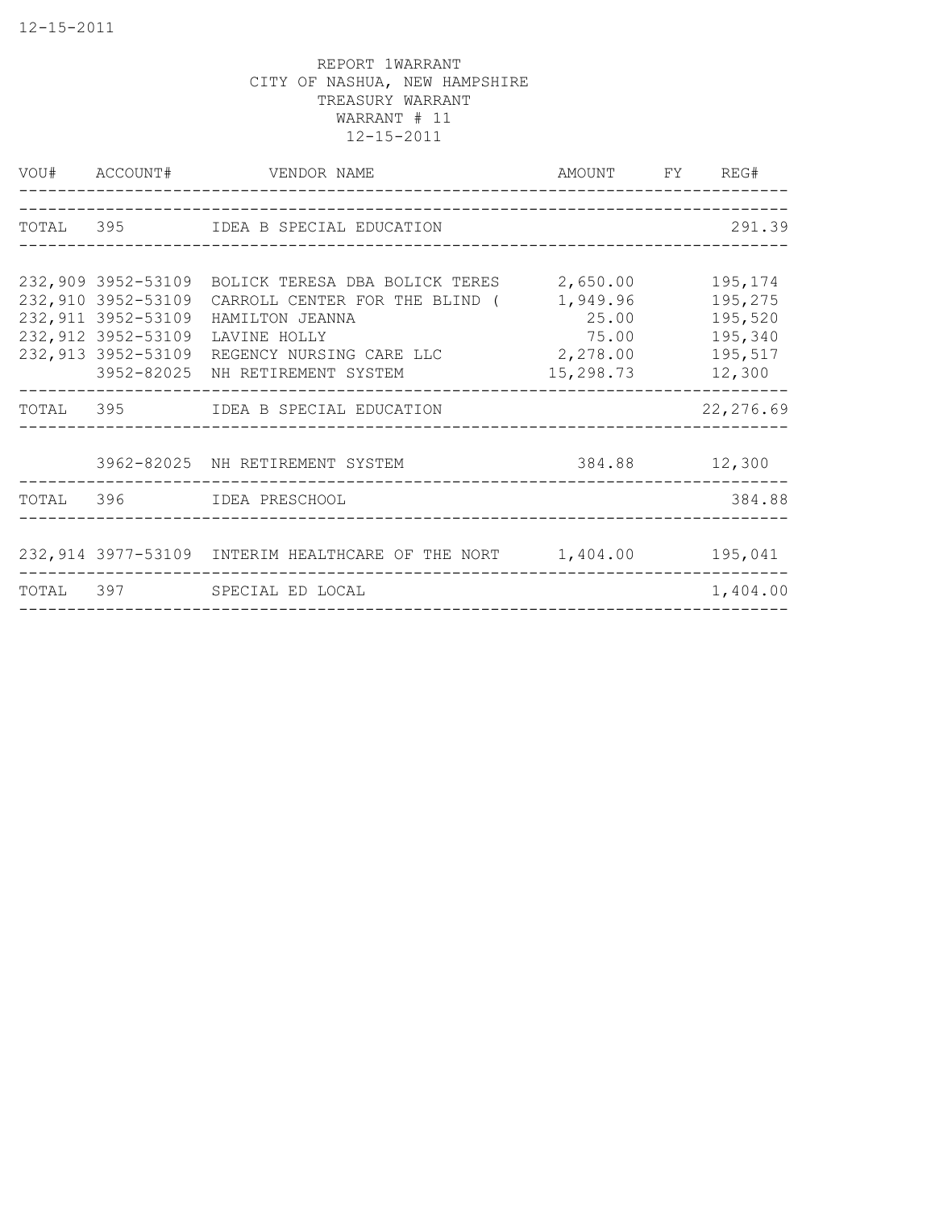REPORT 1WARRANT
CITY OF NASHUA, NEW HAMPSHIRE
TREASURY WARRANT
WARRANT # 11
12-15-2011

| VOU# | ACCOUNT# | VENDOR NAME | AMOUNT | FY | REG# |
|---|---|---|---|---|---|
| TOTAL | 395 | IDEA B SPECIAL EDUCATION | | | 291.39 |
| 232,909 | 3952-53109 | BOLICK TERESA DBA BOLICK TERES | 2,650.00 | | 195,174 |
| 232,910 | 3952-53109 | CARROLL CENTER FOR THE BLIND ( | 1,949.96 | | 195,275 |
| 232,911 | 3952-53109 | HAMILTON JEANNA | 25.00 | | 195,520 |
| 232,912 | 3952-53109 | LAVINE HOLLY | 75.00 | | 195,340 |
| 232,913 | 3952-53109 | REGENCY NURSING CARE LLC | 2,278.00 | | 195,517 |
| | 3952-82025 | NH RETIREMENT SYSTEM | 15,298.73 | | 12,300 |
| TOTAL | 395 | IDEA B SPECIAL EDUCATION | | | 22,276.69 |
| | 3962-82025 | NH RETIREMENT SYSTEM | 384.88 | | 12,300 |
| TOTAL | 396 | IDEA PRESCHOOL | | | 384.88 |
| 232,914 | 3977-53109 | INTERIM HEALTHCARE OF THE NORT | 1,404.00 | | 195,041 |
| TOTAL | 397 | SPECIAL ED LOCAL | | | 1,404.00 |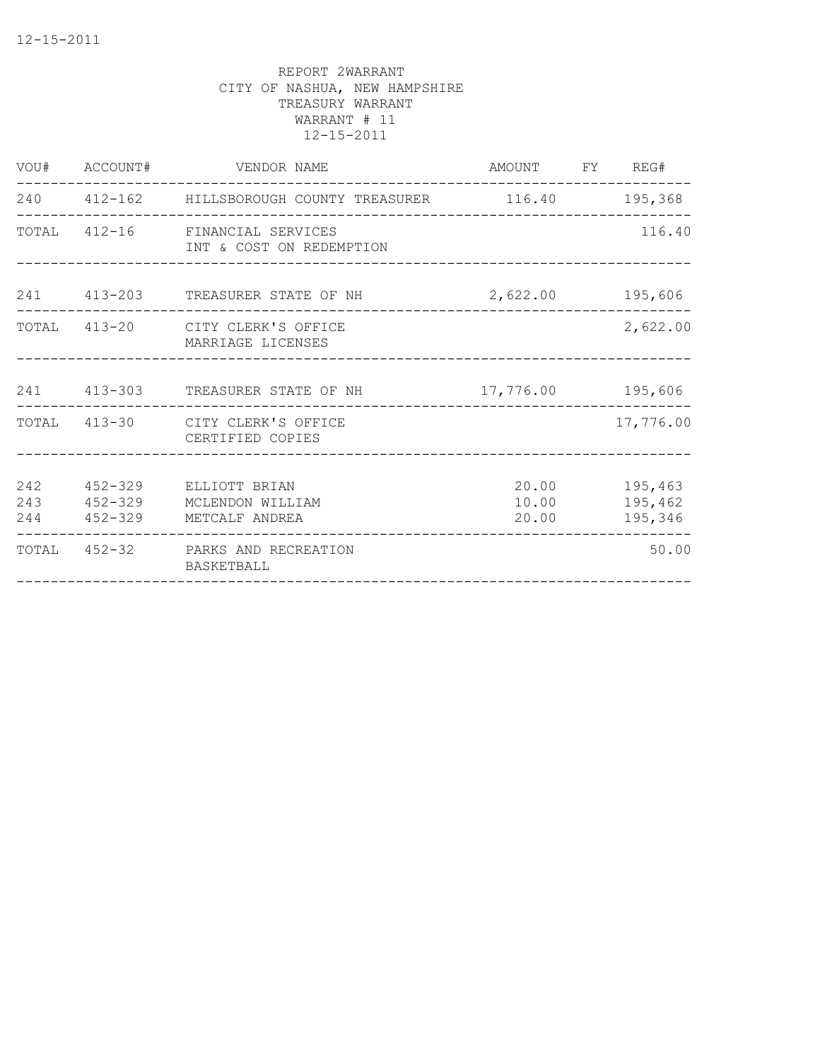12-15-2011

REPORT 2WARRANT
CITY OF NASHUA, NEW HAMPSHIRE
TREASURY WARRANT
WARRANT # 11
12-15-2011

| VOU# | ACCOUNT# | VENDOR NAME | AMOUNT | FY | REG# |
|---|---|---|---|---|---|
| 240 | 412-162 | HILLSBOROUGH COUNTY TREASURER | 116.40 | | 195,368 |
| TOTAL | 412-16 | FINANCIAL SERVICES<br>INT & COST ON REDEMPTION | | | 116.40 |
| 241 | 413-203 | TREASURER STATE OF NH | 2,622.00 | | 195,606 |
| TOTAL | 413-20 | CITY CLERK'S OFFICE<br>MARRIAGE LICENSES | | | 2,622.00 |
| 241 | 413-303 | TREASURER STATE OF NH | 17,776.00 | | 195,606 |
| TOTAL | 413-30 | CITY CLERK'S OFFICE<br>CERTIFIED COPIES | | | 17,776.00 |
| 242 | 452-329 | ELLIOTT BRIAN | 20.00 | | 195,463 |
| 243 | 452-329 | MCLENDON WILLIAM | 10.00 | | 195,462 |
| 244 | 452-329 | METCALF ANDREA | 20.00 | | 195,346 |
| TOTAL | 452-32 | PARKS AND RECREATION<br>BASKETBALL | | | 50.00 |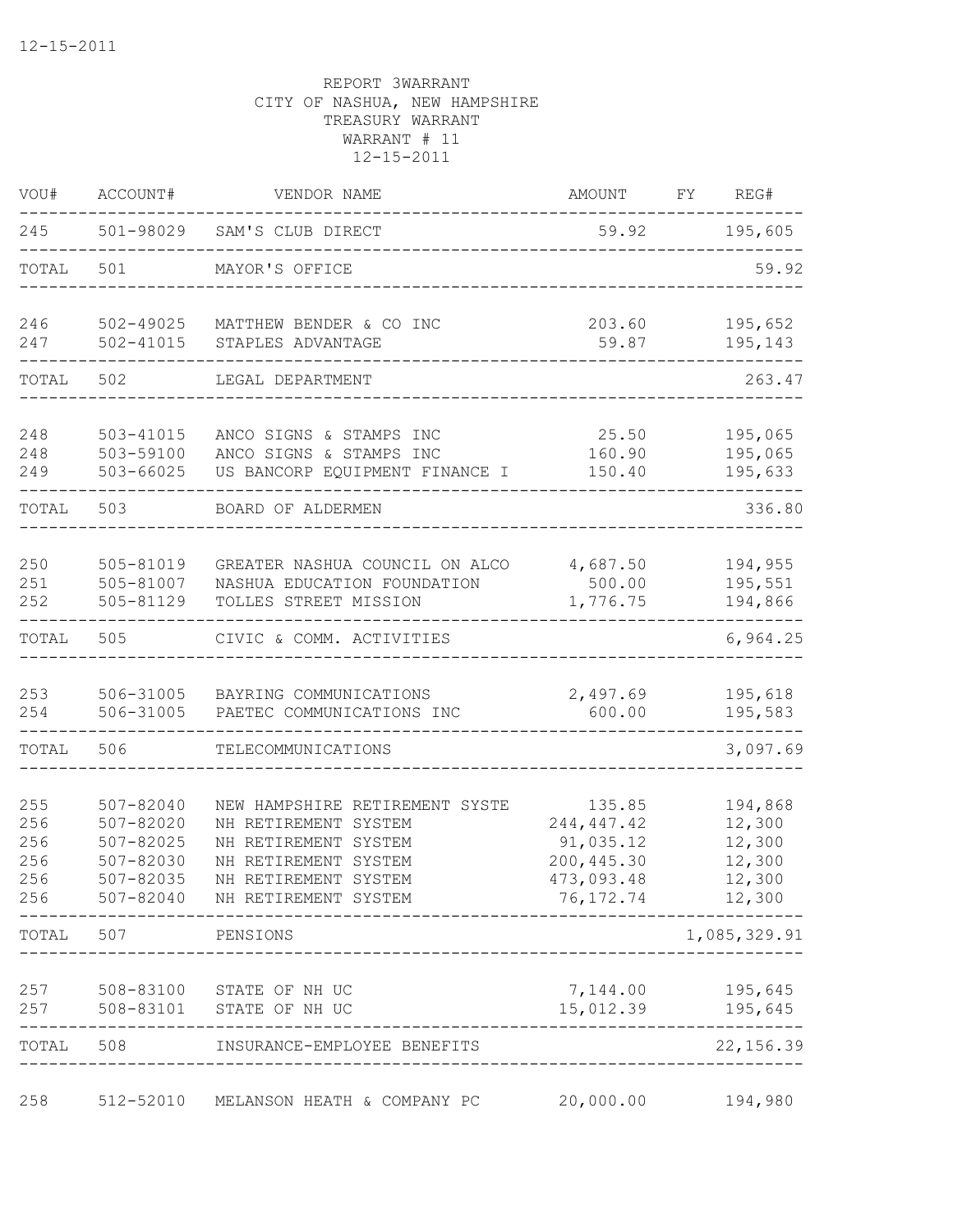12-15-2011

REPORT 3WARRANT
CITY OF NASHUA, NEW HAMPSHIRE
TREASURY WARRANT
WARRANT # 11
12-15-2011

| VOU# | ACCOUNT# | VENDOR NAME | AMOUNT | FY | REG# |
|---|---|---|---|---|---|
| 245 | 501-98029 | SAM'S CLUB DIRECT | 59.92 | | 195,605 |
| TOTAL | 501 | MAYOR'S OFFICE | | | 59.92 |
| 246 | 502-49025 | MATTHEW BENDER & CO INC | 203.60 | | 195,652 |
| 247 | 502-41015 | STAPLES ADVANTAGE | 59.87 | | 195,143 |
| TOTAL | 502 | LEGAL DEPARTMENT | | | 263.47 |
| 248 | 503-41015 | ANCO SIGNS & STAMPS INC | 25.50 | | 195,065 |
| 248 | 503-59100 | ANCO SIGNS & STAMPS INC | 160.90 | | 195,065 |
| 249 | 503-66025 | US BANCORP EQUIPMENT FINANCE I | 150.40 | | 195,633 |
| TOTAL | 503 | BOARD OF ALDERMEN | | | 336.80 |
| 250 | 505-81019 | GREATER NASHUA COUNCIL ON ALCO | 4,687.50 | | 194,955 |
| 251 | 505-81007 | NASHUA EDUCATION FOUNDATION | 500.00 | | 195,551 |
| 252 | 505-81129 | TOLLES STREET MISSION | 1,776.75 | | 194,866 |
| TOTAL | 505 | CIVIC & COMM. ACTIVITIES | | | 6,964.25 |
| 253 | 506-31005 | BAYRING COMMUNICATIONS | 2,497.69 | | 195,618 |
| 254 | 506-31005 | PAETEC COMMUNICATIONS INC | 600.00 | | 195,583 |
| TOTAL | 506 | TELECOMMUNICATIONS | | | 3,097.69 |
| 255 | 507-82040 | NEW HAMPSHIRE RETIREMENT SYSTE | 135.85 | | 194,868 |
| 256 | 507-82020 | NH RETIREMENT SYSTEM | 244,447.42 | | 12,300 |
| 256 | 507-82025 | NH RETIREMENT SYSTEM | 91,035.12 | | 12,300 |
| 256 | 507-82030 | NH RETIREMENT SYSTEM | 200,445.30 | | 12,300 |
| 256 | 507-82035 | NH RETIREMENT SYSTEM | 473,093.48 | | 12,300 |
| 256 | 507-82040 | NH RETIREMENT SYSTEM | 76,172.74 | | 12,300 |
| TOTAL | 507 | PENSIONS | | | 1,085,329.91 |
| 257 | 508-83100 | STATE OF NH UC | 7,144.00 | | 195,645 |
| 257 | 508-83101 | STATE OF NH UC | 15,012.39 | | 195,645 |
| TOTAL | 508 | INSURANCE-EMPLOYEE BENEFITS | | | 22,156.39 |
| 258 | 512-52010 | MELANSON HEATH & COMPANY PC | 20,000.00 | | 194,980 |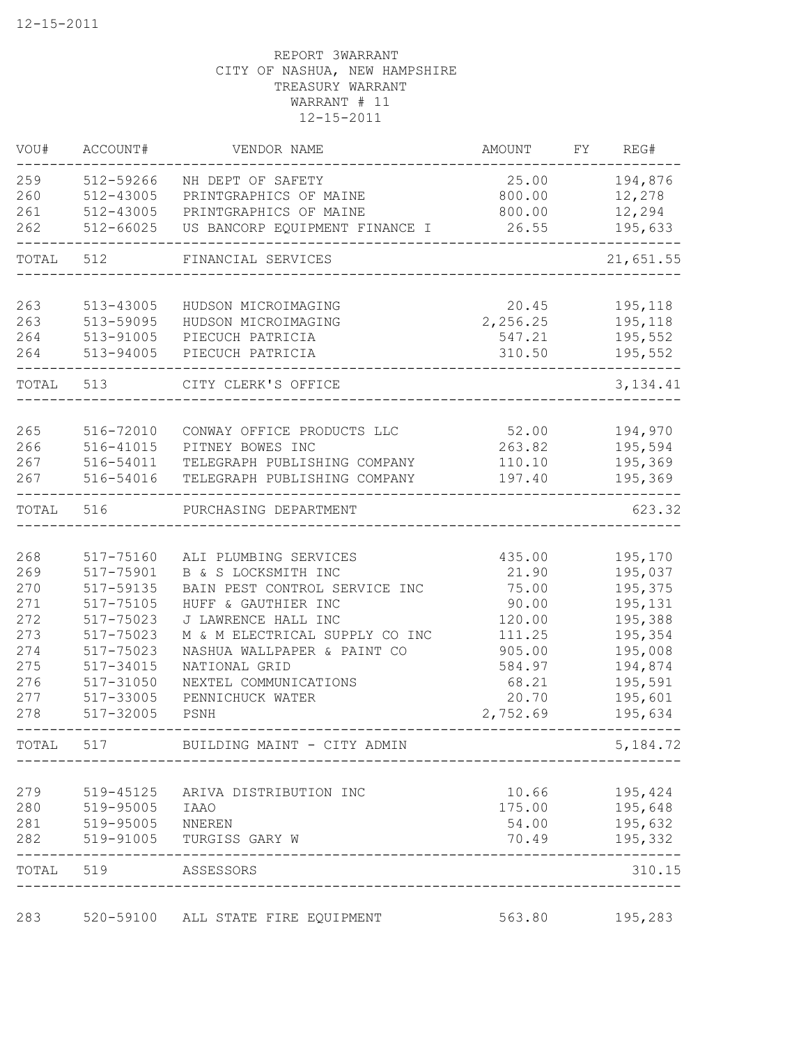12-15-2011

REPORT 3WARRANT
CITY OF NASHUA, NEW HAMPSHIRE
TREASURY WARRANT
WARRANT # 11
12-15-2011

| VOU# | ACCOUNT# | VENDOR NAME | AMOUNT | FY | REG# |
|---|---|---|---|---|---|
| 259 | 512-59266 | NH DEPT OF SAFETY | 25.00 | | 194,876 |
| 260 | 512-43005 | PRINTGRAPHICS OF MAINE | 800.00 | | 12,278 |
| 261 | 512-43005 | PRINTGRAPHICS OF MAINE | 800.00 | | 12,294 |
| 262 | 512-66025 | US BANCORP EQUIPMENT FINANCE I | 26.55 | | 195,633 |
| TOTAL | 512 | FINANCIAL SERVICES | | | 21,651.55 |
| 263 | 513-43005 | HUDSON MICROIMAGING | 20.45 | | 195,118 |
| 263 | 513-59095 | HUDSON MICROIMAGING | 2,256.25 | | 195,118 |
| 264 | 513-91005 | PIECUCH PATRICIA | 547.21 | | 195,552 |
| 264 | 513-94005 | PIECUCH PATRICIA | 310.50 | | 195,552 |
| TOTAL | 513 | CITY CLERK'S OFFICE | | | 3,134.41 |
| 265 | 516-72010 | CONWAY OFFICE PRODUCTS LLC | 52.00 | | 194,970 |
| 266 | 516-41015 | PITNEY BOWES INC | 263.82 | | 195,594 |
| 267 | 516-54011 | TELEGRAPH PUBLISHING COMPANY | 110.10 | | 195,369 |
| 267 | 516-54016 | TELEGRAPH PUBLISHING COMPANY | 197.40 | | 195,369 |
| TOTAL | 516 | PURCHASING DEPARTMENT | | | 623.32 |
| 268 | 517-75160 | ALI PLUMBING SERVICES | 435.00 | | 195,170 |
| 269 | 517-75901 | B & S LOCKSMITH INC | 21.90 | | 195,037 |
| 270 | 517-59135 | BAIN PEST CONTROL SERVICE INC | 75.00 | | 195,375 |
| 271 | 517-75105 | HUFF & GAUTHIER INC | 90.00 | | 195,131 |
| 272 | 517-75023 | J LAWRENCE HALL INC | 120.00 | | 195,388 |
| 273 | 517-75023 | M & M ELECTRICAL SUPPLY CO INC | 111.25 | | 195,354 |
| 274 | 517-75023 | NASHUA WALLPAPER & PAINT CO | 905.00 | | 195,008 |
| 275 | 517-34015 | NATIONAL GRID | 584.97 | | 194,874 |
| 276 | 517-31050 | NEXTEL COMMUNICATIONS | 68.21 | | 195,591 |
| 277 | 517-33005 | PENNICHUCK WATER | 20.70 | | 195,601 |
| 278 | 517-32005 | PSNH | 2,752.69 | | 195,634 |
| TOTAL | 517 | BUILDING MAINT - CITY ADMIN | | | 5,184.72 |
| 279 | 519-45125 | ARIVA DISTRIBUTION INC | 10.66 | | 195,424 |
| 280 | 519-95005 | IAAO | 175.00 | | 195,648 |
| 281 | 519-95005 | NNEREN | 54.00 | | 195,632 |
| 282 | 519-91005 | TURGISS GARY W | 70.49 | | 195,332 |
| TOTAL | 519 | ASSESSORS | | | 310.15 |
| 283 | 520-59100 | ALL STATE FIRE EQUIPMENT | 563.80 | | 195,283 |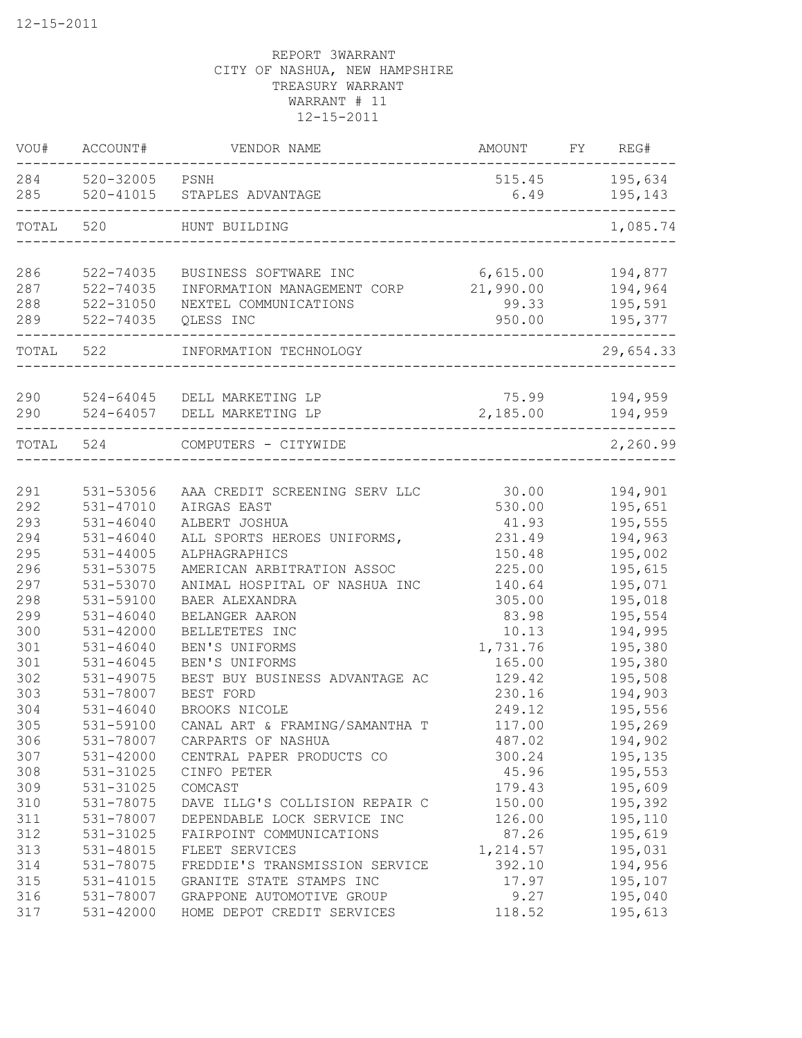12-15-2011

REPORT 3WARRANT
CITY OF NASHUA, NEW HAMPSHIRE
TREASURY WARRANT
WARRANT # 11
12-15-2011

| VOU# | ACCOUNT# | VENDOR NAME | AMOUNT | FY | REG# |
|---|---|---|---|---|---|
| 284 | 520-32005 | PSNH | 515.45 | | 195,634 |
| 285 | 520-41015 | STAPLES ADVANTAGE | 6.49 | | 195,143 |
| TOTAL | 520 | HUNT BUILDING | | | 1,085.74 |
| 286 | 522-74035 | BUSINESS SOFTWARE INC | 6,615.00 | | 194,877 |
| 287 | 522-74035 | INFORMATION MANAGEMENT CORP | 21,990.00 | | 194,964 |
| 288 | 522-31050 | NEXTEL COMMUNICATIONS | 99.33 | | 195,591 |
| 289 | 522-74035 | QLESS INC | 950.00 | | 195,377 |
| TOTAL | 522 | INFORMATION TECHNOLOGY | | | 29,654.33 |
| 290 | 524-64045 | DELL MARKETING LP | 75.99 | | 194,959 |
| 290 | 524-64057 | DELL MARKETING LP | 2,185.00 | | 194,959 |
| TOTAL | 524 | COMPUTERS - CITYWIDE | | | 2,260.99 |
| 291 | 531-53056 | AAA CREDIT SCREENING SERV LLC | 30.00 | | 194,901 |
| 292 | 531-47010 | AIRGAS EAST | 530.00 | | 195,651 |
| 293 | 531-46040 | ALBERT JOSHUA | 41.93 | | 195,555 |
| 294 | 531-46040 | ALL SPORTS HEROES UNIFORMS, | 231.49 | | 194,963 |
| 295 | 531-44005 | ALPHAGRAPHICS | 150.48 | | 195,002 |
| 296 | 531-53075 | AMERICAN ARBITRATION ASSOC | 225.00 | | 195,615 |
| 297 | 531-53070 | ANIMAL HOSPITAL OF NASHUA INC | 140.64 | | 195,071 |
| 298 | 531-59100 | BAER ALEXANDRA | 305.00 | | 195,018 |
| 299 | 531-46040 | BELANGER AARON | 83.98 | | 195,554 |
| 300 | 531-42000 | BELLETETES INC | 10.13 | | 194,995 |
| 301 | 531-46040 | BEN'S UNIFORMS | 1,731.76 | | 195,380 |
| 301 | 531-46045 | BEN'S UNIFORMS | 165.00 | | 195,380 |
| 302 | 531-49075 | BEST BUY BUSINESS ADVANTAGE AC | 129.42 | | 195,508 |
| 303 | 531-78007 | BEST FORD | 230.16 | | 194,903 |
| 304 | 531-46040 | BROOKS NICOLE | 249.12 | | 195,556 |
| 305 | 531-59100 | CANAL ART & FRAMING/SAMANTHA T | 117.00 | | 195,269 |
| 306 | 531-78007 | CARPARTS OF NASHUA | 487.02 | | 194,902 |
| 307 | 531-42000 | CENTRAL PAPER PRODUCTS CO | 300.24 | | 195,135 |
| 308 | 531-31025 | CINFO PETER | 45.96 | | 195,553 |
| 309 | 531-31025 | COMCAST | 179.43 | | 195,609 |
| 310 | 531-78075 | DAVE ILLG'S COLLISION REPAIR C | 150.00 | | 195,392 |
| 311 | 531-78007 | DEPENDABLE LOCK SERVICE INC | 126.00 | | 195,110 |
| 312 | 531-31025 | FAIRPOINT COMMUNICATIONS | 87.26 | | 195,619 |
| 313 | 531-48015 | FLEET SERVICES | 1,214.57 | | 195,031 |
| 314 | 531-78075 | FREDDIE'S TRANSMISSION SERVICE | 392.10 | | 194,956 |
| 315 | 531-41015 | GRANITE STATE STAMPS INC | 17.97 | | 195,107 |
| 316 | 531-78007 | GRAPPONE AUTOMOTIVE GROUP | 9.27 | | 195,040 |
| 317 | 531-42000 | HOME DEPOT CREDIT SERVICES | 118.52 | | 195,613 |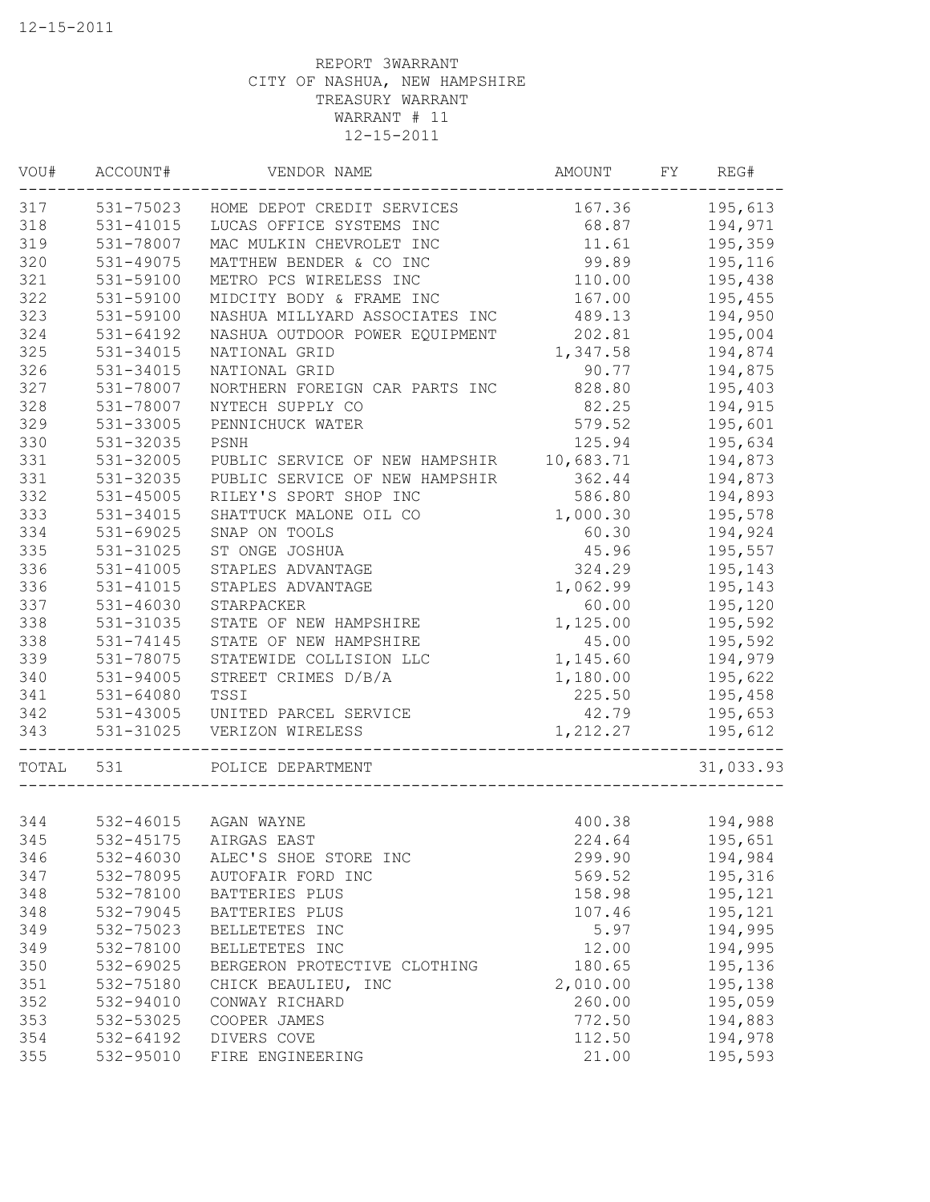12-15-2011

REPORT 3WARRANT
CITY OF NASHUA, NEW HAMPSHIRE
TREASURY WARRANT
WARRANT # 11
12-15-2011

| VOU# | ACCOUNT# | VENDOR NAME | AMOUNT | FY | REG# |
|---|---|---|---|---|---|
| 317 | 531-75023 | HOME DEPOT CREDIT SERVICES | 167.36 | | 195,613 |
| 318 | 531-41015 | LUCAS OFFICE SYSTEMS INC | 68.87 | | 194,971 |
| 319 | 531-78007 | MAC MULKIN CHEVROLET INC | 11.61 | | 195,359 |
| 320 | 531-49075 | MATTHEW BENDER & CO INC | 99.89 | | 195,116 |
| 321 | 531-59100 | METRO PCS WIRELESS INC | 110.00 | | 195,438 |
| 322 | 531-59100 | MIDCITY BODY & FRAME INC | 167.00 | | 195,455 |
| 323 | 531-59100 | NASHUA MILLYARD ASSOCIATES INC | 489.13 | | 194,950 |
| 324 | 531-64192 | NASHUA OUTDOOR POWER EQUIPMENT | 202.81 | | 195,004 |
| 325 | 531-34015 | NATIONAL GRID | 1,347.58 | | 194,874 |
| 326 | 531-34015 | NATIONAL GRID | 90.77 | | 194,875 |
| 327 | 531-78007 | NORTHERN FOREIGN CAR PARTS INC | 828.80 | | 195,403 |
| 328 | 531-78007 | NYTECH SUPPLY CO | 82.25 | | 194,915 |
| 329 | 531-33005 | PENNICHUCK WATER | 579.52 | | 195,601 |
| 330 | 531-32035 | PSNH | 125.94 | | 195,634 |
| 331 | 531-32005 | PUBLIC SERVICE OF NEW HAMPSHIR | 10,683.71 | | 194,873 |
| 331 | 531-32035 | PUBLIC SERVICE OF NEW HAMPSHIR | 362.44 | | 194,873 |
| 332 | 531-45005 | RILEY'S SPORT SHOP INC | 586.80 | | 194,893 |
| 333 | 531-34015 | SHATTUCK MALONE OIL CO | 1,000.30 | | 195,578 |
| 334 | 531-69025 | SNAP ON TOOLS | 60.30 | | 194,924 |
| 335 | 531-31025 | ST ONGE JOSHUA | 45.96 | | 195,557 |
| 336 | 531-41005 | STAPLES ADVANTAGE | 324.29 | | 195,143 |
| 336 | 531-41015 | STAPLES ADVANTAGE | 1,062.99 | | 195,143 |
| 337 | 531-46030 | STARPACKER | 60.00 | | 195,120 |
| 338 | 531-31035 | STATE OF NEW HAMPSHIRE | 1,125.00 | | 195,592 |
| 338 | 531-74145 | STATE OF NEW HAMPSHIRE | 45.00 | | 195,592 |
| 339 | 531-78075 | STATEWIDE COLLISION LLC | 1,145.60 | | 194,979 |
| 340 | 531-94005 | STREET CRIMES D/B/A | 1,180.00 | | 195,622 |
| 341 | 531-64080 | TSSI | 225.50 | | 195,458 |
| 342 | 531-43005 | UNITED PARCEL SERVICE | 42.79 | | 195,653 |
| 343 | 531-31025 | VERIZON WIRELESS | 1,212.27 | | 195,612 |
| TOTAL | 531 | POLICE DEPARTMENT | | | 31,033.93 |
| 344 | 532-46015 | AGAN WAYNE | 400.38 | | 194,988 |
| 345 | 532-45175 | AIRGAS EAST | 224.64 | | 195,651 |
| 346 | 532-46030 | ALEC'S SHOE STORE INC | 299.90 | | 194,984 |
| 347 | 532-78095 | AUTOFAIR FORD INC | 569.52 | | 195,316 |
| 348 | 532-78100 | BATTERIES PLUS | 158.98 | | 195,121 |
| 348 | 532-79045 | BATTERIES PLUS | 107.46 | | 195,121 |
| 349 | 532-75023 | BELLETETES INC | 5.97 | | 194,995 |
| 349 | 532-78100 | BELLETETES INC | 12.00 | | 194,995 |
| 350 | 532-69025 | BERGERON PROTECTIVE CLOTHING | 180.65 | | 195,136 |
| 351 | 532-75180 | CHICK BEAULIEU, INC | 2,010.00 | | 195,138 |
| 352 | 532-94010 | CONWAY RICHARD | 260.00 | | 195,059 |
| 353 | 532-53025 | COOPER JAMES | 772.50 | | 194,883 |
| 354 | 532-64192 | DIVERS COVE | 112.50 | | 194,978 |
| 355 | 532-95010 | FIRE ENGINEERING | 21.00 | | 195,593 |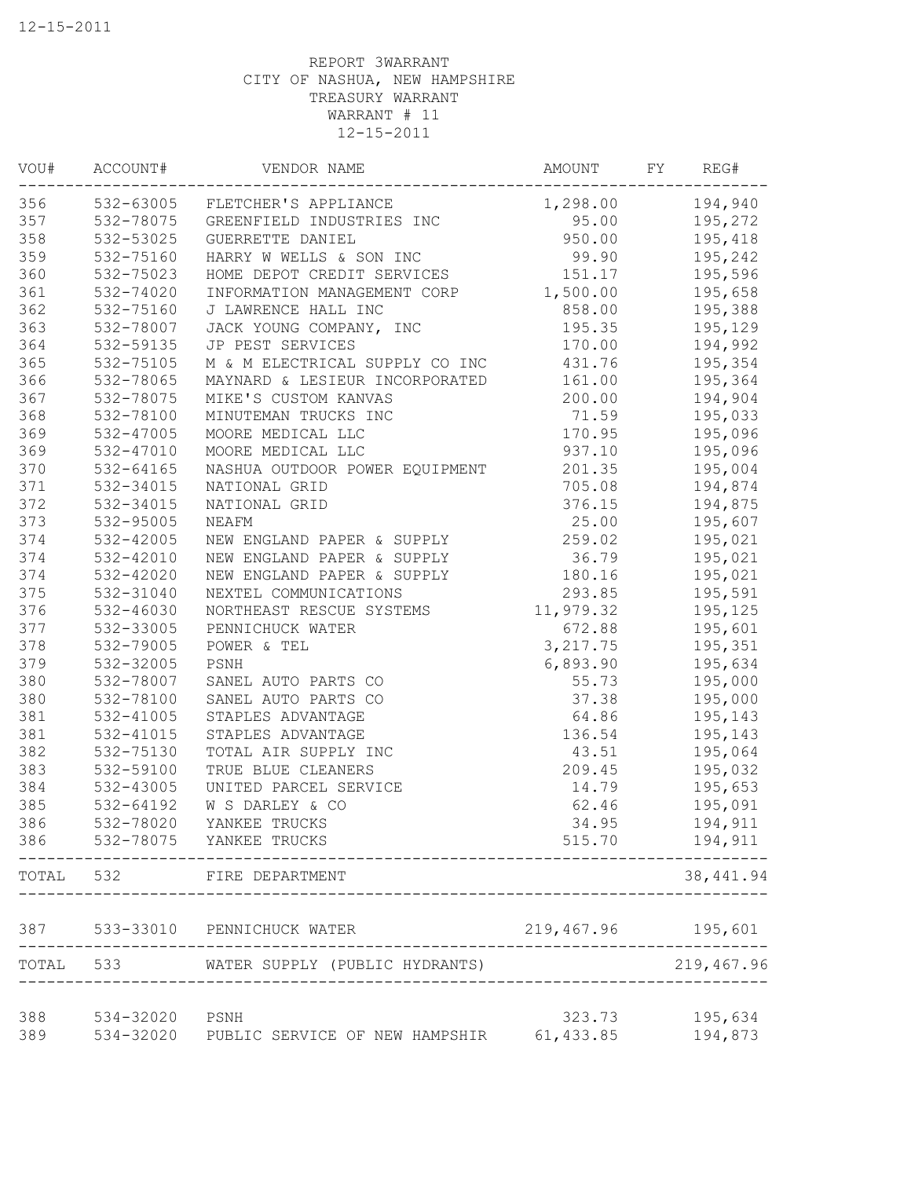12-15-2011

REPORT 3WARRANT
CITY OF NASHUA, NEW HAMPSHIRE
TREASURY WARRANT
WARRANT # 11
12-15-2011

| VOU# | ACCOUNT# | VENDOR NAME | AMOUNT | FY | REG# |
|---|---|---|---|---|---|
| 356 | 532-63005 | FLETCHER'S APPLIANCE | 1,298.00 | | 194,940 |
| 357 | 532-78075 | GREENFIELD INDUSTRIES INC | 95.00 | | 195,272 |
| 358 | 532-53025 | GUERRETTE DANIEL | 950.00 | | 195,418 |
| 359 | 532-75160 | HARRY W WELLS & SON INC | 99.90 | | 195,242 |
| 360 | 532-75023 | HOME DEPOT CREDIT SERVICES | 151.17 | | 195,596 |
| 361 | 532-74020 | INFORMATION MANAGEMENT CORP | 1,500.00 | | 195,658 |
| 362 | 532-75160 | J LAWRENCE HALL INC | 858.00 | | 195,388 |
| 363 | 532-78007 | JACK YOUNG COMPANY, INC | 195.35 | | 195,129 |
| 364 | 532-59135 | JP PEST SERVICES | 170.00 | | 194,992 |
| 365 | 532-75105 | M & M ELECTRICAL SUPPLY CO INC | 431.76 | | 195,354 |
| 366 | 532-78065 | MAYNARD & LESIEUR INCORPORATED | 161.00 | | 195,364 |
| 367 | 532-78075 | MIKE'S CUSTOM KANVAS | 200.00 | | 194,904 |
| 368 | 532-78100 | MINUTEMAN TRUCKS INC | 71.59 | | 195,033 |
| 369 | 532-47005 | MOORE MEDICAL LLC | 170.95 | | 195,096 |
| 369 | 532-47010 | MOORE MEDICAL LLC | 937.10 | | 195,096 |
| 370 | 532-64165 | NASHUA OUTDOOR POWER EQUIPMENT | 201.35 | | 195,004 |
| 371 | 532-34015 | NATIONAL GRID | 705.08 | | 194,874 |
| 372 | 532-34015 | NATIONAL GRID | 376.15 | | 194,875 |
| 373 | 532-95005 | NEAFM | 25.00 | | 195,607 |
| 374 | 532-42005 | NEW ENGLAND PAPER & SUPPLY | 259.02 | | 195,021 |
| 374 | 532-42010 | NEW ENGLAND PAPER & SUPPLY | 36.79 | | 195,021 |
| 374 | 532-42020 | NEW ENGLAND PAPER & SUPPLY | 180.16 | | 195,021 |
| 375 | 532-31040 | NEXTEL COMMUNICATIONS | 293.85 | | 195,591 |
| 376 | 532-46030 | NORTHEAST RESCUE SYSTEMS | 11,979.32 | | 195,125 |
| 377 | 532-33005 | PENNICHUCK WATER | 672.88 | | 195,601 |
| 378 | 532-79005 | POWER & TEL | 3,217.75 | | 195,351 |
| 379 | 532-32005 | PSNH | 6,893.90 | | 195,634 |
| 380 | 532-78007 | SANEL AUTO PARTS CO | 55.73 | | 195,000 |
| 380 | 532-78100 | SANEL AUTO PARTS CO | 37.38 | | 195,000 |
| 381 | 532-41005 | STAPLES ADVANTAGE | 64.86 | | 195,143 |
| 381 | 532-41015 | STAPLES ADVANTAGE | 136.54 | | 195,143 |
| 382 | 532-75130 | TOTAL AIR SUPPLY INC | 43.51 | | 195,064 |
| 383 | 532-59100 | TRUE BLUE CLEANERS | 209.45 | | 195,032 |
| 384 | 532-43005 | UNITED PARCEL SERVICE | 14.79 | | 195,653 |
| 385 | 532-64192 | W S DARLEY & CO | 62.46 | | 195,091 |
| 386 | 532-78020 | YANKEE TRUCKS | 34.95 | | 194,911 |
| 386 | 532-78075 | YANKEE TRUCKS | 515.70 | | 194,911 |
| TOTAL | 532 | FIRE DEPARTMENT | | | 38,441.94 |
| 387 | 533-33010 | PENNICHUCK WATER | 219,467.96 | | 195,601 |
| TOTAL | 533 | WATER SUPPLY (PUBLIC HYDRANTS) | | | 219,467.96 |
| 388 | 534-32020 | PSNH | 323.73 | | 195,634 |
| 389 | 534-32020 | PUBLIC SERVICE OF NEW HAMPSHIR | 61,433.85 | | 194,873 |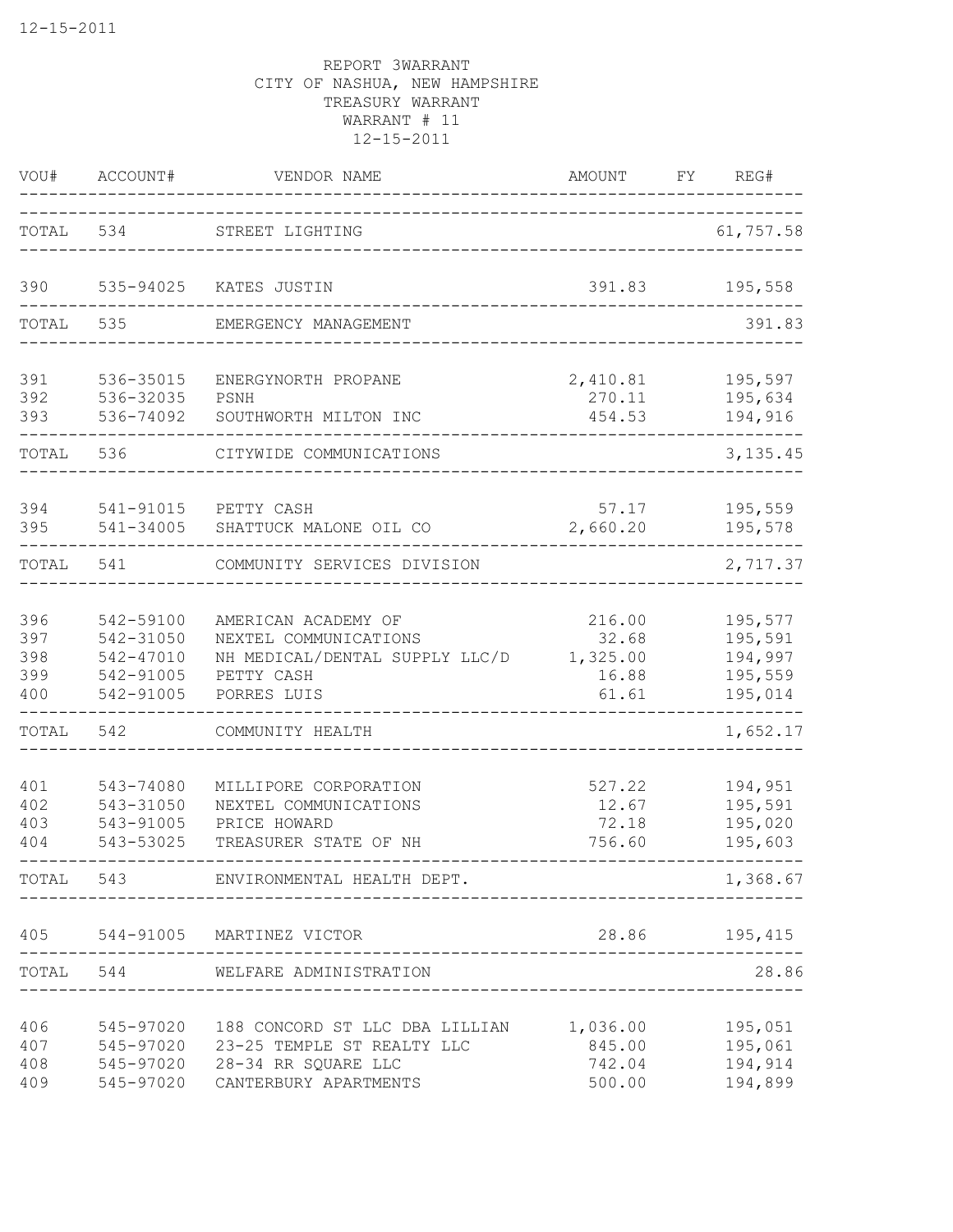12-15-2011

REPORT 3WARRANT
CITY OF NASHUA, NEW HAMPSHIRE
TREASURY WARRANT
WARRANT # 11
12-15-2011

| VOU# | ACCOUNT# | VENDOR NAME | AMOUNT | FY | REG# |
|---|---|---|---|---|---|
| TOTAL | 534 | STREET LIGHTING | | | 61,757.58 |
| 390 | 535-94025 | KATES JUSTIN | 391.83 | | 195,558 |
| TOTAL | 535 | EMERGENCY MANAGEMENT | | | 391.83 |
| 391 | 536-35015 | ENERGYNORTH PROPANE | 2,410.81 | | 195,597 |
| 392 | 536-32035 | PSNH | 270.11 | | 195,634 |
| 393 | 536-74092 | SOUTHWORTH MILTON INC | 454.53 | | 194,916 |
| TOTAL | 536 | CITYWIDE COMMUNICATIONS | | | 3,135.45 |
| 394 | 541-91015 | PETTY CASH | 57.17 | | 195,559 |
| 395 | 541-34005 | SHATTUCK MALONE OIL CO | 2,660.20 | | 195,578 |
| TOTAL | 541 | COMMUNITY SERVICES DIVISION | | | 2,717.37 |
| 396 | 542-59100 | AMERICAN ACADEMY OF | 216.00 | | 195,577 |
| 397 | 542-31050 | NEXTEL COMMUNICATIONS | 32.68 | | 195,591 |
| 398 | 542-47010 | NH MEDICAL/DENTAL SUPPLY LLC/D | 1,325.00 | | 194,997 |
| 399 | 542-91005 | PETTY CASH | 16.88 | | 195,559 |
| 400 | 542-91005 | PORRES LUIS | 61.61 | | 195,014 |
| TOTAL | 542 | COMMUNITY HEALTH | | | 1,652.17 |
| 401 | 543-74080 | MILLIPORE CORPORATION | 527.22 | | 194,951 |
| 402 | 543-31050 | NEXTEL COMMUNICATIONS | 12.67 | | 195,591 |
| 403 | 543-91005 | PRICE HOWARD | 72.18 | | 195,020 |
| 404 | 543-53025 | TREASURER STATE OF NH | 756.60 | | 195,603 |
| TOTAL | 543 | ENVIRONMENTAL HEALTH DEPT. | | | 1,368.67 |
| 405 | 544-91005 | MARTINEZ VICTOR | 28.86 | | 195,415 |
| TOTAL | 544 | WELFARE ADMINISTRATION | | | 28.86 |
| 406 | 545-97020 | 188 CONCORD ST LLC DBA LILLIAN | 1,036.00 | | 195,051 |
| 407 | 545-97020 | 23-25 TEMPLE ST REALTY LLC | 845.00 | | 195,061 |
| 408 | 545-97020 | 28-34 RR SQUARE LLC | 742.04 | | 194,914 |
| 409 | 545-97020 | CANTERBURY APARTMENTS | 500.00 | | 194,899 |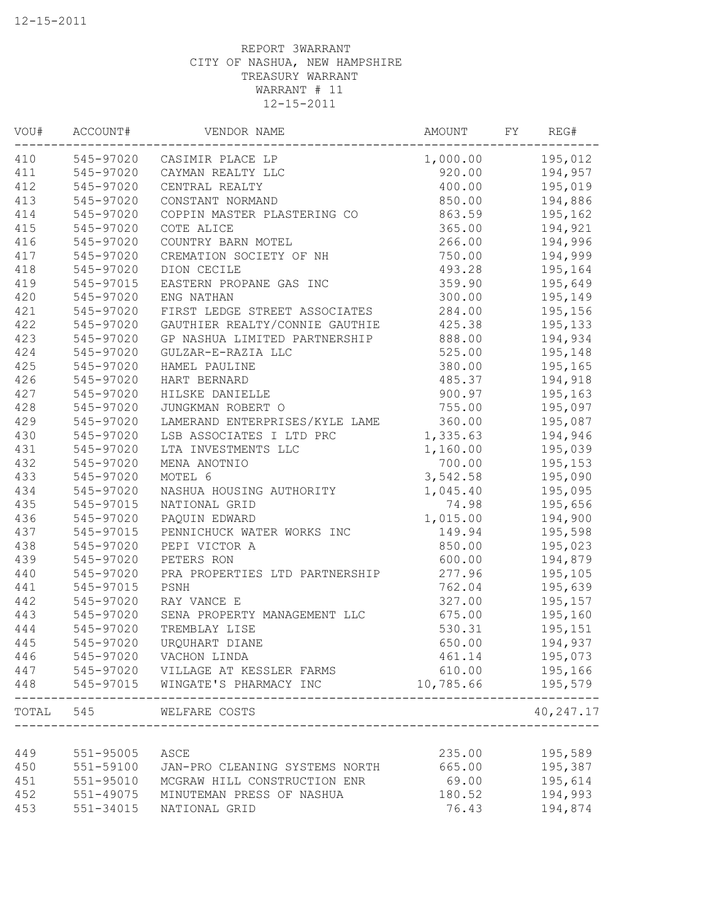12-15-2011

REPORT 3WARRANT
CITY OF NASHUA, NEW HAMPSHIRE
TREASURY WARRANT
WARRANT # 11
12-15-2011

| VOU# | ACCOUNT# | VENDOR NAME | AMOUNT | FY | REG# |
|---|---|---|---|---|---|
| 410 | 545-97020 | CASIMIR PLACE LP | 1,000.00 | | 195,012 |
| 411 | 545-97020 | CAYMAN REALTY LLC | 920.00 | | 194,957 |
| 412 | 545-97020 | CENTRAL REALTY | 400.00 | | 195,019 |
| 413 | 545-97020 | CONSTANT NORMAND | 850.00 | | 194,886 |
| 414 | 545-97020 | COPPIN MASTER PLASTERING CO | 863.59 | | 195,162 |
| 415 | 545-97020 | COTE ALICE | 365.00 | | 194,921 |
| 416 | 545-97020 | COUNTRY BARN MOTEL | 266.00 | | 194,996 |
| 417 | 545-97020 | CREMATION SOCIETY OF NH | 750.00 | | 194,999 |
| 418 | 545-97020 | DION CECILE | 493.28 | | 195,164 |
| 419 | 545-97015 | EASTERN PROPANE GAS INC | 359.90 | | 195,649 |
| 420 | 545-97020 | ENG NATHAN | 300.00 | | 195,149 |
| 421 | 545-97020 | FIRST LEDGE STREET ASSOCIATES | 284.00 | | 195,156 |
| 422 | 545-97020 | GAUTHIER REALTY/CONNIE GAUTHIE | 425.38 | | 195,133 |
| 423 | 545-97020 | GP NASHUA LIMITED PARTNERSHIP | 888.00 | | 194,934 |
| 424 | 545-97020 | GULZAR-E-RAZIA LLC | 525.00 | | 195,148 |
| 425 | 545-97020 | HAMEL PAULINE | 380.00 | | 195,165 |
| 426 | 545-97020 | HART BERNARD | 485.37 | | 194,918 |
| 427 | 545-97020 | HILSKE DANIELLE | 900.97 | | 195,163 |
| 428 | 545-97020 | JUNGKMAN ROBERT O | 755.00 | | 195,097 |
| 429 | 545-97020 | LAMERAND ENTERPRISES/KYLE LAME | 360.00 | | 195,087 |
| 430 | 545-97020 | LSB ASSOCIATES I LTD PRC | 1,335.63 | | 194,946 |
| 431 | 545-97020 | LTA INVESTMENTS LLC | 1,160.00 | | 195,039 |
| 432 | 545-97020 | MENA ANOTNIO | 700.00 | | 195,153 |
| 433 | 545-97020 | MOTEL 6 | 3,542.58 | | 195,090 |
| 434 | 545-97020 | NASHUA HOUSING AUTHORITY | 1,045.40 | | 195,095 |
| 435 | 545-97015 | NATIONAL GRID | 74.98 | | 195,656 |
| 436 | 545-97020 | PAQUIN EDWARD | 1,015.00 | | 194,900 |
| 437 | 545-97015 | PENNICHUCK WATER WORKS INC | 149.94 | | 195,598 |
| 438 | 545-97020 | PEPI VICTOR A | 850.00 | | 195,023 |
| 439 | 545-97020 | PETERS RON | 600.00 | | 194,879 |
| 440 | 545-97020 | PRA PROPERTIES LTD PARTNERSHIP | 277.96 | | 195,105 |
| 441 | 545-97015 | PSNH | 762.04 | | 195,639 |
| 442 | 545-97020 | RAY VANCE E | 327.00 | | 195,157 |
| 443 | 545-97020 | SENA PROPERTY MANAGEMENT LLC | 675.00 | | 195,160 |
| 444 | 545-97020 | TREMBLAY LISE | 530.31 | | 195,151 |
| 445 | 545-97020 | URQUHART DIANE | 650.00 | | 194,937 |
| 446 | 545-97020 | VACHON LINDA | 461.14 | | 195,073 |
| 447 | 545-97020 | VILLAGE AT KESSLER FARMS | 610.00 | | 195,166 |
| 448 | 545-97015 | WINGATE'S PHARMACY INC | 10,785.66 | | 195,579 |
| TOTAL | 545 | WELFARE COSTS | | | 40,247.17 |
| 449 | 551-95005 | ASCE | 235.00 | | 195,589 |
| 450 | 551-59100 | JAN-PRO CLEANING SYSTEMS NORTH | 665.00 | | 195,387 |
| 451 | 551-95010 | MCGRAW HILL CONSTRUCTION ENR | 69.00 | | 195,614 |
| 452 | 551-49075 | MINUTEMAN PRESS OF NASHUA | 180.52 | | 194,993 |
| 453 | 551-34015 | NATIONAL GRID | 76.43 | | 194,874 |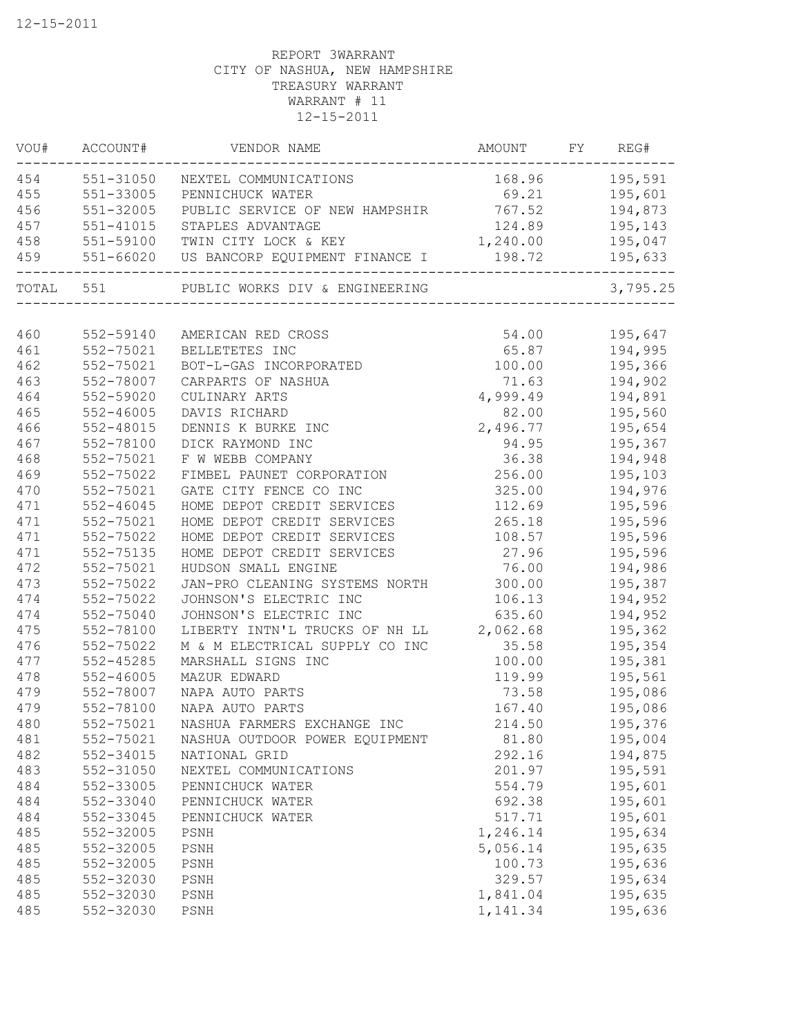REPORT 3WARRANT
CITY OF NASHUA, NEW HAMPSHIRE
TREASURY WARRANT
WARRANT # 11
12-15-2011

| VOU# | ACCOUNT# | VENDOR NAME | AMOUNT | FY | REG# |
|---|---|---|---|---|---|
| 454 | 551-31050 | NEXTEL COMMUNICATIONS | 168.96 | | 195,591 |
| 455 | 551-33005 | PENNICHUCK WATER | 69.21 | | 195,601 |
| 456 | 551-32005 | PUBLIC SERVICE OF NEW HAMPSHIR | 767.52 | | 194,873 |
| 457 | 551-41015 | STAPLES ADVANTAGE | 124.89 | | 195,143 |
| 458 | 551-59100 | TWIN CITY LOCK & KEY | 1,240.00 | | 195,047 |
| 459 | 551-66020 | US BANCORP EQUIPMENT FINANCE I | 198.72 | | 195,633 |
| TOTAL | 551 | PUBLIC WORKS DIV & ENGINEERING | | | 3,795.25 |
| 460 | 552-59140 | AMERICAN RED CROSS | 54.00 | | 195,647 |
| 461 | 552-75021 | BELLETETES INC | 65.87 | | 194,995 |
| 462 | 552-75021 | BOT-L-GAS INCORPORATED | 100.00 | | 195,366 |
| 463 | 552-78007 | CARPARTS OF NASHUA | 71.63 | | 194,902 |
| 464 | 552-59020 | CULINARY ARTS | 4,999.49 | | 194,891 |
| 465 | 552-46005 | DAVIS RICHARD | 82.00 | | 195,560 |
| 466 | 552-48015 | DENNIS K BURKE INC | 2,496.77 | | 195,654 |
| 467 | 552-78100 | DICK RAYMOND INC | 94.95 | | 195,367 |
| 468 | 552-75021 | F W WEBB COMPANY | 36.38 | | 194,948 |
| 469 | 552-75022 | FIMBEL PAUNET CORPORATION | 256.00 | | 195,103 |
| 470 | 552-75021 | GATE CITY FENCE CO INC | 325.00 | | 194,976 |
| 471 | 552-46045 | HOME DEPOT CREDIT SERVICES | 112.69 | | 195,596 |
| 471 | 552-75021 | HOME DEPOT CREDIT SERVICES | 265.18 | | 195,596 |
| 471 | 552-75022 | HOME DEPOT CREDIT SERVICES | 108.57 | | 195,596 |
| 471 | 552-75135 | HOME DEPOT CREDIT SERVICES | 27.96 | | 195,596 |
| 472 | 552-75021 | HUDSON SMALL ENGINE | 76.00 | | 194,986 |
| 473 | 552-75022 | JAN-PRO CLEANING SYSTEMS NORTH | 300.00 | | 195,387 |
| 474 | 552-75022 | JOHNSON'S ELECTRIC INC | 106.13 | | 194,952 |
| 474 | 552-75040 | JOHNSON'S ELECTRIC INC | 635.60 | | 194,952 |
| 475 | 552-78100 | LIBERTY INTN'L TRUCKS OF NH LL | 2,062.68 | | 195,362 |
| 476 | 552-75022 | M & M ELECTRICAL SUPPLY CO INC | 35.58 | | 195,354 |
| 477 | 552-45285 | MARSHALL SIGNS INC | 100.00 | | 195,381 |
| 478 | 552-46005 | MAZUR EDWARD | 119.99 | | 195,561 |
| 479 | 552-78007 | NAPA AUTO PARTS | 73.58 | | 195,086 |
| 479 | 552-78100 | NAPA AUTO PARTS | 167.40 | | 195,086 |
| 480 | 552-75021 | NASHUA FARMERS EXCHANGE INC | 214.50 | | 195,376 |
| 481 | 552-75021 | NASHUA OUTDOOR POWER EQUIPMENT | 81.80 | | 195,004 |
| 482 | 552-34015 | NATIONAL GRID | 292.16 | | 194,875 |
| 483 | 552-31050 | NEXTEL COMMUNICATIONS | 201.97 | | 195,591 |
| 484 | 552-33005 | PENNICHUCK WATER | 554.79 | | 195,601 |
| 484 | 552-33040 | PENNICHUCK WATER | 692.38 | | 195,601 |
| 484 | 552-33045 | PENNICHUCK WATER | 517.71 | | 195,601 |
| 485 | 552-32005 | PSNH | 1,246.14 | | 195,634 |
| 485 | 552-32005 | PSNH | 5,056.14 | | 195,635 |
| 485 | 552-32005 | PSNH | 100.73 | | 195,636 |
| 485 | 552-32030 | PSNH | 329.57 | | 195,634 |
| 485 | 552-32030 | PSNH | 1,841.04 | | 195,635 |
| 485 | 552-32030 | PSNH | 1,141.34 | | 195,636 |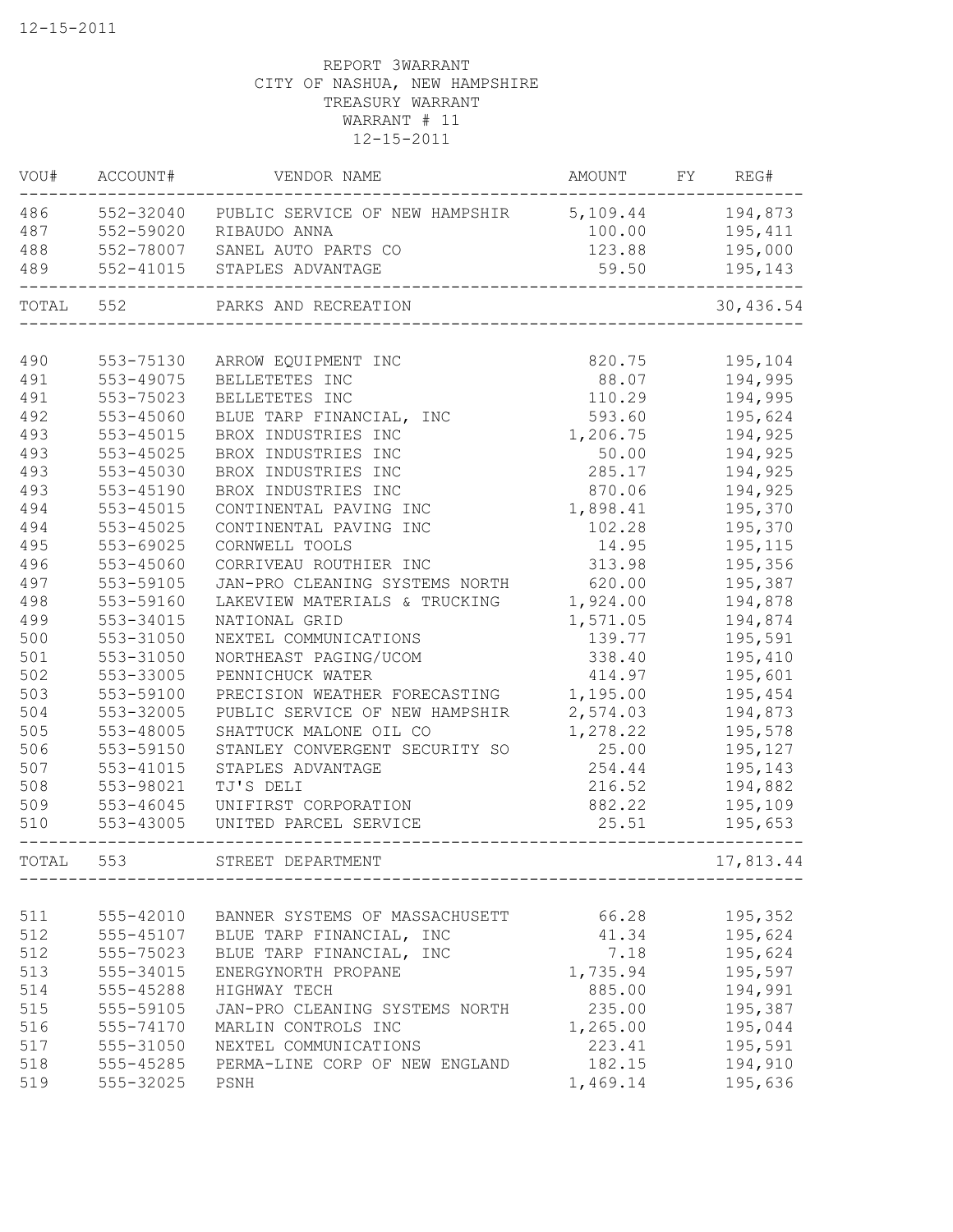REPORT 3WARRANT
CITY OF NASHUA, NEW HAMPSHIRE
TREASURY WARRANT
WARRANT # 11
12-15-2011

| VOU# | ACCOUNT# | VENDOR NAME | AMOUNT | FY | REG# |
|---|---|---|---|---|---|
| 486 | 552-32040 | PUBLIC SERVICE OF NEW HAMPSHIR | 5,109.44 | | 194,873 |
| 487 | 552-59020 | RIBAUDO ANNA | 100.00 | | 195,411 |
| 488 | 552-78007 | SANEL AUTO PARTS CO | 123.88 | | 195,000 |
| 489 | 552-41015 | STAPLES ADVANTAGE | 59.50 | | 195,143 |
| TOTAL | 552 | PARKS AND RECREATION | | | 30,436.54 |
| 490 | 553-75130 | ARROW EQUIPMENT INC | 820.75 | | 195,104 |
| 491 | 553-49075 | BELLETETES INC | 88.07 | | 194,995 |
| 491 | 553-75023 | BELLETETES INC | 110.29 | | 194,995 |
| 492 | 553-45060 | BLUE TARP FINANCIAL, INC | 593.60 | | 195,624 |
| 493 | 553-45015 | BROX INDUSTRIES INC | 1,206.75 | | 194,925 |
| 493 | 553-45025 | BROX INDUSTRIES INC | 50.00 | | 194,925 |
| 493 | 553-45030 | BROX INDUSTRIES INC | 285.17 | | 194,925 |
| 493 | 553-45190 | BROX INDUSTRIES INC | 870.06 | | 194,925 |
| 494 | 553-45015 | CONTINENTAL PAVING INC | 1,898.41 | | 195,370 |
| 494 | 553-45025 | CONTINENTAL PAVING INC | 102.28 | | 195,370 |
| 495 | 553-69025 | CORNWELL TOOLS | 14.95 | | 195,115 |
| 496 | 553-45060 | CORRIVEAU ROUTHIER INC | 313.98 | | 195,356 |
| 497 | 553-59105 | JAN-PRO CLEANING SYSTEMS NORTH | 620.00 | | 195,387 |
| 498 | 553-59160 | LAKEVIEW MATERIALS & TRUCKING | 1,924.00 | | 194,878 |
| 499 | 553-34015 | NATIONAL GRID | 1,571.05 | | 194,874 |
| 500 | 553-31050 | NEXTEL COMMUNICATIONS | 139.77 | | 195,591 |
| 501 | 553-31050 | NORTHEAST PAGING/UCOM | 338.40 | | 195,410 |
| 502 | 553-33005 | PENNICHUCK WATER | 414.97 | | 195,601 |
| 503 | 553-59100 | PRECISION WEATHER FORECASTING | 1,195.00 | | 195,454 |
| 504 | 553-32005 | PUBLIC SERVICE OF NEW HAMPSHIR | 2,574.03 | | 194,873 |
| 505 | 553-48005 | SHATTUCK MALONE OIL CO | 1,278.22 | | 195,578 |
| 506 | 553-59150 | STANLEY CONVERGENT SECURITY SO | 25.00 | | 195,127 |
| 507 | 553-41015 | STAPLES ADVANTAGE | 254.44 | | 195,143 |
| 508 | 553-98021 | TJ'S DELI | 216.52 | | 194,882 |
| 509 | 553-46045 | UNIFIRST CORPORATION | 882.22 | | 195,109 |
| 510 | 553-43005 | UNITED PARCEL SERVICE | 25.51 | | 195,653 |
| TOTAL | 553 | STREET DEPARTMENT | | | 17,813.44 |
| 511 | 555-42010 | BANNER SYSTEMS OF MASSACHUSETT | 66.28 | | 195,352 |
| 512 | 555-45107 | BLUE TARP FINANCIAL, INC | 41.34 | | 195,624 |
| 512 | 555-75023 | BLUE TARP FINANCIAL, INC | 7.18 | | 195,624 |
| 513 | 555-34015 | ENERGYNORTH PROPANE | 1,735.94 | | 195,597 |
| 514 | 555-45288 | HIGHWAY TECH | 885.00 | | 194,991 |
| 515 | 555-59105 | JAN-PRO CLEANING SYSTEMS NORTH | 235.00 | | 195,387 |
| 516 | 555-74170 | MARLIN CONTROLS INC | 1,265.00 | | 195,044 |
| 517 | 555-31050 | NEXTEL COMMUNICATIONS | 223.41 | | 195,591 |
| 518 | 555-45285 | PERMA-LINE CORP OF NEW ENGLAND | 182.15 | | 194,910 |
| 519 | 555-32025 | PSNH | 1,469.14 | | 195,636 |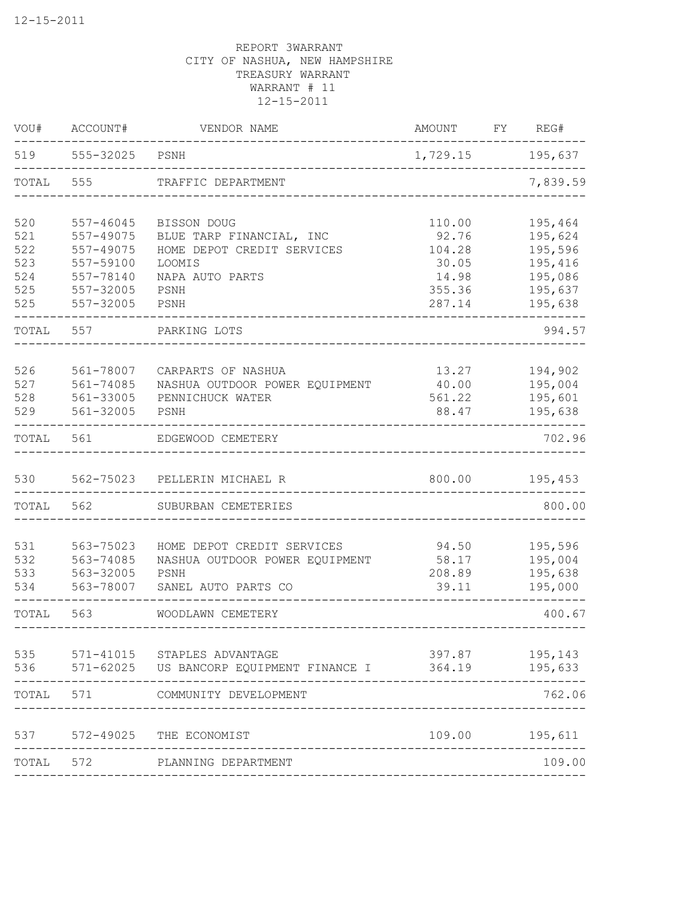REPORT 3WARRANT
CITY OF NASHUA, NEW HAMPSHIRE
TREASURY WARRANT
WARRANT # 11
12-15-2011

| VOU# | ACCOUNT# | VENDOR NAME | AMOUNT | FY | REG# |
|---|---|---|---|---|---|
| 519 | 555-32025 | PSNH | 1,729.15 | | 195,637 |
| TOTAL | 555 | TRAFFIC DEPARTMENT | | | 7,839.59 |
| 520 | 557-46045 | BISSON DOUG | 110.00 | | 195,464 |
| 521 | 557-49075 | BLUE TARP FINANCIAL, INC | 92.76 | | 195,624 |
| 522 | 557-49075 | HOME DEPOT CREDIT SERVICES | 104.28 | | 195,596 |
| 523 | 557-59100 | LOOMIS | 30.05 | | 195,416 |
| 524 | 557-78140 | NAPA AUTO PARTS | 14.98 | | 195,086 |
| 525 | 557-32005 | PSNH | 355.36 | | 195,637 |
| 525 | 557-32005 | PSNH | 287.14 | | 195,638 |
| TOTAL | 557 | PARKING LOTS | | | 994.57 |
| 526 | 561-78007 | CARPARTS OF NASHUA | 13.27 | | 194,902 |
| 527 | 561-74085 | NASHUA OUTDOOR POWER EQUIPMENT | 40.00 | | 195,004 |
| 528 | 561-33005 | PENNICHUCK WATER | 561.22 | | 195,601 |
| 529 | 561-32005 | PSNH | 88.47 | | 195,638 |
| TOTAL | 561 | EDGEWOOD CEMETERY | | | 702.96 |
| 530 | 562-75023 | PELLERIN MICHAEL R | 800.00 | | 195,453 |
| TOTAL | 562 | SUBURBAN CEMETERIES | | | 800.00 |
| 531 | 563-75023 | HOME DEPOT CREDIT SERVICES | 94.50 | | 195,596 |
| 532 | 563-74085 | NASHUA OUTDOOR POWER EQUIPMENT | 58.17 | | 195,004 |
| 533 | 563-32005 | PSNH | 208.89 | | 195,638 |
| 534 | 563-78007 | SANEL AUTO PARTS CO | 39.11 | | 195,000 |
| TOTAL | 563 | WOODLAWN CEMETERY | | | 400.67 |
| 535 | 571-41015 | STAPLES ADVANTAGE | 397.87 | | 195,143 |
| 536 | 571-62025 | US BANCORP EQUIPMENT FINANCE I | 364.19 | | 195,633 |
| TOTAL | 571 | COMMUNITY DEVELOPMENT | | | 762.06 |
| 537 | 572-49025 | THE ECONOMIST | 109.00 | | 195,611 |
| TOTAL | 572 | PLANNING DEPARTMENT | | | 109.00 |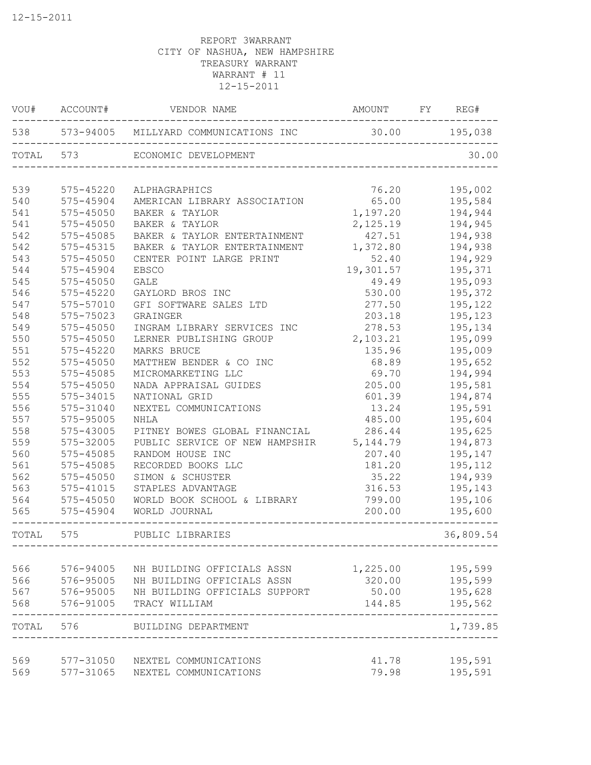REPORT 3WARRANT
CITY OF NASHUA, NEW HAMPSHIRE
TREASURY WARRANT
WARRANT # 11
12-15-2011

| VOU# | ACCOUNT# | VENDOR NAME | AMOUNT | FY | REG# |
|---|---|---|---|---|---|
| 538 | 573-94005 | MILLYARD COMMUNICATIONS INC | 30.00 | | 195,038 |
| TOTAL | 573 | ECONOMIC DEVELOPMENT | | | 30.00 |
| 539 | 575-45220 | ALPHAGRAPHICS | 76.20 | | 195,002 |
| 540 | 575-45904 | AMERICAN LIBRARY ASSOCIATION | 65.00 | | 195,584 |
| 541 | 575-45050 | BAKER & TAYLOR | 1,197.20 | | 194,944 |
| 541 | 575-45050 | BAKER & TAYLOR | 2,125.19 | | 194,945 |
| 542 | 575-45085 | BAKER & TAYLOR ENTERTAINMENT | 427.51 | | 194,938 |
| 542 | 575-45315 | BAKER & TAYLOR ENTERTAINMENT | 1,372.80 | | 194,938 |
| 543 | 575-45050 | CENTER POINT LARGE PRINT | 52.40 | | 194,929 |
| 544 | 575-45904 | EBSCO | 19,301.57 | | 195,371 |
| 545 | 575-45050 | GALE | 49.49 | | 195,093 |
| 546 | 575-45220 | GAYLORD BROS INC | 530.00 | | 195,372 |
| 547 | 575-57010 | GFI SOFTWARE SALES LTD | 277.50 | | 195,122 |
| 548 | 575-75023 | GRAINGER | 203.18 | | 195,123 |
| 549 | 575-45050 | INGRAM LIBRARY SERVICES INC | 278.53 | | 195,134 |
| 550 | 575-45050 | LERNER PUBLISHING GROUP | 2,103.21 | | 195,099 |
| 551 | 575-45220 | MARKS BRUCE | 135.96 | | 195,009 |
| 552 | 575-45050 | MATTHEW BENDER & CO INC | 68.89 | | 195,652 |
| 553 | 575-45085 | MICROMARKETING LLC | 69.70 | | 194,994 |
| 554 | 575-45050 | NADA APPRAISAL GUIDES | 205.00 | | 195,581 |
| 555 | 575-34015 | NATIONAL GRID | 601.39 | | 194,874 |
| 556 | 575-31040 | NEXTEL COMMUNICATIONS | 13.24 | | 195,591 |
| 557 | 575-95005 | NHLA | 485.00 | | 195,604 |
| 558 | 575-43005 | PITNEY BOWES GLOBAL FINANCIAL | 286.44 | | 195,625 |
| 559 | 575-32005 | PUBLIC SERVICE OF NEW HAMPSHIR | 5,144.79 | | 194,873 |
| 560 | 575-45085 | RANDOM HOUSE INC | 207.40 | | 195,147 |
| 561 | 575-45085 | RECORDED BOOKS LLC | 181.20 | | 195,112 |
| 562 | 575-45050 | SIMON & SCHUSTER | 35.22 | | 194,939 |
| 563 | 575-41015 | STAPLES ADVANTAGE | 316.53 | | 195,143 |
| 564 | 575-45050 | WORLD BOOK SCHOOL & LIBRARY | 799.00 | | 195,106 |
| 565 | 575-45904 | WORLD JOURNAL | 200.00 | | 195,600 |
| TOTAL | 575 | PUBLIC LIBRARIES | | | 36,809.54 |
| 566 | 576-94005 | NH BUILDING OFFICIALS ASSN | 1,225.00 | | 195,599 |
| 566 | 576-95005 | NH BUILDING OFFICIALS ASSN | 320.00 | | 195,599 |
| 567 | 576-95005 | NH BUILDING OFFICIALS SUPPORT | 50.00 | | 195,628 |
| 568 | 576-91005 | TRACY WILLIAM | 144.85 | | 195,562 |
| TOTAL | 576 | BUILDING DEPARTMENT | | | 1,739.85 |
| 569 | 577-31050 | NEXTEL COMMUNICATIONS | 41.78 | | 195,591 |
| 569 | 577-31065 | NEXTEL COMMUNICATIONS | 79.98 | | 195,591 |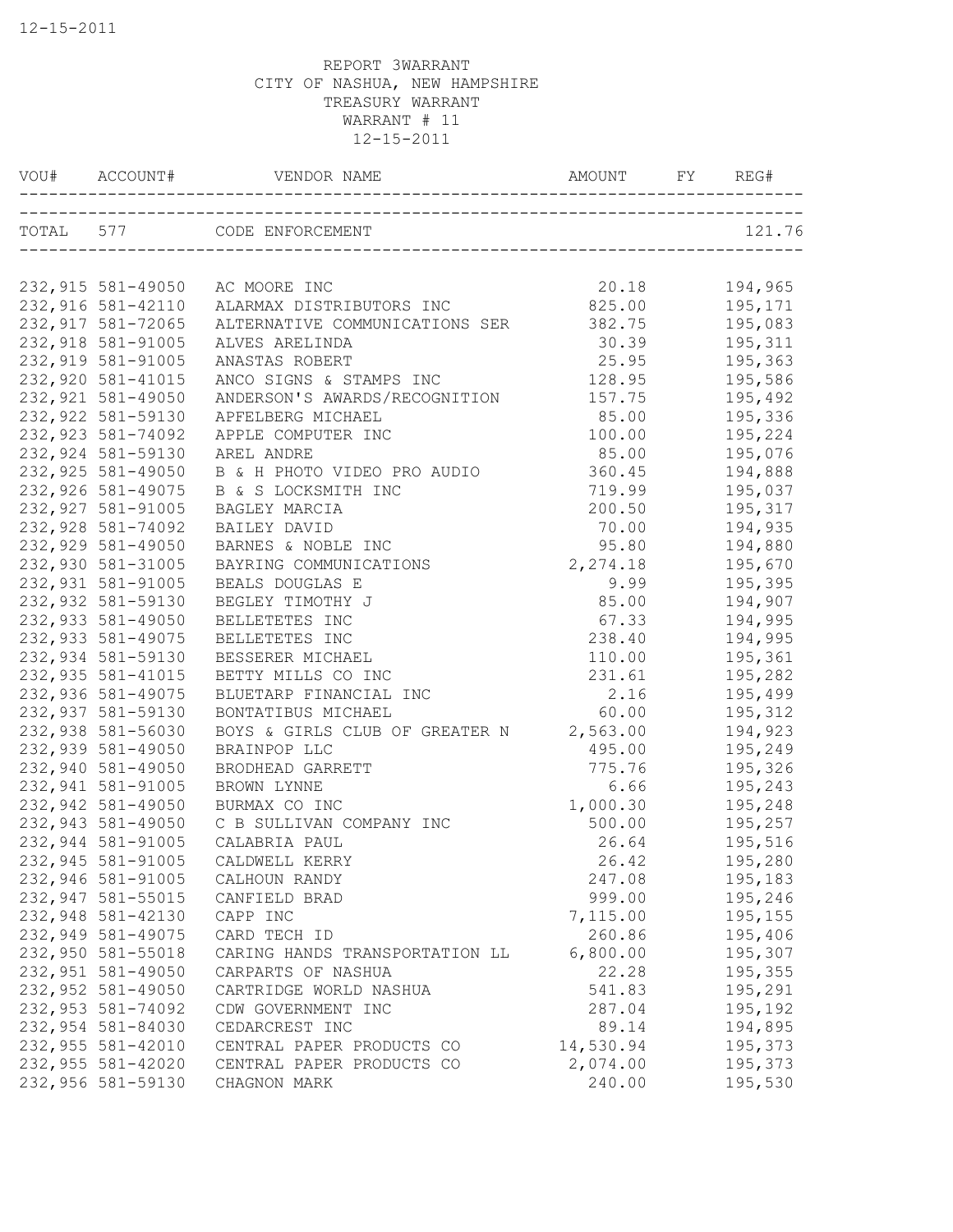12-15-2011

REPORT 3WARRANT
CITY OF NASHUA, NEW HAMPSHIRE
TREASURY WARRANT
WARRANT # 11
12-15-2011

| VOU# | ACCOUNT# | VENDOR NAME | AMOUNT | FY | REG# |
|---|---|---|---|---|---|
| TOTAL | 577 | CODE ENFORCEMENT | | | 121.76 |
| 232,915 | 581-49050 | AC MOORE INC | 20.18 | | 194,965 |
| 232,916 | 581-42110 | ALARMAX DISTRIBUTORS INC | 825.00 | | 195,171 |
| 232,917 | 581-72065 | ALTERNATIVE COMMUNICATIONS SER | 382.75 | | 195,083 |
| 232,918 | 581-91005 | ALVES ARELINDA | 30.39 | | 195,311 |
| 232,919 | 581-91005 | ANASTAS ROBERT | 25.95 | | 195,363 |
| 232,920 | 581-41015 | ANCO SIGNS & STAMPS INC | 128.95 | | 195,586 |
| 232,921 | 581-49050 | ANDERSON'S AWARDS/RECOGNITION | 157.75 | | 195,492 |
| 232,922 | 581-59130 | APFELBERG MICHAEL | 85.00 | | 195,336 |
| 232,923 | 581-74092 | APPLE COMPUTER INC | 100.00 | | 195,224 |
| 232,924 | 581-59130 | AREL ANDRE | 85.00 | | 195,076 |
| 232,925 | 581-49050 | B & H PHOTO VIDEO PRO AUDIO | 360.45 | | 194,888 |
| 232,926 | 581-49075 | B & S LOCKSMITH INC | 719.99 | | 195,037 |
| 232,927 | 581-91005 | BAGLEY MARCIA | 200.50 | | 195,317 |
| 232,928 | 581-74092 | BAILEY DAVID | 70.00 | | 194,935 |
| 232,929 | 581-49050 | BARNES & NOBLE INC | 95.80 | | 194,880 |
| 232,930 | 581-31005 | BAYRING COMMUNICATIONS | 2,274.18 | | 195,670 |
| 232,931 | 581-91005 | BEALS DOUGLAS E | 9.99 | | 195,395 |
| 232,932 | 581-59130 | BEGLEY TIMOTHY J | 85.00 | | 194,907 |
| 232,933 | 581-49050 | BELLETETES INC | 67.33 | | 194,995 |
| 232,933 | 581-49075 | BELLETETES INC | 238.40 | | 194,995 |
| 232,934 | 581-59130 | BESSERER MICHAEL | 110.00 | | 195,361 |
| 232,935 | 581-41015 | BETTY MILLS CO INC | 231.61 | | 195,282 |
| 232,936 | 581-49075 | BLUETARP FINANCIAL INC | 2.16 | | 195,499 |
| 232,937 | 581-59130 | BONTATIBUS MICHAEL | 60.00 | | 195,312 |
| 232,938 | 581-56030 | BOYS & GIRLS CLUB OF GREATER N | 2,563.00 | | 194,923 |
| 232,939 | 581-49050 | BRAINPOP LLC | 495.00 | | 195,249 |
| 232,940 | 581-49050 | BRODHEAD GARRETT | 775.76 | | 195,326 |
| 232,941 | 581-91005 | BROWN LYNNE | 6.66 | | 195,243 |
| 232,942 | 581-49050 | BURMAX CO INC | 1,000.30 | | 195,248 |
| 232,943 | 581-49050 | C B SULLIVAN COMPANY INC | 500.00 | | 195,257 |
| 232,944 | 581-91005 | CALABRIA PAUL | 26.64 | | 195,516 |
| 232,945 | 581-91005 | CALDWELL KERRY | 26.42 | | 195,280 |
| 232,946 | 581-91005 | CALHOUN RANDY | 247.08 | | 195,183 |
| 232,947 | 581-55015 | CANFIELD BRAD | 999.00 | | 195,246 |
| 232,948 | 581-42130 | CAPP INC | 7,115.00 | | 195,155 |
| 232,949 | 581-49075 | CARD TECH ID | 260.86 | | 195,406 |
| 232,950 | 581-55018 | CARING HANDS TRANSPORTATION LL | 6,800.00 | | 195,307 |
| 232,951 | 581-49050 | CARPARTS OF NASHUA | 22.28 | | 195,355 |
| 232,952 | 581-49050 | CARTRIDGE WORLD NASHUA | 541.83 | | 195,291 |
| 232,953 | 581-74092 | CDW GOVERNMENT INC | 287.04 | | 195,192 |
| 232,954 | 581-84030 | CEDARCREST INC | 89.14 | | 194,895 |
| 232,955 | 581-42010 | CENTRAL PAPER PRODUCTS CO | 14,530.94 | | 195,373 |
| 232,955 | 581-42020 | CENTRAL PAPER PRODUCTS CO | 2,074.00 | | 195,373 |
| 232,956 | 581-59130 | CHAGNON MARK | 240.00 | | 195,530 |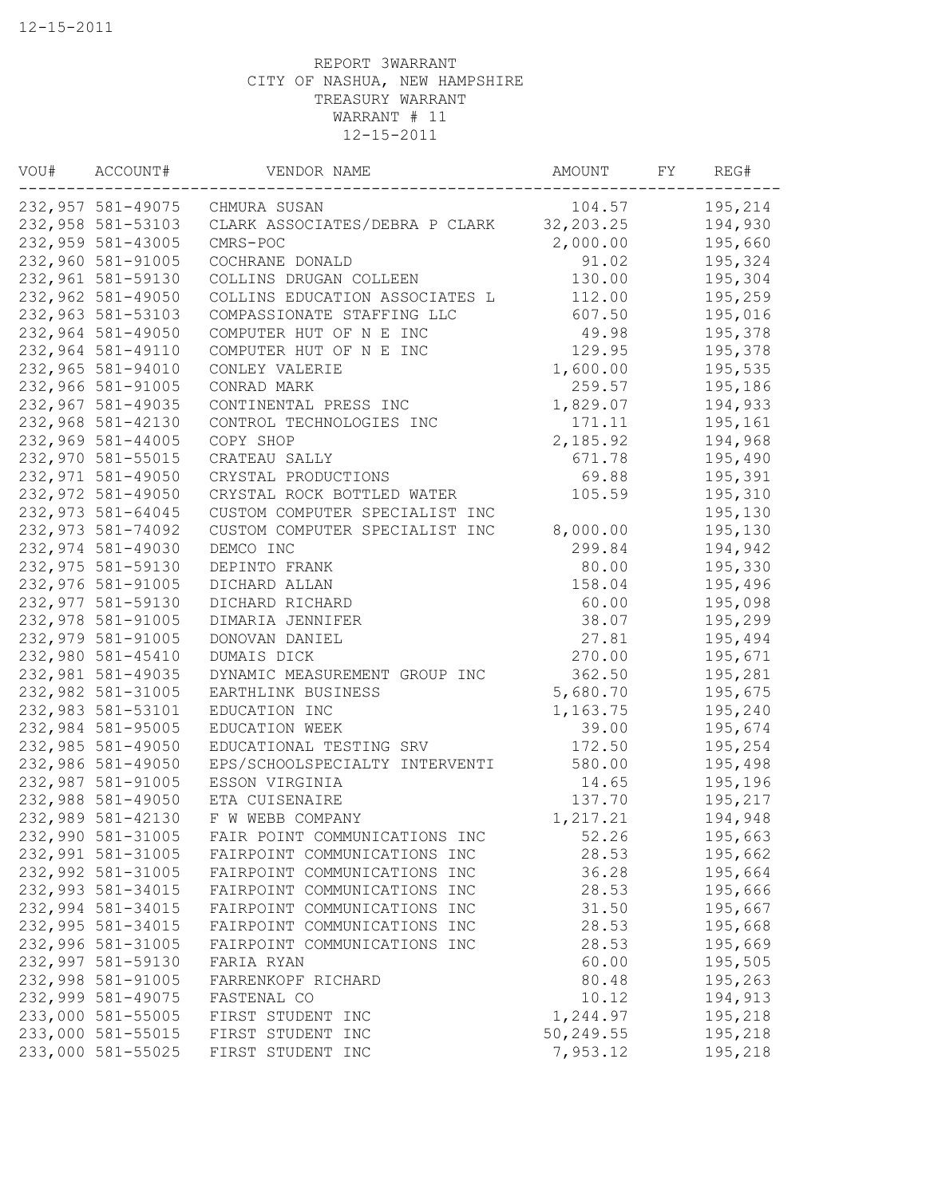REPORT 3WARRANT
CITY OF NASHUA, NEW HAMPSHIRE
TREASURY WARRANT
WARRANT # 11
12-15-2011

| VOU# | ACCOUNT# | VENDOR NAME | AMOUNT | FY | REG# |
|---|---|---|---|---|---|
| 232,957 | 581-49075 | CHMURA SUSAN | 104.57 | | 195,214 |
| 232,958 | 581-53103 | CLARK ASSOCIATES/DEBRA P CLARK | 32,203.25 | | 194,930 |
| 232,959 | 581-43005 | CMRS-POC | 2,000.00 | | 195,660 |
| 232,960 | 581-91005 | COCHRANE DONALD | 91.02 | | 195,324 |
| 232,961 | 581-59130 | COLLINS DRUGAN COLLEEN | 130.00 | | 195,304 |
| 232,962 | 581-49050 | COLLINS EDUCATION ASSOCIATES L | 112.00 | | 195,259 |
| 232,963 | 581-53103 | COMPASSIONATE STAFFING LLC | 607.50 | | 195,016 |
| 232,964 | 581-49050 | COMPUTER HUT OF N E INC | 49.98 | | 195,378 |
| 232,964 | 581-49110 | COMPUTER HUT OF N E INC | 129.95 | | 195,378 |
| 232,965 | 581-94010 | CONLEY VALERIE | 1,600.00 | | 195,535 |
| 232,966 | 581-91005 | CONRAD MARK | 259.57 | | 195,186 |
| 232,967 | 581-49035 | CONTINENTAL PRESS INC | 1,829.07 | | 194,933 |
| 232,968 | 581-42130 | CONTROL TECHNOLOGIES INC | 171.11 | | 195,161 |
| 232,969 | 581-44005 | COPY SHOP | 2,185.92 | | 194,968 |
| 232,970 | 581-55015 | CRATEAU SALLY | 671.78 | | 195,490 |
| 232,971 | 581-49050 | CRYSTAL PRODUCTIONS | 69.88 | | 195,391 |
| 232,972 | 581-49050 | CRYSTAL ROCK BOTTLED WATER | 105.59 | | 195,310 |
| 232,973 | 581-64045 | CUSTOM COMPUTER SPECIALIST INC | | | 195,130 |
| 232,973 | 581-74092 | CUSTOM COMPUTER SPECIALIST INC | 8,000.00 | | 195,130 |
| 232,974 | 581-49030 | DEMCO INC | 299.84 | | 194,942 |
| 232,975 | 581-59130 | DEPINTO FRANK | 80.00 | | 195,330 |
| 232,976 | 581-91005 | DICHARD ALLAN | 158.04 | | 195,496 |
| 232,977 | 581-59130 | DICHARD RICHARD | 60.00 | | 195,098 |
| 232,978 | 581-91005 | DIMARIA JENNIFER | 38.07 | | 195,299 |
| 232,979 | 581-91005 | DONOVAN DANIEL | 27.81 | | 195,494 |
| 232,980 | 581-45410 | DUMAIS DICK | 270.00 | | 195,671 |
| 232,981 | 581-49035 | DYNAMIC MEASUREMENT GROUP INC | 362.50 | | 195,281 |
| 232,982 | 581-31005 | EARTHLINK BUSINESS | 5,680.70 | | 195,675 |
| 232,983 | 581-53101 | EDUCATION INC | 1,163.75 | | 195,240 |
| 232,984 | 581-95005 | EDUCATION WEEK | 39.00 | | 195,674 |
| 232,985 | 581-49050 | EDUCATIONAL TESTING SRV | 172.50 | | 195,254 |
| 232,986 | 581-49050 | EPS/SCHOOLSPECIALTY INTERVENTI | 580.00 | | 195,498 |
| 232,987 | 581-91005 | ESSON VIRGINIA | 14.65 | | 195,196 |
| 232,988 | 581-49050 | ETA CUISENAIRE | 137.70 | | 195,217 |
| 232,989 | 581-42130 | F W WEBB COMPANY | 1,217.21 | | 194,948 |
| 232,990 | 581-31005 | FAIR POINT COMMUNICATIONS INC | 52.26 | | 195,663 |
| 232,991 | 581-31005 | FAIRPOINT COMMUNICATIONS INC | 28.53 | | 195,662 |
| 232,992 | 581-31005 | FAIRPOINT COMMUNICATIONS INC | 36.28 | | 195,664 |
| 232,993 | 581-34015 | FAIRPOINT COMMUNICATIONS INC | 28.53 | | 195,666 |
| 232,994 | 581-34015 | FAIRPOINT COMMUNICATIONS INC | 31.50 | | 195,667 |
| 232,995 | 581-34015 | FAIRPOINT COMMUNICATIONS INC | 28.53 | | 195,668 |
| 232,996 | 581-31005 | FAIRPOINT COMMUNICATIONS INC | 28.53 | | 195,669 |
| 232,997 | 581-59130 | FARIA RYAN | 60.00 | | 195,505 |
| 232,998 | 581-91005 | FARRENKOPF RICHARD | 80.48 | | 195,263 |
| 232,999 | 581-49075 | FASTENAL CO | 10.12 | | 194,913 |
| 233,000 | 581-55005 | FIRST STUDENT INC | 1,244.97 | | 195,218 |
| 233,000 | 581-55015 | FIRST STUDENT INC | 50,249.55 | | 195,218 |
| 233,000 | 581-55025 | FIRST STUDENT INC | 7,953.12 | | 195,218 |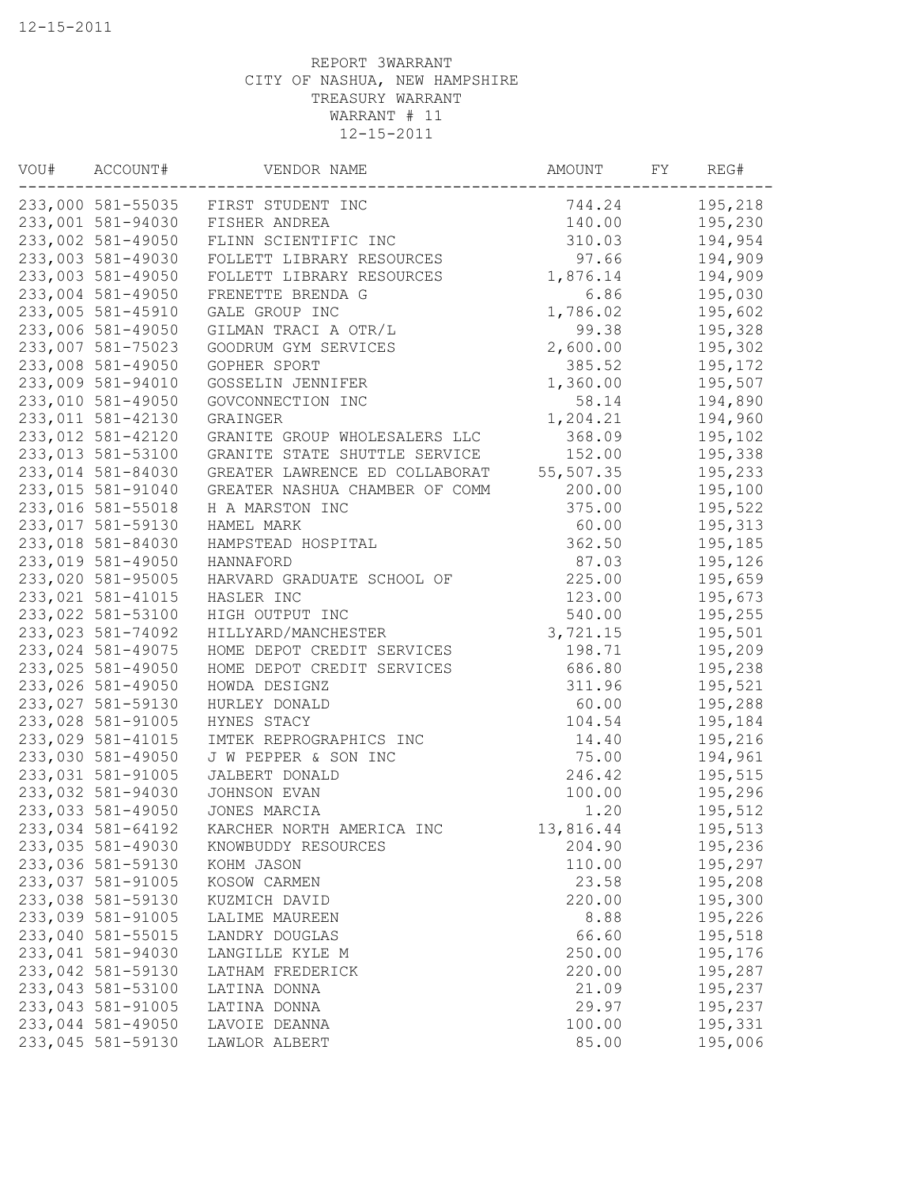REPORT 3WARRANT
CITY OF NASHUA, NEW HAMPSHIRE
TREASURY WARRANT
WARRANT # 11
12-15-2011

| VOU# | ACCOUNT# | VENDOR NAME | AMOUNT | FY | REG# |
|---|---|---|---|---|---|
| 233,000 | 581-55035 | FIRST STUDENT INC | 744.24 | | 195,218 |
| 233,001 | 581-94030 | FISHER ANDREA | 140.00 | | 195,230 |
| 233,002 | 581-49050 | FLINN SCIENTIFIC INC | 310.03 | | 194,954 |
| 233,003 | 581-49030 | FOLLETT LIBRARY RESOURCES | 97.66 | | 194,909 |
| 233,003 | 581-49050 | FOLLETT LIBRARY RESOURCES | 1,876.14 | | 194,909 |
| 233,004 | 581-49050 | FRENETTE BRENDA G | 6.86 | | 195,030 |
| 233,005 | 581-45910 | GALE GROUP INC | 1,786.02 | | 195,602 |
| 233,006 | 581-49050 | GILMAN TRACI A OTR/L | 99.38 | | 195,328 |
| 233,007 | 581-75023 | GOODRUM GYM SERVICES | 2,600.00 | | 195,302 |
| 233,008 | 581-49050 | GOPHER SPORT | 385.52 | | 195,172 |
| 233,009 | 581-94010 | GOSSELIN JENNIFER | 1,360.00 | | 195,507 |
| 233,010 | 581-49050 | GOVCONNECTION INC | 58.14 | | 194,890 |
| 233,011 | 581-42130 | GRAINGER | 1,204.21 | | 194,960 |
| 233,012 | 581-42120 | GRANITE GROUP WHOLESALERS LLC | 368.09 | | 195,102 |
| 233,013 | 581-53100 | GRANITE STATE SHUTTLE SERVICE | 152.00 | | 195,338 |
| 233,014 | 581-84030 | GREATER LAWRENCE ED COLLABORAT | 55,507.35 | | 195,233 |
| 233,015 | 581-91040 | GREATER NASHUA CHAMBER OF COMM | 200.00 | | 195,100 |
| 233,016 | 581-55018 | H A MARSTON INC | 375.00 | | 195,522 |
| 233,017 | 581-59130 | HAMEL MARK | 60.00 | | 195,313 |
| 233,018 | 581-84030 | HAMPSTEAD HOSPITAL | 362.50 | | 195,185 |
| 233,019 | 581-49050 | HANNAFORD | 87.03 | | 195,126 |
| 233,020 | 581-95005 | HARVARD GRADUATE SCHOOL OF | 225.00 | | 195,659 |
| 233,021 | 581-41015 | HASLER INC | 123.00 | | 195,673 |
| 233,022 | 581-53100 | HIGH OUTPUT INC | 540.00 | | 195,255 |
| 233,023 | 581-74092 | HILLYARD/MANCHESTER | 3,721.15 | | 195,501 |
| 233,024 | 581-49075 | HOME DEPOT CREDIT SERVICES | 198.71 | | 195,209 |
| 233,025 | 581-49050 | HOME DEPOT CREDIT SERVICES | 686.80 | | 195,238 |
| 233,026 | 581-49050 | HOWDA DESIGNZ | 311.96 | | 195,521 |
| 233,027 | 581-59130 | HURLEY DONALD | 60.00 | | 195,288 |
| 233,028 | 581-91005 | HYNES STACY | 104.54 | | 195,184 |
| 233,029 | 581-41015 | IMTEK REPROGRAPHICS INC | 14.40 | | 195,216 |
| 233,030 | 581-49050 | J W PEPPER & SON INC | 75.00 | | 194,961 |
| 233,031 | 581-91005 | JALBERT DONALD | 246.42 | | 195,515 |
| 233,032 | 581-94030 | JOHNSON EVAN | 100.00 | | 195,296 |
| 233,033 | 581-49050 | JONES MARCIA | 1.20 | | 195,512 |
| 233,034 | 581-64192 | KARCHER NORTH AMERICA INC | 13,816.44 | | 195,513 |
| 233,035 | 581-49030 | KNOWBUDDY RESOURCES | 204.90 | | 195,236 |
| 233,036 | 581-59130 | KOHM JASON | 110.00 | | 195,297 |
| 233,037 | 581-91005 | KOSOW CARMEN | 23.58 | | 195,208 |
| 233,038 | 581-59130 | KUZMICH DAVID | 220.00 | | 195,300 |
| 233,039 | 581-91005 | LALIME MAUREEN | 8.88 | | 195,226 |
| 233,040 | 581-55015 | LANDRY DOUGLAS | 66.60 | | 195,518 |
| 233,041 | 581-94030 | LANGILLE KYLE M | 250.00 | | 195,176 |
| 233,042 | 581-59130 | LATHAM FREDERICK | 220.00 | | 195,287 |
| 233,043 | 581-53100 | LATINA DONNA | 21.09 | | 195,237 |
| 233,043 | 581-91005 | LATINA DONNA | 29.97 | | 195,237 |
| 233,044 | 581-49050 | LAVOIE DEANNA | 100.00 | | 195,331 |
| 233,045 | 581-59130 | LAWLOR ALBERT | 85.00 | | 195,006 |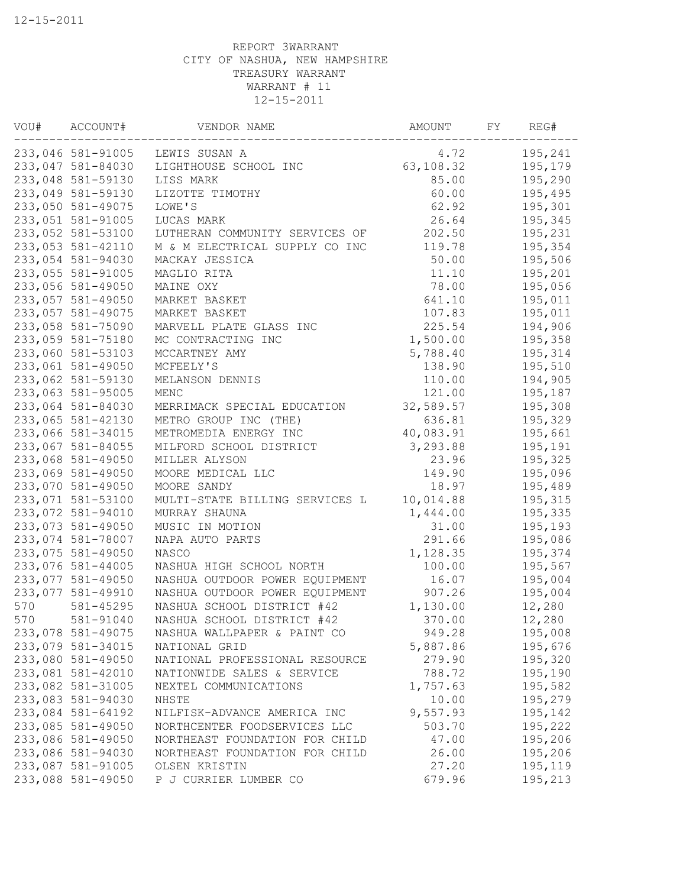REPORT 3WARRANT
CITY OF NASHUA, NEW HAMPSHIRE
TREASURY WARRANT
WARRANT # 11
12-15-2011

| VOU# | ACCOUNT# | VENDOR NAME | AMOUNT | FY | REG# |
|---|---|---|---|---|---|
| 233,046 | 581-91005 | LEWIS SUSAN A | 4.72 | | 195,241 |
| 233,047 | 581-84030 | LIGHTHOUSE SCHOOL INC | 63,108.32 | | 195,179 |
| 233,048 | 581-59130 | LISS MARK | 85.00 | | 195,290 |
| 233,049 | 581-59130 | LIZOTTE TIMOTHY | 60.00 | | 195,495 |
| 233,050 | 581-49075 | LOWE'S | 62.92 | | 195,301 |
| 233,051 | 581-91005 | LUCAS MARK | 26.64 | | 195,345 |
| 233,052 | 581-53100 | LUTHERAN COMMUNITY SERVICES OF | 202.50 | | 195,231 |
| 233,053 | 581-42110 | M & M ELECTRICAL SUPPLY CO INC | 119.78 | | 195,354 |
| 233,054 | 581-94030 | MACKAY JESSICA | 50.00 | | 195,506 |
| 233,055 | 581-91005 | MAGLIO RITA | 11.10 | | 195,201 |
| 233,056 | 581-49050 | MAINE OXY | 78.00 | | 195,056 |
| 233,057 | 581-49050 | MARKET BASKET | 641.10 | | 195,011 |
| 233,057 | 581-49075 | MARKET BASKET | 107.83 | | 195,011 |
| 233,058 | 581-75090 | MARVELL PLATE GLASS INC | 225.54 | | 194,906 |
| 233,059 | 581-75180 | MC CONTRACTING INC | 1,500.00 | | 195,358 |
| 233,060 | 581-53103 | MCCARTNEY AMY | 5,788.40 | | 195,314 |
| 233,061 | 581-49050 | MCFEELY'S | 138.90 | | 195,510 |
| 233,062 | 581-59130 | MELANSON DENNIS | 110.00 | | 194,905 |
| 233,063 | 581-95005 | MENC | 121.00 | | 195,187 |
| 233,064 | 581-84030 | MERRIMACK SPECIAL EDUCATION | 32,589.57 | | 195,308 |
| 233,065 | 581-42130 | METRO GROUP INC (THE) | 636.81 | | 195,329 |
| 233,066 | 581-34015 | METROMEDIA ENERGY INC | 40,083.91 | | 195,661 |
| 233,067 | 581-84055 | MILFORD SCHOOL DISTRICT | 3,293.88 | | 195,191 |
| 233,068 | 581-49050 | MILLER ALYSON | 23.96 | | 195,325 |
| 233,069 | 581-49050 | MOORE MEDICAL LLC | 149.90 | | 195,096 |
| 233,070 | 581-49050 | MOORE SANDY | 18.97 | | 195,489 |
| 233,071 | 581-53100 | MULTI-STATE BILLING SERVICES L | 10,014.88 | | 195,315 |
| 233,072 | 581-94010 | MURRAY SHAUNA | 1,444.00 | | 195,335 |
| 233,073 | 581-49050 | MUSIC IN MOTION | 31.00 | | 195,193 |
| 233,074 | 581-78007 | NAPA AUTO PARTS | 291.66 | | 195,086 |
| 233,075 | 581-49050 | NASCO | 1,128.35 | | 195,374 |
| 233,076 | 581-44005 | NASHUA HIGH SCHOOL NORTH | 100.00 | | 195,567 |
| 233,077 | 581-49050 | NASHUA OUTDOOR POWER EQUIPMENT | 16.07 | | 195,004 |
| 233,077 | 581-49910 | NASHUA OUTDOOR POWER EQUIPMENT | 907.26 | | 195,004 |
| 570 | 581-45295 | NASHUA SCHOOL DISTRICT #42 | 1,130.00 | | 12,280 |
| 570 | 581-91040 | NASHUA SCHOOL DISTRICT #42 | 370.00 | | 12,280 |
| 233,078 | 581-49075 | NASHUA WALLPAPER & PAINT CO | 949.28 | | 195,008 |
| 233,079 | 581-34015 | NATIONAL GRID | 5,887.86 | | 195,676 |
| 233,080 | 581-49050 | NATIONAL PROFESSIONAL RESOURCE | 279.90 | | 195,320 |
| 233,081 | 581-42010 | NATIONWIDE SALES & SERVICE | 788.72 | | 195,190 |
| 233,082 | 581-31005 | NEXTEL COMMUNICATIONS | 1,757.63 | | 195,582 |
| 233,083 | 581-94030 | NHSTE | 10.00 | | 195,279 |
| 233,084 | 581-64192 | NILFISK-ADVANCE AMERICA INC | 9,557.93 | | 195,142 |
| 233,085 | 581-49050 | NORTHCENTER FOODSERVICES LLC | 503.70 | | 195,222 |
| 233,086 | 581-49050 | NORTHEAST FOUNDATION FOR CHILD | 47.00 | | 195,206 |
| 233,086 | 581-94030 | NORTHEAST FOUNDATION FOR CHILD | 26.00 | | 195,206 |
| 233,087 | 581-91005 | OLSEN KRISTIN | 27.20 | | 195,119 |
| 233,088 | 581-49050 | P J CURRIER LUMBER CO | 679.96 | | 195,213 |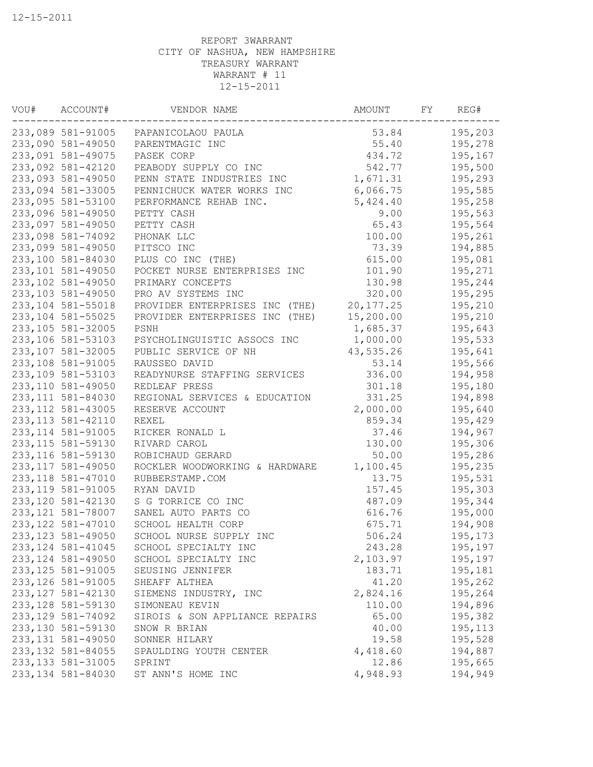REPORT 3WARRANT
CITY OF NASHUA, NEW HAMPSHIRE
TREASURY WARRANT
WARRANT # 11
12-15-2011

| VOU# | ACCOUNT# | VENDOR NAME | AMOUNT | FY | REG# |
|---|---|---|---|---|---|
| 233,089 | 581-91005 | PAPANICOLAOU PAULA | 53.84 | | 195,203 |
| 233,090 | 581-49050 | PARENTMAGIC INC | 55.40 | | 195,278 |
| 233,091 | 581-49075 | PASEK CORP | 434.72 | | 195,167 |
| 233,092 | 581-42120 | PEABODY SUPPLY CO INC | 542.77 | | 195,500 |
| 233,093 | 581-49050 | PENN STATE INDUSTRIES INC | 1,671.31 | | 195,293 |
| 233,094 | 581-33005 | PENNICHUCK WATER WORKS INC | 6,066.75 | | 195,585 |
| 233,095 | 581-53100 | PERFORMANCE REHAB INC. | 5,424.40 | | 195,258 |
| 233,096 | 581-49050 | PETTY CASH | 9.00 | | 195,563 |
| 233,097 | 581-49050 | PETTY CASH | 65.43 | | 195,564 |
| 233,098 | 581-74092 | PHONAK LLC | 100.00 | | 195,261 |
| 233,099 | 581-49050 | PITSCO INC | 73.39 | | 194,885 |
| 233,100 | 581-84030 | PLUS CO INC (THE) | 615.00 | | 195,081 |
| 233,101 | 581-49050 | POCKET NURSE ENTERPRISES INC | 101.90 | | 195,271 |
| 233,102 | 581-49050 | PRIMARY CONCEPTS | 130.98 | | 195,244 |
| 233,103 | 581-49050 | PRO AV SYSTEMS INC | 320.00 | | 195,295 |
| 233,104 | 581-55018 | PROVIDER ENTERPRISES INC (THE) | 20,177.25 | | 195,210 |
| 233,104 | 581-55025 | PROVIDER ENTERPRISES INC (THE) | 15,200.00 | | 195,210 |
| 233,105 | 581-32005 | PSNH | 1,685.37 | | 195,643 |
| 233,106 | 581-53103 | PSYCHOLINGUISTIC ASSOCS INC | 1,000.00 | | 195,533 |
| 233,107 | 581-32005 | PUBLIC SERVICE OF NH | 43,535.26 | | 195,641 |
| 233,108 | 581-91005 | RAUSSEO DAVID | 53.14 | | 195,566 |
| 233,109 | 581-53103 | READYNURSE STAFFING SERVICES | 336.00 | | 194,958 |
| 233,110 | 581-49050 | REDLEAF PRESS | 301.18 | | 195,180 |
| 233,111 | 581-84030 | REGIONAL SERVICES & EDUCATION | 331.25 | | 194,898 |
| 233,112 | 581-43005 | RESERVE ACCOUNT | 2,000.00 | | 195,640 |
| 233,113 | 581-42110 | REXEL | 859.34 | | 195,429 |
| 233,114 | 581-91005 | RICKER RONALD L | 37.46 | | 194,967 |
| 233,115 | 581-59130 | RIVARD CAROL | 130.00 | | 195,306 |
| 233,116 | 581-59130 | ROBICHAUD GERARD | 50.00 | | 195,286 |
| 233,117 | 581-49050 | ROCKLER WOODWORKING & HARDWARE | 1,100.45 | | 195,235 |
| 233,118 | 581-47010 | RUBBERSTAMP.COM | 13.75 | | 195,531 |
| 233,119 | 581-91005 | RYAN DAVID | 157.45 | | 195,303 |
| 233,120 | 581-42130 | S G TORRICE CO INC | 487.09 | | 195,344 |
| 233,121 | 581-78007 | SANEL AUTO PARTS CO | 616.76 | | 195,000 |
| 233,122 | 581-47010 | SCHOOL HEALTH CORP | 675.71 | | 194,908 |
| 233,123 | 581-49050 | SCHOOL NURSE SUPPLY INC | 506.24 | | 195,173 |
| 233,124 | 581-41045 | SCHOOL SPECIALTY INC | 243.28 | | 195,197 |
| 233,124 | 581-49050 | SCHOOL SPECIALTY INC | 2,103.97 | | 195,197 |
| 233,125 | 581-91005 | SEUSING JENNIFER | 183.71 | | 195,181 |
| 233,126 | 581-91005 | SHEAFF ALTHEA | 41.20 | | 195,262 |
| 233,127 | 581-42130 | SIEMENS INDUSTRY, INC | 2,824.16 | | 195,264 |
| 233,128 | 581-59130 | SIMONEAU KEVIN | 110.00 | | 194,896 |
| 233,129 | 581-74092 | SIROIS & SON APPLIANCE REPAIRS | 65.00 | | 195,382 |
| 233,130 | 581-59130 | SNOW R BRIAN | 40.00 | | 195,113 |
| 233,131 | 581-49050 | SONNER HILARY | 19.58 | | 195,528 |
| 233,132 | 581-84055 | SPAULDING YOUTH CENTER | 4,418.60 | | 194,887 |
| 233,133 | 581-31005 | SPRINT | 12.86 | | 195,665 |
| 233,134 | 581-84030 | ST ANN'S HOME INC | 4,948.93 | | 194,949 |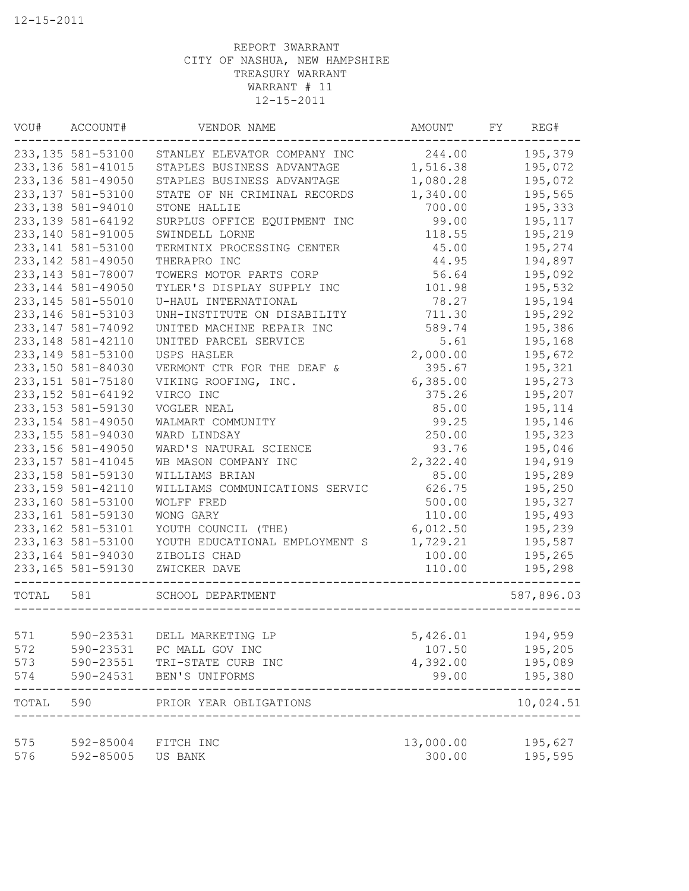12-15-2011

REPORT 3WARRANT
CITY OF NASHUA, NEW HAMPSHIRE
TREASURY WARRANT
WARRANT # 11
12-15-2011

| VOU# | ACCOUNT# | VENDOR NAME | AMOUNT | FY | REG# |
|---|---|---|---|---|---|
| 233,135 | 581-53100 | STANLEY ELEVATOR COMPANY INC | 244.00 | | 195,379 |
| 233,136 | 581-41015 | STAPLES BUSINESS ADVANTAGE | 1,516.38 | | 195,072 |
| 233,136 | 581-49050 | STAPLES BUSINESS ADVANTAGE | 1,080.28 | | 195,072 |
| 233,137 | 581-53100 | STATE OF NH CRIMINAL RECORDS | 1,340.00 | | 195,565 |
| 233,138 | 581-94010 | STONE HALLIE | 700.00 | | 195,333 |
| 233,139 | 581-64192 | SURPLUS OFFICE EQUIPMENT INC | 99.00 | | 195,117 |
| 233,140 | 581-91005 | SWINDELL LORNE | 118.55 | | 195,219 |
| 233,141 | 581-53100 | TERMINIX PROCESSING CENTER | 45.00 | | 195,274 |
| 233,142 | 581-49050 | THERAPRO INC | 44.95 | | 194,897 |
| 233,143 | 581-78007 | TOWERS MOTOR PARTS CORP | 56.64 | | 195,092 |
| 233,144 | 581-49050 | TYLER'S DISPLAY SUPPLY INC | 101.98 | | 195,532 |
| 233,145 | 581-55010 | U-HAUL INTERNATIONAL | 78.27 | | 195,194 |
| 233,146 | 581-53103 | UNH-INSTITUTE ON DISABILITY | 711.30 | | 195,292 |
| 233,147 | 581-74092 | UNITED MACHINE REPAIR INC | 589.74 | | 195,386 |
| 233,148 | 581-42110 | UNITED PARCEL SERVICE | 5.61 | | 195,168 |
| 233,149 | 581-53100 | USPS HASLER | 2,000.00 | | 195,672 |
| 233,150 | 581-84030 | VERMONT CTR FOR THE DEAF & | 395.67 | | 195,321 |
| 233,151 | 581-75180 | VIKING ROOFING, INC. | 6,385.00 | | 195,273 |
| 233,152 | 581-64192 | VIRCO INC | 375.26 | | 195,207 |
| 233,153 | 581-59130 | VOGLER NEAL | 85.00 | | 195,114 |
| 233,154 | 581-49050 | WALMART COMMUNITY | 99.25 | | 195,146 |
| 233,155 | 581-94030 | WARD LINDSAY | 250.00 | | 195,323 |
| 233,156 | 581-49050 | WARD'S NATURAL SCIENCE | 93.76 | | 195,046 |
| 233,157 | 581-41045 | WB MASON COMPANY INC | 2,322.40 | | 194,919 |
| 233,158 | 581-59130 | WILLIAMS BRIAN | 85.00 | | 195,289 |
| 233,159 | 581-42110 | WILLIAMS COMMUNICATIONS SERVIC | 626.75 | | 195,250 |
| 233,160 | 581-53100 | WOLFF FRED | 500.00 | | 195,327 |
| 233,161 | 581-59130 | WONG GARY | 110.00 | | 195,493 |
| 233,162 | 581-53101 | YOUTH COUNCIL (THE) | 6,012.50 | | 195,239 |
| 233,163 | 581-53100 | YOUTH EDUCATIONAL EMPLOYMENT S | 1,729.21 | | 195,587 |
| 233,164 | 581-94030 | ZIBOLIS CHAD | 100.00 | | 195,265 |
| 233,165 | 581-59130 | ZWICKER DAVE | 110.00 | | 195,298 |
| TOTAL | 581 | SCHOOL DEPARTMENT | | | 587,896.03 |
| 571 | 590-23531 | DELL MARKETING LP | 5,426.01 | | 194,959 |
| 572 | 590-23531 | PC MALL GOV INC | 107.50 | | 195,205 |
| 573 | 590-23551 | TRI-STATE CURB INC | 4,392.00 | | 195,089 |
| 574 | 590-24531 | BEN'S UNIFORMS | 99.00 | | 195,380 |
| TOTAL | 590 | PRIOR YEAR OBLIGATIONS | | | 10,024.51 |
| 575 | 592-85004 | FITCH INC | 13,000.00 | | 195,627 |
| 576 | 592-85005 | US BANK | 300.00 | | 195,595 |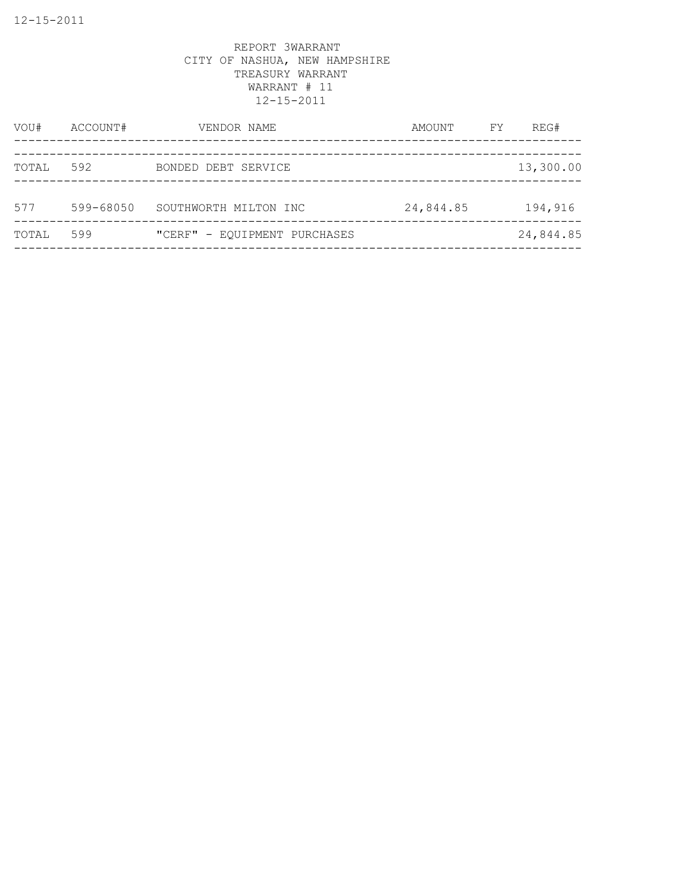REPORT 3WARRANT
CITY OF NASHUA, NEW HAMPSHIRE
TREASURY WARRANT
WARRANT # 11
12-15-2011

| VOU# | ACCOUNT# | VENDOR NAME | AMOUNT | FY | REG# |
|---|---|---|---|---|---|
| TOTAL | 592 | BONDED DEBT SERVICE | | | 13,300.00 |
| 577 | 599-68050 | SOUTHWORTH MILTON INC | 24,844.85 | | 194,916 |
| TOTAL | 599 | "CERF" - EQUIPMENT PURCHASES | | | 24,844.85 |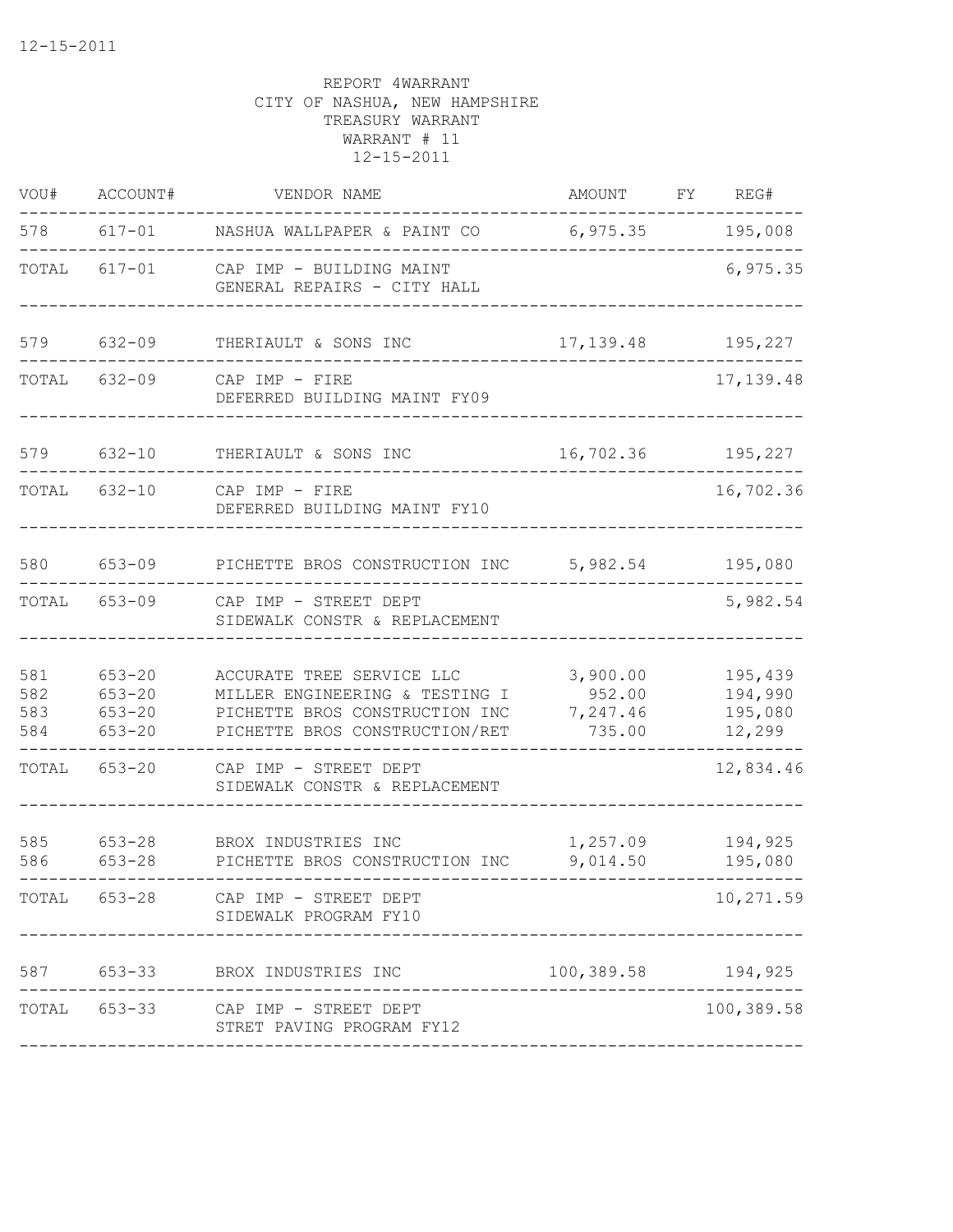12-15-2011

REPORT 4WARRANT
CITY OF NASHUA, NEW HAMPSHIRE
TREASURY WARRANT
WARRANT # 11
12-15-2011

| VOU# | ACCOUNT# | VENDOR NAME | AMOUNT | FY | REG# |
|---|---|---|---|---|---|
| 578 | 617-01 | NASHUA WALLPAPER & PAINT CO | 6,975.35 | | 195,008 |
| TOTAL | 617-01 | CAP IMP - BUILDING MAINT<br>GENERAL REPAIRS - CITY HALL | | | 6,975.35 |
| 579 | 632-09 | THERIAULT & SONS INC | 17,139.48 | | 195,227 |
| TOTAL | 632-09 | CAP IMP - FIRE<br>DEFERRED BUILDING MAINT FY09 | | | 17,139.48 |
| 579 | 632-10 | THERIAULT & SONS INC | 16,702.36 | | 195,227 |
| TOTAL | 632-10 | CAP IMP - FIRE<br>DEFERRED BUILDING MAINT FY10 | | | 16,702.36 |
| 580 | 653-09 | PICHETTE BROS CONSTRUCTION INC | 5,982.54 | | 195,080 |
| TOTAL | 653-09 | CAP IMP - STREET DEPT<br>SIDEWALK CONSTR & REPLACEMENT | | | 5,982.54 |
| 581 | 653-20 | ACCURATE TREE SERVICE LLC | 3,900.00 | | 195,439 |
| 582 | 653-20 | MILLER ENGINEERING & TESTING I | 952.00 | | 194,990 |
| 583 | 653-20 | PICHETTE BROS CONSTRUCTION INC | 7,247.46 | | 195,080 |
| 584 | 653-20 | PICHETTE BROS CONSTRUCTION/RET | 735.00 | | 12,299 |
| TOTAL | 653-20 | CAP IMP - STREET DEPT<br>SIDEWALK CONSTR & REPLACEMENT | | | 12,834.46 |
| 585 | 653-28 | BROX INDUSTRIES INC | 1,257.09 | | 194,925 |
| 586 | 653-28 | PICHETTE BROS CONSTRUCTION INC | 9,014.50 | | 195,080 |
| TOTAL | 653-28 | CAP IMP - STREET DEPT<br>SIDEWALK PROGRAM FY10 | | | 10,271.59 |
| 587 | 653-33 | BROX INDUSTRIES INC | 100,389.58 | | 194,925 |
| TOTAL | 653-33 | CAP IMP - STREET DEPT<br>STRET PAVING PROGRAM FY12 | | | 100,389.58 |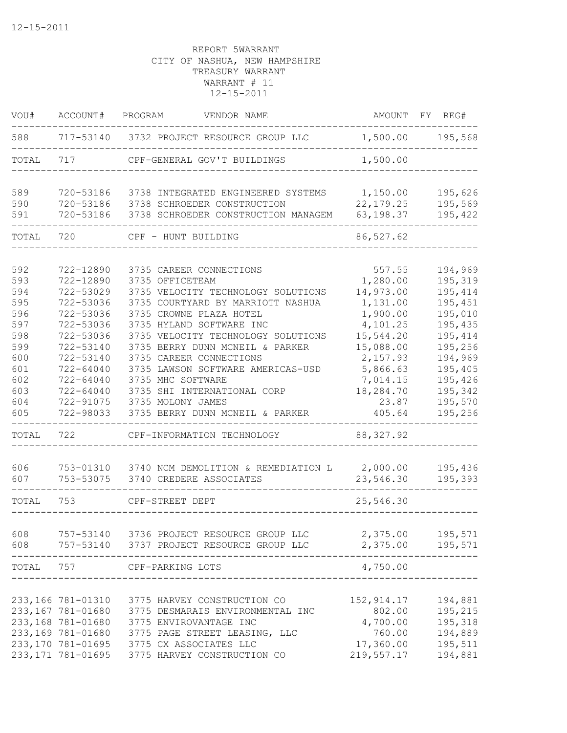12-15-2011

REPORT 5WARRANT
CITY OF NASHUA, NEW HAMPSHIRE
TREASURY WARRANT
WARRANT # 11
12-15-2011

| VOU# | ACCOUNT# | PROGRAM | VENDOR NAME | AMOUNT | FY | REG# |
|---|---|---|---|---|---|---|
| 588 | 717-53140 | 3732 | PROJECT RESOURCE GROUP LLC | 1,500.00 | | 195,568 |
| TOTAL | 717 | | CPF-GENERAL GOV'T BUILDINGS | 1,500.00 | | |
| 589 | 720-53186 | 3738 | INTEGRATED ENGINEERED SYSTEMS | 1,150.00 | | 195,626 |
| 590 | 720-53186 | 3738 | SCHROEDER CONSTRUCTION | 22,179.25 | | 195,569 |
| 591 | 720-53186 | 3738 | SCHROEDER CONSTRUCTION MANAGEM | 63,198.37 | | 195,422 |
| TOTAL | 720 | | CPF - HUNT BUILDING | 86,527.62 | | |
| 592 | 722-12890 | 3735 | CAREER CONNECTIONS | 557.55 | | 194,969 |
| 593 | 722-12890 | 3735 | OFFICETEAM | 1,280.00 | | 195,319 |
| 594 | 722-53029 | 3735 | VELOCITY TECHNOLOGY SOLUTIONS | 14,973.00 | | 195,414 |
| 595 | 722-53036 | 3735 | COURTYARD BY MARRIOTT NASHUA | 1,131.00 | | 195,451 |
| 596 | 722-53036 | 3735 | CROWNE PLAZA HOTEL | 1,900.00 | | 195,010 |
| 597 | 722-53036 | 3735 | HYLAND SOFTWARE INC | 4,101.25 | | 195,435 |
| 598 | 722-53036 | 3735 | VELOCITY TECHNOLOGY SOLUTIONS | 15,544.20 | | 195,414 |
| 599 | 722-53140 | 3735 | BERRY DUNN MCNEIL & PARKER | 15,088.00 | | 195,256 |
| 600 | 722-53140 | 3735 | CAREER CONNECTIONS | 2,157.93 | | 194,969 |
| 601 | 722-64040 | 3735 | LAWSON SOFTWARE AMERICAS-USD | 5,866.63 | | 195,405 |
| 602 | 722-64040 | 3735 | MHC SOFTWARE | 7,014.15 | | 195,426 |
| 603 | 722-64040 | 3735 | SHI INTERNATIONAL CORP | 18,284.70 | | 195,342 |
| 604 | 722-91075 | 3735 | MOLONY JAMES | 23.87 | | 195,570 |
| 605 | 722-98033 | 3735 | BERRY DUNN MCNEIL & PARKER | 405.64 | | 195,256 |
| TOTAL | 722 | | CPF-INFORMATION TECHNOLOGY | 88,327.92 | | |
| 606 | 753-01310 | 3740 | NCM DEMOLITION & REMEDIATION L | 2,000.00 | | 195,436 |
| 607 | 753-53075 | 3740 | CREDERE ASSOCIATES | 23,546.30 | | 195,393 |
| TOTAL | 753 | | CPF-STREET DEPT | 25,546.30 | | |
| 608 | 757-53140 | 3736 | PROJECT RESOURCE GROUP LLC | 2,375.00 | | 195,571 |
| 608 | 757-53140 | 3737 | PROJECT RESOURCE GROUP LLC | 2,375.00 | | 195,571 |
| TOTAL | 757 | | CPF-PARKING LOTS | 4,750.00 | | |
| 233,166 | 781-01310 | 3775 | HARVEY CONSTRUCTION CO | 152,914.17 | | 194,881 |
| 233,167 | 781-01680 | 3775 | DESMARAIS ENVIRONMENTAL INC | 802.00 | | 195,215 |
| 233,168 | 781-01680 | 3775 | ENVIROVANTAGE INC | 4,700.00 | | 195,318 |
| 233,169 | 781-01680 | 3775 | PAGE STREET LEASING, LLC | 760.00 | | 194,889 |
| 233,170 | 781-01695 | 3775 | CX ASSOCIATES LLC | 17,360.00 | | 195,511 |
| 233,171 | 781-01695 | 3775 | HARVEY CONSTRUCTION CO | 219,557.17 | | 194,881 |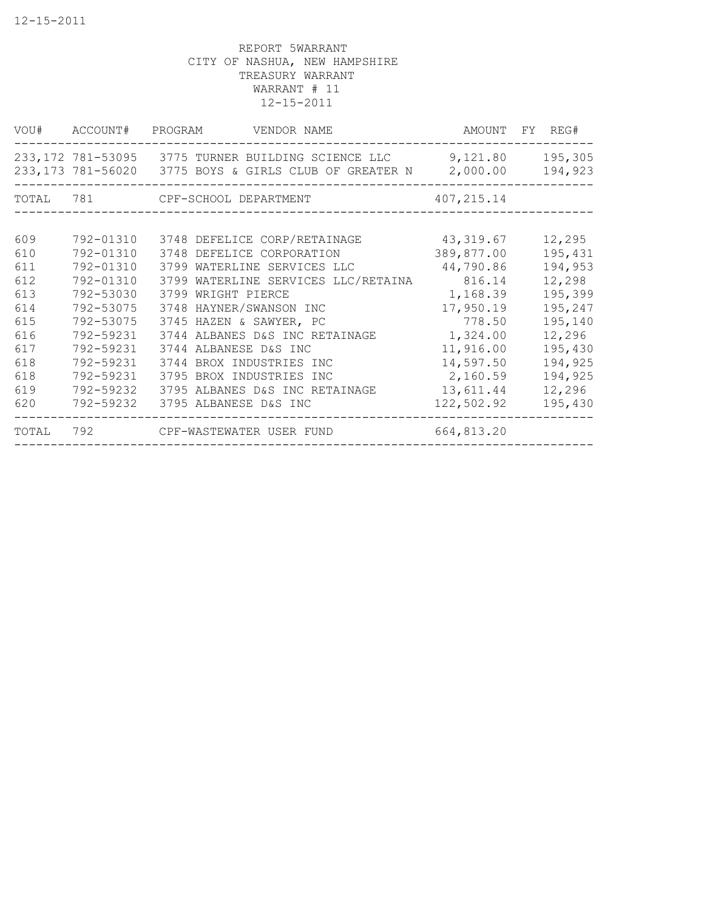REPORT 5WARRANT
CITY OF NASHUA, NEW HAMPSHIRE
TREASURY WARRANT
WARRANT # 11
12-15-2011

| VOU# | ACCOUNT# | PROGRAM | VENDOR NAME | AMOUNT | FY | REG# |
|---|---|---|---|---|---|---|
| 233,172 | 781-53095 | 3775 | TURNER BUILDING SCIENCE LLC | 9,121.80 | | 195,305 |
| 233,173 | 781-56020 | 3775 | BOYS & GIRLS CLUB OF GREATER N | 2,000.00 | | 194,923 |
| TOTAL | 781 | | CPF-SCHOOL DEPARTMENT | 407,215.14 | | |
| 609 | 792-01310 | 3748 | DEFELICE CORP/RETAINAGE | 43,319.67 | | 12,295 |
| 610 | 792-01310 | 3748 | DEFELICE CORPORATION | 389,877.00 | | 195,431 |
| 611 | 792-01310 | 3799 | WATERLINE SERVICES LLC | 44,790.86 | | 194,953 |
| 612 | 792-01310 | 3799 | WATERLINE SERVICES LLC/RETAINA | 816.14 | | 12,298 |
| 613 | 792-53030 | 3799 | WRIGHT PIERCE | 1,168.39 | | 195,399 |
| 614 | 792-53075 | 3748 | HAYNER/SWANSON INC | 17,950.19 | | 195,247 |
| 615 | 792-53075 | 3745 | HAZEN & SAWYER, PC | 778.50 | | 195,140 |
| 616 | 792-59231 | 3744 | ALBANES D&S INC RETAINAGE | 1,324.00 | | 12,296 |
| 617 | 792-59231 | 3744 | ALBANESE D&S INC | 11,916.00 | | 195,430 |
| 618 | 792-59231 | 3744 | BROX INDUSTRIES INC | 14,597.50 | | 194,925 |
| 618 | 792-59231 | 3795 | BROX INDUSTRIES INC | 2,160.59 | | 194,925 |
| 619 | 792-59232 | 3795 | ALBANES D&S INC RETAINAGE | 13,611.44 | | 12,296 |
| 620 | 792-59232 | 3795 | ALBANESE D&S INC | 122,502.92 | | 195,430 |
| TOTAL | 792 | | CPF-WASTEWATER USER FUND | 664,813.20 | | |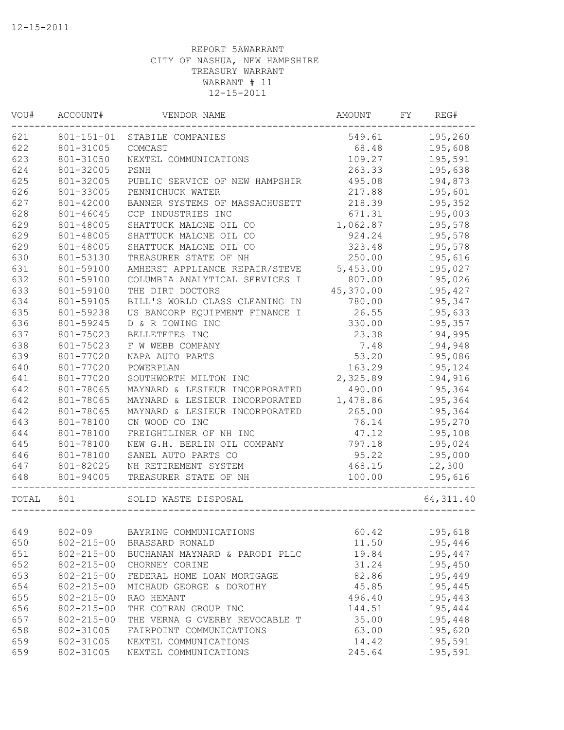12-15-2011

REPORT 5AWARRANT
CITY OF NASHUA, NEW HAMPSHIRE
TREASURY WARRANT
WARRANT # 11
12-15-2011

| VOU# | ACCOUNT# | VENDOR NAME | AMOUNT | FY | REG# |
|---|---|---|---|---|---|
| 621 | 801-151-01 | STABILE COMPANIES | 549.61 | | 195,260 |
| 622 | 801-31005 | COMCAST | 68.48 | | 195,608 |
| 623 | 801-31050 | NEXTEL COMMUNICATIONS | 109.27 | | 195,591 |
| 624 | 801-32005 | PSNH | 263.33 | | 195,638 |
| 625 | 801-32005 | PUBLIC SERVICE OF NEW HAMPSHIR | 495.08 | | 194,873 |
| 626 | 801-33005 | PENNICHUCK WATER | 217.88 | | 195,601 |
| 627 | 801-42000 | BANNER SYSTEMS OF MASSACHUSETT | 218.39 | | 195,352 |
| 628 | 801-46045 | CCP INDUSTRIES INC | 671.31 | | 195,003 |
| 629 | 801-48005 | SHATTUCK MALONE OIL CO | 1,062.87 | | 195,578 |
| 629 | 801-48005 | SHATTUCK MALONE OIL CO | 924.24 | | 195,578 |
| 629 | 801-48005 | SHATTUCK MALONE OIL CO | 323.48 | | 195,578 |
| 630 | 801-53130 | TREASURER STATE OF NH | 250.00 | | 195,616 |
| 631 | 801-59100 | AMHERST APPLIANCE REPAIR/STEVE | 5,453.00 | | 195,027 |
| 632 | 801-59100 | COLUMBIA ANALYTICAL SERVICES I | 807.00 | | 195,026 |
| 633 | 801-59100 | THE DIRT DOCTORS | 45,370.00 | | 195,427 |
| 634 | 801-59105 | BILL'S WORLD CLASS CLEANING IN | 780.00 | | 195,347 |
| 635 | 801-59238 | US BANCORP EQUIPMENT FINANCE I | 26.55 | | 195,633 |
| 636 | 801-59245 | D & R TOWING INC | 330.00 | | 195,357 |
| 637 | 801-75023 | BELLETETES INC | 23.38 | | 194,995 |
| 638 | 801-75023 | F W WEBB COMPANY | 7.48 | | 194,948 |
| 639 | 801-77020 | NAPA AUTO PARTS | 53.20 | | 195,086 |
| 640 | 801-77020 | POWERPLAN | 163.29 | | 195,124 |
| 641 | 801-77020 | SOUTHWORTH MILTON INC | 2,325.89 | | 194,916 |
| 642 | 801-78065 | MAYNARD & LESIEUR INCORPORATED | 490.00 | | 195,364 |
| 642 | 801-78065 | MAYNARD & LESIEUR INCORPORATED | 1,478.86 | | 195,364 |
| 642 | 801-78065 | MAYNARD & LESIEUR INCORPORATED | 265.00 | | 195,364 |
| 643 | 801-78100 | CN WOOD CO INC | 76.14 | | 195,270 |
| 644 | 801-78100 | FREIGHTLINER OF NH INC | 47.12 | | 195,108 |
| 645 | 801-78100 | NEW G.H. BERLIN OIL COMPANY | 797.18 | | 195,024 |
| 646 | 801-78100 | SANEL AUTO PARTS CO | 95.22 | | 195,000 |
| 647 | 801-82025 | NH RETIREMENT SYSTEM | 468.15 | | 12,300 |
| 648 | 801-94005 | TREASURER STATE OF NH | 100.00 | | 195,616 |
| TOTAL | 801 | SOLID WASTE DISPOSAL | | | 64,311.40 |
| 649 | 802-09 | BAYRING COMMUNICATIONS | 60.42 | | 195,618 |
| 650 | 802-215-00 | BRASSARD RONALD | 11.50 | | 195,446 |
| 651 | 802-215-00 | BUCHANAN MAYNARD & PARODI PLLC | 19.84 | | 195,447 |
| 652 | 802-215-00 | CHORNEY CORINE | 31.24 | | 195,450 |
| 653 | 802-215-00 | FEDERAL HOME LOAN MORTGAGE | 82.86 | | 195,449 |
| 654 | 802-215-00 | MICHAUD GEORGE & DOROTHY | 45.85 | | 195,445 |
| 655 | 802-215-00 | RAO HEMANT | 496.40 | | 195,443 |
| 656 | 802-215-00 | THE COTRAN GROUP INC | 144.51 | | 195,444 |
| 657 | 802-215-00 | THE VERNA G OVERBY REVOCABLE T | 35.00 | | 195,448 |
| 658 | 802-31005 | FAIRPOINT COMMUNICATIONS | 63.00 | | 195,620 |
| 659 | 802-31005 | NEXTEL COMMUNICATIONS | 14.42 | | 195,591 |
| 659 | 802-31005 | NEXTEL COMMUNICATIONS | 245.64 | | 195,591 |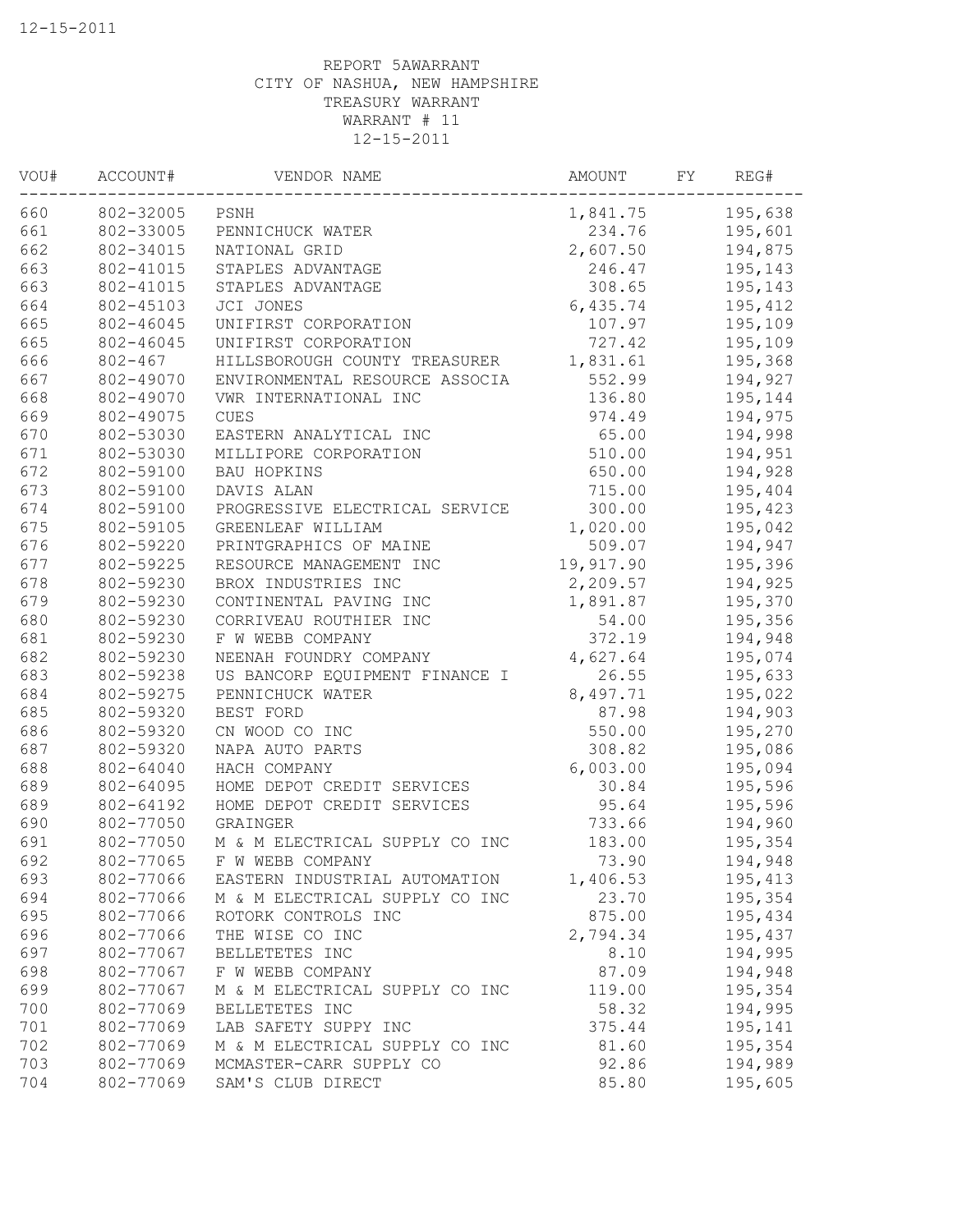12-15-2011

REPORT 5AWARRANT
CITY OF NASHUA, NEW HAMPSHIRE
TREASURY WARRANT
WARRANT # 11
12-15-2011

| VOU# | ACCOUNT# | VENDOR NAME | AMOUNT | FY | REG# |
|---|---|---|---|---|---|
| 660 | 802-32005 | PSNH | 1,841.75 | | 195,638 |
| 661 | 802-33005 | PENNICHUCK WATER | 234.76 | | 195,601 |
| 662 | 802-34015 | NATIONAL GRID | 2,607.50 | | 194,875 |
| 663 | 802-41015 | STAPLES ADVANTAGE | 246.47 | | 195,143 |
| 663 | 802-41015 | STAPLES ADVANTAGE | 308.65 | | 195,143 |
| 664 | 802-45103 | JCI JONES | 6,435.74 | | 195,412 |
| 665 | 802-46045 | UNIFIRST CORPORATION | 107.97 | | 195,109 |
| 665 | 802-46045 | UNIFIRST CORPORATION | 727.42 | | 195,109 |
| 666 | 802-467 | HILLSBOROUGH COUNTY TREASURER | 1,831.61 | | 195,368 |
| 667 | 802-49070 | ENVIRONMENTAL RESOURCE ASSOCIA | 552.99 | | 194,927 |
| 668 | 802-49070 | VWR INTERNATIONAL INC | 136.80 | | 195,144 |
| 669 | 802-49075 | CUES | 974.49 | | 194,975 |
| 670 | 802-53030 | EASTERN ANALYTICAL INC | 65.00 | | 194,998 |
| 671 | 802-53030 | MILLIPORE CORPORATION | 510.00 | | 194,951 |
| 672 | 802-59100 | BAU HOPKINS | 650.00 | | 194,928 |
| 673 | 802-59100 | DAVIS ALAN | 715.00 | | 195,404 |
| 674 | 802-59100 | PROGRESSIVE ELECTRICAL SERVICE | 300.00 | | 195,423 |
| 675 | 802-59105 | GREENLEAF WILLIAM | 1,020.00 | | 195,042 |
| 676 | 802-59220 | PRINTGRAPHICS OF MAINE | 509.07 | | 194,947 |
| 677 | 802-59225 | RESOURCE MANAGEMENT INC | 19,917.90 | | 195,396 |
| 678 | 802-59230 | BROX INDUSTRIES INC | 2,209.57 | | 194,925 |
| 679 | 802-59230 | CONTINENTAL PAVING INC | 1,891.87 | | 195,370 |
| 680 | 802-59230 | CORRIVEAU ROUTHIER INC | 54.00 | | 195,356 |
| 681 | 802-59230 | F W WEBB COMPANY | 372.19 | | 194,948 |
| 682 | 802-59230 | NEENAH FOUNDRY COMPANY | 4,627.64 | | 195,074 |
| 683 | 802-59238 | US BANCORP EQUIPMENT FINANCE I | 26.55 | | 195,633 |
| 684 | 802-59275 | PENNICHUCK WATER | 8,497.71 | | 195,022 |
| 685 | 802-59320 | BEST FORD | 87.98 | | 194,903 |
| 686 | 802-59320 | CN WOOD CO INC | 550.00 | | 195,270 |
| 687 | 802-59320 | NAPA AUTO PARTS | 308.82 | | 195,086 |
| 688 | 802-64040 | HACH COMPANY | 6,003.00 | | 195,094 |
| 689 | 802-64095 | HOME DEPOT CREDIT SERVICES | 30.84 | | 195,596 |
| 689 | 802-64192 | HOME DEPOT CREDIT SERVICES | 95.64 | | 195,596 |
| 690 | 802-77050 | GRAINGER | 733.66 | | 194,960 |
| 691 | 802-77050 | M & M ELECTRICAL SUPPLY CO INC | 183.00 | | 195,354 |
| 692 | 802-77065 | F W WEBB COMPANY | 73.90 | | 194,948 |
| 693 | 802-77066 | EASTERN INDUSTRIAL AUTOMATION | 1,406.53 | | 195,413 |
| 694 | 802-77066 | M & M ELECTRICAL SUPPLY CO INC | 23.70 | | 195,354 |
| 695 | 802-77066 | ROTORK CONTROLS INC | 875.00 | | 195,434 |
| 696 | 802-77066 | THE WISE CO INC | 2,794.34 | | 195,437 |
| 697 | 802-77067 | BELLETETES INC | 8.10 | | 194,995 |
| 698 | 802-77067 | F W WEBB COMPANY | 87.09 | | 194,948 |
| 699 | 802-77067 | M & M ELECTRICAL SUPPLY CO INC | 119.00 | | 195,354 |
| 700 | 802-77069 | BELLETETES INC | 58.32 | | 194,995 |
| 701 | 802-77069 | LAB SAFETY SUPPY INC | 375.44 | | 195,141 |
| 702 | 802-77069 | M & M ELECTRICAL SUPPLY CO INC | 81.60 | | 195,354 |
| 703 | 802-77069 | MCMASTER-CARR SUPPLY CO | 92.86 | | 194,989 |
| 704 | 802-77069 | SAM'S CLUB DIRECT | 85.80 | | 195,605 |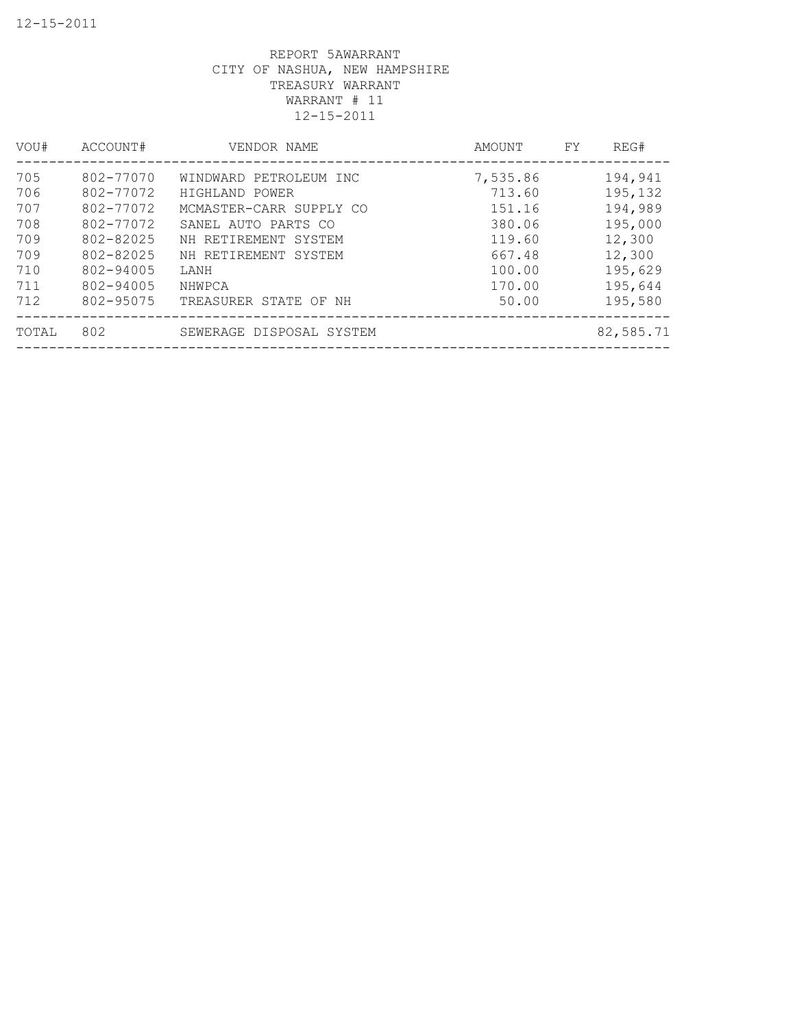REPORT 5AWARRANT
CITY OF NASHUA, NEW HAMPSHIRE
TREASURY WARRANT
WARRANT # 11
12-15-2011

| VOU# | ACCOUNT# | VENDOR NAME | AMOUNT | FY | REG# |
|---|---|---|---|---|---|
| 705 | 802-77070 | WINDWARD PETROLEUM INC | 7,535.86 | | 194,941 |
| 706 | 802-77072 | HIGHLAND POWER | 713.60 | | 195,132 |
| 707 | 802-77072 | MCMASTER-CARR SUPPLY CO | 151.16 | | 194,989 |
| 708 | 802-77072 | SANEL AUTO PARTS CO | 380.06 | | 195,000 |
| 709 | 802-82025 | NH RETIREMENT SYSTEM | 119.60 | | 12,300 |
| 709 | 802-82025 | NH RETIREMENT SYSTEM | 667.48 | | 12,300 |
| 710 | 802-94005 | LANH | 100.00 | | 195,629 |
| 711 | 802-94005 | NHWPCA | 170.00 | | 195,644 |
| 712 | 802-95075 | TREASURER STATE OF NH | 50.00 | | 195,580 |
| TOTAL | 802 | SEWERAGE DISPOSAL SYSTEM | | | 82,585.71 |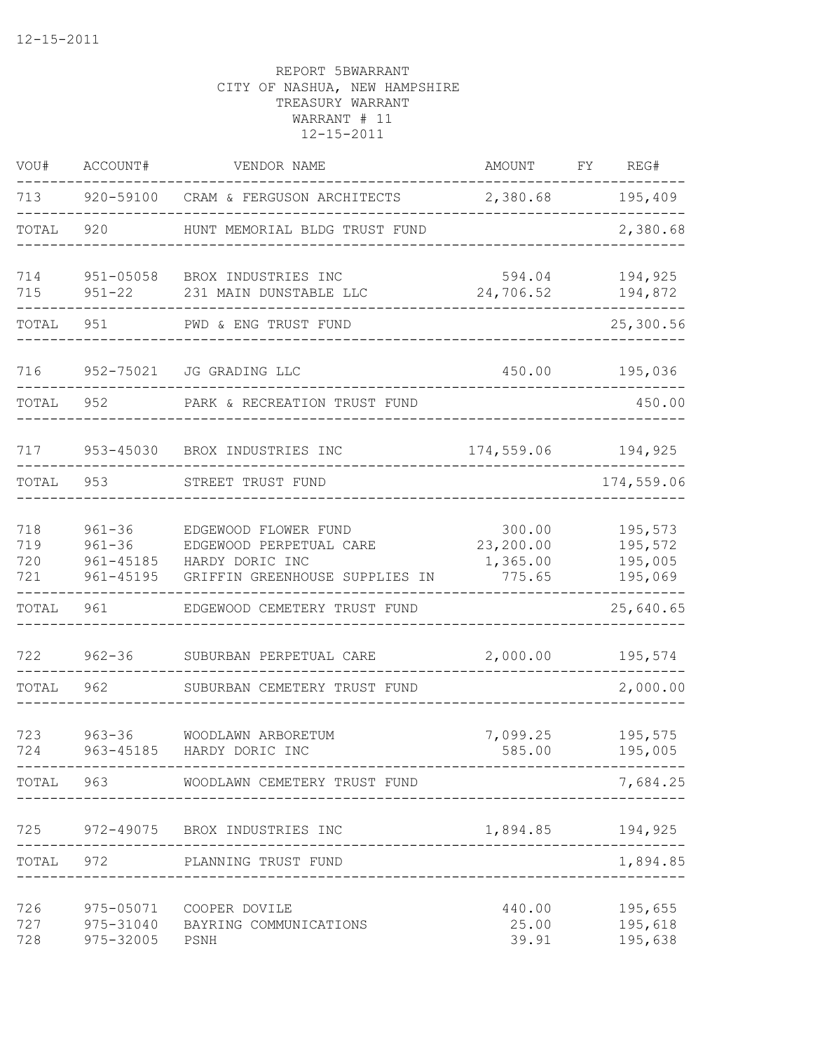REPORT 5BWARRANT
CITY OF NASHUA, NEW HAMPSHIRE
TREASURY WARRANT
WARRANT # 11
12-15-2011

| VOU# | ACCOUNT# | VENDOR NAME | AMOUNT | FY | REG# |
|---|---|---|---|---|---|
| 713 | 920-59100 | CRAM & FERGUSON ARCHITECTS | 2,380.68 | | 195,409 |
| TOTAL | 920 | HUNT MEMORIAL BLDG TRUST FUND | | | 2,380.68 |
| 714 | 951-05058 | BROX INDUSTRIES INC | 594.04 | | 194,925 |
| 715 | 951-22 | 231 MAIN DUNSTABLE LLC | 24,706.52 | | 194,872 |
| TOTAL | 951 | PWD & ENG TRUST FUND | | | 25,300.56 |
| 716 | 952-75021 | JG GRADING LLC | 450.00 | | 195,036 |
| TOTAL | 952 | PARK & RECREATION TRUST FUND | | | 450.00 |
| 717 | 953-45030 | BROX INDUSTRIES INC | 174,559.06 | | 194,925 |
| TOTAL | 953 | STREET TRUST FUND | | | 174,559.06 |
| 718 | 961-36 | EDGEWOOD FLOWER FUND | 300.00 | | 195,573 |
| 719 | 961-36 | EDGEWOOD PERPETUAL CARE | 23,200.00 | | 195,572 |
| 720 | 961-45185 | HARDY DORIC INC | 1,365.00 | | 195,005 |
| 721 | 961-45195 | GRIFFIN GREENHOUSE SUPPLIES IN | 775.65 | | 195,069 |
| TOTAL | 961 | EDGEWOOD CEMETERY TRUST FUND | | | 25,640.65 |
| 722 | 962-36 | SUBURBAN PERPETUAL CARE | 2,000.00 | | 195,574 |
| TOTAL | 962 | SUBURBAN CEMETERY TRUST FUND | | | 2,000.00 |
| 723 | 963-36 | WOODLAWN ARBORETUM | 7,099.25 | | 195,575 |
| 724 | 963-45185 | HARDY DORIC INC | 585.00 | | 195,005 |
| TOTAL | 963 | WOODLAWN CEMETERY TRUST FUND | | | 7,684.25 |
| 725 | 972-49075 | BROX INDUSTRIES INC | 1,894.85 | | 194,925 |
| TOTAL | 972 | PLANNING TRUST FUND | | | 1,894.85 |
| 726 | 975-05071 | COOPER DOVILE | 440.00 | | 195,655 |
| 727 | 975-31040 | BAYRING COMMUNICATIONS | 25.00 | | 195,618 |
| 728 | 975-32005 | PSNH | 39.91 | | 195,638 |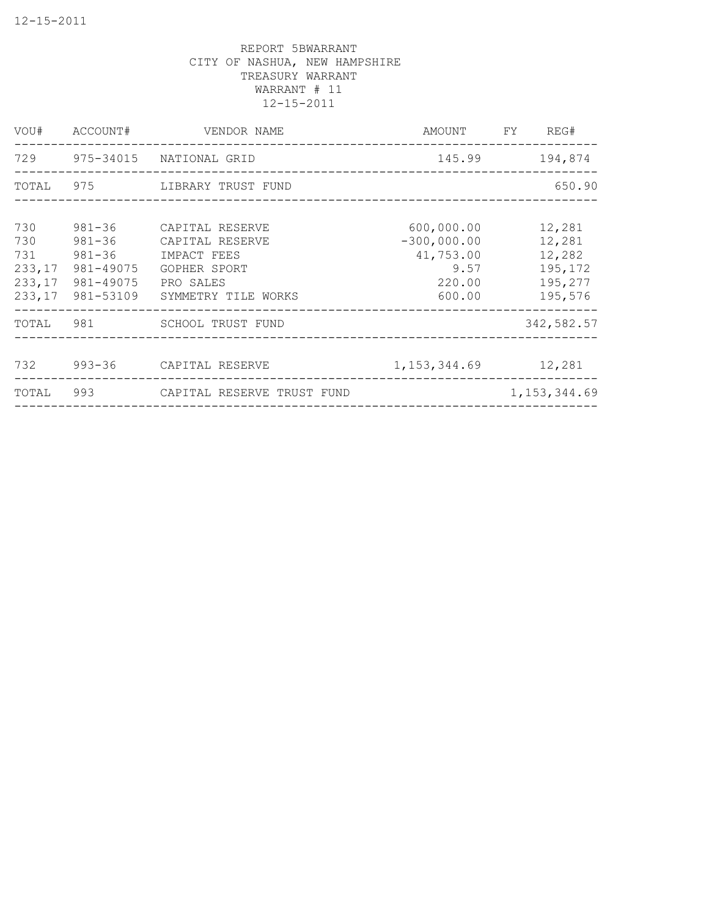REPORT 5BWARRANT
CITY OF NASHUA, NEW HAMPSHIRE
TREASURY WARRANT
WARRANT # 11
12-15-2011

| VOU# | ACCOUNT# | VENDOR NAME | AMOUNT | FY | REG# |
|---|---|---|---|---|---|
| 729 | 975-34015 | NATIONAL GRID | 145.99 | | 194,874 |
| TOTAL | 975 | LIBRARY TRUST FUND | | | 650.90 |
| 730 | 981-36 | CAPITAL RESERVE | 600,000.00 | | 12,281 |
| 730 | 981-36 | CAPITAL RESERVE | -300,000.00 | | 12,281 |
| 731 | 981-36 | IMPACT FEES | 41,753.00 | | 12,282 |
| 233,17 | 981-49075 | GOPHER SPORT | 9.57 | | 195,172 |
| 233,17 | 981-49075 | PRO SALES | 220.00 | | 195,277 |
| 233,17 | 981-53109 | SYMMETRY TILE WORKS | 600.00 | | 195,576 |
| TOTAL | 981 | SCHOOL TRUST FUND | | | 342,582.57 |
| 732 | 993-36 | CAPITAL RESERVE | 1,153,344.69 | | 12,281 |
| TOTAL | 993 | CAPITAL RESERVE TRUST FUND | | | 1,153,344.69 |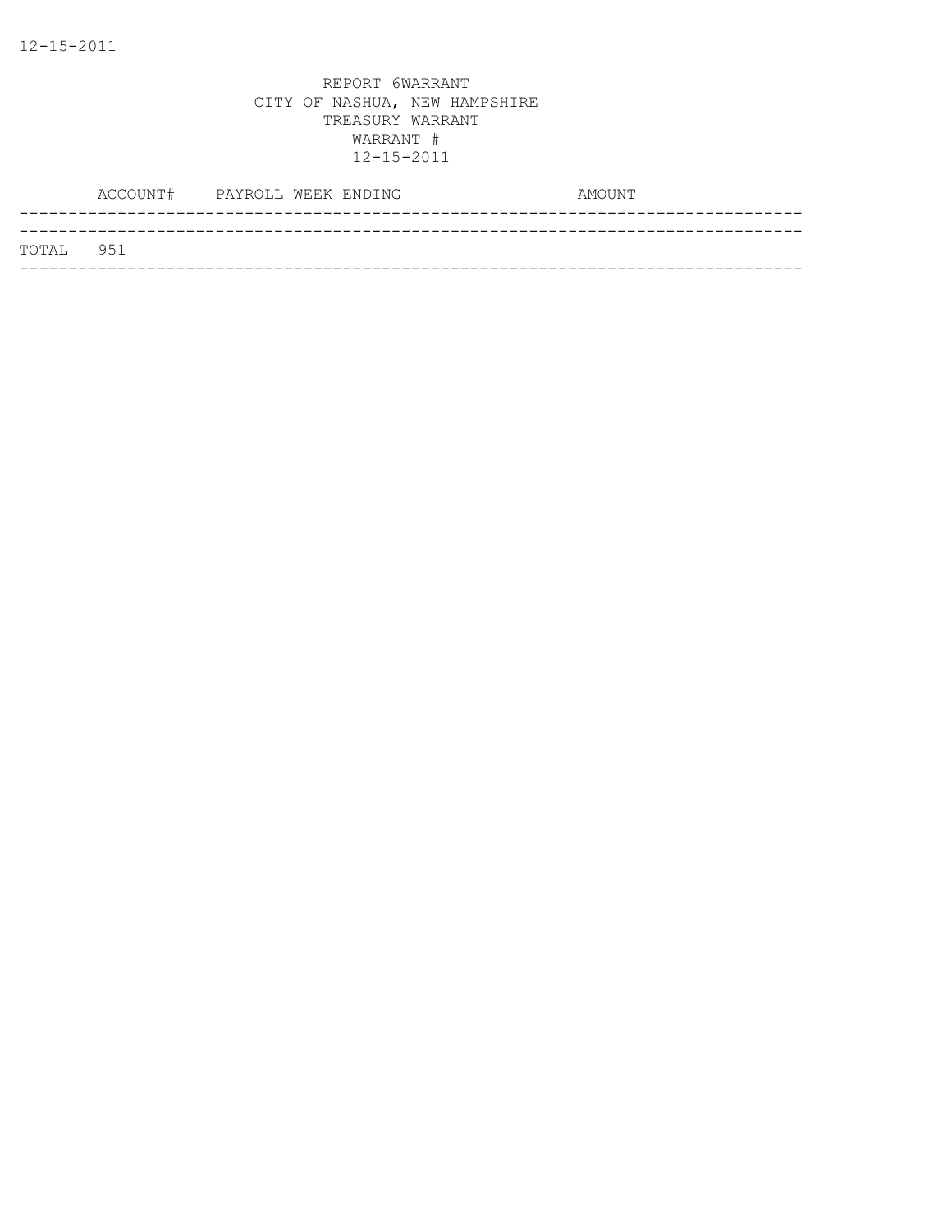REPORT 6WARRANT
CITY OF NASHUA, NEW HAMPSHIRE
TREASURY WARRANT
WARRANT #
12-15-2011

| ACCOUNT# | PAYROLL WEEK ENDING | AMOUNT |
| --- | --- | --- |
| TOTAL 951 | | |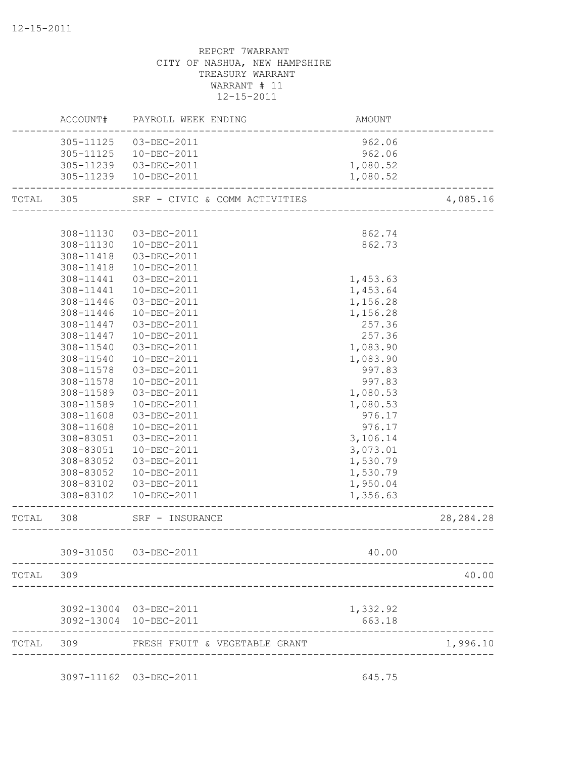12-15-2011

REPORT 7WARRANT
CITY OF NASHUA, NEW HAMPSHIRE
TREASURY WARRANT
WARRANT # 11
12-15-2011

| | ACCOUNT# | PAYROLL WEEK ENDING | AMOUNT | |
|---|---|---|---|---|
| | 305-11125 | 03-DEC-2011 | 962.06 | |
| | 305-11125 | 10-DEC-2011 | 962.06 | |
| | 305-11239 | 03-DEC-2011 | 1,080.52 | |
| | 305-11239 | 10-DEC-2011 | 1,080.52 | |
| TOTAL | 305 | SRF - CIVIC & COMM ACTIVITIES | | 4,085.16 |
| | 308-11130 | 03-DEC-2011 | 862.74 | |
| | 308-11130 | 10-DEC-2011 | 862.73 | |
| | 308-11418 | 03-DEC-2011 | | |
| | 308-11418 | 10-DEC-2011 | | |
| | 308-11441 | 03-DEC-2011 | 1,453.63 | |
| | 308-11441 | 10-DEC-2011 | 1,453.64 | |
| | 308-11446 | 03-DEC-2011 | 1,156.28 | |
| | 308-11446 | 10-DEC-2011 | 1,156.28 | |
| | 308-11447 | 03-DEC-2011 | 257.36 | |
| | 308-11447 | 10-DEC-2011 | 257.36 | |
| | 308-11540 | 03-DEC-2011 | 1,083.90 | |
| | 308-11540 | 10-DEC-2011 | 1,083.90 | |
| | 308-11578 | 03-DEC-2011 | 997.83 | |
| | 308-11578 | 10-DEC-2011 | 997.83 | |
| | 308-11589 | 03-DEC-2011 | 1,080.53 | |
| | 308-11589 | 10-DEC-2011 | 1,080.53 | |
| | 308-11608 | 03-DEC-2011 | 976.17 | |
| | 308-11608 | 10-DEC-2011 | 976.17 | |
| | 308-83051 | 03-DEC-2011 | 3,106.14 | |
| | 308-83051 | 10-DEC-2011 | 3,073.01 | |
| | 308-83052 | 03-DEC-2011 | 1,530.79 | |
| | 308-83052 | 10-DEC-2011 | 1,530.79 | |
| | 308-83102 | 03-DEC-2011 | 1,950.04 | |
| | 308-83102 | 10-DEC-2011 | 1,356.63 | |
| TOTAL | 308 | SRF - INSURANCE | | 28,284.28 |
| | 309-31050 | 03-DEC-2011 | 40.00 | |
| TOTAL | 309 | | | 40.00 |
| | 3092-13004 | 03-DEC-2011 | 1,332.92 | |
| | 3092-13004 | 10-DEC-2011 | 663.18 | |
| TOTAL | 309 | FRESH FRUIT & VEGETABLE GRANT | | 1,996.10 |
| | 3097-11162 | 03-DEC-2011 | 645.75 | |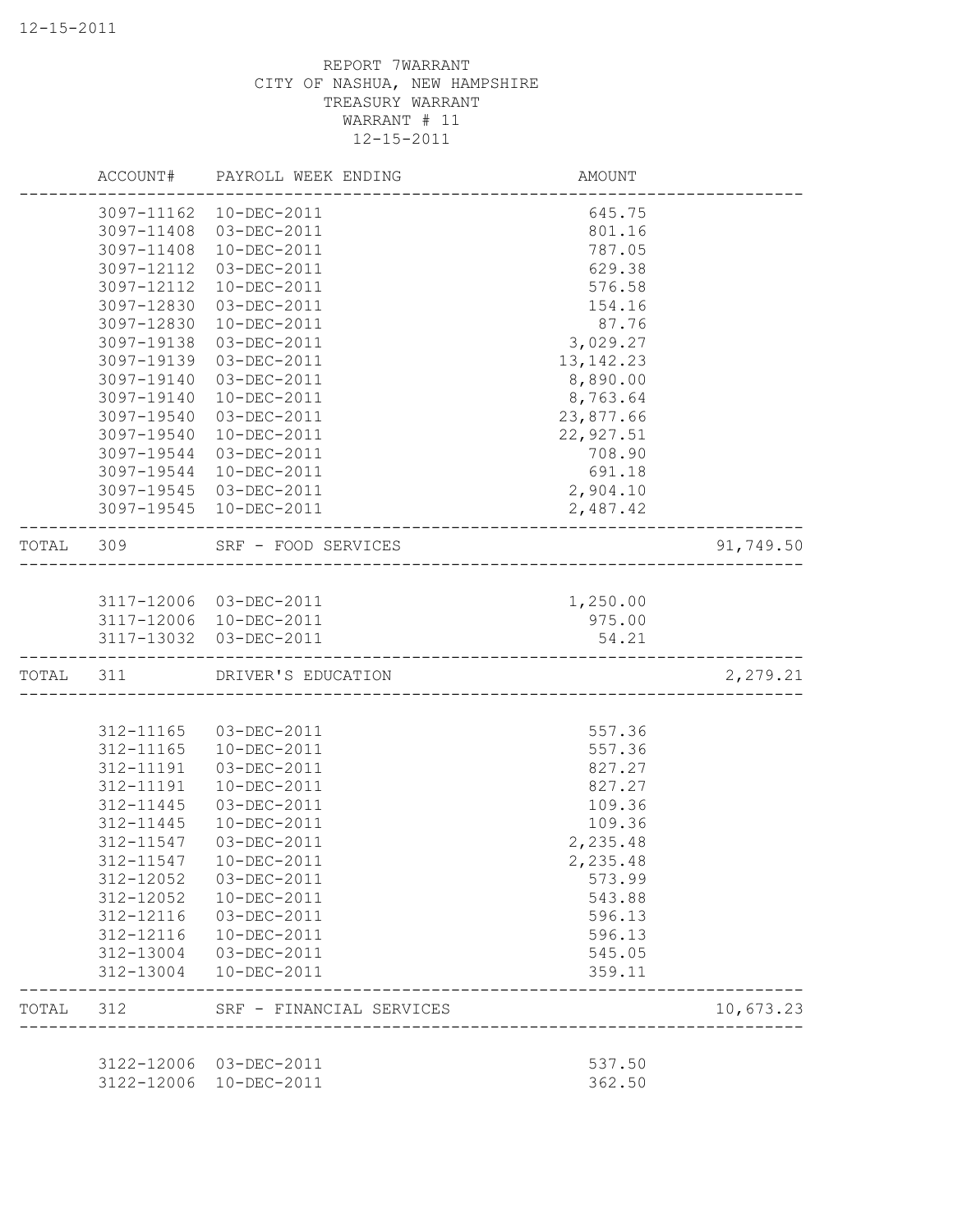REPORT 7WARRANT
CITY OF NASHUA, NEW HAMPSHIRE
TREASURY WARRANT
WARRANT # 11
12-15-2011

| | ACCOUNT# | PAYROLL WEEK ENDING | AMOUNT | |
|---|---|---|---|---|
| | 3097-11162 | 10-DEC-2011 | 645.75 | |
| | 3097-11408 | 03-DEC-2011 | 801.16 | |
| | 3097-11408 | 10-DEC-2011 | 787.05 | |
| | 3097-12112 | 03-DEC-2011 | 629.38 | |
| | 3097-12112 | 10-DEC-2011 | 576.58 | |
| | 3097-12830 | 03-DEC-2011 | 154.16 | |
| | 3097-12830 | 10-DEC-2011 | 87.76 | |
| | 3097-19138 | 03-DEC-2011 | 3,029.27 | |
| | 3097-19139 | 03-DEC-2011 | 13,142.23 | |
| | 3097-19140 | 03-DEC-2011 | 8,890.00 | |
| | 3097-19140 | 10-DEC-2011 | 8,763.64 | |
| | 3097-19540 | 03-DEC-2011 | 23,877.66 | |
| | 3097-19540 | 10-DEC-2011 | 22,927.51 | |
| | 3097-19544 | 03-DEC-2011 | 708.90 | |
| | 3097-19544 | 10-DEC-2011 | 691.18 | |
| | 3097-19545 | 03-DEC-2011 | 2,904.10 | |
| | 3097-19545 | 10-DEC-2011 | 2,487.42 | |
| TOTAL | 309 | SRF - FOOD SERVICES | | 91,749.50 |
| | 3117-12006 | 03-DEC-2011 | 1,250.00 | |
| | 3117-12006 | 10-DEC-2011 | 975.00 | |
| | 3117-13032 | 03-DEC-2011 | 54.21 | |
| TOTAL | 311 | DRIVER'S EDUCATION | | 2,279.21 |
| | 312-11165 | 03-DEC-2011 | 557.36 | |
| | 312-11165 | 10-DEC-2011 | 557.36 | |
| | 312-11191 | 03-DEC-2011 | 827.27 | |
| | 312-11191 | 10-DEC-2011 | 827.27 | |
| | 312-11445 | 03-DEC-2011 | 109.36 | |
| | 312-11445 | 10-DEC-2011 | 109.36 | |
| | 312-11547 | 03-DEC-2011 | 2,235.48 | |
| | 312-11547 | 10-DEC-2011 | 2,235.48 | |
| | 312-12052 | 03-DEC-2011 | 573.99 | |
| | 312-12052 | 10-DEC-2011 | 543.88 | |
| | 312-12116 | 03-DEC-2011 | 596.13 | |
| | 312-12116 | 10-DEC-2011 | 596.13 | |
| | 312-13004 | 03-DEC-2011 | 545.05 | |
| | 312-13004 | 10-DEC-2011 | 359.11 | |
| TOTAL | 312 | SRF - FINANCIAL SERVICES | | 10,673.23 |
| | 3122-12006 | 03-DEC-2011 | 537.50 | |
| | 3122-12006 | 10-DEC-2011 | 362.50 | |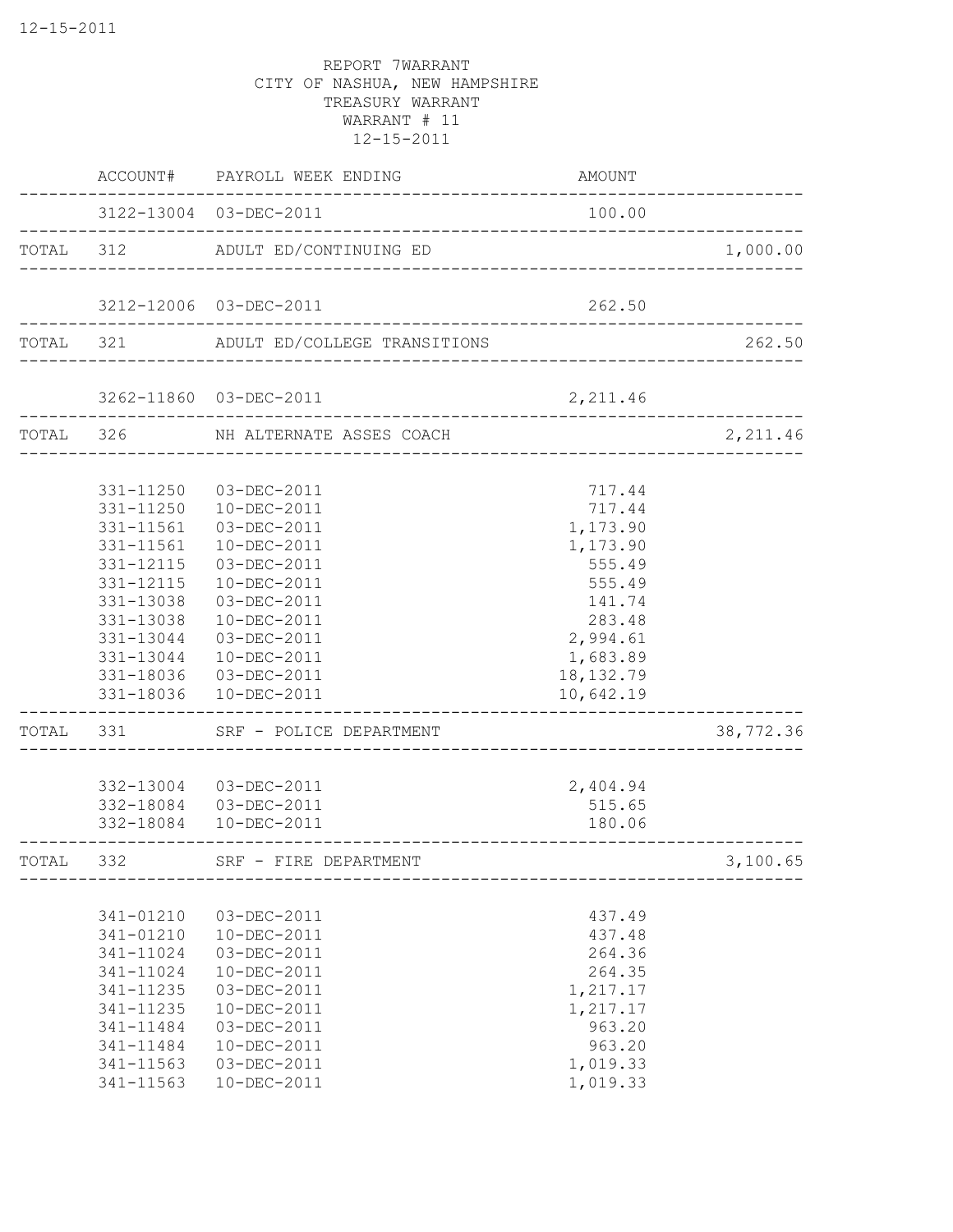REPORT 7WARRANT
CITY OF NASHUA, NEW HAMPSHIRE
TREASURY WARRANT
WARRANT # 11
12-15-2011

| | ACCOUNT# | PAYROLL WEEK ENDING | AMOUNT | |
|---|---|---|---|---|
| | 3122-13004 | 03-DEC-2011 | 100.00 | |
| TOTAL | 312 | ADULT ED/CONTINUING ED | | 1,000.00 |
| | 3212-12006 | 03-DEC-2011 | 262.50 | |
| TOTAL | 321 | ADULT ED/COLLEGE TRANSITIONS | | 262.50 |
| | 3262-11860 | 03-DEC-2011 | 2,211.46 | |
| TOTAL | 326 | NH ALTERNATE ASSES COACH | | 2,211.46 |
| | 331-11250 | 03-DEC-2011 | 717.44 | |
| | 331-11250 | 10-DEC-2011 | 717.44 | |
| | 331-11561 | 03-DEC-2011 | 1,173.90 | |
| | 331-11561 | 10-DEC-2011 | 1,173.90 | |
| | 331-12115 | 03-DEC-2011 | 555.49 | |
| | 331-12115 | 10-DEC-2011 | 555.49 | |
| | 331-13038 | 03-DEC-2011 | 141.74 | |
| | 331-13038 | 10-DEC-2011 | 283.48 | |
| | 331-13044 | 03-DEC-2011 | 2,994.61 | |
| | 331-13044 | 10-DEC-2011 | 1,683.89 | |
| | 331-18036 | 03-DEC-2011 | 18,132.79 | |
| | 331-18036 | 10-DEC-2011 | 10,642.19 | |
| TOTAL | 331 | SRF - POLICE DEPARTMENT | | 38,772.36 |
| | 332-13004 | 03-DEC-2011 | 2,404.94 | |
| | 332-18084 | 03-DEC-2011 | 515.65 | |
| | 332-18084 | 10-DEC-2011 | 180.06 | |
| TOTAL | 332 | SRF - FIRE DEPARTMENT | | 3,100.65 |
| | 341-01210 | 03-DEC-2011 | 437.49 | |
| | 341-01210 | 10-DEC-2011 | 437.48 | |
| | 341-11024 | 03-DEC-2011 | 264.36 | |
| | 341-11024 | 10-DEC-2011 | 264.35 | |
| | 341-11235 | 03-DEC-2011 | 1,217.17 | |
| | 341-11235 | 10-DEC-2011 | 1,217.17 | |
| | 341-11484 | 03-DEC-2011 | 963.20 | |
| | 341-11484 | 10-DEC-2011 | 963.20 | |
| | 341-11563 | 03-DEC-2011 | 1,019.33 | |
| | 341-11563 | 10-DEC-2011 | 1,019.33 | |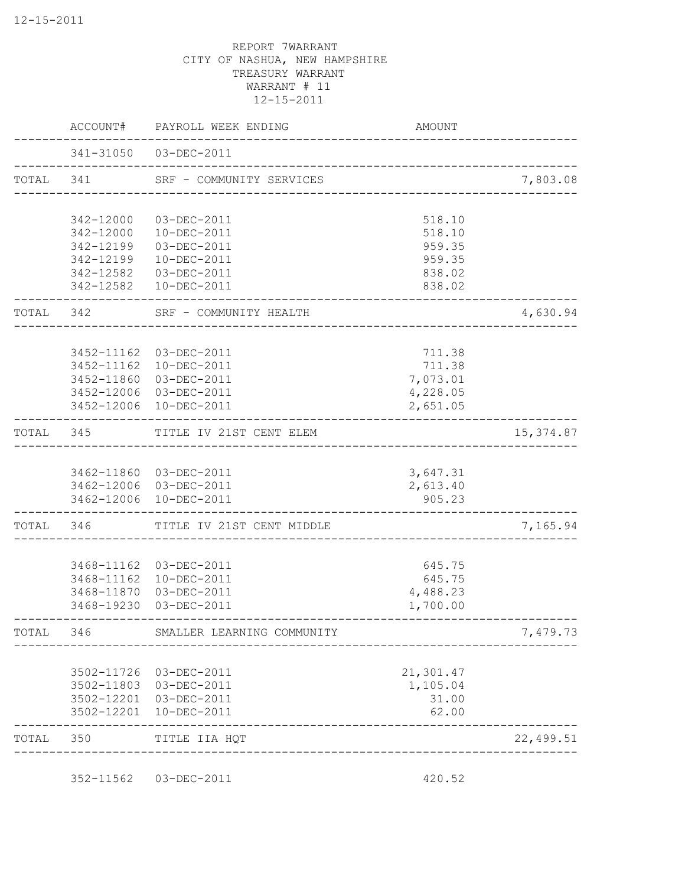REPORT 7WARRANT
CITY OF NASHUA, NEW HAMPSHIRE
TREASURY WARRANT
WARRANT # 11
12-15-2011

| | ACCOUNT# | PAYROLL WEEK ENDING | AMOUNT | |
|---|---|---|---|---|
| | 341-31050 | 03-DEC-2011 | | |
| TOTAL | 341 | SRF - COMMUNITY SERVICES | | 7,803.08 |
| | 342-12000 | 03-DEC-2011 | 518.10 | |
| | 342-12000 | 10-DEC-2011 | 518.10 | |
| | 342-12199 | 03-DEC-2011 | 959.35 | |
| | 342-12199 | 10-DEC-2011 | 959.35 | |
| | 342-12582 | 03-DEC-2011 | 838.02 | |
| | 342-12582 | 10-DEC-2011 | 838.02 | |
| TOTAL | 342 | SRF - COMMUNITY HEALTH | | 4,630.94 |
| | 3452-11162 | 03-DEC-2011 | 711.38 | |
| | 3452-11162 | 10-DEC-2011 | 711.38 | |
| | 3452-11860 | 03-DEC-2011 | 7,073.01 | |
| | 3452-12006 | 03-DEC-2011 | 4,228.05 | |
| | 3452-12006 | 10-DEC-2011 | 2,651.05 | |
| TOTAL | 345 | TITLE IV 21ST CENT ELEM | | 15,374.87 |
| | 3462-11860 | 03-DEC-2011 | 3,647.31 | |
| | 3462-12006 | 03-DEC-2011 | 2,613.40 | |
| | 3462-12006 | 10-DEC-2011 | 905.23 | |
| TOTAL | 346 | TITLE IV 21ST CENT MIDDLE | | 7,165.94 |
| | 3468-11162 | 03-DEC-2011 | 645.75 | |
| | 3468-11162 | 10-DEC-2011 | 645.75 | |
| | 3468-11870 | 03-DEC-2011 | 4,488.23 | |
| | 3468-19230 | 03-DEC-2011 | 1,700.00 | |
| TOTAL | 346 | SMALLER LEARNING COMMUNITY | | 7,479.73 |
| | 3502-11726 | 03-DEC-2011 | 21,301.47 | |
| | 3502-11803 | 03-DEC-2011 | 1,105.04 | |
| | 3502-12201 | 03-DEC-2011 | 31.00 | |
| | 3502-12201 | 10-DEC-2011 | 62.00 | |
| TOTAL | 350 | TITLE IIA HQT | | 22,499.51 |
| | 352-11562 | 03-DEC-2011 | 420.52 | |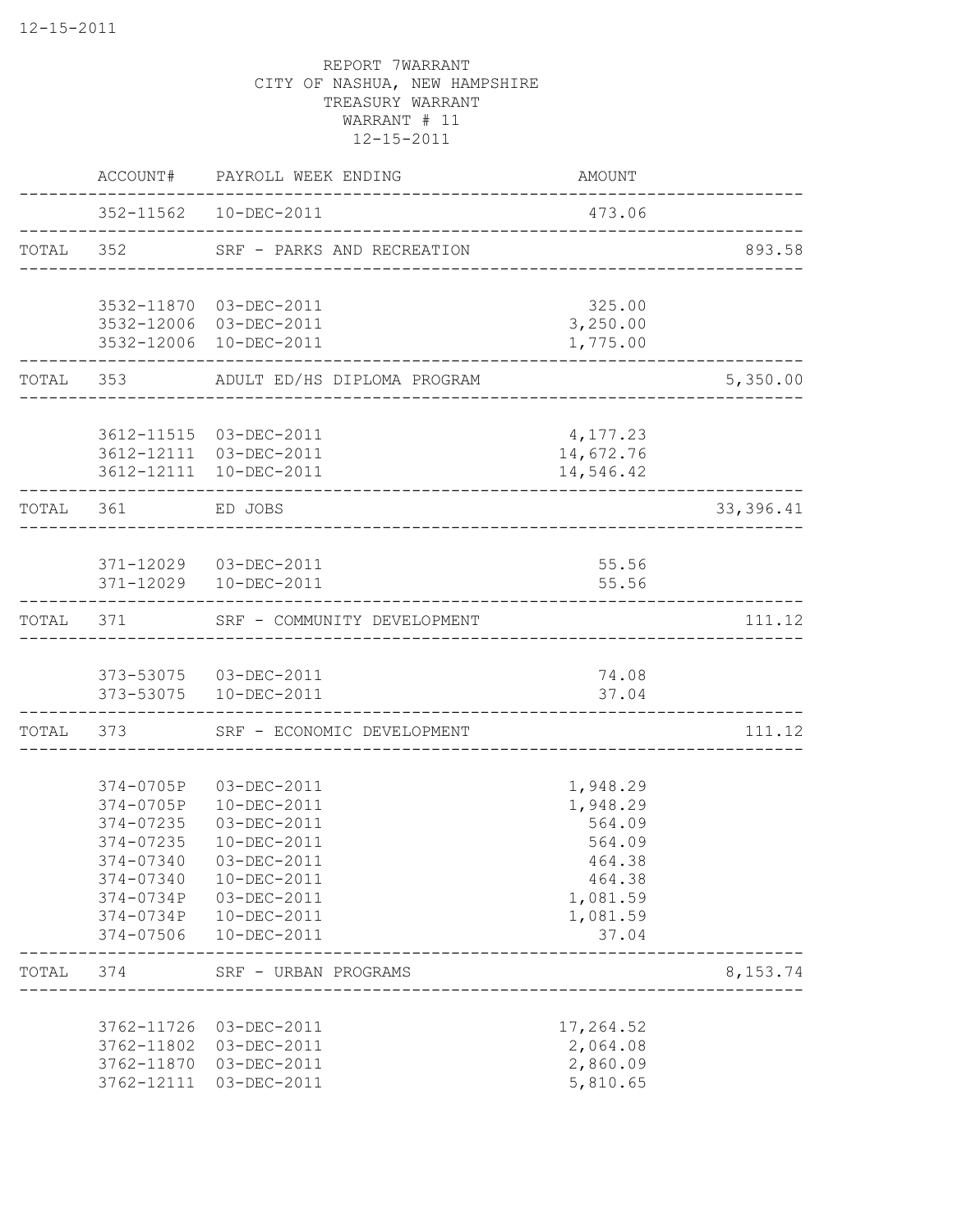REPORT 7WARRANT
CITY OF NASHUA, NEW HAMPSHIRE
TREASURY WARRANT
WARRANT # 11
12-15-2011

| | ACCOUNT# | PAYROLL WEEK ENDING | AMOUNT | |
|---|---|---|---|---|
| | 352-11562 | 10-DEC-2011 | 473.06 | |
| TOTAL | 352 | SRF - PARKS AND RECREATION | | 893.58 |
| | 3532-11870 | 03-DEC-2011 | 325.00 | |
| | 3532-12006 | 03-DEC-2011 | 3,250.00 | |
| | 3532-12006 | 10-DEC-2011 | 1,775.00 | |
| TOTAL | 353 | ADULT ED/HS DIPLOMA PROGRAM | | 5,350.00 |
| | 3612-11515 | 03-DEC-2011 | 4,177.23 | |
| | 3612-12111 | 03-DEC-2011 | 14,672.76 | |
| | 3612-12111 | 10-DEC-2011 | 14,546.42 | |
| TOTAL | 361 | ED JOBS | | 33,396.41 |
| | 371-12029 | 03-DEC-2011 | 55.56 | |
| | 371-12029 | 10-DEC-2011 | 55.56 | |
| TOTAL | 371 | SRF - COMMUNITY DEVELOPMENT | | 111.12 |
| | 373-53075 | 03-DEC-2011 | 74.08 | |
| | 373-53075 | 10-DEC-2011 | 37.04 | |
| TOTAL | 373 | SRF - ECONOMIC DEVELOPMENT | | 111.12 |
| | 374-0705P | 03-DEC-2011 | 1,948.29 | |
| | 374-0705P | 10-DEC-2011 | 1,948.29 | |
| | 374-07235 | 03-DEC-2011 | 564.09 | |
| | 374-07235 | 10-DEC-2011 | 564.09 | |
| | 374-07340 | 03-DEC-2011 | 464.38 | |
| | 374-07340 | 10-DEC-2011 | 464.38 | |
| | 374-0734P | 03-DEC-2011 | 1,081.59 | |
| | 374-0734P | 10-DEC-2011 | 1,081.59 | |
| | 374-07506 | 10-DEC-2011 | 37.04 | |
| TOTAL | 374 | SRF - URBAN PROGRAMS | | 8,153.74 |
| | 3762-11726 | 03-DEC-2011 | 17,264.52 | |
| | 3762-11802 | 03-DEC-2011 | 2,064.08 | |
| | 3762-11870 | 03-DEC-2011 | 2,860.09 | |
| | 3762-12111 | 03-DEC-2011 | 5,810.65 | |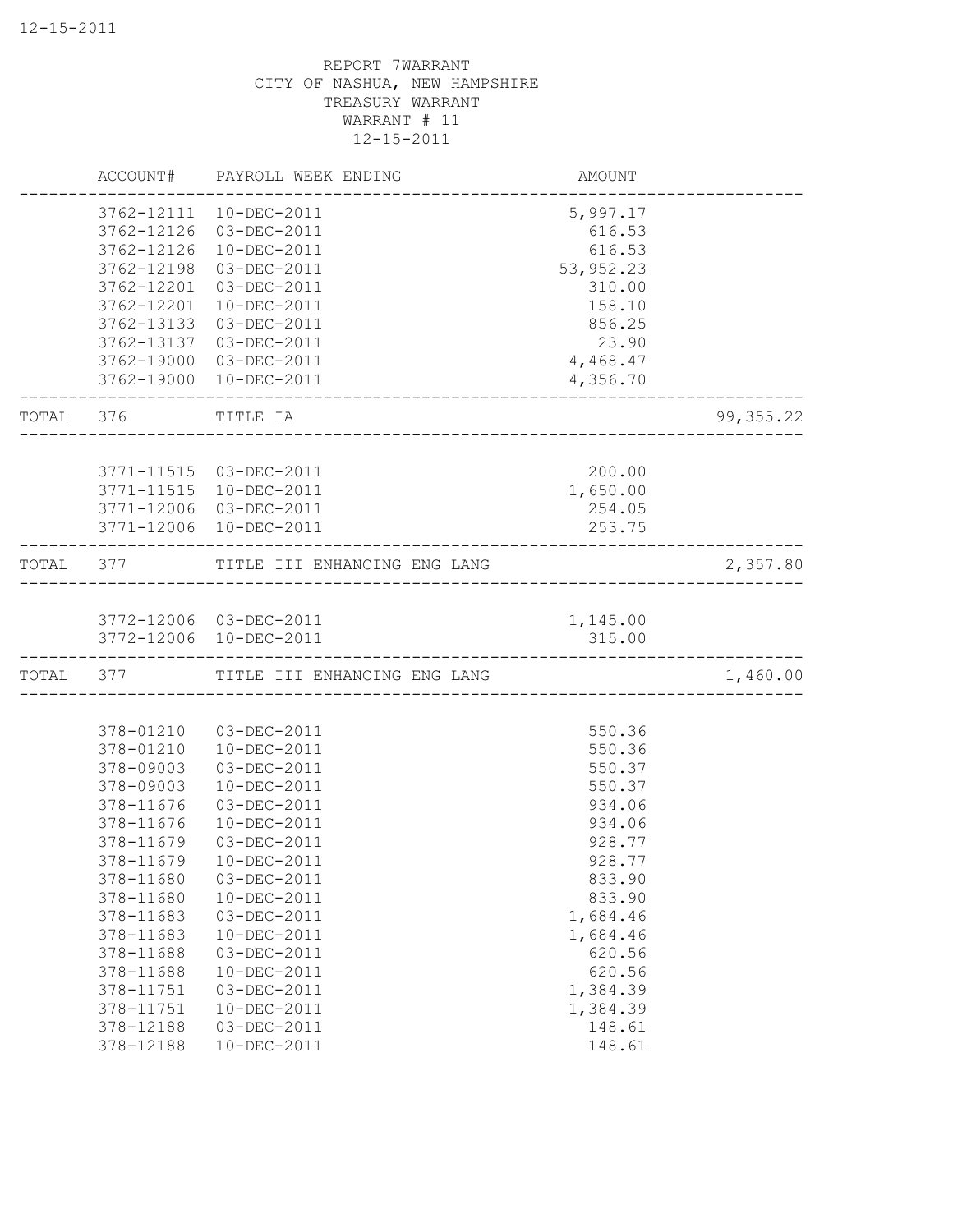REPORT 7WARRANT
CITY OF NASHUA, NEW HAMPSHIRE
TREASURY WARRANT
WARRANT # 11
12-15-2011

| | ACCOUNT# | PAYROLL WEEK ENDING | AMOUNT | |
|---|---|---|---|---|
| | 3762-12111 | 10-DEC-2011 | 5,997.17 | |
| | 3762-12126 | 03-DEC-2011 | 616.53 | |
| | 3762-12126 | 10-DEC-2011 | 616.53 | |
| | 3762-12198 | 03-DEC-2011 | 53,952.23 | |
| | 3762-12201 | 03-DEC-2011 | 310.00 | |
| | 3762-12201 | 10-DEC-2011 | 158.10 | |
| | 3762-13133 | 03-DEC-2011 | 856.25 | |
| | 3762-13137 | 03-DEC-2011 | 23.90 | |
| | 3762-19000 | 03-DEC-2011 | 4,468.47 | |
| | 3762-19000 | 10-DEC-2011 | 4,356.70 | |
| TOTAL | 376 | TITLE IA | | 99,355.22 |
| | 3771-11515 | 03-DEC-2011 | 200.00 | |
| | 3771-11515 | 10-DEC-2011 | 1,650.00 | |
| | 3771-12006 | 03-DEC-2011 | 254.05 | |
| | 3771-12006 | 10-DEC-2011 | 253.75 | |
| TOTAL | 377 | TITLE III ENHANCING ENG LANG | | 2,357.80 |
| | 3772-12006 | 03-DEC-2011 | 1,145.00 | |
| | 3772-12006 | 10-DEC-2011 | 315.00 | |
| TOTAL | 377 | TITLE III ENHANCING ENG LANG | | 1,460.00 |
| | 378-01210 | 03-DEC-2011 | 550.36 | |
| | 378-01210 | 10-DEC-2011 | 550.36 | |
| | 378-09003 | 03-DEC-2011 | 550.37 | |
| | 378-09003 | 10-DEC-2011 | 550.37 | |
| | 378-11676 | 03-DEC-2011 | 934.06 | |
| | 378-11676 | 10-DEC-2011 | 934.06 | |
| | 378-11679 | 03-DEC-2011 | 928.77 | |
| | 378-11679 | 10-DEC-2011 | 928.77 | |
| | 378-11680 | 03-DEC-2011 | 833.90 | |
| | 378-11680 | 10-DEC-2011 | 833.90 | |
| | 378-11683 | 03-DEC-2011 | 1,684.46 | |
| | 378-11683 | 10-DEC-2011 | 1,684.46 | |
| | 378-11688 | 03-DEC-2011 | 620.56 | |
| | 378-11688 | 10-DEC-2011 | 620.56 | |
| | 378-11751 | 03-DEC-2011 | 1,384.39 | |
| | 378-11751 | 10-DEC-2011 | 1,384.39 | |
| | 378-12188 | 03-DEC-2011 | 148.61 | |
| | 378-12188 | 10-DEC-2011 | 148.61 | |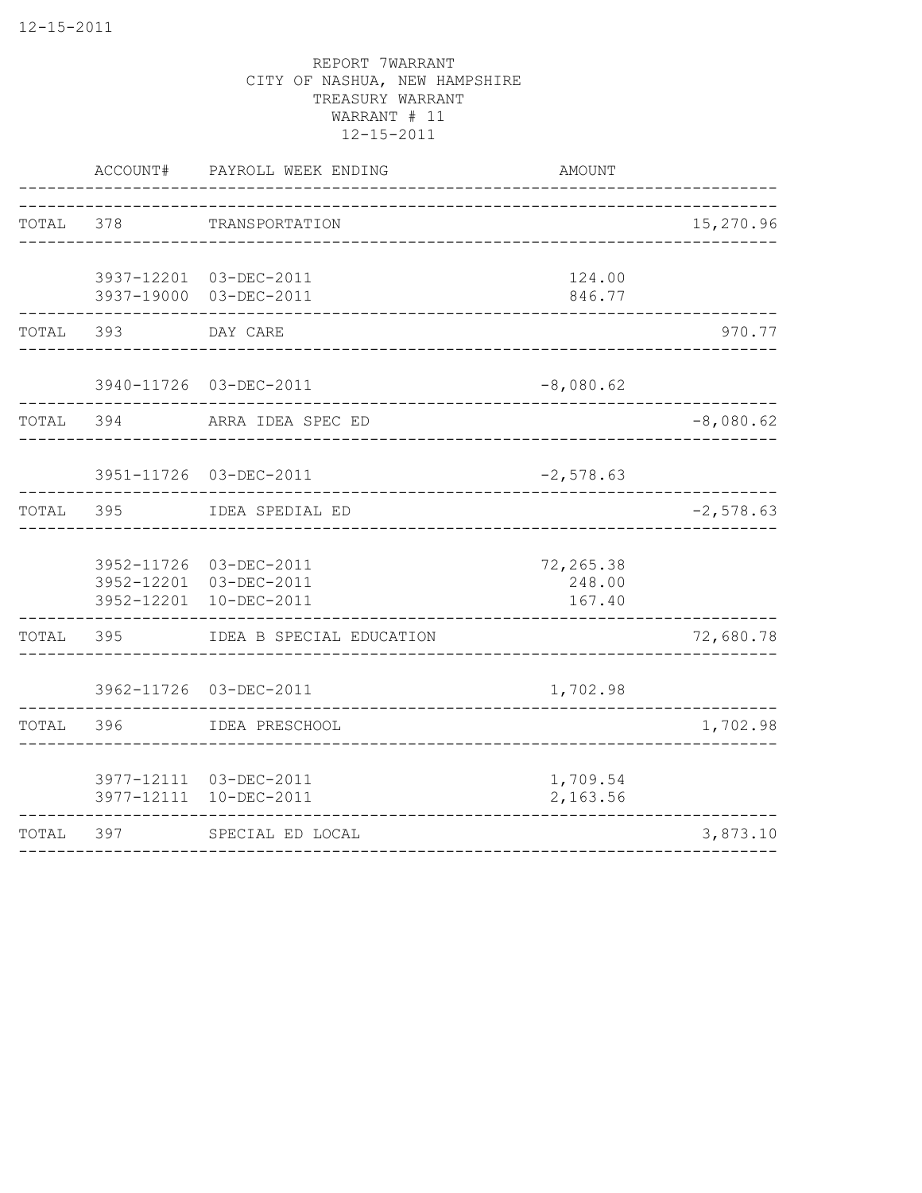REPORT 7WARRANT
CITY OF NASHUA, NEW HAMPSHIRE
TREASURY WARRANT
WARRANT # 11
12-15-2011

| | ACCOUNT# | PAYROLL WEEK ENDING | AMOUNT | |
|---|---|---|---|---|
| TOTAL | 378 | TRANSPORTATION | | 15,270.96 |
| | 3937-12201 | 03-DEC-2011 | 124.00 | |
| | 3937-19000 | 03-DEC-2011 | 846.77 | |
| TOTAL | 393 | DAY CARE | | 970.77 |
| | 3940-11726 | 03-DEC-2011 | -8,080.62 | |
| TOTAL | 394 | ARRA IDEA SPEC ED | | -8,080.62 |
| | 3951-11726 | 03-DEC-2011 | -2,578.63 | |
| TOTAL | 395 | IDEA SPEDIAL ED | | -2,578.63 |
| | 3952-11726 | 03-DEC-2011 | 72,265.38 | |
| | 3952-12201 | 03-DEC-2011 | 248.00 | |
| | 3952-12201 | 10-DEC-2011 | 167.40 | |
| TOTAL | 395 | IDEA B SPECIAL EDUCATION | | 72,680.78 |
| | 3962-11726 | 03-DEC-2011 | 1,702.98 | |
| TOTAL | 396 | IDEA PRESCHOOL | | 1,702.98 |
| | 3977-12111 | 03-DEC-2011 | 1,709.54 | |
| | 3977-12111 | 10-DEC-2011 | 2,163.56 | |
| TOTAL | 397 | SPECIAL ED LOCAL | | 3,873.10 |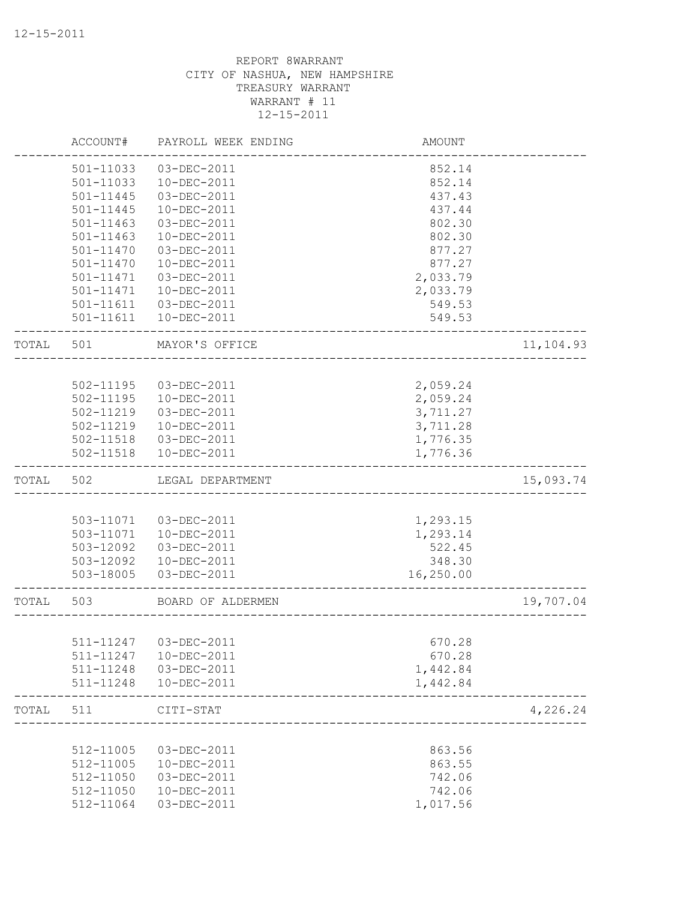REPORT 8WARRANT
CITY OF NASHUA, NEW HAMPSHIRE
TREASURY WARRANT
WARRANT # 11
12-15-2011

| | ACCOUNT# | PAYROLL WEEK ENDING | AMOUNT | |
|---|---|---|---|---|
| | 501-11033 | 03-DEC-2011 | 852.14 | |
| | 501-11033 | 10-DEC-2011 | 852.14 | |
| | 501-11445 | 03-DEC-2011 | 437.43 | |
| | 501-11445 | 10-DEC-2011 | 437.44 | |
| | 501-11463 | 03-DEC-2011 | 802.30 | |
| | 501-11463 | 10-DEC-2011 | 802.30 | |
| | 501-11470 | 03-DEC-2011 | 877.27 | |
| | 501-11470 | 10-DEC-2011 | 877.27 | |
| | 501-11471 | 03-DEC-2011 | 2,033.79 | |
| | 501-11471 | 10-DEC-2011 | 2,033.79 | |
| | 501-11611 | 03-DEC-2011 | 549.53 | |
| | 501-11611 | 10-DEC-2011 | 549.53 | |
| TOTAL | 501 | MAYOR'S OFFICE | | 11,104.93 |
| | 502-11195 | 03-DEC-2011 | 2,059.24 | |
| | 502-11195 | 10-DEC-2011 | 2,059.24 | |
| | 502-11219 | 03-DEC-2011 | 3,711.27 | |
| | 502-11219 | 10-DEC-2011 | 3,711.28 | |
| | 502-11518 | 03-DEC-2011 | 1,776.35 | |
| | 502-11518 | 10-DEC-2011 | 1,776.36 | |
| TOTAL | 502 | LEGAL DEPARTMENT | | 15,093.74 |
| | 503-11071 | 03-DEC-2011 | 1,293.15 | |
| | 503-11071 | 10-DEC-2011 | 1,293.14 | |
| | 503-12092 | 03-DEC-2011 | 522.45 | |
| | 503-12092 | 10-DEC-2011 | 348.30 | |
| | 503-18005 | 03-DEC-2011 | 16,250.00 | |
| TOTAL | 503 | BOARD OF ALDERMEN | | 19,707.04 |
| | 511-11247 | 03-DEC-2011 | 670.28 | |
| | 511-11247 | 10-DEC-2011 | 670.28 | |
| | 511-11248 | 03-DEC-2011 | 1,442.84 | |
| | 511-11248 | 10-DEC-2011 | 1,442.84 | |
| TOTAL | 511 | CITI-STAT | | 4,226.24 |
| | 512-11005 | 03-DEC-2011 | 863.56 | |
| | 512-11005 | 10-DEC-2011 | 863.55 | |
| | 512-11050 | 03-DEC-2011 | 742.06 | |
| | 512-11050 | 10-DEC-2011 | 742.06 | |
| | 512-11064 | 03-DEC-2011 | 1,017.56 | |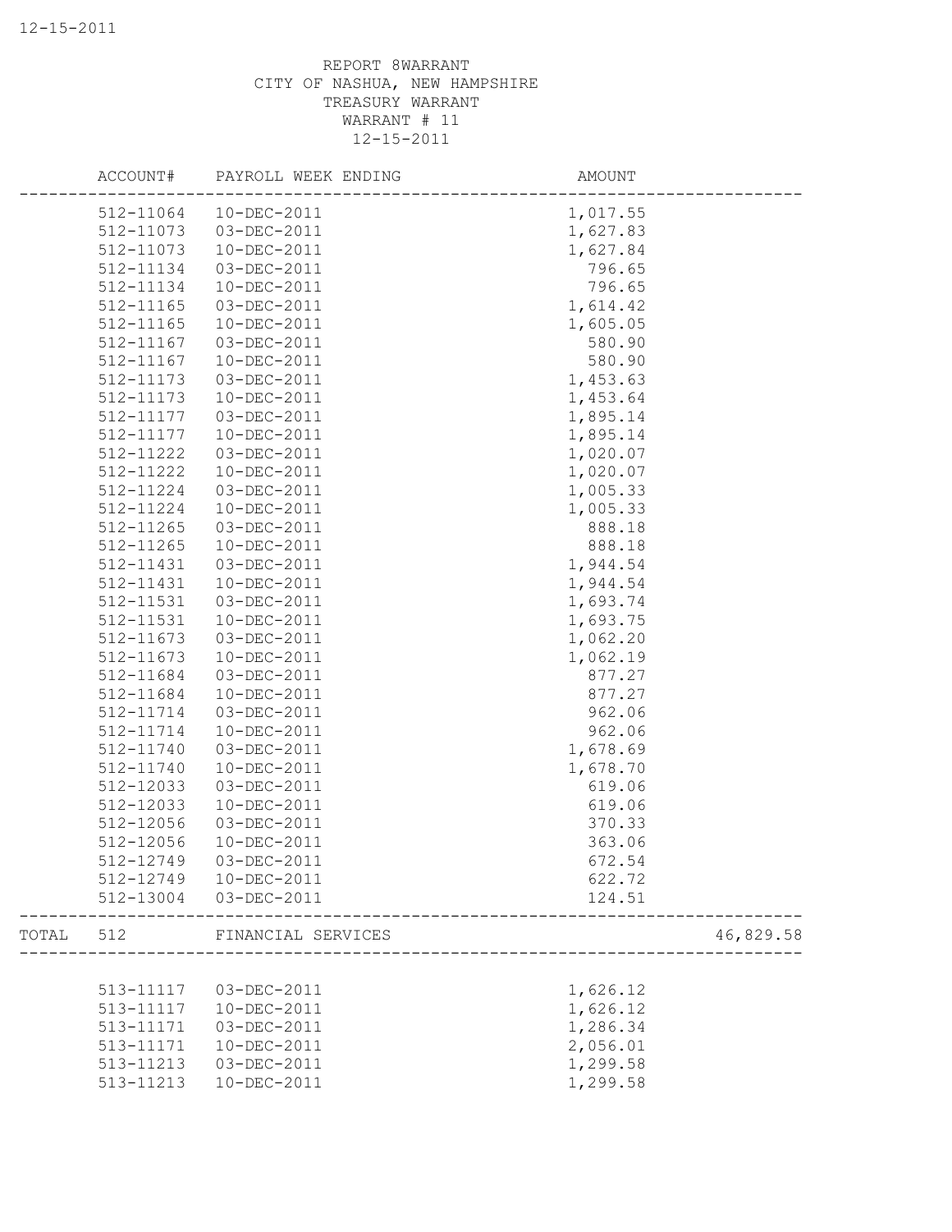REPORT 8WARRANT
CITY OF NASHUA, NEW HAMPSHIRE
TREASURY WARRANT
WARRANT # 11
12-15-2011

| | ACCOUNT# | PAYROLL WEEK ENDING | AMOUNT | |
|---|---|---|---|---|
| | 512-11064 | 10-DEC-2011 | 1,017.55 | |
| | 512-11073 | 03-DEC-2011 | 1,627.83 | |
| | 512-11073 | 10-DEC-2011 | 1,627.84 | |
| | 512-11134 | 03-DEC-2011 | 796.65 | |
| | 512-11134 | 10-DEC-2011 | 796.65 | |
| | 512-11165 | 03-DEC-2011 | 1,614.42 | |
| | 512-11165 | 10-DEC-2011 | 1,605.05 | |
| | 512-11167 | 03-DEC-2011 | 580.90 | |
| | 512-11167 | 10-DEC-2011 | 580.90 | |
| | 512-11173 | 03-DEC-2011 | 1,453.63 | |
| | 512-11173 | 10-DEC-2011 | 1,453.64 | |
| | 512-11177 | 03-DEC-2011 | 1,895.14 | |
| | 512-11177 | 10-DEC-2011 | 1,895.14 | |
| | 512-11222 | 03-DEC-2011 | 1,020.07 | |
| | 512-11222 | 10-DEC-2011 | 1,020.07 | |
| | 512-11224 | 03-DEC-2011 | 1,005.33 | |
| | 512-11224 | 10-DEC-2011 | 1,005.33 | |
| | 512-11265 | 03-DEC-2011 | 888.18 | |
| | 512-11265 | 10-DEC-2011 | 888.18 | |
| | 512-11431 | 03-DEC-2011 | 1,944.54 | |
| | 512-11431 | 10-DEC-2011 | 1,944.54 | |
| | 512-11531 | 03-DEC-2011 | 1,693.74 | |
| | 512-11531 | 10-DEC-2011 | 1,693.75 | |
| | 512-11673 | 03-DEC-2011 | 1,062.20 | |
| | 512-11673 | 10-DEC-2011 | 1,062.19 | |
| | 512-11684 | 03-DEC-2011 | 877.27 | |
| | 512-11684 | 10-DEC-2011 | 877.27 | |
| | 512-11714 | 03-DEC-2011 | 962.06 | |
| | 512-11714 | 10-DEC-2011 | 962.06 | |
| | 512-11740 | 03-DEC-2011 | 1,678.69 | |
| | 512-11740 | 10-DEC-2011 | 1,678.70 | |
| | 512-12033 | 03-DEC-2011 | 619.06 | |
| | 512-12033 | 10-DEC-2011 | 619.06 | |
| | 512-12056 | 03-DEC-2011 | 370.33 | |
| | 512-12056 | 10-DEC-2011 | 363.06 | |
| | 512-12749 | 03-DEC-2011 | 672.54 | |
| | 512-12749 | 10-DEC-2011 | 622.72 | |
| | 512-13004 | 03-DEC-2011 | 124.51 | |
| TOTAL | 512 | FINANCIAL SERVICES | | 46,829.58 |
| | 513-11117 | 03-DEC-2011 | 1,626.12 | |
| | 513-11117 | 10-DEC-2011 | 1,626.12 | |
| | 513-11171 | 03-DEC-2011 | 1,286.34 | |
| | 513-11171 | 10-DEC-2011 | 2,056.01 | |
| | 513-11213 | 03-DEC-2011 | 1,299.58 | |
| | 513-11213 | 10-DEC-2011 | 1,299.58 | |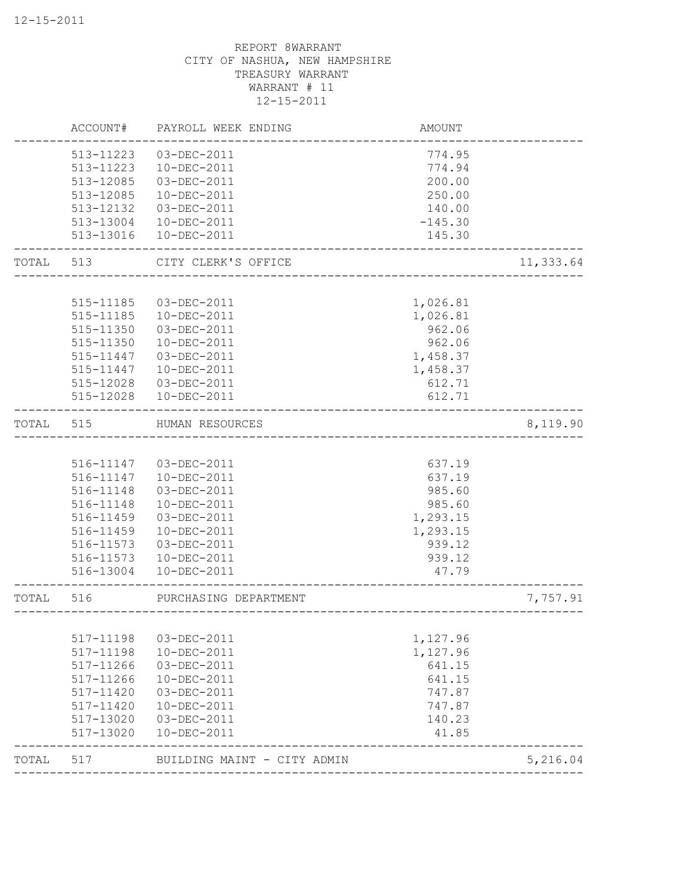REPORT 8WARRANT
CITY OF NASHUA, NEW HAMPSHIRE
TREASURY WARRANT
WARRANT # 11
12-15-2011

| | ACCOUNT# | PAYROLL WEEK ENDING | AMOUNT | |
|---|---|---|---|---|
| | 513-11223 | 03-DEC-2011 | 774.95 | |
| | 513-11223 | 10-DEC-2011 | 774.94 | |
| | 513-12085 | 03-DEC-2011 | 200.00 | |
| | 513-12085 | 10-DEC-2011 | 250.00 | |
| | 513-12132 | 03-DEC-2011 | 140.00 | |
| | 513-13004 | 10-DEC-2011 | -145.30 | |
| | 513-13016 | 10-DEC-2011 | 145.30 | |
| TOTAL | 513 | CITY CLERK'S OFFICE | | 11,333.64 |
| | 515-11185 | 03-DEC-2011 | 1,026.81 | |
| | 515-11185 | 10-DEC-2011 | 1,026.81 | |
| | 515-11350 | 03-DEC-2011 | 962.06 | |
| | 515-11350 | 10-DEC-2011 | 962.06 | |
| | 515-11447 | 03-DEC-2011 | 1,458.37 | |
| | 515-11447 | 10-DEC-2011 | 1,458.37 | |
| | 515-12028 | 03-DEC-2011 | 612.71 | |
| | 515-12028 | 10-DEC-2011 | 612.71 | |
| TOTAL | 515 | HUMAN RESOURCES | | 8,119.90 |
| | 516-11147 | 03-DEC-2011 | 637.19 | |
| | 516-11147 | 10-DEC-2011 | 637.19 | |
| | 516-11148 | 03-DEC-2011 | 985.60 | |
| | 516-11148 | 10-DEC-2011 | 985.60 | |
| | 516-11459 | 03-DEC-2011 | 1,293.15 | |
| | 516-11459 | 10-DEC-2011 | 1,293.15 | |
| | 516-11573 | 03-DEC-2011 | 939.12 | |
| | 516-11573 | 10-DEC-2011 | 939.12 | |
| | 516-13004 | 10-DEC-2011 | 47.79 | |
| TOTAL | 516 | PURCHASING DEPARTMENT | | 7,757.91 |
| | 517-11198 | 03-DEC-2011 | 1,127.96 | |
| | 517-11198 | 10-DEC-2011 | 1,127.96 | |
| | 517-11266 | 03-DEC-2011 | 641.15 | |
| | 517-11266 | 10-DEC-2011 | 641.15 | |
| | 517-11420 | 03-DEC-2011 | 747.87 | |
| | 517-11420 | 10-DEC-2011 | 747.87 | |
| | 517-13020 | 03-DEC-2011 | 140.23 | |
| | 517-13020 | 10-DEC-2011 | 41.85 | |
| TOTAL | 517 | BUILDING MAINT - CITY ADMIN | | 5,216.04 |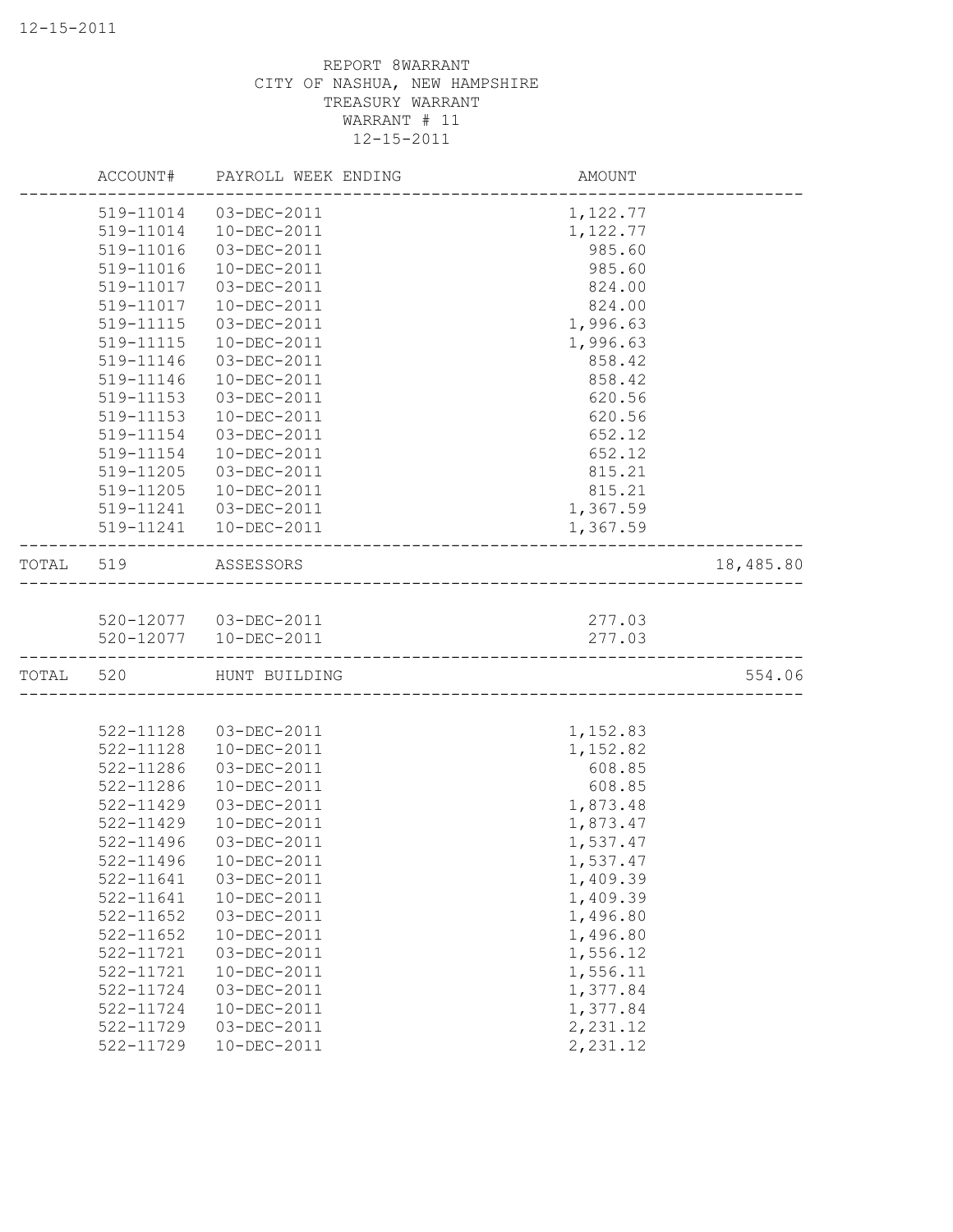REPORT 8WARRANT
CITY OF NASHUA, NEW HAMPSHIRE
TREASURY WARRANT
WARRANT # 11
12-15-2011

| | ACCOUNT# | PAYROLL WEEK ENDING | AMOUNT | |
|---|---|---|---|---|
| | 519-11014 | 03-DEC-2011 | 1,122.77 | |
| | 519-11014 | 10-DEC-2011 | 1,122.77 | |
| | 519-11016 | 03-DEC-2011 | 985.60 | |
| | 519-11016 | 10-DEC-2011 | 985.60 | |
| | 519-11017 | 03-DEC-2011 | 824.00 | |
| | 519-11017 | 10-DEC-2011 | 824.00 | |
| | 519-11115 | 03-DEC-2011 | 1,996.63 | |
| | 519-11115 | 10-DEC-2011 | 1,996.63 | |
| | 519-11146 | 03-DEC-2011 | 858.42 | |
| | 519-11146 | 10-DEC-2011 | 858.42 | |
| | 519-11153 | 03-DEC-2011 | 620.56 | |
| | 519-11153 | 10-DEC-2011 | 620.56 | |
| | 519-11154 | 03-DEC-2011 | 652.12 | |
| | 519-11154 | 10-DEC-2011 | 652.12 | |
| | 519-11205 | 03-DEC-2011 | 815.21 | |
| | 519-11205 | 10-DEC-2011 | 815.21 | |
| | 519-11241 | 03-DEC-2011 | 1,367.59 | |
| | 519-11241 | 10-DEC-2011 | 1,367.59 | |
| TOTAL | 519 | ASSESSORS | | 18,485.80 |
| | 520-12077 | 03-DEC-2011 | 277.03 | |
| | 520-12077 | 10-DEC-2011 | 277.03 | |
| TOTAL | 520 | HUNT BUILDING | | 554.06 |
| | 522-11128 | 03-DEC-2011 | 1,152.83 | |
| | 522-11128 | 10-DEC-2011 | 1,152.82 | |
| | 522-11286 | 03-DEC-2011 | 608.85 | |
| | 522-11286 | 10-DEC-2011 | 608.85 | |
| | 522-11429 | 03-DEC-2011 | 1,873.48 | |
| | 522-11429 | 10-DEC-2011 | 1,873.47 | |
| | 522-11496 | 03-DEC-2011 | 1,537.47 | |
| | 522-11496 | 10-DEC-2011 | 1,537.47 | |
| | 522-11641 | 03-DEC-2011 | 1,409.39 | |
| | 522-11641 | 10-DEC-2011 | 1,409.39 | |
| | 522-11652 | 03-DEC-2011 | 1,496.80 | |
| | 522-11652 | 10-DEC-2011 | 1,496.80 | |
| | 522-11721 | 03-DEC-2011 | 1,556.12 | |
| | 522-11721 | 10-DEC-2011 | 1,556.11 | |
| | 522-11724 | 03-DEC-2011 | 1,377.84 | |
| | 522-11724 | 10-DEC-2011 | 1,377.84 | |
| | 522-11729 | 03-DEC-2011 | 2,231.12 | |
| | 522-11729 | 10-DEC-2011 | 2,231.12 | |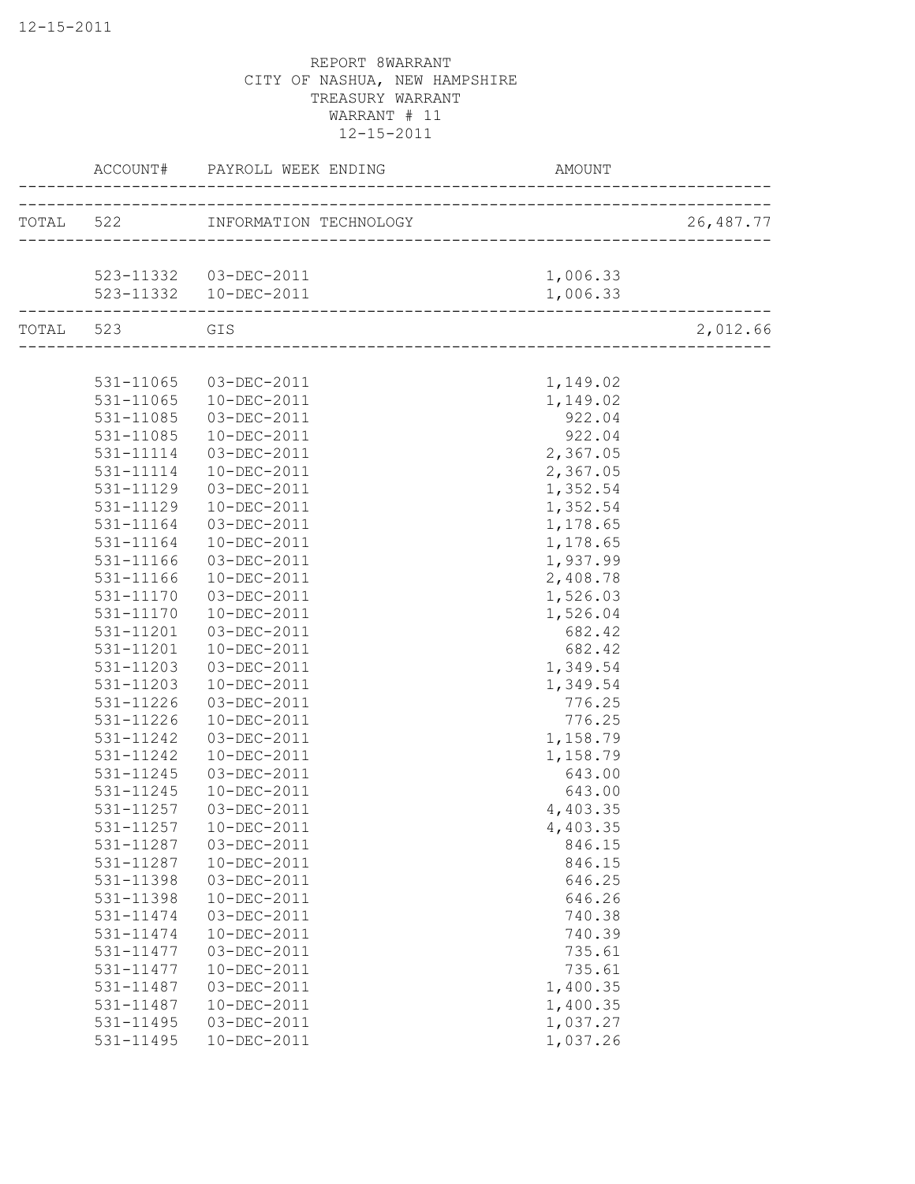REPORT 8WARRANT
CITY OF NASHUA, NEW HAMPSHIRE
TREASURY WARRANT
WARRANT # 11
12-15-2011

| | ACCOUNT# | PAYROLL WEEK ENDING | AMOUNT | |
|---|---|---|---|---|
| TOTAL | 522 | INFORMATION TECHNOLOGY | | 26,487.77 |
| | 523-11332 | 03-DEC-2011 | 1,006.33 | |
| | 523-11332 | 10-DEC-2011 | 1,006.33 | |
| TOTAL | 523 | GIS | | 2,012.66 |
| | 531-11065 | 03-DEC-2011 | 1,149.02 | |
| | 531-11065 | 10-DEC-2011 | 1,149.02 | |
| | 531-11085 | 03-DEC-2011 | 922.04 | |
| | 531-11085 | 10-DEC-2011 | 922.04 | |
| | 531-11114 | 03-DEC-2011 | 2,367.05 | |
| | 531-11114 | 10-DEC-2011 | 2,367.05 | |
| | 531-11129 | 03-DEC-2011 | 1,352.54 | |
| | 531-11129 | 10-DEC-2011 | 1,352.54 | |
| | 531-11164 | 03-DEC-2011 | 1,178.65 | |
| | 531-11164 | 10-DEC-2011 | 1,178.65 | |
| | 531-11166 | 03-DEC-2011 | 1,937.99 | |
| | 531-11166 | 10-DEC-2011 | 2,408.78 | |
| | 531-11170 | 03-DEC-2011 | 1,526.03 | |
| | 531-11170 | 10-DEC-2011 | 1,526.04 | |
| | 531-11201 | 03-DEC-2011 | 682.42 | |
| | 531-11201 | 10-DEC-2011 | 682.42 | |
| | 531-11203 | 03-DEC-2011 | 1,349.54 | |
| | 531-11203 | 10-DEC-2011 | 1,349.54 | |
| | 531-11226 | 03-DEC-2011 | 776.25 | |
| | 531-11226 | 10-DEC-2011 | 776.25 | |
| | 531-11242 | 03-DEC-2011 | 1,158.79 | |
| | 531-11242 | 10-DEC-2011 | 1,158.79 | |
| | 531-11245 | 03-DEC-2011 | 643.00 | |
| | 531-11245 | 10-DEC-2011 | 643.00 | |
| | 531-11257 | 03-DEC-2011 | 4,403.35 | |
| | 531-11257 | 10-DEC-2011 | 4,403.35 | |
| | 531-11287 | 03-DEC-2011 | 846.15 | |
| | 531-11287 | 10-DEC-2011 | 846.15 | |
| | 531-11398 | 03-DEC-2011 | 646.25 | |
| | 531-11398 | 10-DEC-2011 | 646.26 | |
| | 531-11474 | 03-DEC-2011 | 740.38 | |
| | 531-11474 | 10-DEC-2011 | 740.39 | |
| | 531-11477 | 03-DEC-2011 | 735.61 | |
| | 531-11477 | 10-DEC-2011 | 735.61 | |
| | 531-11487 | 03-DEC-2011 | 1,400.35 | |
| | 531-11487 | 10-DEC-2011 | 1,400.35 | |
| | 531-11495 | 03-DEC-2011 | 1,037.27 | |
| | 531-11495 | 10-DEC-2011 | 1,037.26 | |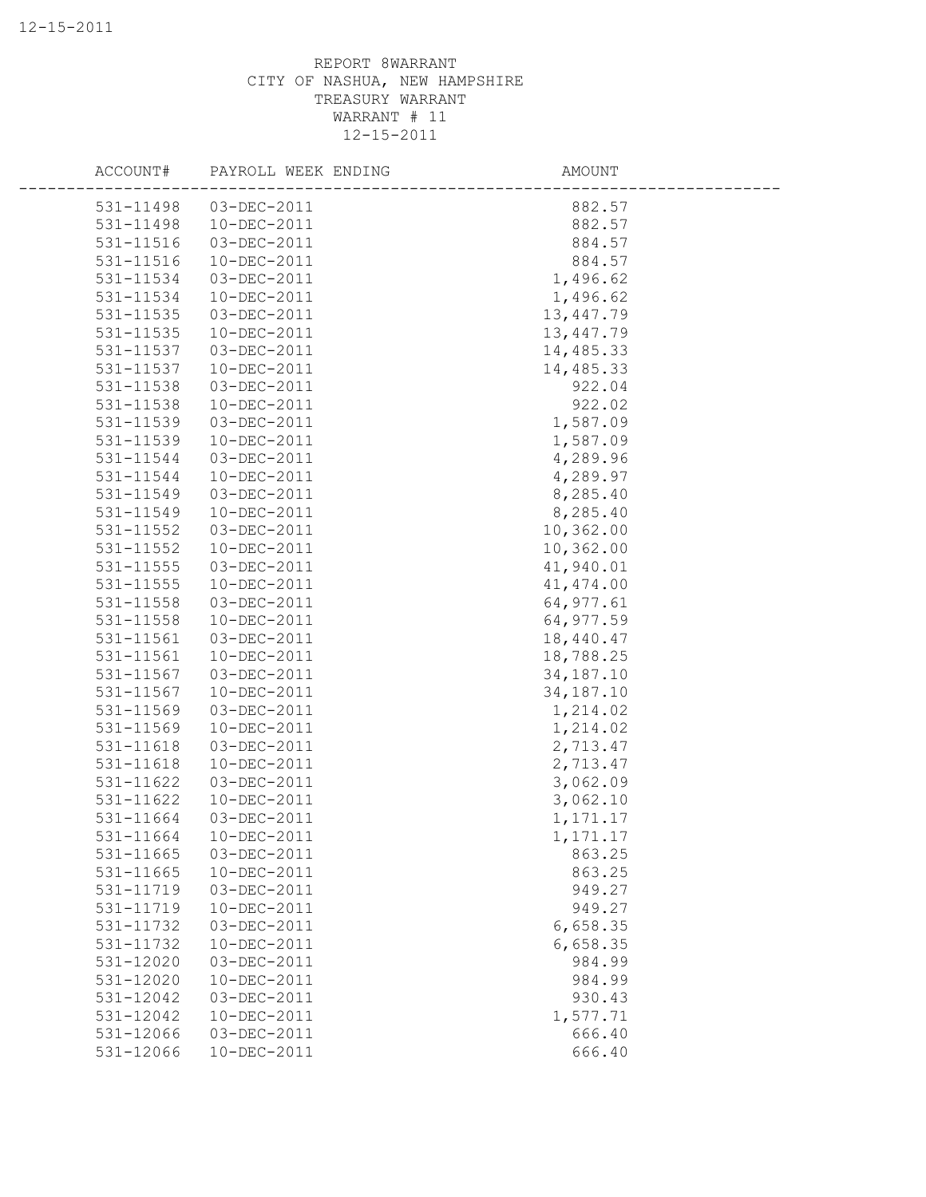REPORT 8WARRANT
CITY OF NASHUA, NEW HAMPSHIRE
TREASURY WARRANT
WARRANT # 11
12-15-2011

| ACCOUNT# | PAYROLL WEEK ENDING | AMOUNT |
|---|---|---|
| 531-11498 | 03-DEC-2011 | 882.57 |
| 531-11498 | 10-DEC-2011 | 882.57 |
| 531-11516 | 03-DEC-2011 | 884.57 |
| 531-11516 | 10-DEC-2011 | 884.57 |
| 531-11534 | 03-DEC-2011 | 1,496.62 |
| 531-11534 | 10-DEC-2011 | 1,496.62 |
| 531-11535 | 03-DEC-2011 | 13,447.79 |
| 531-11535 | 10-DEC-2011 | 13,447.79 |
| 531-11537 | 03-DEC-2011 | 14,485.33 |
| 531-11537 | 10-DEC-2011 | 14,485.33 |
| 531-11538 | 03-DEC-2011 | 922.04 |
| 531-11538 | 10-DEC-2011 | 922.02 |
| 531-11539 | 03-DEC-2011 | 1,587.09 |
| 531-11539 | 10-DEC-2011 | 1,587.09 |
| 531-11544 | 03-DEC-2011 | 4,289.96 |
| 531-11544 | 10-DEC-2011 | 4,289.97 |
| 531-11549 | 03-DEC-2011 | 8,285.40 |
| 531-11549 | 10-DEC-2011 | 8,285.40 |
| 531-11552 | 03-DEC-2011 | 10,362.00 |
| 531-11552 | 10-DEC-2011 | 10,362.00 |
| 531-11555 | 03-DEC-2011 | 41,940.01 |
| 531-11555 | 10-DEC-2011 | 41,474.00 |
| 531-11558 | 03-DEC-2011 | 64,977.61 |
| 531-11558 | 10-DEC-2011 | 64,977.59 |
| 531-11561 | 03-DEC-2011 | 18,440.47 |
| 531-11561 | 10-DEC-2011 | 18,788.25 |
| 531-11567 | 03-DEC-2011 | 34,187.10 |
| 531-11567 | 10-DEC-2011 | 34,187.10 |
| 531-11569 | 03-DEC-2011 | 1,214.02 |
| 531-11569 | 10-DEC-2011 | 1,214.02 |
| 531-11618 | 03-DEC-2011 | 2,713.47 |
| 531-11618 | 10-DEC-2011 | 2,713.47 |
| 531-11622 | 03-DEC-2011 | 3,062.09 |
| 531-11622 | 10-DEC-2011 | 3,062.10 |
| 531-11664 | 03-DEC-2011 | 1,171.17 |
| 531-11664 | 10-DEC-2011 | 1,171.17 |
| 531-11665 | 03-DEC-2011 | 863.25 |
| 531-11665 | 10-DEC-2011 | 863.25 |
| 531-11719 | 03-DEC-2011 | 949.27 |
| 531-11719 | 10-DEC-2011 | 949.27 |
| 531-11732 | 03-DEC-2011 | 6,658.35 |
| 531-11732 | 10-DEC-2011 | 6,658.35 |
| 531-12020 | 03-DEC-2011 | 984.99 |
| 531-12020 | 10-DEC-2011 | 984.99 |
| 531-12042 | 03-DEC-2011 | 930.43 |
| 531-12042 | 10-DEC-2011 | 1,577.71 |
| 531-12066 | 03-DEC-2011 | 666.40 |
| 531-12066 | 10-DEC-2011 | 666.40 |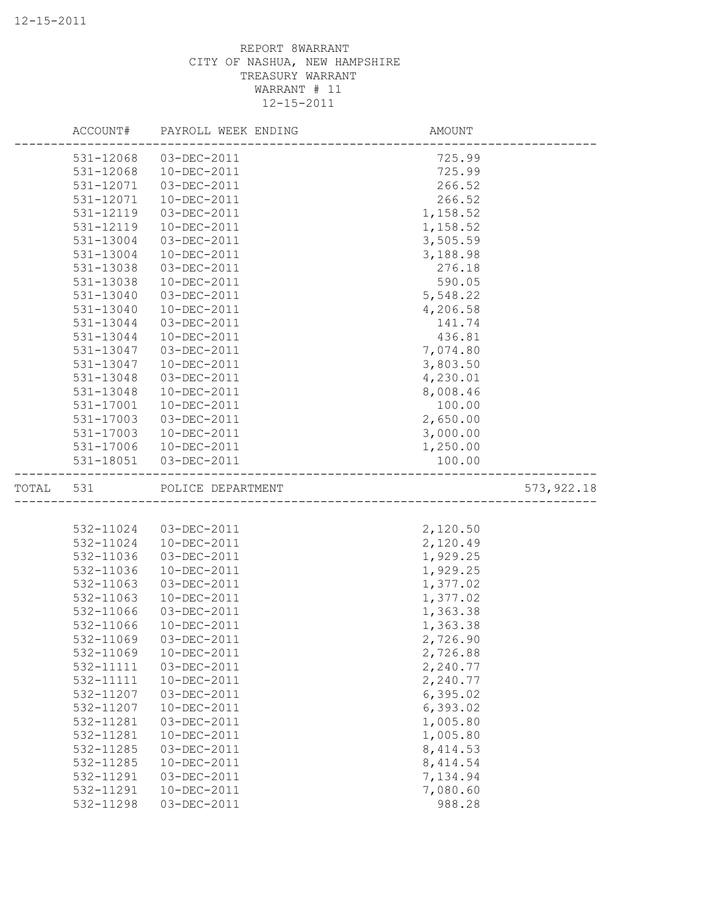REPORT 8WARRANT
CITY OF NASHUA, NEW HAMPSHIRE
TREASURY WARRANT
WARRANT # 11
12-15-2011

| ACCOUNT# | PAYROLL WEEK ENDING | AMOUNT | |
|---|---|---|---|
| 531-12068 | 03-DEC-2011 | 725.99 | |
| 531-12068 | 10-DEC-2011 | 725.99 | |
| 531-12071 | 03-DEC-2011 | 266.52 | |
| 531-12071 | 10-DEC-2011 | 266.52 | |
| 531-12119 | 03-DEC-2011 | 1,158.52 | |
| 531-12119 | 10-DEC-2011 | 1,158.52 | |
| 531-13004 | 03-DEC-2011 | 3,505.59 | |
| 531-13004 | 10-DEC-2011 | 3,188.98 | |
| 531-13038 | 03-DEC-2011 | 276.18 | |
| 531-13038 | 10-DEC-2011 | 590.05 | |
| 531-13040 | 03-DEC-2011 | 5,548.22 | |
| 531-13040 | 10-DEC-2011 | 4,206.58 | |
| 531-13044 | 03-DEC-2011 | 141.74 | |
| 531-13044 | 10-DEC-2011 | 436.81 | |
| 531-13047 | 03-DEC-2011 | 7,074.80 | |
| 531-13047 | 10-DEC-2011 | 3,803.50 | |
| 531-13048 | 03-DEC-2011 | 4,230.01 | |
| 531-13048 | 10-DEC-2011 | 8,008.46 | |
| 531-17001 | 10-DEC-2011 | 100.00 | |
| 531-17003 | 03-DEC-2011 | 2,650.00 | |
| 531-17003 | 10-DEC-2011 | 3,000.00 | |
| 531-17006 | 10-DEC-2011 | 1,250.00 | |
| 531-18051 | 03-DEC-2011 | 100.00 | |
| TOTAL 531 | POLICE DEPARTMENT | | 573,922.18 |
| 532-11024 | 03-DEC-2011 | 2,120.50 | |
| 532-11024 | 10-DEC-2011 | 2,120.49 | |
| 532-11036 | 03-DEC-2011 | 1,929.25 | |
| 532-11036 | 10-DEC-2011 | 1,929.25 | |
| 532-11063 | 03-DEC-2011 | 1,377.02 | |
| 532-11063 | 10-DEC-2011 | 1,377.02 | |
| 532-11066 | 03-DEC-2011 | 1,363.38 | |
| 532-11066 | 10-DEC-2011 | 1,363.38 | |
| 532-11069 | 03-DEC-2011 | 2,726.90 | |
| 532-11069 | 10-DEC-2011 | 2,726.88 | |
| 532-11111 | 03-DEC-2011 | 2,240.77 | |
| 532-11111 | 10-DEC-2011 | 2,240.77 | |
| 532-11207 | 03-DEC-2011 | 6,395.02 | |
| 532-11207 | 10-DEC-2011 | 6,393.02 | |
| 532-11281 | 03-DEC-2011 | 1,005.80 | |
| 532-11281 | 10-DEC-2011 | 1,005.80 | |
| 532-11285 | 03-DEC-2011 | 8,414.53 | |
| 532-11285 | 10-DEC-2011 | 8,414.54 | |
| 532-11291 | 03-DEC-2011 | 7,134.94 | |
| 532-11291 | 10-DEC-2011 | 7,080.60 | |
| 532-11298 | 03-DEC-2011 | 988.28 | |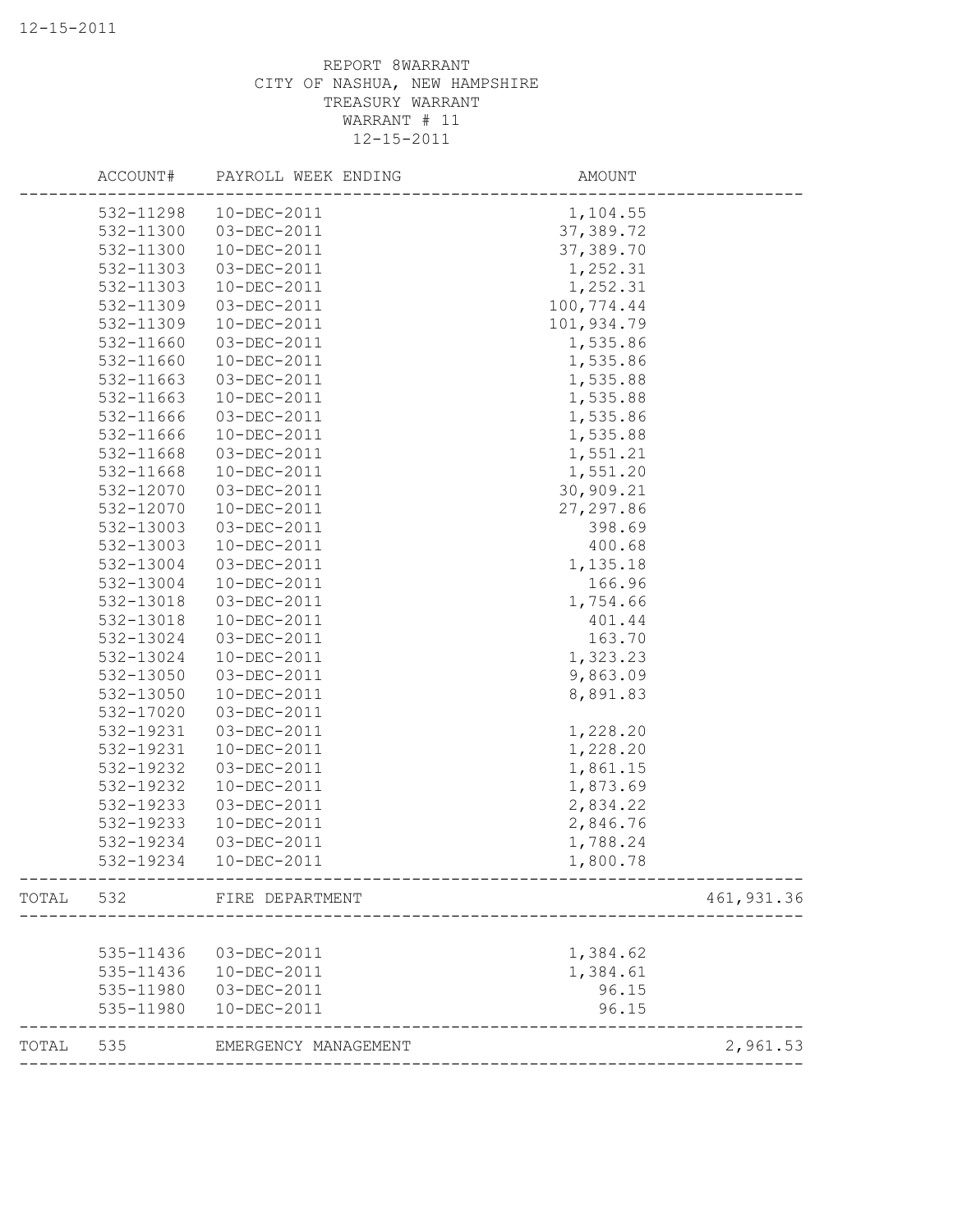REPORT 8WARRANT
CITY OF NASHUA, NEW HAMPSHIRE
TREASURY WARRANT
WARRANT # 11
12-15-2011

| | ACCOUNT# | PAYROLL WEEK ENDING | AMOUNT | |
|---|---|---|---|---|
| | 532-11298 | 10-DEC-2011 | 1,104.55 | |
| | 532-11300 | 03-DEC-2011 | 37,389.72 | |
| | 532-11300 | 10-DEC-2011 | 37,389.70 | |
| | 532-11303 | 03-DEC-2011 | 1,252.31 | |
| | 532-11303 | 10-DEC-2011 | 1,252.31 | |
| | 532-11309 | 03-DEC-2011 | 100,774.44 | |
| | 532-11309 | 10-DEC-2011 | 101,934.79 | |
| | 532-11660 | 03-DEC-2011 | 1,535.86 | |
| | 532-11660 | 10-DEC-2011 | 1,535.86 | |
| | 532-11663 | 03-DEC-2011 | 1,535.88 | |
| | 532-11663 | 10-DEC-2011 | 1,535.88 | |
| | 532-11666 | 03-DEC-2011 | 1,535.86 | |
| | 532-11666 | 10-DEC-2011 | 1,535.88 | |
| | 532-11668 | 03-DEC-2011 | 1,551.21 | |
| | 532-11668 | 10-DEC-2011 | 1,551.20 | |
| | 532-12070 | 03-DEC-2011 | 30,909.21 | |
| | 532-12070 | 10-DEC-2011 | 27,297.86 | |
| | 532-13003 | 03-DEC-2011 | 398.69 | |
| | 532-13003 | 10-DEC-2011 | 400.68 | |
| | 532-13004 | 03-DEC-2011 | 1,135.18 | |
| | 532-13004 | 10-DEC-2011 | 166.96 | |
| | 532-13018 | 03-DEC-2011 | 1,754.66 | |
| | 532-13018 | 10-DEC-2011 | 401.44 | |
| | 532-13024 | 03-DEC-2011 | 163.70 | |
| | 532-13024 | 10-DEC-2011 | 1,323.23 | |
| | 532-13050 | 03-DEC-2011 | 9,863.09 | |
| | 532-13050 | 10-DEC-2011 | 8,891.83 | |
| | 532-17020 | 03-DEC-2011 | | |
| | 532-19231 | 03-DEC-2011 | 1,228.20 | |
| | 532-19231 | 10-DEC-2011 | 1,228.20 | |
| | 532-19232 | 03-DEC-2011 | 1,861.15 | |
| | 532-19232 | 10-DEC-2011 | 1,873.69 | |
| | 532-19233 | 03-DEC-2011 | 2,834.22 | |
| | 532-19233 | 10-DEC-2011 | 2,846.76 | |
| | 532-19234 | 03-DEC-2011 | 1,788.24 | |
| | 532-19234 | 10-DEC-2011 | 1,800.78 | |
| TOTAL | 532 | FIRE DEPARTMENT | | 461,931.36 |
| | 535-11436 | 03-DEC-2011 | 1,384.62 | |
| | 535-11436 | 10-DEC-2011 | 1,384.61 | |
| | 535-11980 | 03-DEC-2011 | 96.15 | |
| | 535-11980 | 10-DEC-2011 | 96.15 | |
| TOTAL | 535 | EMERGENCY MANAGEMENT | | 2,961.53 |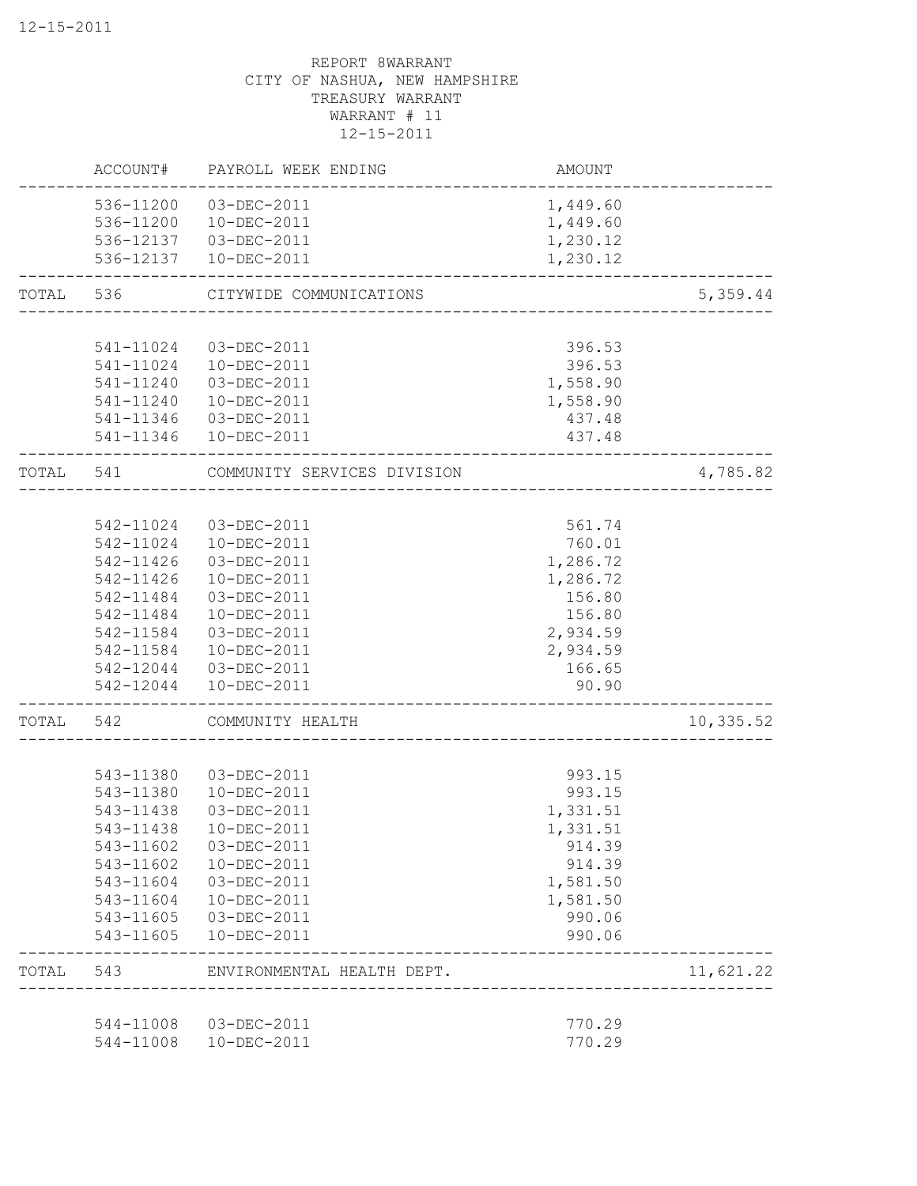REPORT 8WARRANT
CITY OF NASHUA, NEW HAMPSHIRE
TREASURY WARRANT
WARRANT # 11
12-15-2011

| | ACCOUNT# | PAYROLL WEEK ENDING | AMOUNT | |
|---|---|---|---|---|
| | 536-11200 | 03-DEC-2011 | 1,449.60 | |
| | 536-11200 | 10-DEC-2011 | 1,449.60 | |
| | 536-12137 | 03-DEC-2011 | 1,230.12 | |
| | 536-12137 | 10-DEC-2011 | 1,230.12 | |
| TOTAL | 536 | CITYWIDE COMMUNICATIONS | | 5,359.44 |
| | 541-11024 | 03-DEC-2011 | 396.53 | |
| | 541-11024 | 10-DEC-2011 | 396.53 | |
| | 541-11240 | 03-DEC-2011 | 1,558.90 | |
| | 541-11240 | 10-DEC-2011 | 1,558.90 | |
| | 541-11346 | 03-DEC-2011 | 437.48 | |
| | 541-11346 | 10-DEC-2011 | 437.48 | |
| TOTAL | 541 | COMMUNITY SERVICES DIVISION | | 4,785.82 |
| | 542-11024 | 03-DEC-2011 | 561.74 | |
| | 542-11024 | 10-DEC-2011 | 760.01 | |
| | 542-11426 | 03-DEC-2011 | 1,286.72 | |
| | 542-11426 | 10-DEC-2011 | 1,286.72 | |
| | 542-11484 | 03-DEC-2011 | 156.80 | |
| | 542-11484 | 10-DEC-2011 | 156.80 | |
| | 542-11584 | 03-DEC-2011 | 2,934.59 | |
| | 542-11584 | 10-DEC-2011 | 2,934.59 | |
| | 542-12044 | 03-DEC-2011 | 166.65 | |
| | 542-12044 | 10-DEC-2011 | 90.90 | |
| TOTAL | 542 | COMMUNITY HEALTH | | 10,335.52 |
| | 543-11380 | 03-DEC-2011 | 993.15 | |
| | 543-11380 | 10-DEC-2011 | 993.15 | |
| | 543-11438 | 03-DEC-2011 | 1,331.51 | |
| | 543-11438 | 10-DEC-2011 | 1,331.51 | |
| | 543-11602 | 03-DEC-2011 | 914.39 | |
| | 543-11602 | 10-DEC-2011 | 914.39 | |
| | 543-11604 | 03-DEC-2011 | 1,581.50 | |
| | 543-11604 | 10-DEC-2011 | 1,581.50 | |
| | 543-11605 | 03-DEC-2011 | 990.06 | |
| | 543-11605 | 10-DEC-2011 | 990.06 | |
| TOTAL | 543 | ENVIRONMENTAL HEALTH DEPT. | | 11,621.22 |
| | 544-11008 | 03-DEC-2011 | 770.29 | |
| | 544-11008 | 10-DEC-2011 | 770.29 | |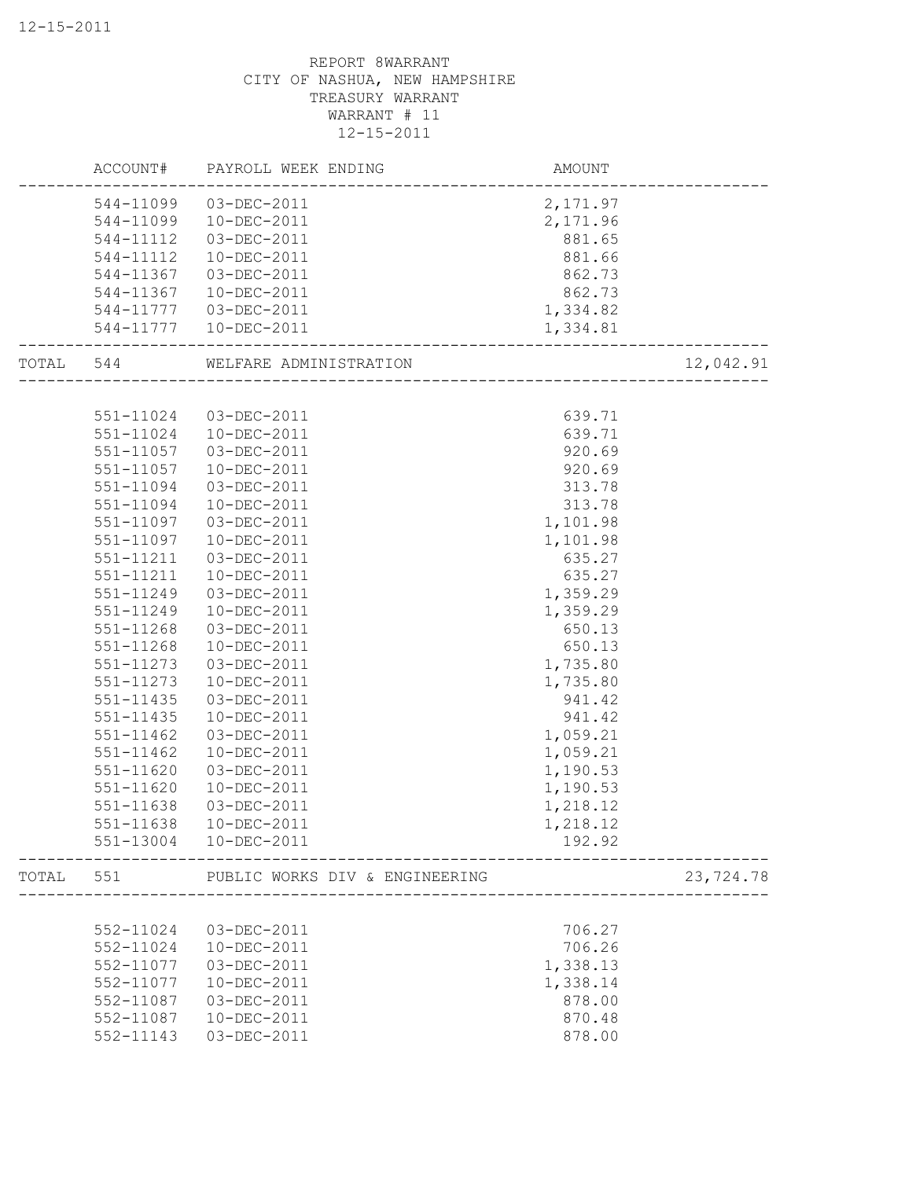REPORT 8WARRANT
CITY OF NASHUA, NEW HAMPSHIRE
TREASURY WARRANT
WARRANT # 11
12-15-2011

| | ACCOUNT# | PAYROLL WEEK ENDING | AMOUNT | |
|---|---|---|---|---|
| | 544-11099 | 03-DEC-2011 | 2,171.97 | |
| | 544-11099 | 10-DEC-2011 | 2,171.96 | |
| | 544-11112 | 03-DEC-2011 | 881.65 | |
| | 544-11112 | 10-DEC-2011 | 881.66 | |
| | 544-11367 | 03-DEC-2011 | 862.73 | |
| | 544-11367 | 10-DEC-2011 | 862.73 | |
| | 544-11777 | 03-DEC-2011 | 1,334.82 | |
| | 544-11777 | 10-DEC-2011 | 1,334.81 | |
| TOTAL | 544 | WELFARE ADMINISTRATION | | 12,042.91 |
| | 551-11024 | 03-DEC-2011 | 639.71 | |
| | 551-11024 | 10-DEC-2011 | 639.71 | |
| | 551-11057 | 03-DEC-2011 | 920.69 | |
| | 551-11057 | 10-DEC-2011 | 920.69 | |
| | 551-11094 | 03-DEC-2011 | 313.78 | |
| | 551-11094 | 10-DEC-2011 | 313.78 | |
| | 551-11097 | 03-DEC-2011 | 1,101.98 | |
| | 551-11097 | 10-DEC-2011 | 1,101.98 | |
| | 551-11211 | 03-DEC-2011 | 635.27 | |
| | 551-11211 | 10-DEC-2011 | 635.27 | |
| | 551-11249 | 03-DEC-2011 | 1,359.29 | |
| | 551-11249 | 10-DEC-2011 | 1,359.29 | |
| | 551-11268 | 03-DEC-2011 | 650.13 | |
| | 551-11268 | 10-DEC-2011 | 650.13 | |
| | 551-11273 | 03-DEC-2011 | 1,735.80 | |
| | 551-11273 | 10-DEC-2011 | 1,735.80 | |
| | 551-11435 | 03-DEC-2011 | 941.42 | |
| | 551-11435 | 10-DEC-2011 | 941.42 | |
| | 551-11462 | 03-DEC-2011 | 1,059.21 | |
| | 551-11462 | 10-DEC-2011 | 1,059.21 | |
| | 551-11620 | 03-DEC-2011 | 1,190.53 | |
| | 551-11620 | 10-DEC-2011 | 1,190.53 | |
| | 551-11638 | 03-DEC-2011 | 1,218.12 | |
| | 551-11638 | 10-DEC-2011 | 1,218.12 | |
| | 551-13004 | 10-DEC-2011 | 192.92 | |
| TOTAL | 551 | PUBLIC WORKS DIV & ENGINEERING | | 23,724.78 |
| | 552-11024 | 03-DEC-2011 | 706.27 | |
| | 552-11024 | 10-DEC-2011 | 706.26 | |
| | 552-11077 | 03-DEC-2011 | 1,338.13 | |
| | 552-11077 | 10-DEC-2011 | 1,338.14 | |
| | 552-11087 | 03-DEC-2011 | 878.00 | |
| | 552-11087 | 10-DEC-2011 | 870.48 | |
| | 552-11143 | 03-DEC-2011 | 878.00 | |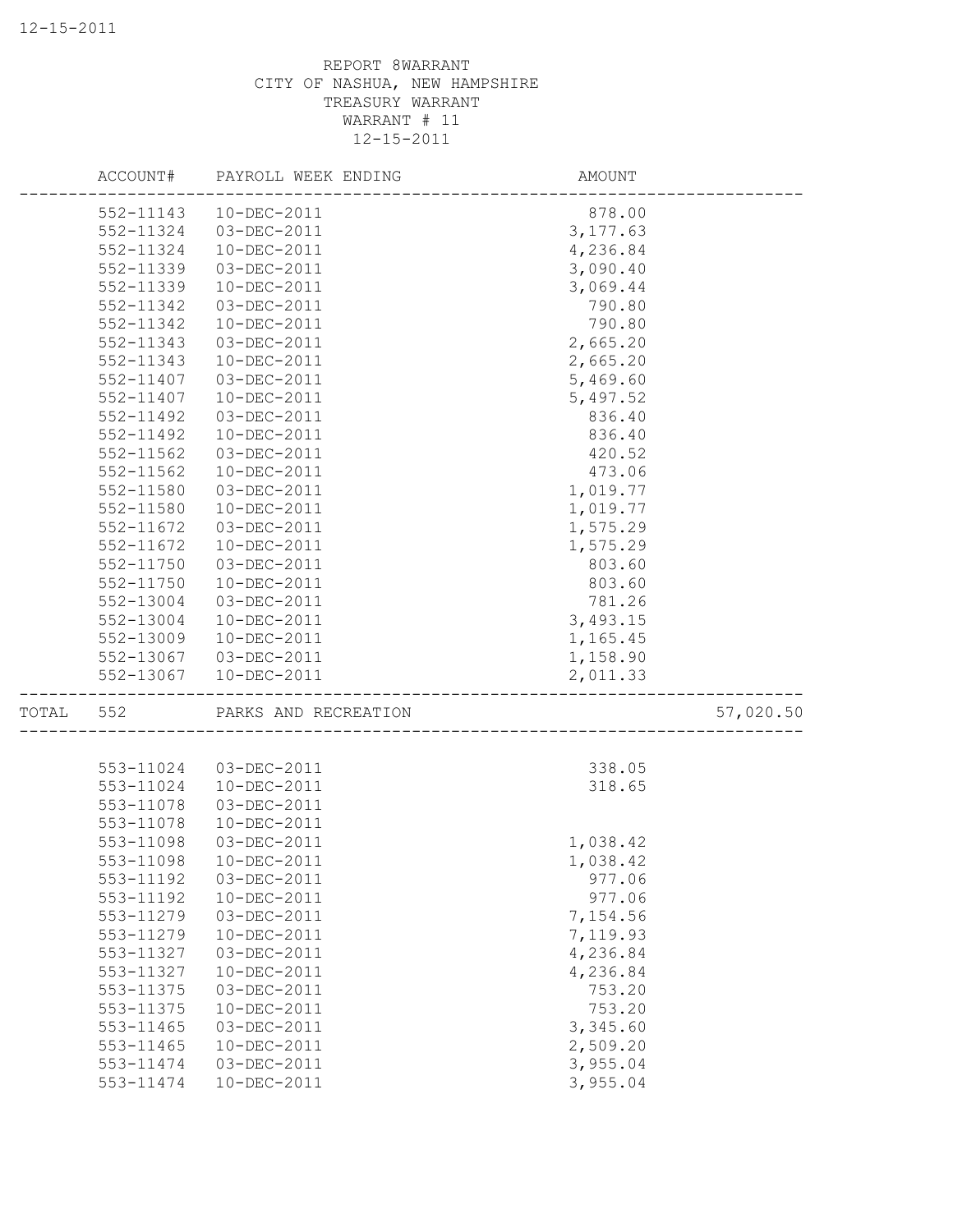REPORT 8WARRANT
CITY OF NASHUA, NEW HAMPSHIRE
TREASURY WARRANT
WARRANT # 11
12-15-2011

| | ACCOUNT# | PAYROLL WEEK ENDING | AMOUNT | |
|---|---|---|---|---|
| | 552-11143 | 10-DEC-2011 | 878.00 | |
| | 552-11324 | 03-DEC-2011 | 3,177.63 | |
| | 552-11324 | 10-DEC-2011 | 4,236.84 | |
| | 552-11339 | 03-DEC-2011 | 3,090.40 | |
| | 552-11339 | 10-DEC-2011 | 3,069.44 | |
| | 552-11342 | 03-DEC-2011 | 790.80 | |
| | 552-11342 | 10-DEC-2011 | 790.80 | |
| | 552-11343 | 03-DEC-2011 | 2,665.20 | |
| | 552-11343 | 10-DEC-2011 | 2,665.20 | |
| | 552-11407 | 03-DEC-2011 | 5,469.60 | |
| | 552-11407 | 10-DEC-2011 | 5,497.52 | |
| | 552-11492 | 03-DEC-2011 | 836.40 | |
| | 552-11492 | 10-DEC-2011 | 836.40 | |
| | 552-11562 | 03-DEC-2011 | 420.52 | |
| | 552-11562 | 10-DEC-2011 | 473.06 | |
| | 552-11580 | 03-DEC-2011 | 1,019.77 | |
| | 552-11580 | 10-DEC-2011 | 1,019.77 | |
| | 552-11672 | 03-DEC-2011 | 1,575.29 | |
| | 552-11672 | 10-DEC-2011 | 1,575.29 | |
| | 552-11750 | 03-DEC-2011 | 803.60 | |
| | 552-11750 | 10-DEC-2011 | 803.60 | |
| | 552-13004 | 03-DEC-2011 | 781.26 | |
| | 552-13004 | 10-DEC-2011 | 3,493.15 | |
| | 552-13009 | 10-DEC-2011 | 1,165.45 | |
| | 552-13067 | 03-DEC-2011 | 1,158.90 | |
| | 552-13067 | 10-DEC-2011 | 2,011.33 | |
| TOTAL | 552 | PARKS AND RECREATION | | 57,020.50 |
| | 553-11024 | 03-DEC-2011 | 338.05 | |
| | 553-11024 | 10-DEC-2011 | 318.65 | |
| | 553-11078 | 03-DEC-2011 | | |
| | 553-11078 | 10-DEC-2011 | | |
| | 553-11098 | 03-DEC-2011 | 1,038.42 | |
| | 553-11098 | 10-DEC-2011 | 1,038.42 | |
| | 553-11192 | 03-DEC-2011 | 977.06 | |
| | 553-11192 | 10-DEC-2011 | 977.06 | |
| | 553-11279 | 03-DEC-2011 | 7,154.56 | |
| | 553-11279 | 10-DEC-2011 | 7,119.93 | |
| | 553-11327 | 03-DEC-2011 | 4,236.84 | |
| | 553-11327 | 10-DEC-2011 | 4,236.84 | |
| | 553-11375 | 03-DEC-2011 | 753.20 | |
| | 553-11375 | 10-DEC-2011 | 753.20 | |
| | 553-11465 | 03-DEC-2011 | 3,345.60 | |
| | 553-11465 | 10-DEC-2011 | 2,509.20 | |
| | 553-11474 | 03-DEC-2011 | 3,955.04 | |
| | 553-11474 | 10-DEC-2011 | 3,955.04 | |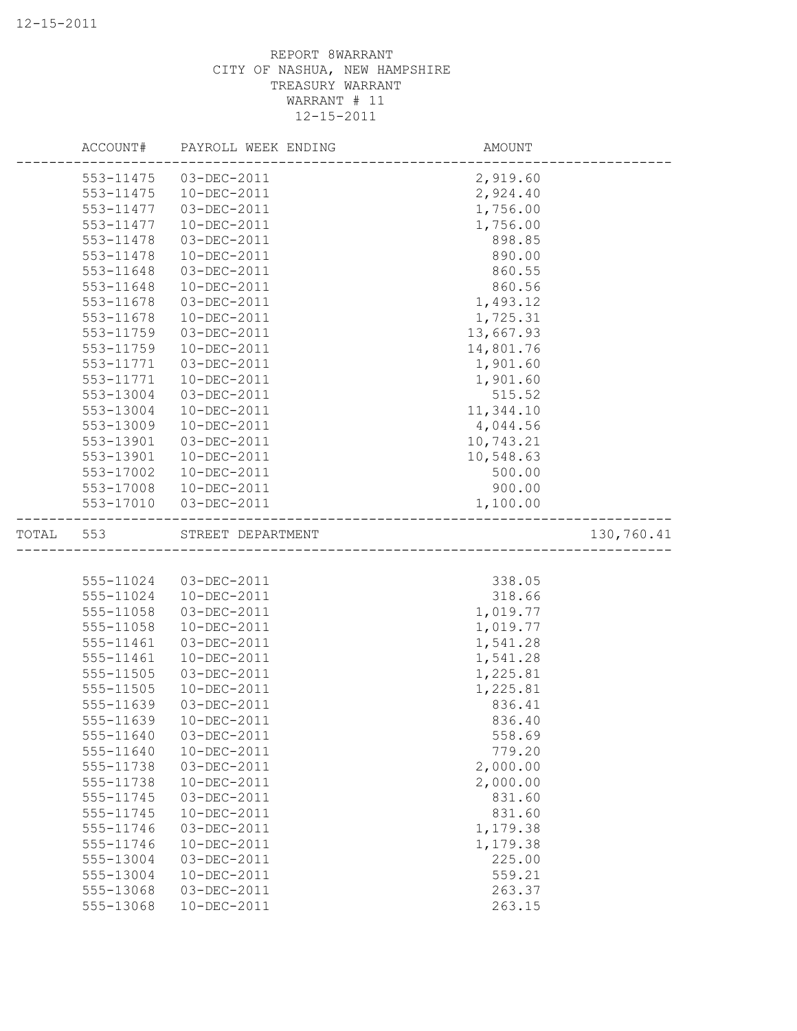REPORT 8WARRANT
CITY OF NASHUA, NEW HAMPSHIRE
TREASURY WARRANT
WARRANT # 11
12-15-2011

| | ACCOUNT# | PAYROLL WEEK ENDING | AMOUNT | |
|---|---|---|---|---|
| | 553-11475 | 03-DEC-2011 | 2,919.60 | |
| | 553-11475 | 10-DEC-2011 | 2,924.40 | |
| | 553-11477 | 03-DEC-2011 | 1,756.00 | |
| | 553-11477 | 10-DEC-2011 | 1,756.00 | |
| | 553-11478 | 03-DEC-2011 | 898.85 | |
| | 553-11478 | 10-DEC-2011 | 890.00 | |
| | 553-11648 | 03-DEC-2011 | 860.55 | |
| | 553-11648 | 10-DEC-2011 | 860.56 | |
| | 553-11678 | 03-DEC-2011 | 1,493.12 | |
| | 553-11678 | 10-DEC-2011 | 1,725.31 | |
| | 553-11759 | 03-DEC-2011 | 13,667.93 | |
| | 553-11759 | 10-DEC-2011 | 14,801.76 | |
| | 553-11771 | 03-DEC-2011 | 1,901.60 | |
| | 553-11771 | 10-DEC-2011 | 1,901.60 | |
| | 553-13004 | 03-DEC-2011 | 515.52 | |
| | 553-13004 | 10-DEC-2011 | 11,344.10 | |
| | 553-13009 | 10-DEC-2011 | 4,044.56 | |
| | 553-13901 | 03-DEC-2011 | 10,743.21 | |
| | 553-13901 | 10-DEC-2011 | 10,548.63 | |
| | 553-17002 | 10-DEC-2011 | 500.00 | |
| | 553-17008 | 10-DEC-2011 | 900.00 | |
| | 553-17010 | 03-DEC-2011 | 1,100.00 | |
| TOTAL | 553 | STREET DEPARTMENT | | 130,760.41 |
| | 555-11024 | 03-DEC-2011 | 338.05 | |
| | 555-11024 | 10-DEC-2011 | 318.66 | |
| | 555-11058 | 03-DEC-2011 | 1,019.77 | |
| | 555-11058 | 10-DEC-2011 | 1,019.77 | |
| | 555-11461 | 03-DEC-2011 | 1,541.28 | |
| | 555-11461 | 10-DEC-2011 | 1,541.28 | |
| | 555-11505 | 03-DEC-2011 | 1,225.81 | |
| | 555-11505 | 10-DEC-2011 | 1,225.81 | |
| | 555-11639 | 03-DEC-2011 | 836.41 | |
| | 555-11639 | 10-DEC-2011 | 836.40 | |
| | 555-11640 | 03-DEC-2011 | 558.69 | |
| | 555-11640 | 10-DEC-2011 | 779.20 | |
| | 555-11738 | 03-DEC-2011 | 2,000.00 | |
| | 555-11738 | 10-DEC-2011 | 2,000.00 | |
| | 555-11745 | 03-DEC-2011 | 831.60 | |
| | 555-11745 | 10-DEC-2011 | 831.60 | |
| | 555-11746 | 03-DEC-2011 | 1,179.38 | |
| | 555-11746 | 10-DEC-2011 | 1,179.38 | |
| | 555-13004 | 03-DEC-2011 | 225.00 | |
| | 555-13004 | 10-DEC-2011 | 559.21 | |
| | 555-13068 | 03-DEC-2011 | 263.37 | |
| | 555-13068 | 10-DEC-2011 | 263.15 | |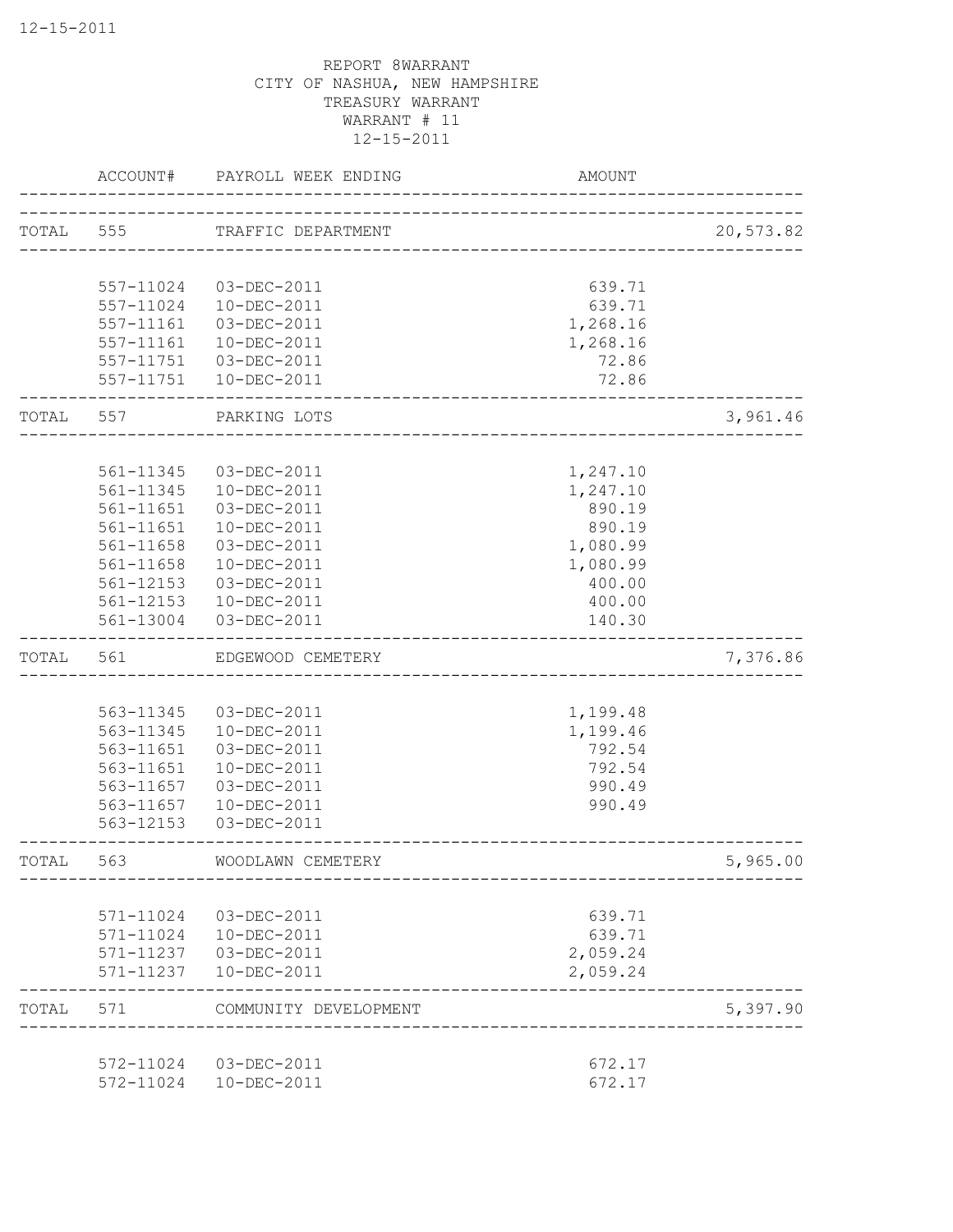REPORT 8WARRANT
CITY OF NASHUA, NEW HAMPSHIRE
TREASURY WARRANT
WARRANT # 11
12-15-2011

| ACCOUNT# | PAYROLL WEEK ENDING | AMOUNT | |
|---|---|---|---|
| TOTAL 555 | TRAFFIC DEPARTMENT | | 20,573.82 |
| 557-11024 | 03-DEC-2011 | 639.71 | |
| 557-11024 | 10-DEC-2011 | 639.71 | |
| 557-11161 | 03-DEC-2011 | 1,268.16 | |
| 557-11161 | 10-DEC-2011 | 1,268.16 | |
| 557-11751 | 03-DEC-2011 | 72.86 | |
| 557-11751 | 10-DEC-2011 | 72.86 | |
| TOTAL 557 | PARKING LOTS | | 3,961.46 |
| 561-11345 | 03-DEC-2011 | 1,247.10 | |
| 561-11345 | 10-DEC-2011 | 1,247.10 | |
| 561-11651 | 03-DEC-2011 | 890.19 | |
| 561-11651 | 10-DEC-2011 | 890.19 | |
| 561-11658 | 03-DEC-2011 | 1,080.99 | |
| 561-11658 | 10-DEC-2011 | 1,080.99 | |
| 561-12153 | 03-DEC-2011 | 400.00 | |
| 561-12153 | 10-DEC-2011 | 400.00 | |
| 561-13004 | 03-DEC-2011 | 140.30 | |
| TOTAL 561 | EDGEWOOD CEMETERY | | 7,376.86 |
| 563-11345 | 03-DEC-2011 | 1,199.48 | |
| 563-11345 | 10-DEC-2011 | 1,199.46 | |
| 563-11651 | 03-DEC-2011 | 792.54 | |
| 563-11651 | 10-DEC-2011 | 792.54 | |
| 563-11657 | 03-DEC-2011 | 990.49 | |
| 563-11657 | 10-DEC-2011 | 990.49 | |
| 563-12153 | 03-DEC-2011 | | |
| TOTAL 563 | WOODLAWN CEMETERY | | 5,965.00 |
| 571-11024 | 03-DEC-2011 | 639.71 | |
| 571-11024 | 10-DEC-2011 | 639.71 | |
| 571-11237 | 03-DEC-2011 | 2,059.24 | |
| 571-11237 | 10-DEC-2011 | 2,059.24 | |
| TOTAL 571 | COMMUNITY DEVELOPMENT | | 5,397.90 |
| 572-11024 | 03-DEC-2011 | 672.17 | |
| 572-11024 | 10-DEC-2011 | 672.17 | |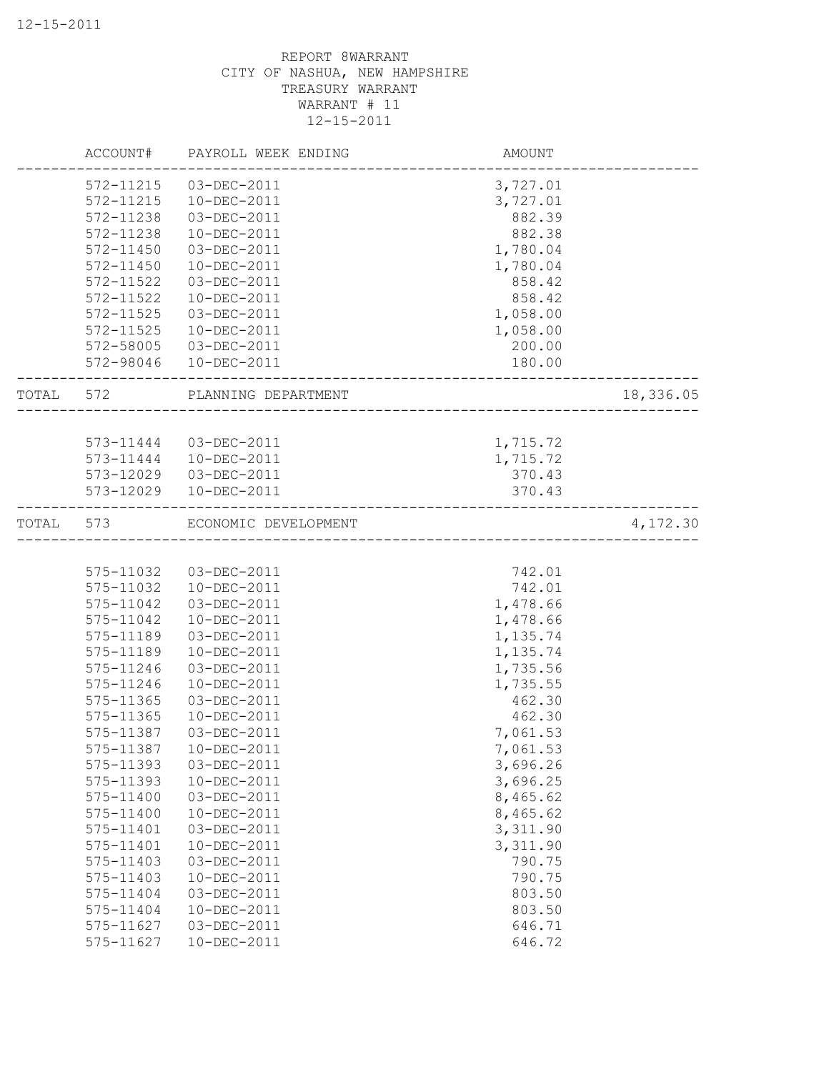REPORT 8WARRANT
CITY OF NASHUA, NEW HAMPSHIRE
TREASURY WARRANT
WARRANT # 11
12-15-2011

| | ACCOUNT# | PAYROLL WEEK ENDING | AMOUNT | |
|---|---|---|---|---|
| | 572-11215 | 03-DEC-2011 | 3,727.01 | |
| | 572-11215 | 10-DEC-2011 | 3,727.01 | |
| | 572-11238 | 03-DEC-2011 | 882.39 | |
| | 572-11238 | 10-DEC-2011 | 882.38 | |
| | 572-11450 | 03-DEC-2011 | 1,780.04 | |
| | 572-11450 | 10-DEC-2011 | 1,780.04 | |
| | 572-11522 | 03-DEC-2011 | 858.42 | |
| | 572-11522 | 10-DEC-2011 | 858.42 | |
| | 572-11525 | 03-DEC-2011 | 1,058.00 | |
| | 572-11525 | 10-DEC-2011 | 1,058.00 | |
| | 572-58005 | 03-DEC-2011 | 200.00 | |
| | 572-98046 | 10-DEC-2011 | 180.00 | |
| TOTAL | 572 | PLANNING DEPARTMENT | | 18,336.05 |
| | 573-11444 | 03-DEC-2011 | 1,715.72 | |
| | 573-11444 | 10-DEC-2011 | 1,715.72 | |
| | 573-12029 | 03-DEC-2011 | 370.43 | |
| | 573-12029 | 10-DEC-2011 | 370.43 | |
| TOTAL | 573 | ECONOMIC DEVELOPMENT | | 4,172.30 |
| | 575-11032 | 03-DEC-2011 | 742.01 | |
| | 575-11032 | 10-DEC-2011 | 742.01 | |
| | 575-11042 | 03-DEC-2011 | 1,478.66 | |
| | 575-11042 | 10-DEC-2011 | 1,478.66 | |
| | 575-11189 | 03-DEC-2011 | 1,135.74 | |
| | 575-11189 | 10-DEC-2011 | 1,135.74 | |
| | 575-11246 | 03-DEC-2011 | 1,735.56 | |
| | 575-11246 | 10-DEC-2011 | 1,735.55 | |
| | 575-11365 | 03-DEC-2011 | 462.30 | |
| | 575-11365 | 10-DEC-2011 | 462.30 | |
| | 575-11387 | 03-DEC-2011 | 7,061.53 | |
| | 575-11387 | 10-DEC-2011 | 7,061.53 | |
| | 575-11393 | 03-DEC-2011 | 3,696.26 | |
| | 575-11393 | 10-DEC-2011 | 3,696.25 | |
| | 575-11400 | 03-DEC-2011 | 8,465.62 | |
| | 575-11400 | 10-DEC-2011 | 8,465.62 | |
| | 575-11401 | 03-DEC-2011 | 3,311.90 | |
| | 575-11401 | 10-DEC-2011 | 3,311.90 | |
| | 575-11403 | 03-DEC-2011 | 790.75 | |
| | 575-11403 | 10-DEC-2011 | 790.75 | |
| | 575-11404 | 03-DEC-2011 | 803.50 | |
| | 575-11404 | 10-DEC-2011 | 803.50 | |
| | 575-11627 | 03-DEC-2011 | 646.71 | |
| | 575-11627 | 10-DEC-2011 | 646.72 | |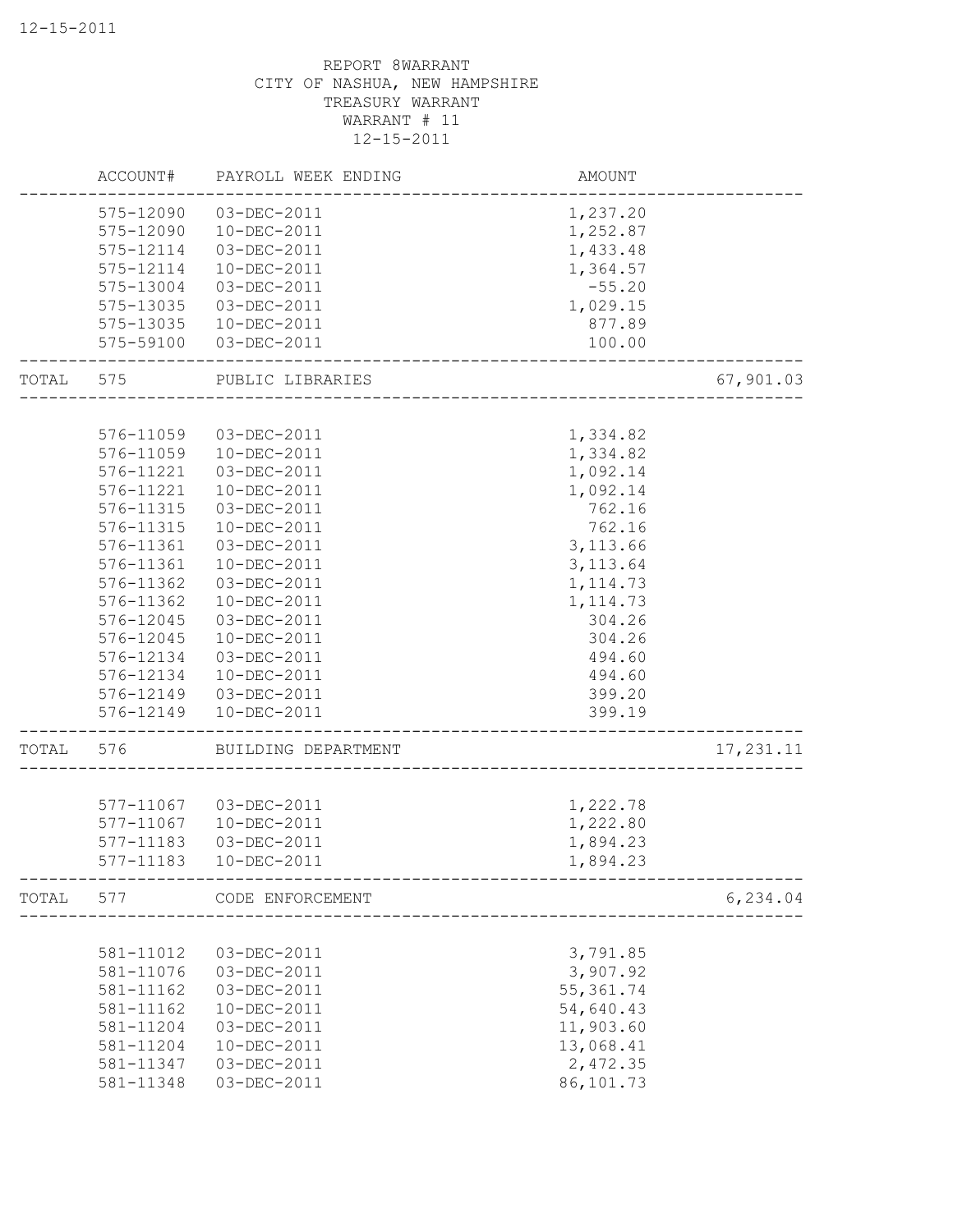REPORT 8WARRANT
CITY OF NASHUA, NEW HAMPSHIRE
TREASURY WARRANT
WARRANT # 11
12-15-2011

| ACCOUNT# | PAYROLL WEEK ENDING | AMOUNT | |
|---|---|---|---|
| 575-12090 | 03-DEC-2011 | 1,237.20 | |
| 575-12090 | 10-DEC-2011 | 1,252.87 | |
| 575-12114 | 03-DEC-2011 | 1,433.48 | |
| 575-12114 | 10-DEC-2011 | 1,364.57 | |
| 575-13004 | 03-DEC-2011 | -55.20 | |
| 575-13035 | 03-DEC-2011 | 1,029.15 | |
| 575-13035 | 10-DEC-2011 | 877.89 | |
| 575-59100 | 03-DEC-2011 | 100.00 | |
| TOTAL 575 | PUBLIC LIBRARIES | | 67,901.03 |
| 576-11059 | 03-DEC-2011 | 1,334.82 | |
| 576-11059 | 10-DEC-2011 | 1,334.82 | |
| 576-11221 | 03-DEC-2011 | 1,092.14 | |
| 576-11221 | 10-DEC-2011 | 1,092.14 | |
| 576-11315 | 03-DEC-2011 | 762.16 | |
| 576-11315 | 10-DEC-2011 | 762.16 | |
| 576-11361 | 03-DEC-2011 | 3,113.66 | |
| 576-11361 | 10-DEC-2011 | 3,113.64 | |
| 576-11362 | 03-DEC-2011 | 1,114.73 | |
| 576-11362 | 10-DEC-2011 | 1,114.73 | |
| 576-12045 | 03-DEC-2011 | 304.26 | |
| 576-12045 | 10-DEC-2011 | 304.26 | |
| 576-12134 | 03-DEC-2011 | 494.60 | |
| 576-12134 | 10-DEC-2011 | 494.60 | |
| 576-12149 | 03-DEC-2011 | 399.20 | |
| 576-12149 | 10-DEC-2011 | 399.19 | |
| TOTAL 576 | BUILDING DEPARTMENT | | 17,231.11 |
| 577-11067 | 03-DEC-2011 | 1,222.78 | |
| 577-11067 | 10-DEC-2011 | 1,222.80 | |
| 577-11183 | 03-DEC-2011 | 1,894.23 | |
| 577-11183 | 10-DEC-2011 | 1,894.23 | |
| TOTAL 577 | CODE ENFORCEMENT | | 6,234.04 |
| 581-11012 | 03-DEC-2011 | 3,791.85 | |
| 581-11076 | 03-DEC-2011 | 3,907.92 | |
| 581-11162 | 03-DEC-2011 | 55,361.74 | |
| 581-11162 | 10-DEC-2011 | 54,640.43 | |
| 581-11204 | 03-DEC-2011 | 11,903.60 | |
| 581-11204 | 10-DEC-2011 | 13,068.41 | |
| 581-11347 | 03-DEC-2011 | 2,472.35 | |
| 581-11348 | 03-DEC-2011 | 86,101.73 | |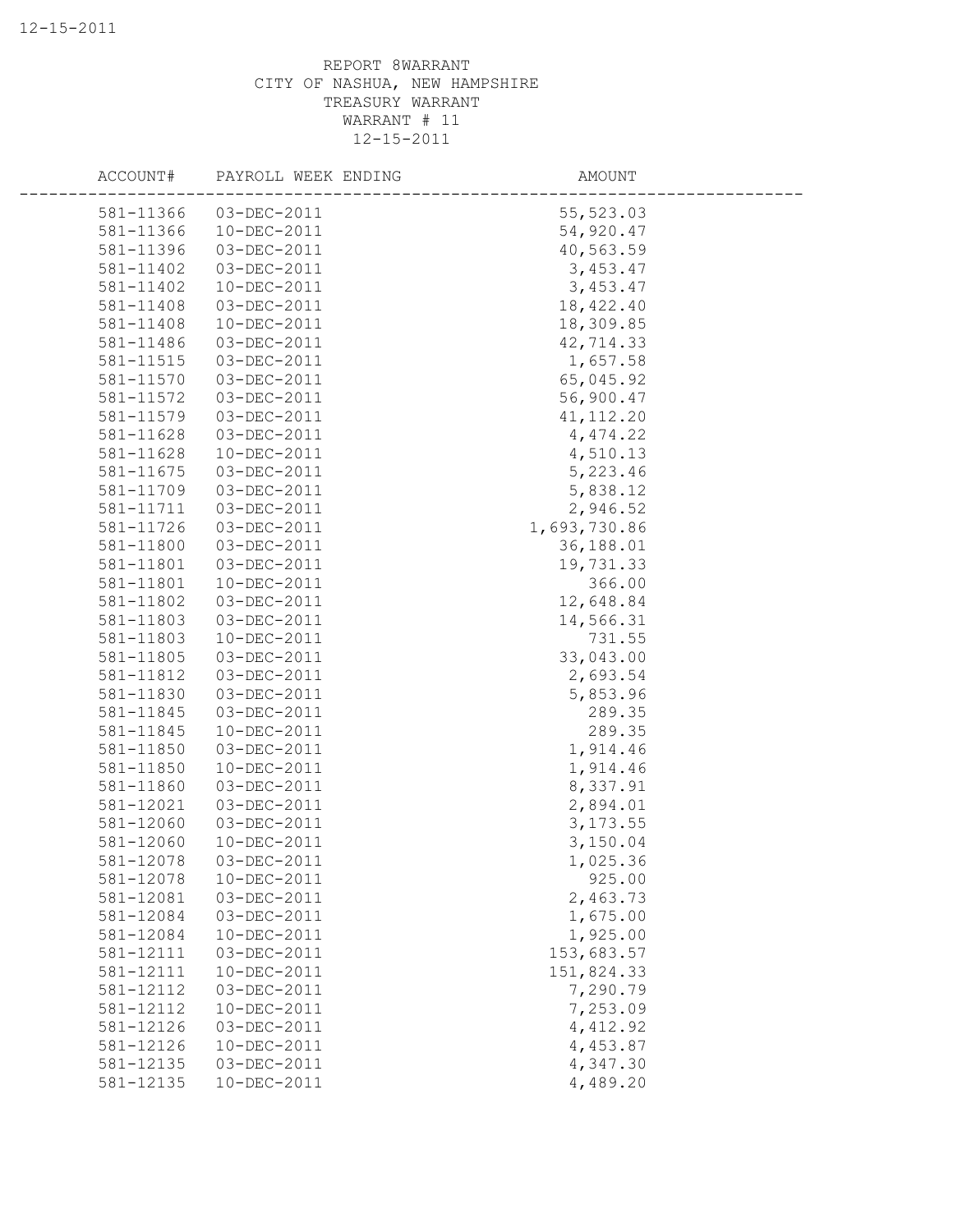REPORT 8WARRANT
CITY OF NASHUA, NEW HAMPSHIRE
TREASURY WARRANT
WARRANT # 11
12-15-2011

| ACCOUNT# | PAYROLL WEEK ENDING | AMOUNT |
|---|---|---|
| 581-11366 | 03-DEC-2011 | 55,523.03 |
| 581-11366 | 10-DEC-2011 | 54,920.47 |
| 581-11396 | 03-DEC-2011 | 40,563.59 |
| 581-11402 | 03-DEC-2011 | 3,453.47 |
| 581-11402 | 10-DEC-2011 | 3,453.47 |
| 581-11408 | 03-DEC-2011 | 18,422.40 |
| 581-11408 | 10-DEC-2011 | 18,309.85 |
| 581-11486 | 03-DEC-2011 | 42,714.33 |
| 581-11515 | 03-DEC-2011 | 1,657.58 |
| 581-11570 | 03-DEC-2011 | 65,045.92 |
| 581-11572 | 03-DEC-2011 | 56,900.47 |
| 581-11579 | 03-DEC-2011 | 41,112.20 |
| 581-11628 | 03-DEC-2011 | 4,474.22 |
| 581-11628 | 10-DEC-2011 | 4,510.13 |
| 581-11675 | 03-DEC-2011 | 5,223.46 |
| 581-11709 | 03-DEC-2011 | 5,838.12 |
| 581-11711 | 03-DEC-2011 | 2,946.52 |
| 581-11726 | 03-DEC-2011 | 1,693,730.86 |
| 581-11800 | 03-DEC-2011 | 36,188.01 |
| 581-11801 | 03-DEC-2011 | 19,731.33 |
| 581-11801 | 10-DEC-2011 | 366.00 |
| 581-11802 | 03-DEC-2011 | 12,648.84 |
| 581-11803 | 03-DEC-2011 | 14,566.31 |
| 581-11803 | 10-DEC-2011 | 731.55 |
| 581-11805 | 03-DEC-2011 | 33,043.00 |
| 581-11812 | 03-DEC-2011 | 2,693.54 |
| 581-11830 | 03-DEC-2011 | 5,853.96 |
| 581-11845 | 03-DEC-2011 | 289.35 |
| 581-11845 | 10-DEC-2011 | 289.35 |
| 581-11850 | 03-DEC-2011 | 1,914.46 |
| 581-11850 | 10-DEC-2011 | 1,914.46 |
| 581-11860 | 03-DEC-2011 | 8,337.91 |
| 581-12021 | 03-DEC-2011 | 2,894.01 |
| 581-12060 | 03-DEC-2011 | 3,173.55 |
| 581-12060 | 10-DEC-2011 | 3,150.04 |
| 581-12078 | 03-DEC-2011 | 1,025.36 |
| 581-12078 | 10-DEC-2011 | 925.00 |
| 581-12081 | 03-DEC-2011 | 2,463.73 |
| 581-12084 | 03-DEC-2011 | 1,675.00 |
| 581-12084 | 10-DEC-2011 | 1,925.00 |
| 581-12111 | 03-DEC-2011 | 153,683.57 |
| 581-12111 | 10-DEC-2011 | 151,824.33 |
| 581-12112 | 03-DEC-2011 | 7,290.79 |
| 581-12112 | 10-DEC-2011 | 7,253.09 |
| 581-12126 | 03-DEC-2011 | 4,412.92 |
| 581-12126 | 10-DEC-2011 | 4,453.87 |
| 581-12135 | 03-DEC-2011 | 4,347.30 |
| 581-12135 | 10-DEC-2011 | 4,489.20 |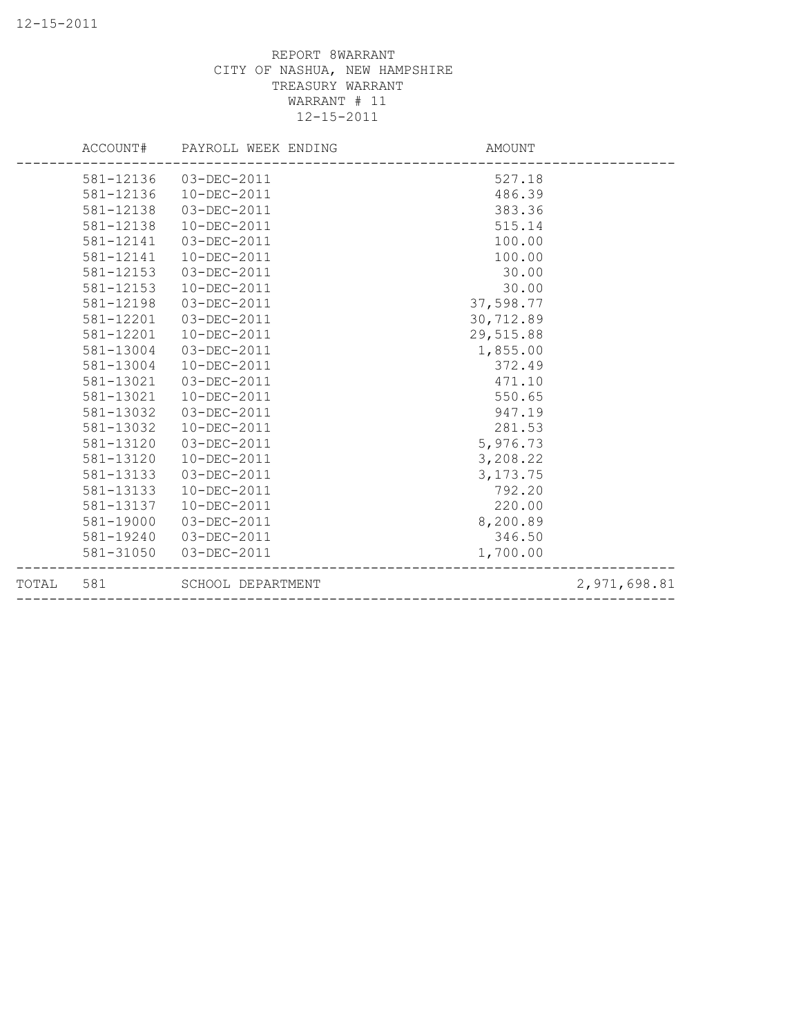REPORT 8WARRANT
CITY OF NASHUA, NEW HAMPSHIRE
TREASURY WARRANT
WARRANT # 11
12-15-2011

| | ACCOUNT# | PAYROLL WEEK ENDING | AMOUNT | |
|---|---|---|---|---|
| | 581-12136 | 03-DEC-2011 | 527.18 | |
| | 581-12136 | 10-DEC-2011 | 486.39 | |
| | 581-12138 | 03-DEC-2011 | 383.36 | |
| | 581-12138 | 10-DEC-2011 | 515.14 | |
| | 581-12141 | 03-DEC-2011 | 100.00 | |
| | 581-12141 | 10-DEC-2011 | 100.00 | |
| | 581-12153 | 03-DEC-2011 | 30.00 | |
| | 581-12153 | 10-DEC-2011 | 30.00 | |
| | 581-12198 | 03-DEC-2011 | 37,598.77 | |
| | 581-12201 | 03-DEC-2011 | 30,712.89 | |
| | 581-12201 | 10-DEC-2011 | 29,515.88 | |
| | 581-13004 | 03-DEC-2011 | 1,855.00 | |
| | 581-13004 | 10-DEC-2011 | 372.49 | |
| | 581-13021 | 03-DEC-2011 | 471.10 | |
| | 581-13021 | 10-DEC-2011 | 550.65 | |
| | 581-13032 | 03-DEC-2011 | 947.19 | |
| | 581-13032 | 10-DEC-2011 | 281.53 | |
| | 581-13120 | 03-DEC-2011 | 5,976.73 | |
| | 581-13120 | 10-DEC-2011 | 3,208.22 | |
| | 581-13133 | 03-DEC-2011 | 3,173.75 | |
| | 581-13133 | 10-DEC-2011 | 792.20 | |
| | 581-13137 | 10-DEC-2011 | 220.00 | |
| | 581-19000 | 03-DEC-2011 | 8,200.89 | |
| | 581-19240 | 03-DEC-2011 | 346.50 | |
| | 581-31050 | 03-DEC-2011 | 1,700.00 | |
| TOTAL | 581 | SCHOOL DEPARTMENT | | 2,971,698.81 |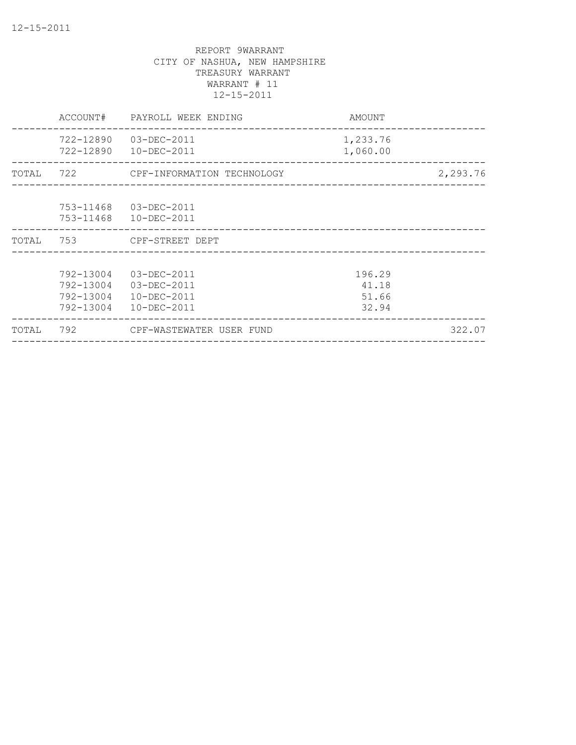REPORT 9WARRANT
CITY OF NASHUA, NEW HAMPSHIRE
TREASURY WARRANT
WARRANT # 11
12-15-2011

| | ACCOUNT# | PAYROLL WEEK ENDING | AMOUNT | |
|---|---|---|---|---|
| | 722-12890 | 03-DEC-2011 | 1,233.76 | |
| | 722-12890 | 10-DEC-2011 | 1,060.00 | |
| TOTAL | 722 | CPF-INFORMATION TECHNOLOGY | | 2,293.76 |
| | 753-11468 | 03-DEC-2011 | | |
| | 753-11468 | 10-DEC-2011 | | |
| TOTAL | 753 | CPF-STREET DEPT | | |
| | 792-13004 | 03-DEC-2011 | 196.29 | |
| | 792-13004 | 03-DEC-2011 | 41.18 | |
| | 792-13004 | 10-DEC-2011 | 51.66 | |
| | 792-13004 | 10-DEC-2011 | 32.94 | |
| TOTAL | 792 | CPF-WASTEWATER USER FUND | | 322.07 |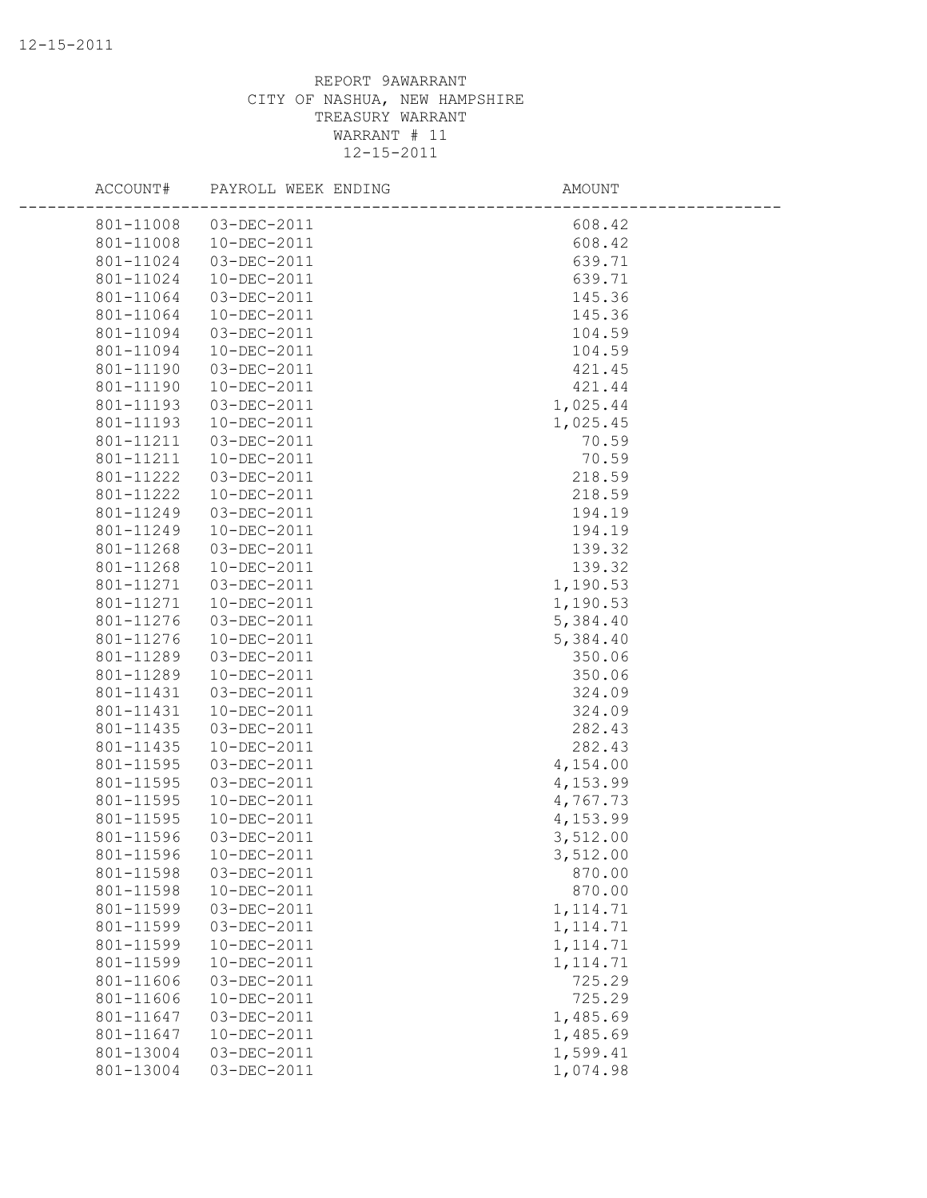REPORT 9AWARRANT
CITY OF NASHUA, NEW HAMPSHIRE
TREASURY WARRANT
WARRANT # 11
12-15-2011

| ACCOUNT# | PAYROLL WEEK ENDING | AMOUNT |
|---|---|---|
| 801-11008 | 03-DEC-2011 | 608.42 |
| 801-11008 | 10-DEC-2011 | 608.42 |
| 801-11024 | 03-DEC-2011 | 639.71 |
| 801-11024 | 10-DEC-2011 | 639.71 |
| 801-11064 | 03-DEC-2011 | 145.36 |
| 801-11064 | 10-DEC-2011 | 145.36 |
| 801-11094 | 03-DEC-2011 | 104.59 |
| 801-11094 | 10-DEC-2011 | 104.59 |
| 801-11190 | 03-DEC-2011 | 421.45 |
| 801-11190 | 10-DEC-2011 | 421.44 |
| 801-11193 | 03-DEC-2011 | 1,025.44 |
| 801-11193 | 10-DEC-2011 | 1,025.45 |
| 801-11211 | 03-DEC-2011 | 70.59 |
| 801-11211 | 10-DEC-2011 | 70.59 |
| 801-11222 | 03-DEC-2011 | 218.59 |
| 801-11222 | 10-DEC-2011 | 218.59 |
| 801-11249 | 03-DEC-2011 | 194.19 |
| 801-11249 | 10-DEC-2011 | 194.19 |
| 801-11268 | 03-DEC-2011 | 139.32 |
| 801-11268 | 10-DEC-2011 | 139.32 |
| 801-11271 | 03-DEC-2011 | 1,190.53 |
| 801-11271 | 10-DEC-2011 | 1,190.53 |
| 801-11276 | 03-DEC-2011 | 5,384.40 |
| 801-11276 | 10-DEC-2011 | 5,384.40 |
| 801-11289 | 03-DEC-2011 | 350.06 |
| 801-11289 | 10-DEC-2011 | 350.06 |
| 801-11431 | 03-DEC-2011 | 324.09 |
| 801-11431 | 10-DEC-2011 | 324.09 |
| 801-11435 | 03-DEC-2011 | 282.43 |
| 801-11435 | 10-DEC-2011 | 282.43 |
| 801-11595 | 03-DEC-2011 | 4,154.00 |
| 801-11595 | 03-DEC-2011 | 4,153.99 |
| 801-11595 | 10-DEC-2011 | 4,767.73 |
| 801-11595 | 10-DEC-2011 | 4,153.99 |
| 801-11596 | 03-DEC-2011 | 3,512.00 |
| 801-11596 | 10-DEC-2011 | 3,512.00 |
| 801-11598 | 03-DEC-2011 | 870.00 |
| 801-11598 | 10-DEC-2011 | 870.00 |
| 801-11599 | 03-DEC-2011 | 1,114.71 |
| 801-11599 | 03-DEC-2011 | 1,114.71 |
| 801-11599 | 10-DEC-2011 | 1,114.71 |
| 801-11599 | 10-DEC-2011 | 1,114.71 |
| 801-11606 | 03-DEC-2011 | 725.29 |
| 801-11606 | 10-DEC-2011 | 725.29 |
| 801-11647 | 03-DEC-2011 | 1,485.69 |
| 801-11647 | 10-DEC-2011 | 1,485.69 |
| 801-13004 | 03-DEC-2011 | 1,599.41 |
| 801-13004 | 03-DEC-2011 | 1,074.98 |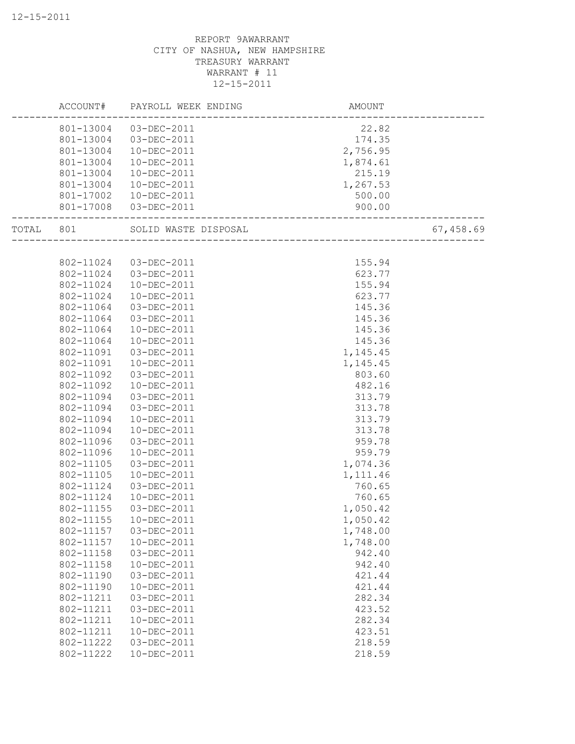REPORT 9AWARRANT
CITY OF NASHUA, NEW HAMPSHIRE
TREASURY WARRANT
WARRANT # 11
12-15-2011

| | ACCOUNT# | PAYROLL WEEK ENDING | AMOUNT | |
|---|---|---|---|---|
| | 801-13004 | 03-DEC-2011 | 22.82 | |
| | 801-13004 | 03-DEC-2011 | 174.35 | |
| | 801-13004 | 10-DEC-2011 | 2,756.95 | |
| | 801-13004 | 10-DEC-2011 | 1,874.61 | |
| | 801-13004 | 10-DEC-2011 | 215.19 | |
| | 801-13004 | 10-DEC-2011 | 1,267.53 | |
| | 801-17002 | 10-DEC-2011 | 500.00 | |
| | 801-17008 | 03-DEC-2011 | 900.00 | |
| TOTAL | 801 | SOLID WASTE DISPOSAL | | 67,458.69 |
| | 802-11024 | 03-DEC-2011 | 155.94 | |
| | 802-11024 | 03-DEC-2011 | 623.77 | |
| | 802-11024 | 10-DEC-2011 | 155.94 | |
| | 802-11024 | 10-DEC-2011 | 623.77 | |
| | 802-11064 | 03-DEC-2011 | 145.36 | |
| | 802-11064 | 03-DEC-2011 | 145.36 | |
| | 802-11064 | 10-DEC-2011 | 145.36 | |
| | 802-11064 | 10-DEC-2011 | 145.36 | |
| | 802-11091 | 03-DEC-2011 | 1,145.45 | |
| | 802-11091 | 10-DEC-2011 | 1,145.45 | |
| | 802-11092 | 03-DEC-2011 | 803.60 | |
| | 802-11092 | 10-DEC-2011 | 482.16 | |
| | 802-11094 | 03-DEC-2011 | 313.79 | |
| | 802-11094 | 03-DEC-2011 | 313.78 | |
| | 802-11094 | 10-DEC-2011 | 313.79 | |
| | 802-11094 | 10-DEC-2011 | 313.78 | |
| | 802-11096 | 03-DEC-2011 | 959.78 | |
| | 802-11096 | 10-DEC-2011 | 959.79 | |
| | 802-11105 | 03-DEC-2011 | 1,074.36 | |
| | 802-11105 | 10-DEC-2011 | 1,111.46 | |
| | 802-11124 | 03-DEC-2011 | 760.65 | |
| | 802-11124 | 10-DEC-2011 | 760.65 | |
| | 802-11155 | 03-DEC-2011 | 1,050.42 | |
| | 802-11155 | 10-DEC-2011 | 1,050.42 | |
| | 802-11157 | 03-DEC-2011 | 1,748.00 | |
| | 802-11157 | 10-DEC-2011 | 1,748.00 | |
| | 802-11158 | 03-DEC-2011 | 942.40 | |
| | 802-11158 | 10-DEC-2011 | 942.40 | |
| | 802-11190 | 03-DEC-2011 | 421.44 | |
| | 802-11190 | 10-DEC-2011 | 421.44 | |
| | 802-11211 | 03-DEC-2011 | 282.34 | |
| | 802-11211 | 03-DEC-2011 | 423.52 | |
| | 802-11211 | 10-DEC-2011 | 282.34 | |
| | 802-11211 | 10-DEC-2011 | 423.51 | |
| | 802-11222 | 03-DEC-2011 | 218.59 | |
| | 802-11222 | 10-DEC-2011 | 218.59 | |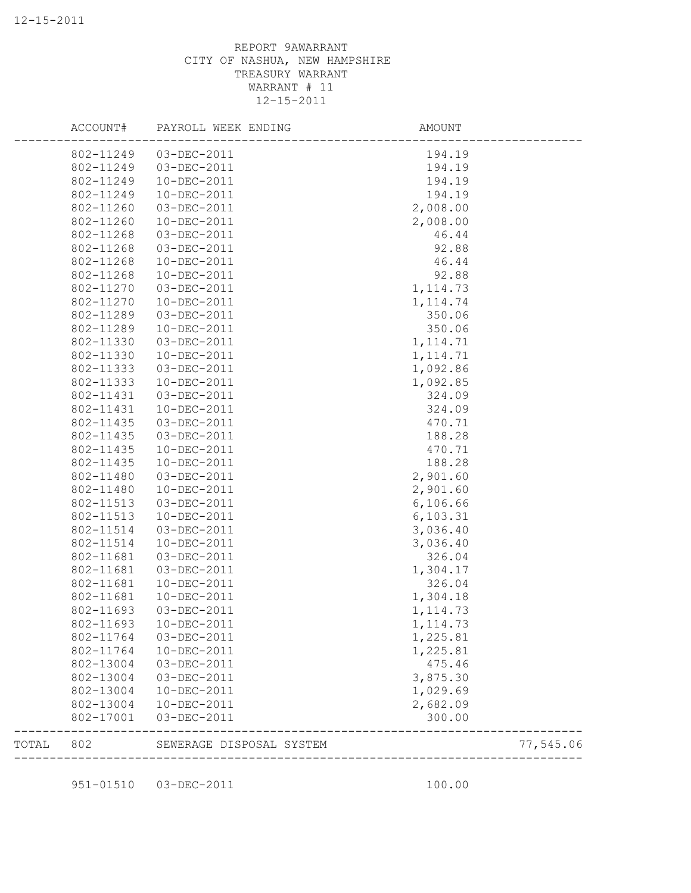REPORT 9AWARRANT
CITY OF NASHUA, NEW HAMPSHIRE
TREASURY WARRANT
WARRANT # 11
12-15-2011

| | ACCOUNT# | PAYROLL WEEK ENDING | AMOUNT | |
|---|---|---|---|---|
| | 802-11249 | 03-DEC-2011 | 194.19 | |
| | 802-11249 | 03-DEC-2011 | 194.19 | |
| | 802-11249 | 10-DEC-2011 | 194.19 | |
| | 802-11249 | 10-DEC-2011 | 194.19 | |
| | 802-11260 | 03-DEC-2011 | 2,008.00 | |
| | 802-11260 | 10-DEC-2011 | 2,008.00 | |
| | 802-11268 | 03-DEC-2011 | 46.44 | |
| | 802-11268 | 03-DEC-2011 | 92.88 | |
| | 802-11268 | 10-DEC-2011 | 46.44 | |
| | 802-11268 | 10-DEC-2011 | 92.88 | |
| | 802-11270 | 03-DEC-2011 | 1,114.73 | |
| | 802-11270 | 10-DEC-2011 | 1,114.74 | |
| | 802-11289 | 03-DEC-2011 | 350.06 | |
| | 802-11289 | 10-DEC-2011 | 350.06 | |
| | 802-11330 | 03-DEC-2011 | 1,114.71 | |
| | 802-11330 | 10-DEC-2011 | 1,114.71 | |
| | 802-11333 | 03-DEC-2011 | 1,092.86 | |
| | 802-11333 | 10-DEC-2011 | 1,092.85 | |
| | 802-11431 | 03-DEC-2011 | 324.09 | |
| | 802-11431 | 10-DEC-2011 | 324.09 | |
| | 802-11435 | 03-DEC-2011 | 470.71 | |
| | 802-11435 | 03-DEC-2011 | 188.28 | |
| | 802-11435 | 10-DEC-2011 | 470.71 | |
| | 802-11435 | 10-DEC-2011 | 188.28 | |
| | 802-11480 | 03-DEC-2011 | 2,901.60 | |
| | 802-11480 | 10-DEC-2011 | 2,901.60 | |
| | 802-11513 | 03-DEC-2011 | 6,106.66 | |
| | 802-11513 | 10-DEC-2011 | 6,103.31 | |
| | 802-11514 | 03-DEC-2011 | 3,036.40 | |
| | 802-11514 | 10-DEC-2011 | 3,036.40 | |
| | 802-11681 | 03-DEC-2011 | 326.04 | |
| | 802-11681 | 03-DEC-2011 | 1,304.17 | |
| | 802-11681 | 10-DEC-2011 | 326.04 | |
| | 802-11681 | 10-DEC-2011 | 1,304.18 | |
| | 802-11693 | 03-DEC-2011 | 1,114.73 | |
| | 802-11693 | 10-DEC-2011 | 1,114.73 | |
| | 802-11764 | 03-DEC-2011 | 1,225.81 | |
| | 802-11764 | 10-DEC-2011 | 1,225.81 | |
| | 802-13004 | 03-DEC-2011 | 475.46 | |
| | 802-13004 | 03-DEC-2011 | 3,875.30 | |
| | 802-13004 | 10-DEC-2011 | 1,029.69 | |
| | 802-13004 | 10-DEC-2011 | 2,682.09 | |
| | 802-17001 | 03-DEC-2011 | 300.00 | |
| TOTAL | 802 | SEWERAGE DISPOSAL SYSTEM | | 77,545.06 |
| | 951-01510 | 03-DEC-2011 | 100.00 | |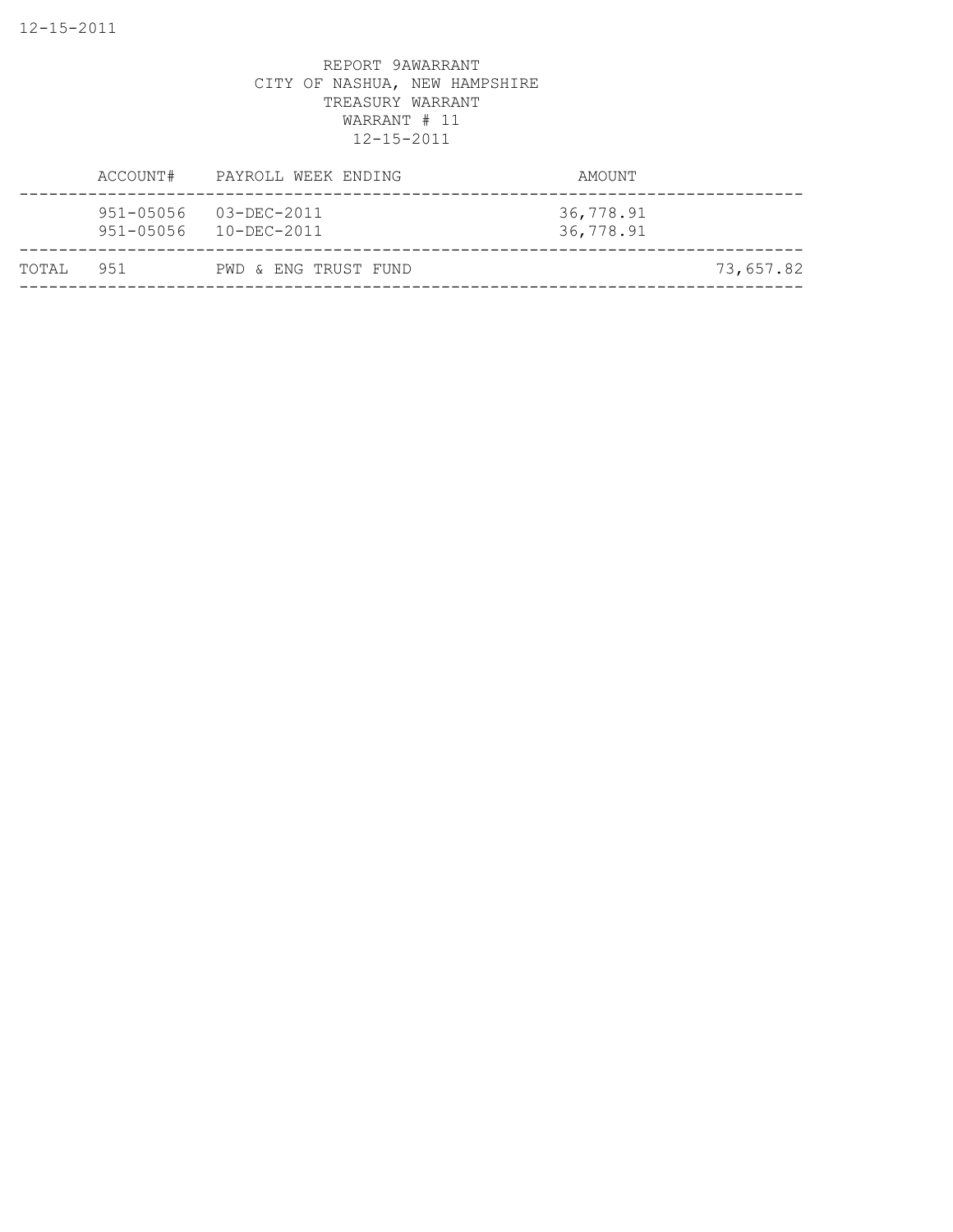REPORT 9AWARRANT
CITY OF NASHUA, NEW HAMPSHIRE
TREASURY WARRANT
WARRANT # 11
12-15-2011

| | ACCOUNT# | PAYROLL WEEK ENDING | AMOUNT | |
|---|---|---|---|---|
| | 951-05056 | 03-DEC-2011 | 36,778.91 | |
| | 951-05056 | 10-DEC-2011 | 36,778.91 | |
| TOTAL | 951 | PWD & ENG TRUST FUND | | 73,657.82 |